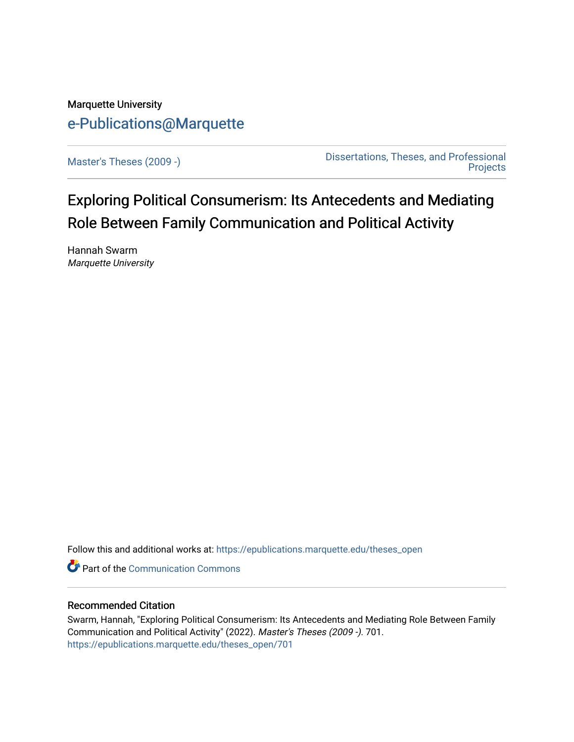Marquette University

e-Publications@Marquette

Master's Theses (2009 -)

Dissertations, Theses, and Professional Projects

# Exploring Political Consumerism: Its Antecedents and Mediating Role Between Family Communication and Political Activity

Hannah Swarm

*Marquette University*

Follow this and additional works at: https://epublications.marquette.edu/theses_open

Part of the Communication Commons

## Recommended Citation

Swarm, Hannah, "Exploring Political Consumerism: Its Antecedents and Mediating Role Between Family Communication and Political Activity" (2022). *Master's Theses (2009 -)*. 701.
https://epublications.marquette.edu/theses_open/701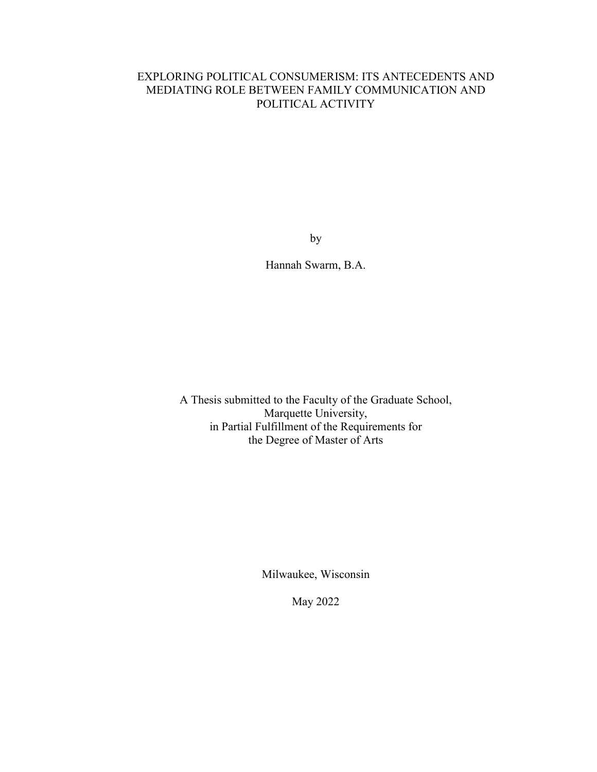# EXPLORING POLITICAL CONSUMERISM: ITS ANTECEDENTS AND MEDIATING ROLE BETWEEN FAMILY COMMUNICATION AND POLITICAL ACTIVITY

by

Hannah Swarm, B.A.

A Thesis submitted to the Faculty of the Graduate School,
Marquette University,
in Partial Fulfillment of the Requirements for
the Degree of Master of Arts

Milwaukee, Wisconsin

May 2022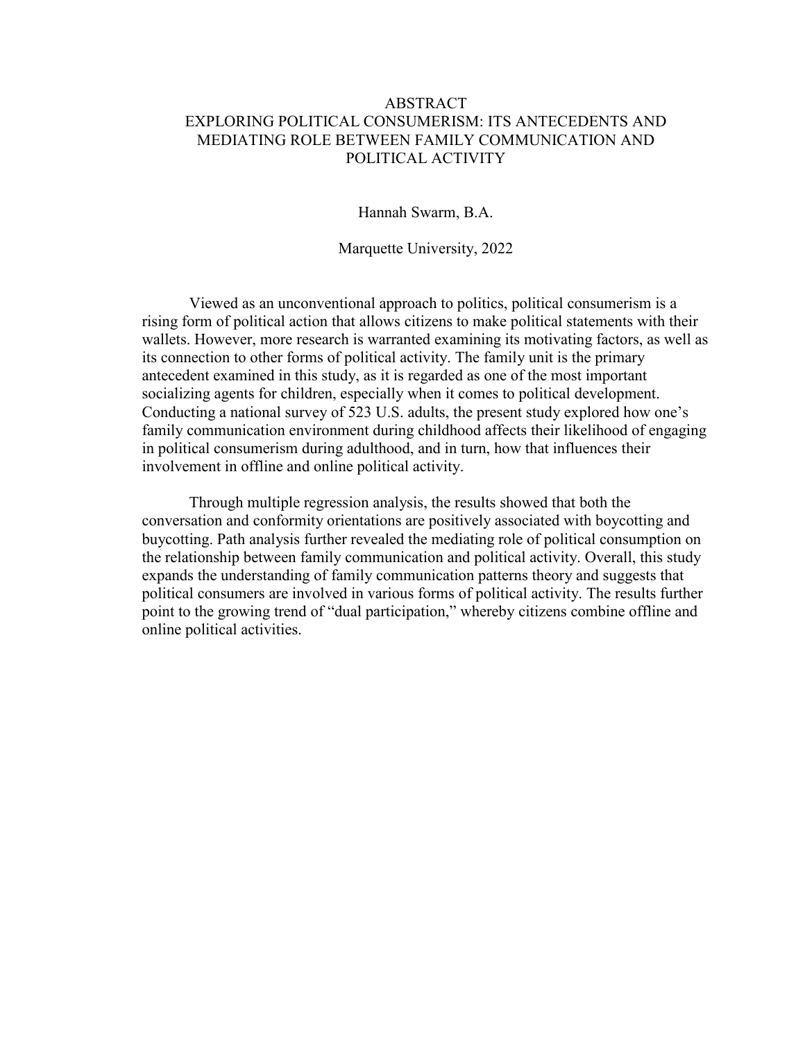# ABSTRACT

## EXPLORING POLITICAL CONSUMERISM: ITS ANTECEDENTS AND MEDIATING ROLE BETWEEN FAMILY COMMUNICATION AND POLITICAL ACTIVITY

Hannah Swarm, B.A.

Marquette University, 2022

Viewed as an unconventional approach to politics, political consumerism is a rising form of political action that allows citizens to make political statements with their wallets. However, more research is warranted examining its motivating factors, as well as its connection to other forms of political activity. The family unit is the primary antecedent examined in this study, as it is regarded as one of the most important socializing agents for children, especially when it comes to political development. Conducting a national survey of 523 U.S. adults, the present study explored how one's family communication environment during childhood affects their likelihood of engaging in political consumerism during adulthood, and in turn, how that influences their involvement in offline and online political activity.

Through multiple regression analysis, the results showed that both the conversation and conformity orientations are positively associated with boycotting and buycotting. Path analysis further revealed the mediating role of political consumption on the relationship between family communication and political activity. Overall, this study expands the understanding of family communication patterns theory and suggests that political consumers are involved in various forms of political activity. The results further point to the growing trend of "dual participation," whereby citizens combine offline and online political activities.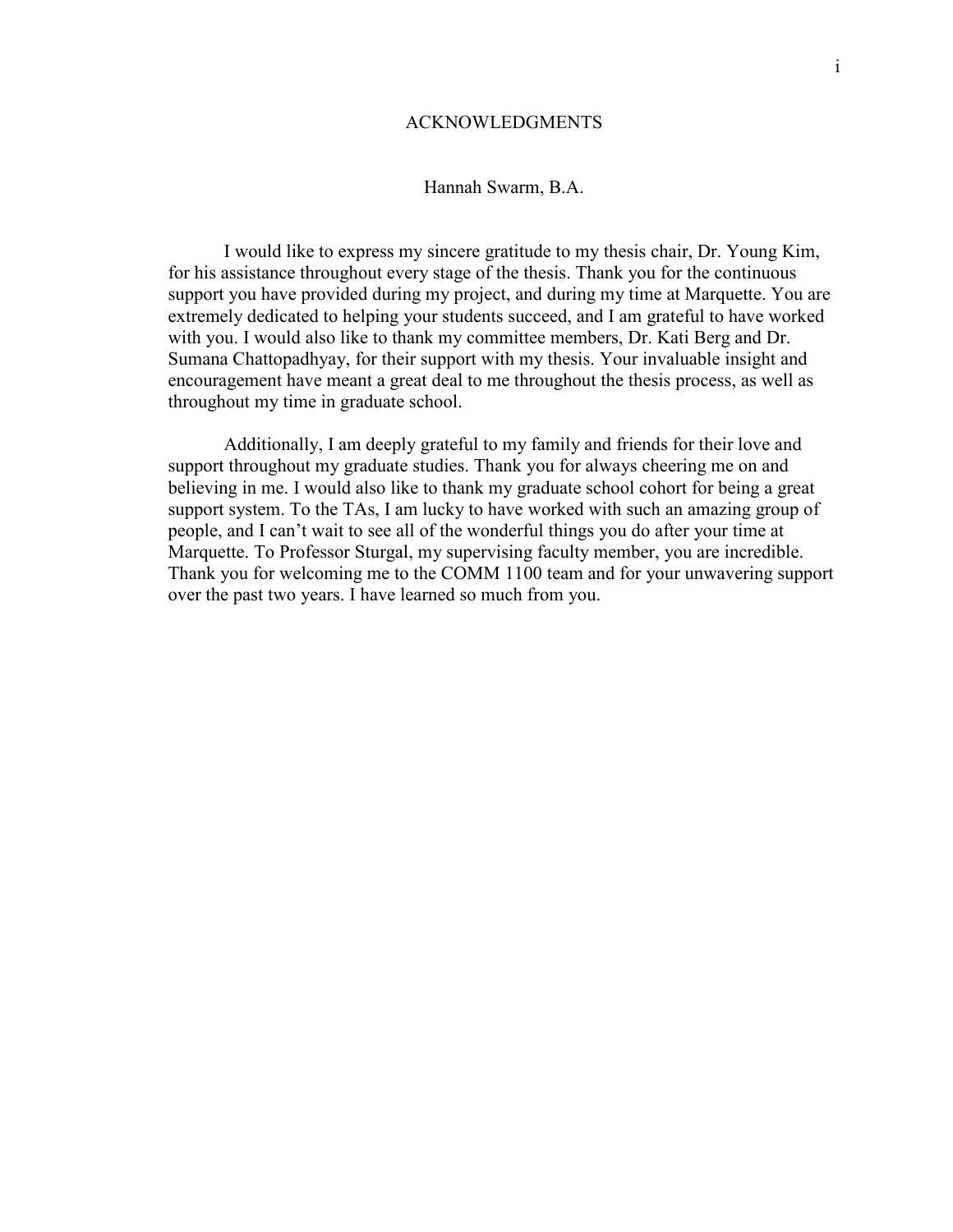# ACKNOWLEDGMENTS

Hannah Swarm, B.A.

I would like to express my sincere gratitude to my thesis chair, Dr. Young Kim, for his assistance throughout every stage of the thesis. Thank you for the continuous support you have provided during my project, and during my time at Marquette. You are extremely dedicated to helping your students succeed, and I am grateful to have worked with you. I would also like to thank my committee members, Dr. Kati Berg and Dr. Sumana Chattopadhyay, for their support with my thesis. Your invaluable insight and encouragement have meant a great deal to me throughout the thesis process, as well as throughout my time in graduate school.

Additionally, I am deeply grateful to my family and friends for their love and support throughout my graduate studies. Thank you for always cheering me on and believing in me. I would also like to thank my graduate school cohort for being a great support system. To the TAs, I am lucky to have worked with such an amazing group of people, and I can't wait to see all of the wonderful things you do after your time at Marquette. To Professor Sturgal, my supervising faculty member, you are incredible. Thank you for welcoming me to the COMM 1100 team and for your unwavering support over the past two years. I have learned so much from you.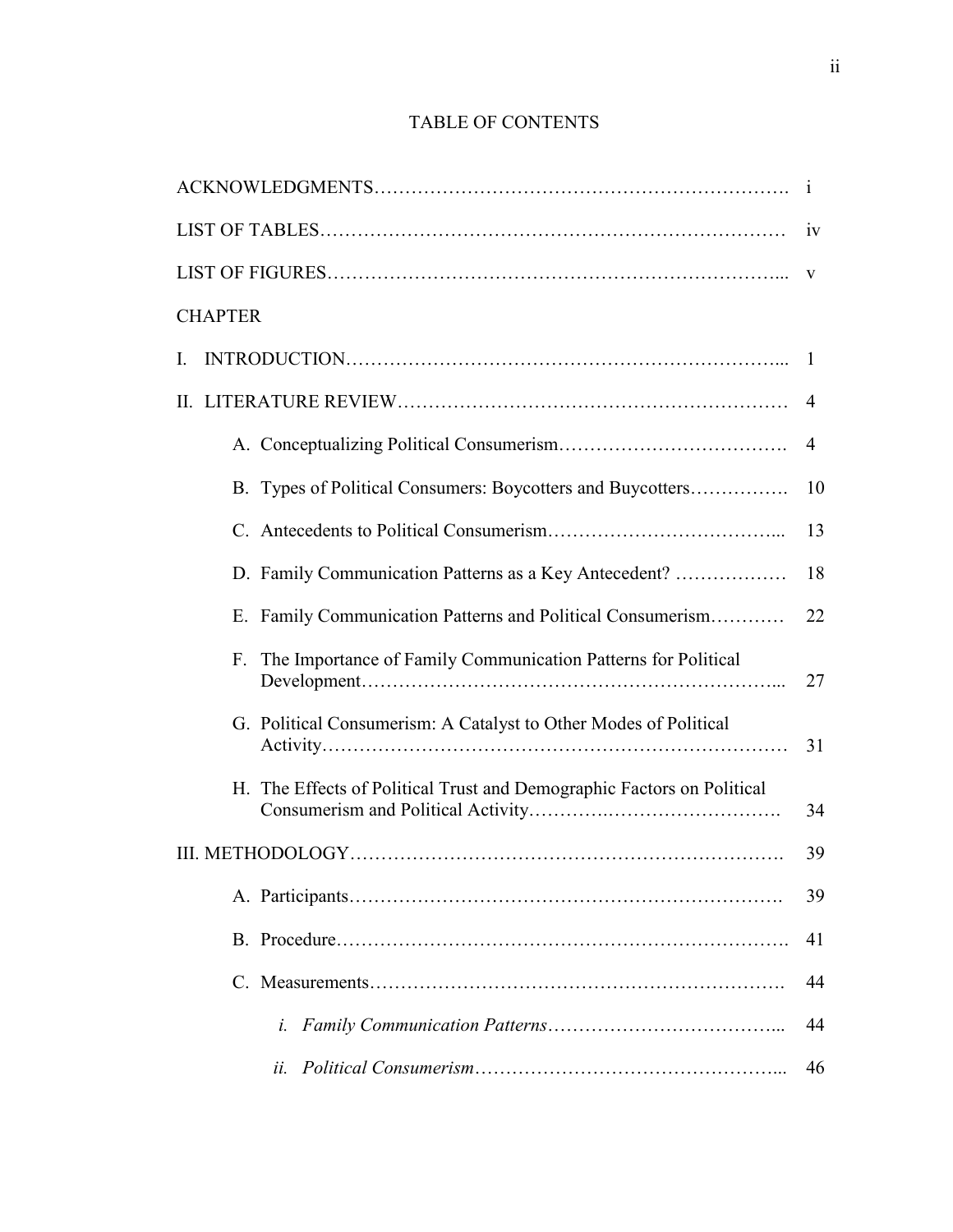# TABLE OF CONTENTS

| | |
|---|---|
| ACKNOWLEDGMENTS | i |
| LIST OF TABLES | iv |
| LIST OF FIGURES | v |
| CHAPTER | |
| I. INTRODUCTION | 1 |
| II. LITERATURE REVIEW | 4 |
| A. Conceptualizing Political Consumerism | 4 |
| B. Types of Political Consumers: Boycotters and Buycotters | 10 |
| C. Antecedents to Political Consumerism | 13 |
| D. Family Communication Patterns as a Key Antecedent? | 18 |
| E. Family Communication Patterns and Political Consumerism | 22 |
| F. The Importance of Family Communication Patterns for Political Development | 27 |
| G. Political Consumerism: A Catalyst to Other Modes of Political Activity | 31 |
| H. The Effects of Political Trust and Demographic Factors on Political Consumerism and Political Activity | 34 |
| III. METHODOLOGY | 39 |
| A. Participants | 39 |
| B. Procedure | 41 |
| C. Measurements | 44 |
| *i. Family Communication Patterns* | 44 |
| *ii. Political Consumerism* | 46 |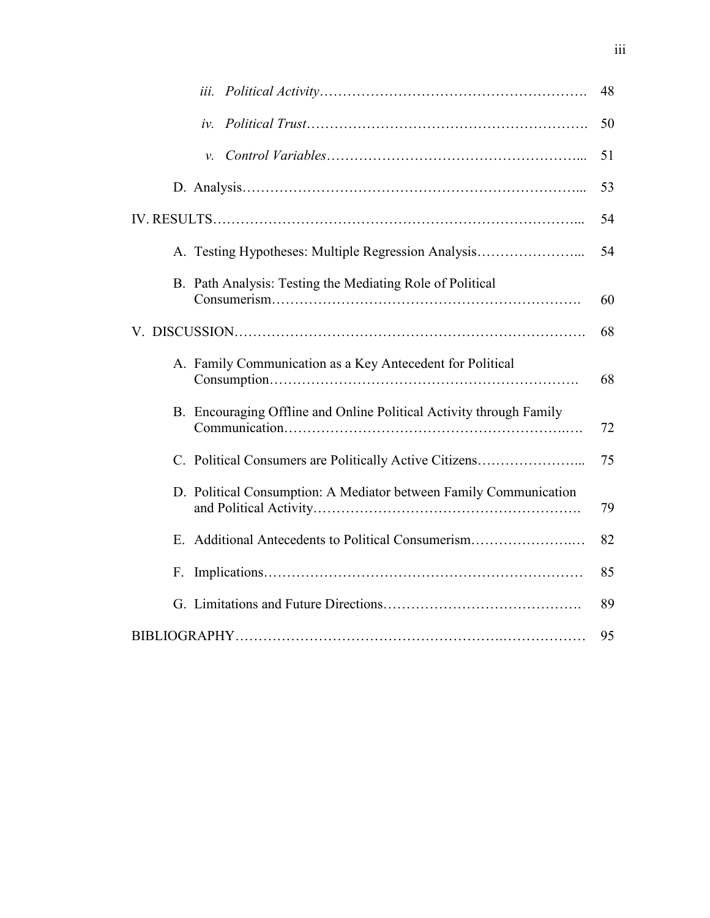| | |
|---|---|
| *iii. Political Activity* | 48 |
| *iv. Political Trust* | 50 |
| *v. Control Variables* | 51 |
| D. Analysis | 53 |
| IV. RESULTS | 54 |
| A. Testing Hypotheses: Multiple Regression Analysis | 54 |
| B. Path Analysis: Testing the Mediating Role of Political Consumerism | 60 |
| V. DISCUSSION | 68 |
| A. Family Communication as a Key Antecedent for Political Consumption | 68 |
| B. Encouraging Offline and Online Political Activity through Family Communication | 72 |
| C. Political Consumers are Politically Active Citizens | 75 |
| D. Political Consumption: A Mediator between Family Communication and Political Activity | 79 |
| E. Additional Antecedents to Political Consumerism | 82 |
| F. Implications | 85 |
| G. Limitations and Future Directions | 89 |
| BIBLIOGRAPHY | 95 |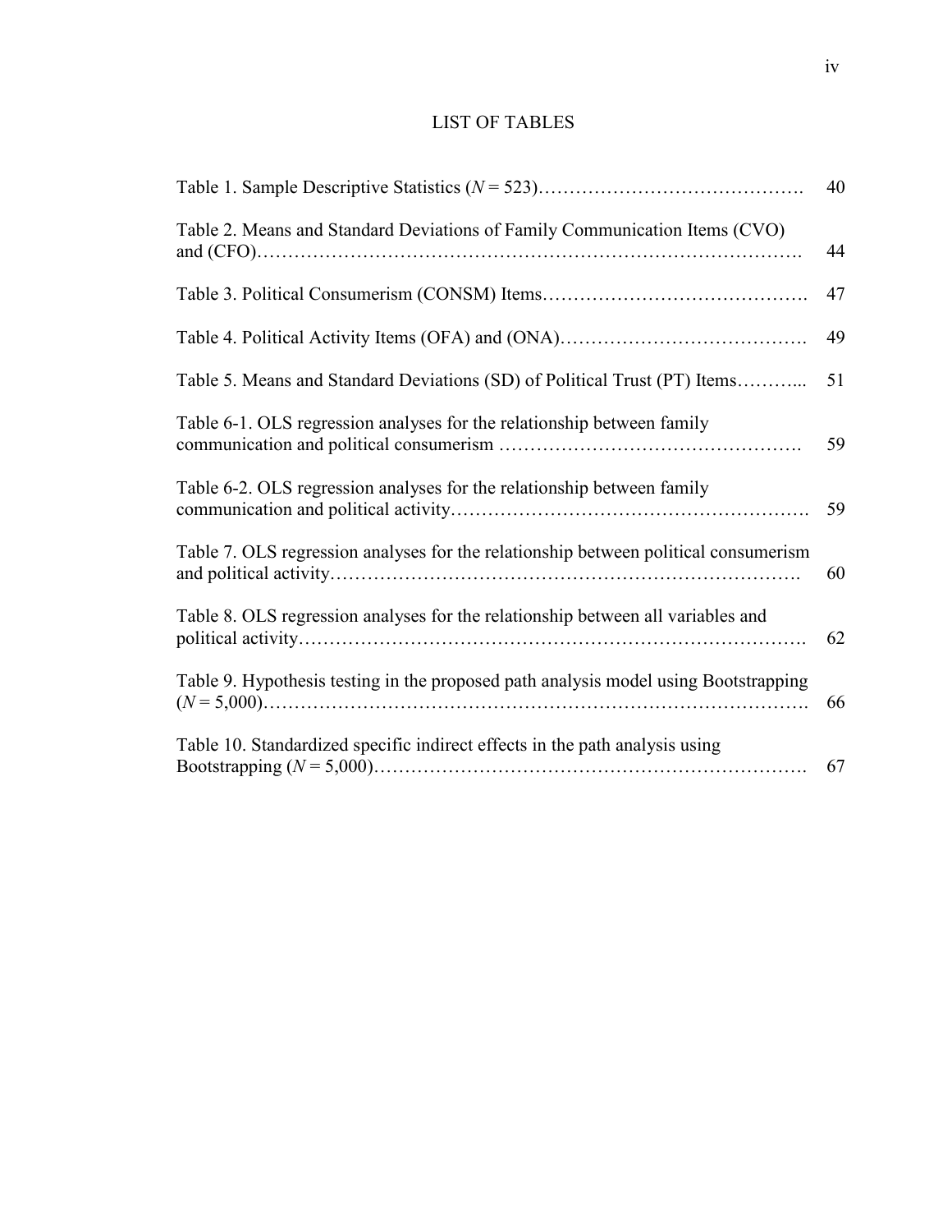# LIST OF TABLES

| | |
|---|---|
| Table 1. Sample Descriptive Statistics ($N$ = 523)……………………………………. | 40 |
| Table 2. Means and Standard Deviations of Family Communication Items (CVO) and (CFO)………………………………………………………………………………. | 44 |
| Table 3. Political Consumerism (CONSM) Items……………………………………. | 47 |
| Table 4. Political Activity Items (OFA) and (ONA)…………………………………. | 49 |
| Table 5. Means and Standard Deviations (SD) of Political Trust (PT) Items………... | 51 |
| Table 6-1. OLS regression analyses for the relationship between family communication and political consumerism …………………………………………. | 59 |
| Table 6-2. OLS regression analyses for the relationship between family communication and political activity…………………………………………………. | 59 |
| Table 7. OLS regression analyses for the relationship between political consumerism and political activity………………………………………………………………. | 60 |
| Table 8. OLS regression analyses for the relationship between all variables and political activity………………………………………………………………………. | 62 |
| Table 9. Hypothesis testing in the proposed path analysis model using Bootstrapping ($N$ = 5,000)………………………………………………………………………………. | 66 |
| Table 10. Standardized specific indirect effects in the path analysis using Bootstrapping ($N$ = 5,000)………………………………………………………………. | 67 |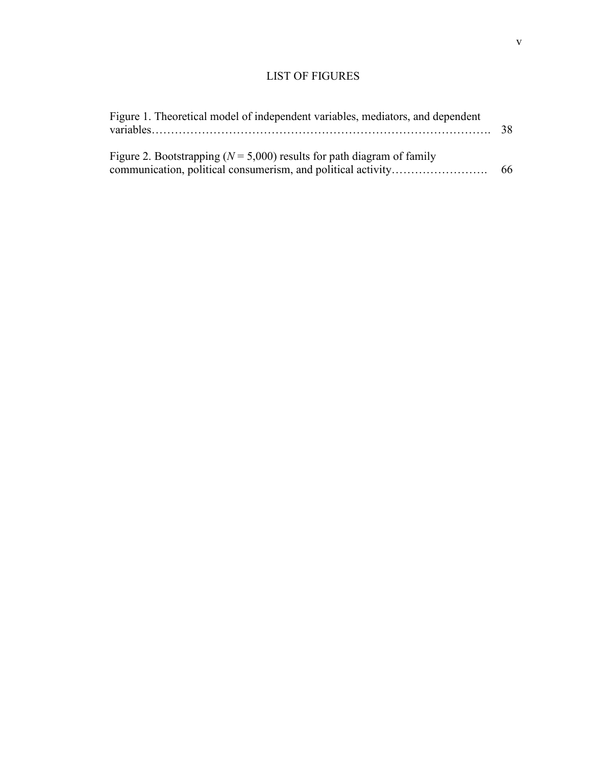# LIST OF FIGURES

Figure 1. Theoretical model of independent variables, mediators, and dependent variables……………………………………………………………………………. 38

Figure 2. Bootstrapping (*N* = 5,000) results for path diagram of family communication, political consumerism, and political activity……………………. 66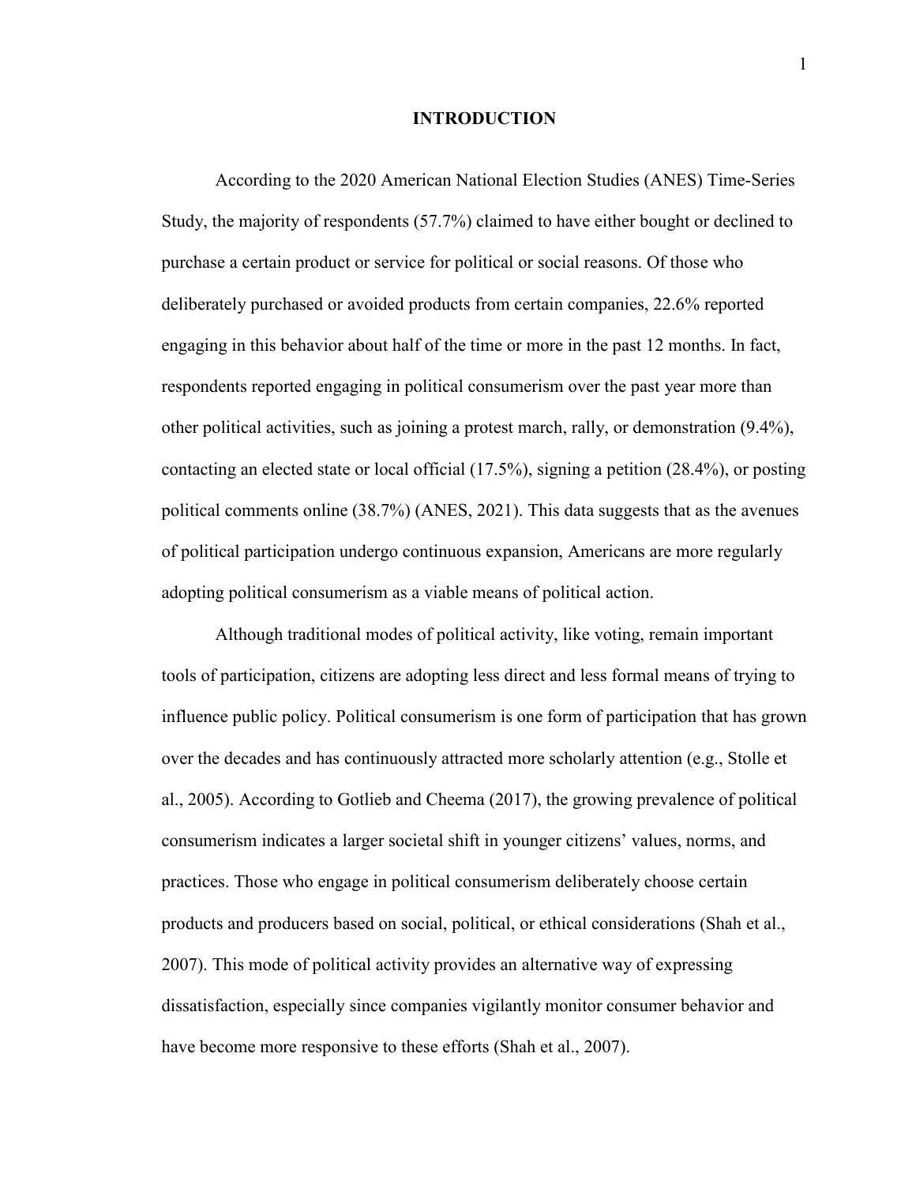# INTRODUCTION

According to the 2020 American National Election Studies (ANES) Time-Series Study, the majority of respondents (57.7%) claimed to have either bought or declined to purchase a certain product or service for political or social reasons. Of those who deliberately purchased or avoided products from certain companies, 22.6% reported engaging in this behavior about half of the time or more in the past 12 months. In fact, respondents reported engaging in political consumerism over the past year more than other political activities, such as joining a protest march, rally, or demonstration (9.4%), contacting an elected state or local official (17.5%), signing a petition (28.4%), or posting political comments online (38.7%) (ANES, 2021). This data suggests that as the avenues of political participation undergo continuous expansion, Americans are more regularly adopting political consumerism as a viable means of political action.

Although traditional modes of political activity, like voting, remain important tools of participation, citizens are adopting less direct and less formal means of trying to influence public policy. Political consumerism is one form of participation that has grown over the decades and has continuously attracted more scholarly attention (e.g., Stolle et al., 2005). According to Gotlieb and Cheema (2017), the growing prevalence of political consumerism indicates a larger societal shift in younger citizens' values, norms, and practices. Those who engage in political consumerism deliberately choose certain products and producers based on social, political, or ethical considerations (Shah et al., 2007). This mode of political activity provides an alternative way of expressing dissatisfaction, especially since companies vigilantly monitor consumer behavior and have become more responsive to these efforts (Shah et al., 2007).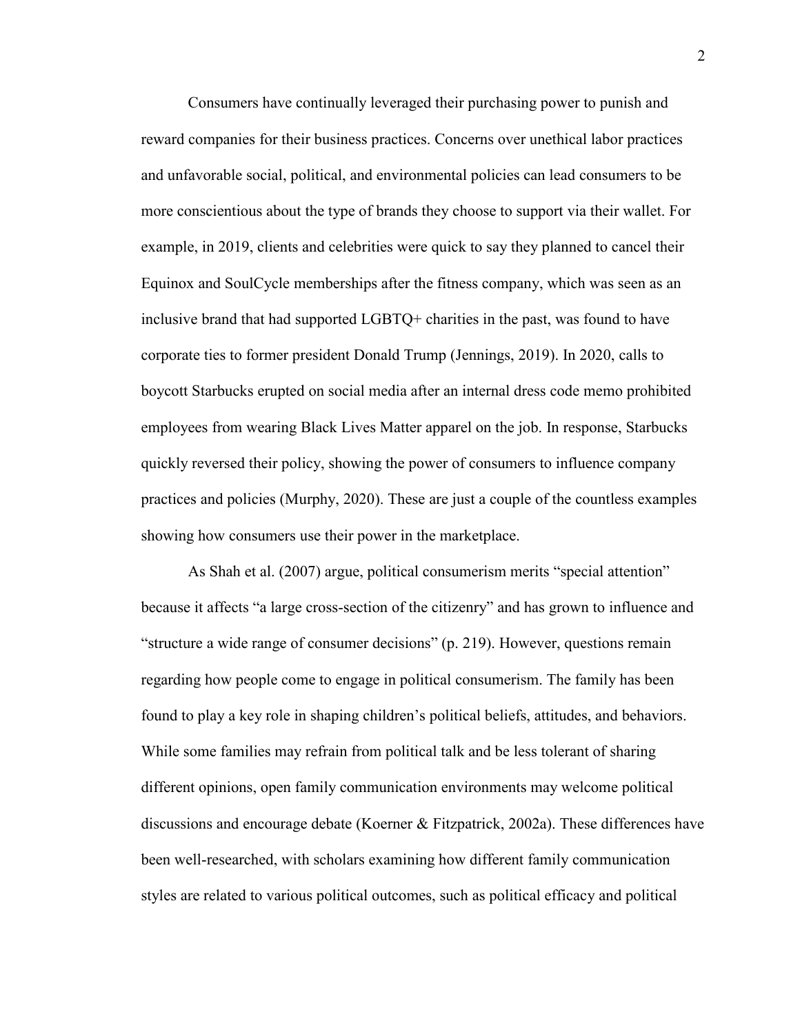Consumers have continually leveraged their purchasing power to punish and reward companies for their business practices. Concerns over unethical labor practices and unfavorable social, political, and environmental policies can lead consumers to be more conscientious about the type of brands they choose to support via their wallet. For example, in 2019, clients and celebrities were quick to say they planned to cancel their Equinox and SoulCycle memberships after the fitness company, which was seen as an inclusive brand that had supported LGBTQ+ charities in the past, was found to have corporate ties to former president Donald Trump (Jennings, 2019). In 2020, calls to boycott Starbucks erupted on social media after an internal dress code memo prohibited employees from wearing Black Lives Matter apparel on the job. In response, Starbucks quickly reversed their policy, showing the power of consumers to influence company practices and policies (Murphy, 2020). These are just a couple of the countless examples showing how consumers use their power in the marketplace.

As Shah et al. (2007) argue, political consumerism merits "special attention" because it affects "a large cross-section of the citizenry" and has grown to influence and "structure a wide range of consumer decisions" (p. 219). However, questions remain regarding how people come to engage in political consumerism. The family has been found to play a key role in shaping children's political beliefs, attitudes, and behaviors. While some families may refrain from political talk and be less tolerant of sharing different opinions, open family communication environments may welcome political discussions and encourage debate (Koerner & Fitzpatrick, 2002a). These differences have been well-researched, with scholars examining how different family communication styles are related to various political outcomes, such as political efficacy and political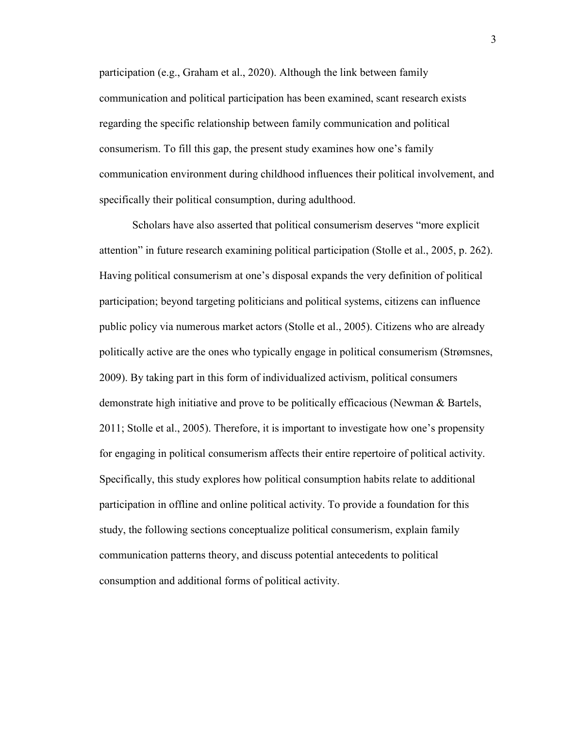participation (e.g., Graham et al., 2020). Although the link between family communication and political participation has been examined, scant research exists regarding the specific relationship between family communication and political consumerism. To fill this gap, the present study examines how one's family communication environment during childhood influences their political involvement, and specifically their political consumption, during adulthood.

Scholars have also asserted that political consumerism deserves "more explicit attention" in future research examining political participation (Stolle et al., 2005, p. 262). Having political consumerism at one's disposal expands the very definition of political participation; beyond targeting politicians and political systems, citizens can influence public policy via numerous market actors (Stolle et al., 2005). Citizens who are already politically active are the ones who typically engage in political consumerism (Strømsnes, 2009). By taking part in this form of individualized activism, political consumers demonstrate high initiative and prove to be politically efficacious (Newman & Bartels, 2011; Stolle et al., 2005). Therefore, it is important to investigate how one's propensity for engaging in political consumerism affects their entire repertoire of political activity. Specifically, this study explores how political consumption habits relate to additional participation in offline and online political activity. To provide a foundation for this study, the following sections conceptualize political consumerism, explain family communication patterns theory, and discuss potential antecedents to political consumption and additional forms of political activity.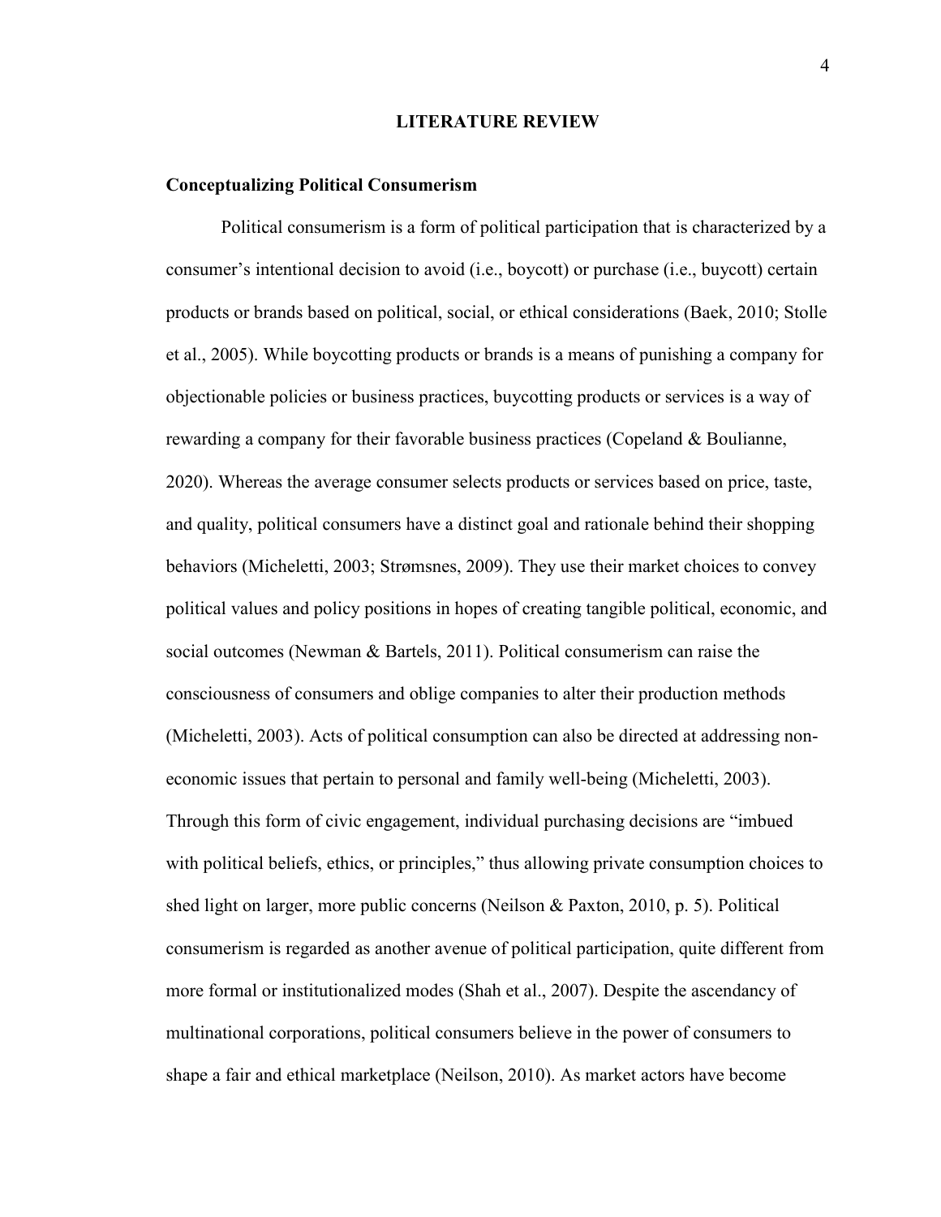# LITERATURE REVIEW

## Conceptualizing Political Consumerism

Political consumerism is a form of political participation that is characterized by a consumer's intentional decision to avoid (i.e., boycott) or purchase (i.e., buycott) certain products or brands based on political, social, or ethical considerations (Baek, 2010; Stolle et al., 2005). While boycotting products or brands is a means of punishing a company for objectionable policies or business practices, buycotting products or services is a way of rewarding a company for their favorable business practices (Copeland & Boulianne, 2020). Whereas the average consumer selects products or services based on price, taste, and quality, political consumers have a distinct goal and rationale behind their shopping behaviors (Micheletti, 2003; Strømsnes, 2009). They use their market choices to convey political values and policy positions in hopes of creating tangible political, economic, and social outcomes (Newman & Bartels, 2011). Political consumerism can raise the consciousness of consumers and oblige companies to alter their production methods (Micheletti, 2003). Acts of political consumption can also be directed at addressing non-economic issues that pertain to personal and family well-being (Micheletti, 2003). Through this form of civic engagement, individual purchasing decisions are "imbued with political beliefs, ethics, or principles," thus allowing private consumption choices to shed light on larger, more public concerns (Neilson & Paxton, 2010, p. 5). Political consumerism is regarded as another avenue of political participation, quite different from more formal or institutionalized modes (Shah et al., 2007). Despite the ascendancy of multinational corporations, political consumers believe in the power of consumers to shape a fair and ethical marketplace (Neilson, 2010). As market actors have become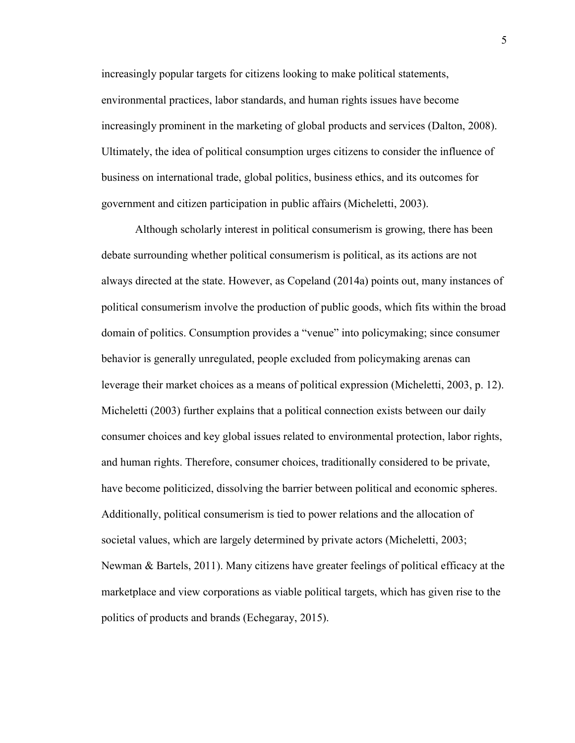increasingly popular targets for citizens looking to make political statements, environmental practices, labor standards, and human rights issues have become increasingly prominent in the marketing of global products and services (Dalton, 2008). Ultimately, the idea of political consumption urges citizens to consider the influence of business on international trade, global politics, business ethics, and its outcomes for government and citizen participation in public affairs (Micheletti, 2003).

Although scholarly interest in political consumerism is growing, there has been debate surrounding whether political consumerism is political, as its actions are not always directed at the state. However, as Copeland (2014a) points out, many instances of political consumerism involve the production of public goods, which fits within the broad domain of politics. Consumption provides a "venue" into policymaking; since consumer behavior is generally unregulated, people excluded from policymaking arenas can leverage their market choices as a means of political expression (Micheletti, 2003, p. 12). Micheletti (2003) further explains that a political connection exists between our daily consumer choices and key global issues related to environmental protection, labor rights, and human rights. Therefore, consumer choices, traditionally considered to be private, have become politicized, dissolving the barrier between political and economic spheres. Additionally, political consumerism is tied to power relations and the allocation of societal values, which are largely determined by private actors (Micheletti, 2003; Newman & Bartels, 2011). Many citizens have greater feelings of political efficacy at the marketplace and view corporations as viable political targets, which has given rise to the politics of products and brands (Echegaray, 2015).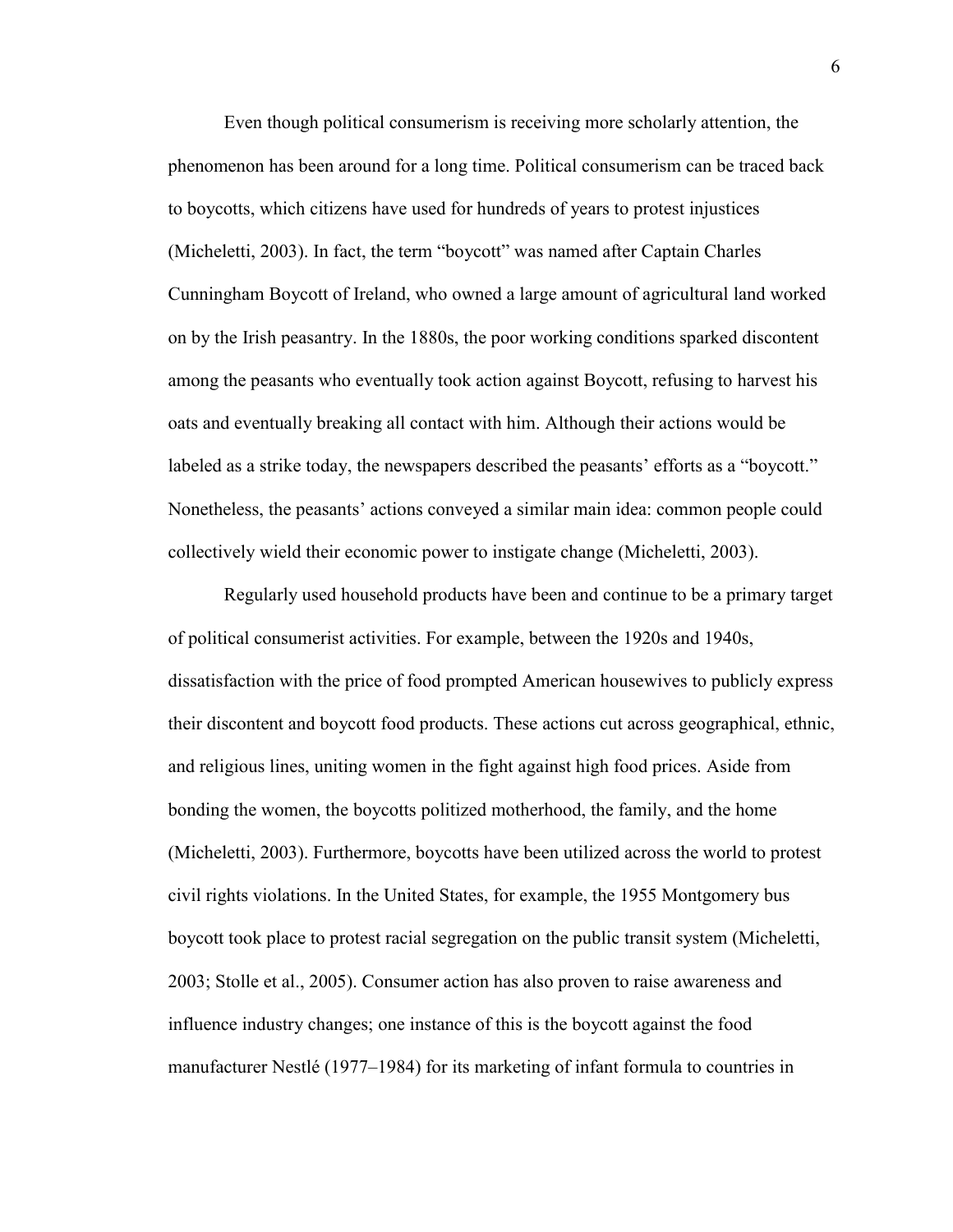Even though political consumerism is receiving more scholarly attention, the phenomenon has been around for a long time. Political consumerism can be traced back to boycotts, which citizens have used for hundreds of years to protest injustices (Micheletti, 2003). In fact, the term "boycott" was named after Captain Charles Cunningham Boycott of Ireland, who owned a large amount of agricultural land worked on by the Irish peasantry. In the 1880s, the poor working conditions sparked discontent among the peasants who eventually took action against Boycott, refusing to harvest his oats and eventually breaking all contact with him. Although their actions would be labeled as a strike today, the newspapers described the peasants' efforts as a "boycott." Nonetheless, the peasants' actions conveyed a similar main idea: common people could collectively wield their economic power to instigate change (Micheletti, 2003).

Regularly used household products have been and continue to be a primary target of political consumerist activities. For example, between the 1920s and 1940s, dissatisfaction with the price of food prompted American housewives to publicly express their discontent and boycott food products. These actions cut across geographical, ethnic, and religious lines, uniting women in the fight against high food prices. Aside from bonding the women, the boycotts politized motherhood, the family, and the home (Micheletti, 2003). Furthermore, boycotts have been utilized across the world to protest civil rights violations. In the United States, for example, the 1955 Montgomery bus boycott took place to protest racial segregation on the public transit system (Micheletti, 2003; Stolle et al., 2005). Consumer action has also proven to raise awareness and influence industry changes; one instance of this is the boycott against the food manufacturer Nestlé (1977–1984) for its marketing of infant formula to countries in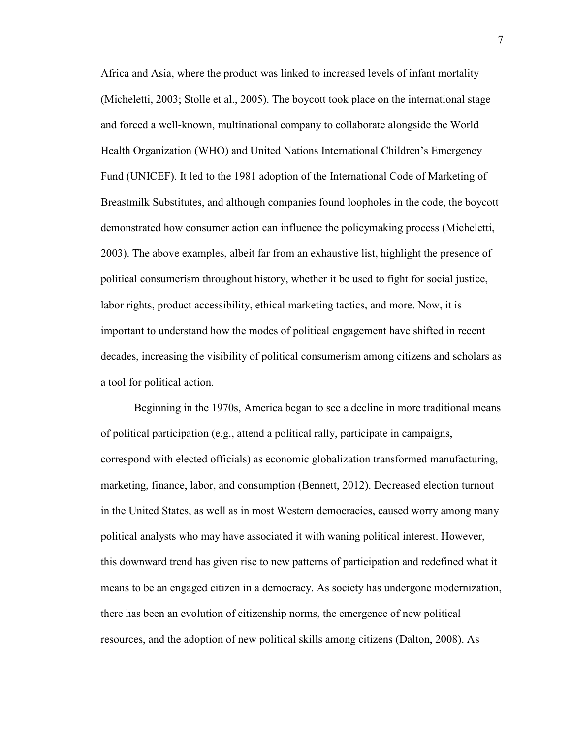Africa and Asia, where the product was linked to increased levels of infant mortality (Micheletti, 2003; Stolle et al., 2005). The boycott took place on the international stage and forced a well-known, multinational company to collaborate alongside the World Health Organization (WHO) and United Nations International Children's Emergency Fund (UNICEF). It led to the 1981 adoption of the International Code of Marketing of Breastmilk Substitutes, and although companies found loopholes in the code, the boycott demonstrated how consumer action can influence the policymaking process (Micheletti, 2003). The above examples, albeit far from an exhaustive list, highlight the presence of political consumerism throughout history, whether it be used to fight for social justice, labor rights, product accessibility, ethical marketing tactics, and more. Now, it is important to understand how the modes of political engagement have shifted in recent decades, increasing the visibility of political consumerism among citizens and scholars as a tool for political action.

Beginning in the 1970s, America began to see a decline in more traditional means of political participation (e.g., attend a political rally, participate in campaigns, correspond with elected officials) as economic globalization transformed manufacturing, marketing, finance, labor, and consumption (Bennett, 2012). Decreased election turnout in the United States, as well as in most Western democracies, caused worry among many political analysts who may have associated it with waning political interest. However, this downward trend has given rise to new patterns of participation and redefined what it means to be an engaged citizen in a democracy. As society has undergone modernization, there has been an evolution of citizenship norms, the emergence of new political resources, and the adoption of new political skills among citizens (Dalton, 2008). As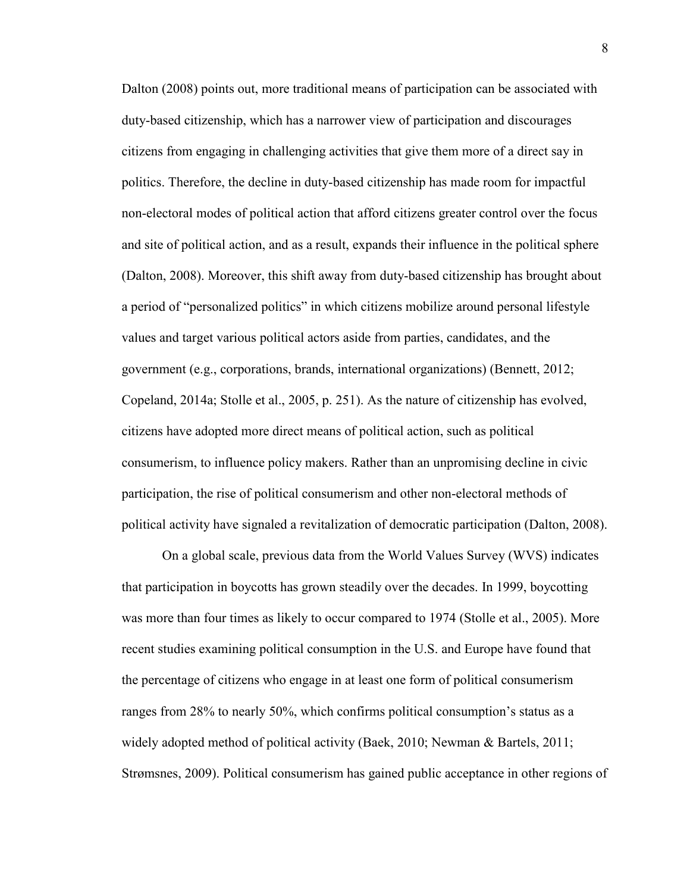Dalton (2008) points out, more traditional means of participation can be associated with duty-based citizenship, which has a narrower view of participation and discourages citizens from engaging in challenging activities that give them more of a direct say in politics. Therefore, the decline in duty-based citizenship has made room for impactful non-electoral modes of political action that afford citizens greater control over the focus and site of political action, and as a result, expands their influence in the political sphere (Dalton, 2008). Moreover, this shift away from duty-based citizenship has brought about a period of "personalized politics" in which citizens mobilize around personal lifestyle values and target various political actors aside from parties, candidates, and the government (e.g., corporations, brands, international organizations) (Bennett, 2012; Copeland, 2014a; Stolle et al., 2005, p. 251). As the nature of citizenship has evolved, citizens have adopted more direct means of political action, such as political consumerism, to influence policy makers. Rather than an unpromising decline in civic participation, the rise of political consumerism and other non-electoral methods of political activity have signaled a revitalization of democratic participation (Dalton, 2008).

On a global scale, previous data from the World Values Survey (WVS) indicates that participation in boycotts has grown steadily over the decades. In 1999, boycotting was more than four times as likely to occur compared to 1974 (Stolle et al., 2005). More recent studies examining political consumption in the U.S. and Europe have found that the percentage of citizens who engage in at least one form of political consumerism ranges from 28% to nearly 50%, which confirms political consumption's status as a widely adopted method of political activity (Baek, 2010; Newman & Bartels, 2011; Strømsnes, 2009). Political consumerism has gained public acceptance in other regions of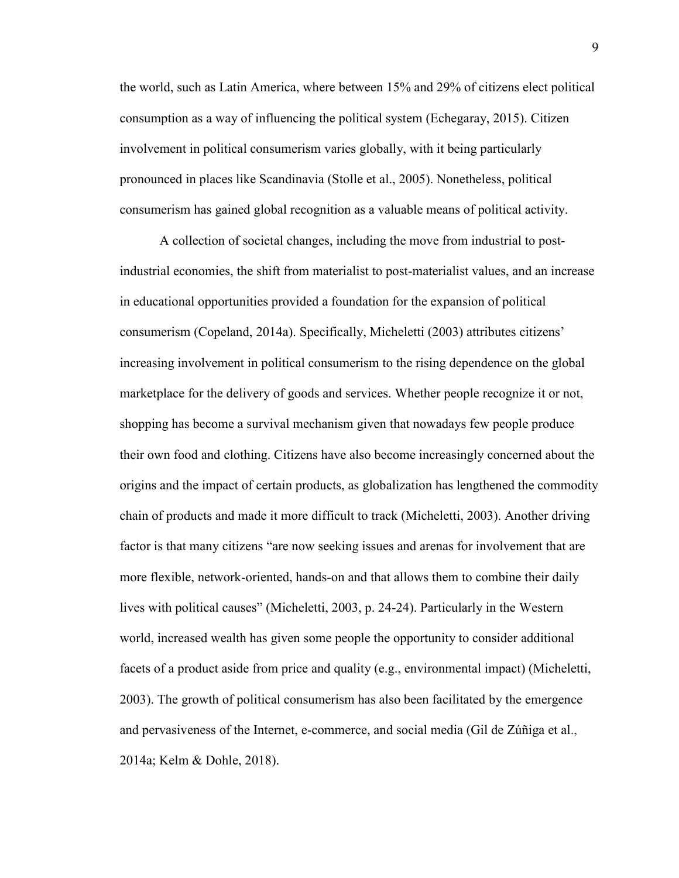the world, such as Latin America, where between 15% and 29% of citizens elect political consumption as a way of influencing the political system (Echegaray, 2015). Citizen involvement in political consumerism varies globally, with it being particularly pronounced in places like Scandinavia (Stolle et al., 2005). Nonetheless, political consumerism has gained global recognition as a valuable means of political activity.

A collection of societal changes, including the move from industrial to post-industrial economies, the shift from materialist to post-materialist values, and an increase in educational opportunities provided a foundation for the expansion of political consumerism (Copeland, 2014a). Specifically, Micheletti (2003) attributes citizens' increasing involvement in political consumerism to the rising dependence on the global marketplace for the delivery of goods and services. Whether people recognize it or not, shopping has become a survival mechanism given that nowadays few people produce their own food and clothing. Citizens have also become increasingly concerned about the origins and the impact of certain products, as globalization has lengthened the commodity chain of products and made it more difficult to track (Micheletti, 2003). Another driving factor is that many citizens "are now seeking issues and arenas for involvement that are more flexible, network-oriented, hands-on and that allows them to combine their daily lives with political causes" (Micheletti, 2003, p. 24-24). Particularly in the Western world, increased wealth has given some people the opportunity to consider additional facets of a product aside from price and quality (e.g., environmental impact) (Micheletti, 2003). The growth of political consumerism has also been facilitated by the emergence and pervasiveness of the Internet, e-commerce, and social media (Gil de Zúñiga et al., 2014a; Kelm & Dohle, 2018).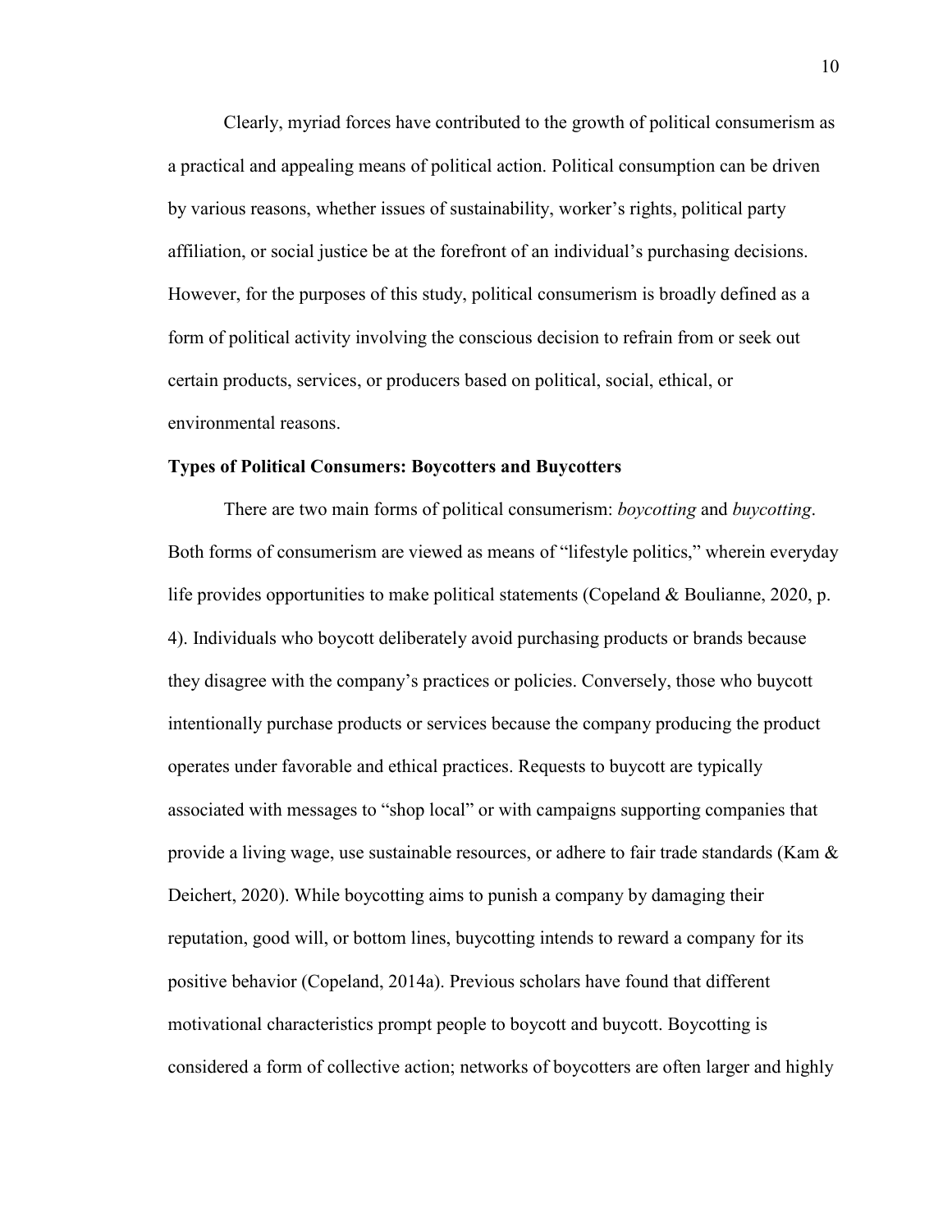Clearly, myriad forces have contributed to the growth of political consumerism as a practical and appealing means of political action. Political consumption can be driven by various reasons, whether issues of sustainability, worker's rights, political party affiliation, or social justice be at the forefront of an individual's purchasing decisions. However, for the purposes of this study, political consumerism is broadly defined as a form of political activity involving the conscious decision to refrain from or seek out certain products, services, or producers based on political, social, ethical, or environmental reasons.

### Types of Political Consumers: Boycotters and Buycotters

There are two main forms of political consumerism: *boycotting* and *buycotting*. Both forms of consumerism are viewed as means of "lifestyle politics," wherein everyday life provides opportunities to make political statements (Copeland & Boulianne, 2020, p. 4). Individuals who boycott deliberately avoid purchasing products or brands because they disagree with the company's practices or policies. Conversely, those who buycott intentionally purchase products or services because the company producing the product operates under favorable and ethical practices. Requests to buycott are typically associated with messages to "shop local" or with campaigns supporting companies that provide a living wage, use sustainable resources, or adhere to fair trade standards (Kam & Deichert, 2020). While boycotting aims to punish a company by damaging their reputation, good will, or bottom lines, buycotting intends to reward a company for its positive behavior (Copeland, 2014a). Previous scholars have found that different motivational characteristics prompt people to boycott and buycott. Boycotting is considered a form of collective action; networks of boycotters are often larger and highly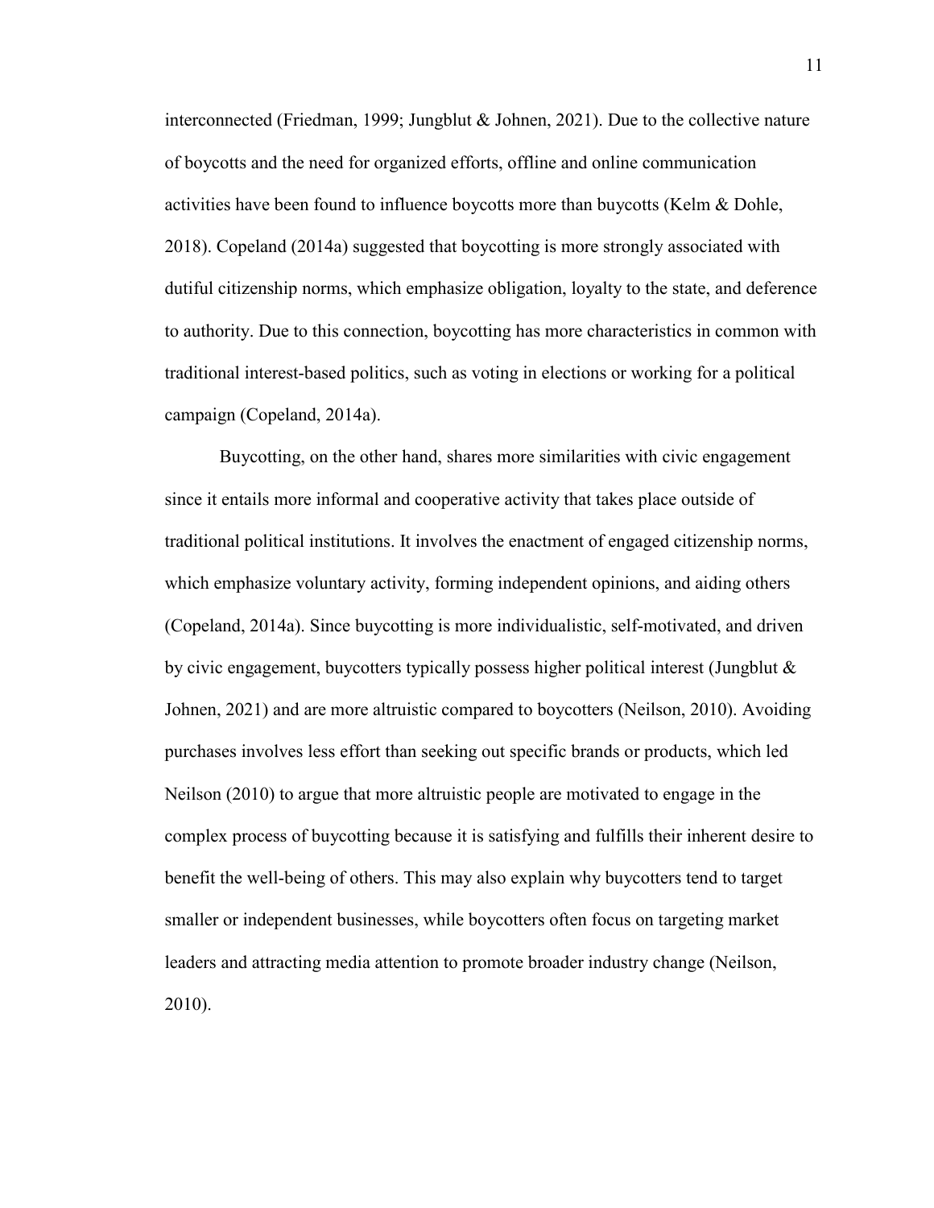interconnected (Friedman, 1999; Jungblut & Johnen, 2021). Due to the collective nature of boycotts and the need for organized efforts, offline and online communication activities have been found to influence boycotts more than buycotts (Kelm & Dohle, 2018). Copeland (2014a) suggested that boycotting is more strongly associated with dutiful citizenship norms, which emphasize obligation, loyalty to the state, and deference to authority. Due to this connection, boycotting has more characteristics in common with traditional interest-based politics, such as voting in elections or working for a political campaign (Copeland, 2014a).

Buycotting, on the other hand, shares more similarities with civic engagement since it entails more informal and cooperative activity that takes place outside of traditional political institutions. It involves the enactment of engaged citizenship norms, which emphasize voluntary activity, forming independent opinions, and aiding others (Copeland, 2014a). Since buycotting is more individualistic, self-motivated, and driven by civic engagement, buycotters typically possess higher political interest (Jungblut & Johnen, 2021) and are more altruistic compared to boycotters (Neilson, 2010). Avoiding purchases involves less effort than seeking out specific brands or products, which led Neilson (2010) to argue that more altruistic people are motivated to engage in the complex process of buycotting because it is satisfying and fulfills their inherent desire to benefit the well-being of others. This may also explain why buycotters tend to target smaller or independent businesses, while boycotters often focus on targeting market leaders and attracting media attention to promote broader industry change (Neilson, 2010).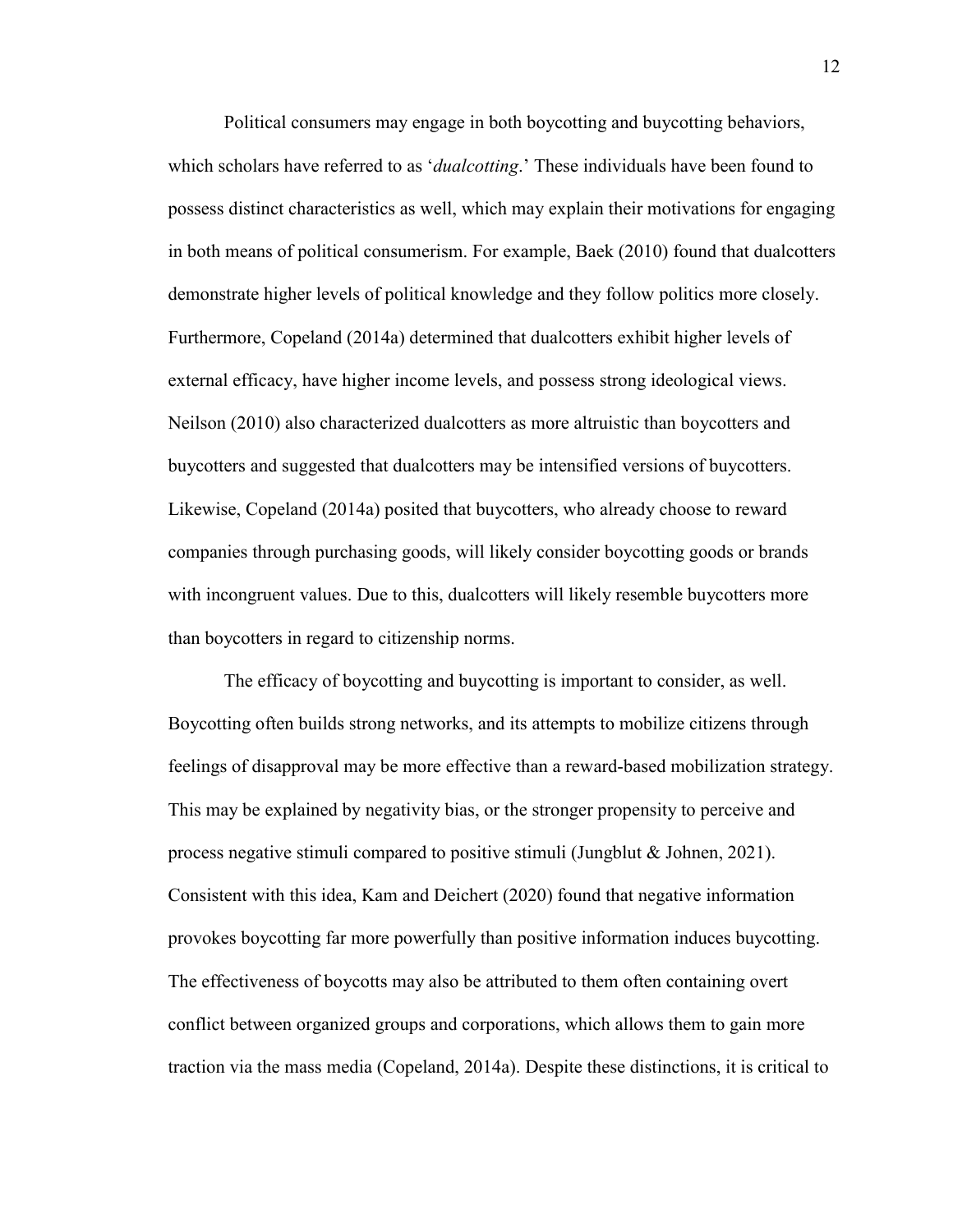Political consumers may engage in both boycotting and buycotting behaviors, which scholars have referred to as '*dualcotting*.' These individuals have been found to possess distinct characteristics as well, which may explain their motivations for engaging in both means of political consumerism. For example, Baek (2010) found that dualcotters demonstrate higher levels of political knowledge and they follow politics more closely. Furthermore, Copeland (2014a) determined that dualcotters exhibit higher levels of external efficacy, have higher income levels, and possess strong ideological views. Neilson (2010) also characterized dualcotters as more altruistic than boycotters and buycotters and suggested that dualcotters may be intensified versions of buycotters. Likewise, Copeland (2014a) posited that buycotters, who already choose to reward companies through purchasing goods, will likely consider boycotting goods or brands with incongruent values. Due to this, dualcotters will likely resemble buycotters more than boycotters in regard to citizenship norms.

The efficacy of boycotting and buycotting is important to consider, as well. Boycotting often builds strong networks, and its attempts to mobilize citizens through feelings of disapproval may be more effective than a reward-based mobilization strategy. This may be explained by negativity bias, or the stronger propensity to perceive and process negative stimuli compared to positive stimuli (Jungblut & Johnen, 2021). Consistent with this idea, Kam and Deichert (2020) found that negative information provokes boycotting far more powerfully than positive information induces buycotting. The effectiveness of boycotts may also be attributed to them often containing overt conflict between organized groups and corporations, which allows them to gain more traction via the mass media (Copeland, 2014a). Despite these distinctions, it is critical to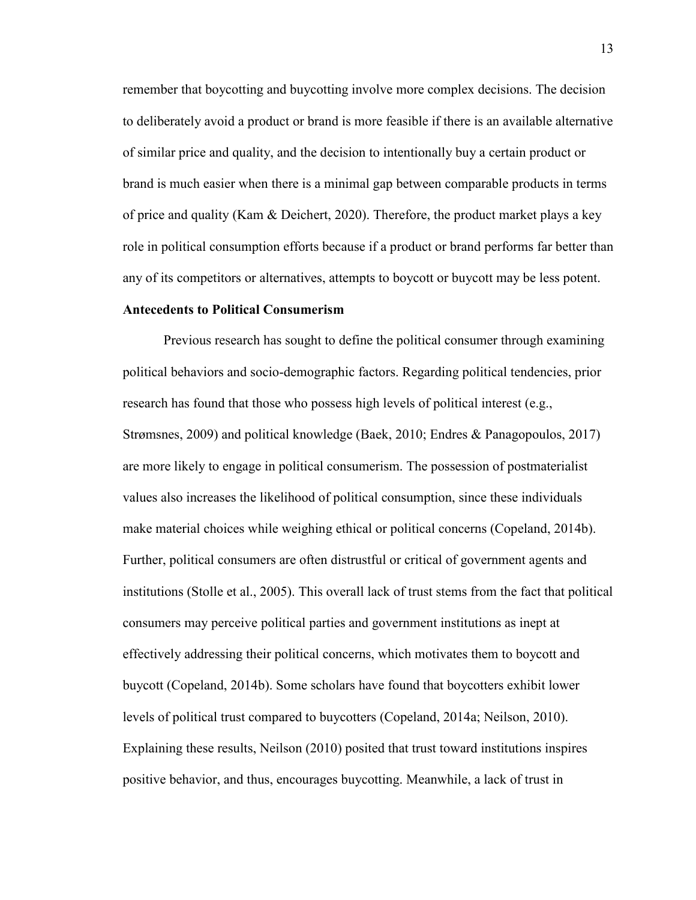remember that boycotting and buycotting involve more complex decisions. The decision to deliberately avoid a product or brand is more feasible if there is an available alternative of similar price and quality, and the decision to intentionally buy a certain product or brand is much easier when there is a minimal gap between comparable products in terms of price and quality (Kam & Deichert, 2020). Therefore, the product market plays a key role in political consumption efforts because if a product or brand performs far better than any of its competitors or alternatives, attempts to boycott or buycott may be less potent.

**Antecedents to Political Consumerism**

Previous research has sought to define the political consumer through examining political behaviors and socio-demographic factors. Regarding political tendencies, prior research has found that those who possess high levels of political interest (e.g., Strømsnes, 2009) and political knowledge (Baek, 2010; Endres & Panagopoulos, 2017) are more likely to engage in political consumerism. The possession of postmaterialist values also increases the likelihood of political consumption, since these individuals make material choices while weighing ethical or political concerns (Copeland, 2014b). Further, political consumers are often distrustful or critical of government agents and institutions (Stolle et al., 2005). This overall lack of trust stems from the fact that political consumers may perceive political parties and government institutions as inept at effectively addressing their political concerns, which motivates them to boycott and buycott (Copeland, 2014b). Some scholars have found that boycotters exhibit lower levels of political trust compared to buycotters (Copeland, 2014a; Neilson, 2010). Explaining these results, Neilson (2010) posited that trust toward institutions inspires positive behavior, and thus, encourages buycotting. Meanwhile, a lack of trust in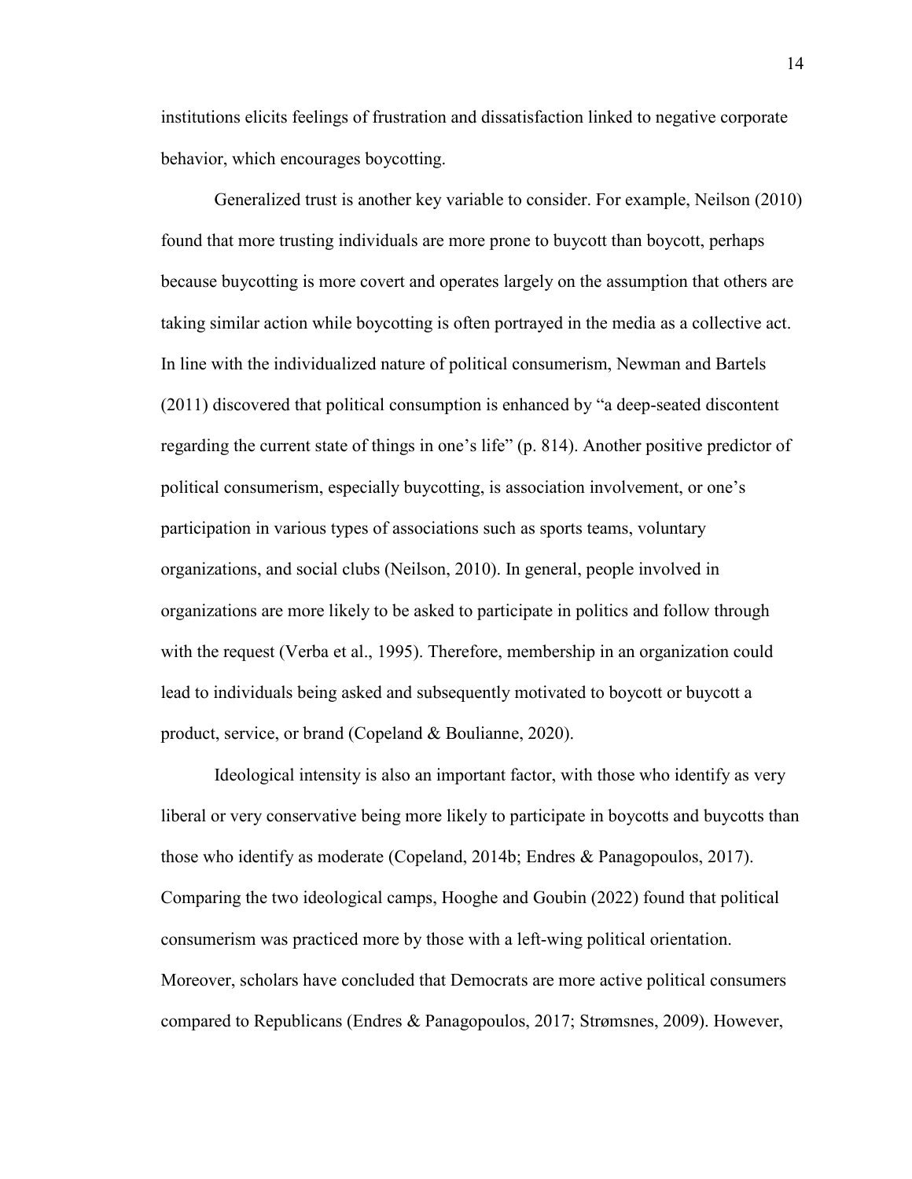institutions elicits feelings of frustration and dissatisfaction linked to negative corporate behavior, which encourages boycotting.

Generalized trust is another key variable to consider. For example, Neilson (2010) found that more trusting individuals are more prone to buycott than boycott, perhaps because buycotting is more covert and operates largely on the assumption that others are taking similar action while boycotting is often portrayed in the media as a collective act. In line with the individualized nature of political consumerism, Newman and Bartels (2011) discovered that political consumption is enhanced by "a deep-seated discontent regarding the current state of things in one's life" (p. 814). Another positive predictor of political consumerism, especially buycotting, is association involvement, or one's participation in various types of associations such as sports teams, voluntary organizations, and social clubs (Neilson, 2010). In general, people involved in organizations are more likely to be asked to participate in politics and follow through with the request (Verba et al., 1995). Therefore, membership in an organization could lead to individuals being asked and subsequently motivated to boycott or buycott a product, service, or brand (Copeland & Boulianne, 2020).

Ideological intensity is also an important factor, with those who identify as very liberal or very conservative being more likely to participate in boycotts and buycotts than those who identify as moderate (Copeland, 2014b; Endres & Panagopoulos, 2017). Comparing the two ideological camps, Hooghe and Goubin (2022) found that political consumerism was practiced more by those with a left-wing political orientation. Moreover, scholars have concluded that Democrats are more active political consumers compared to Republicans (Endres & Panagopoulos, 2017; Strømsnes, 2009). However,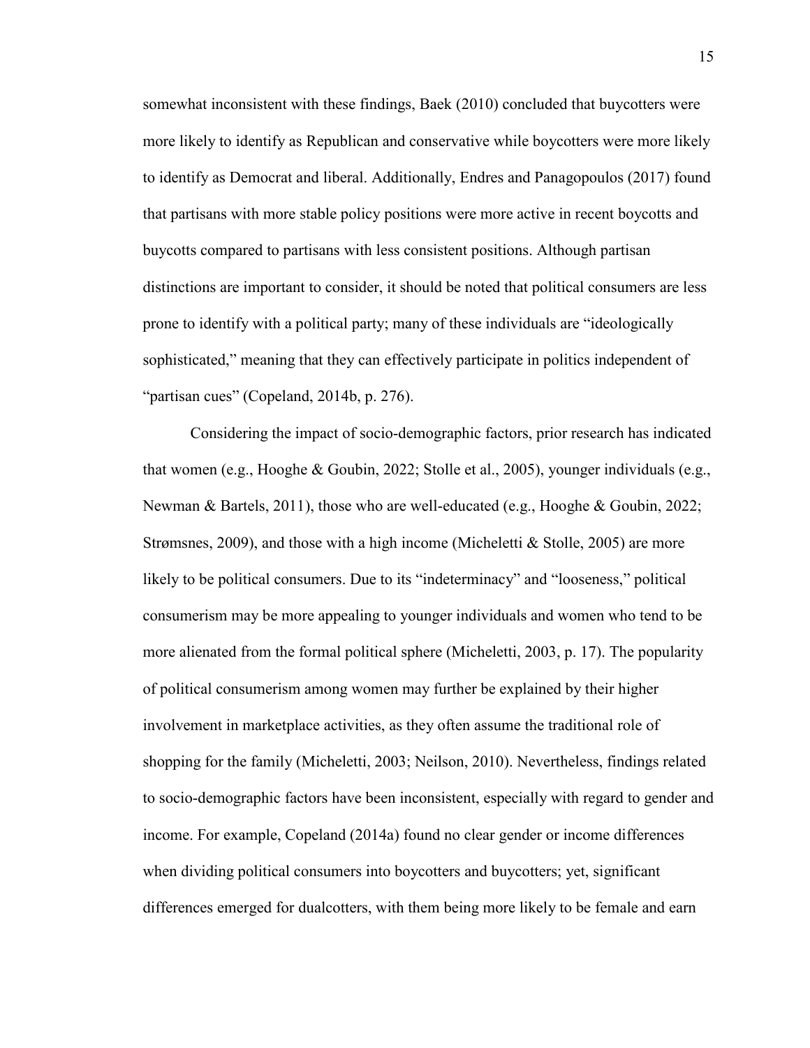somewhat inconsistent with these findings, Baek (2010) concluded that buycotters were more likely to identify as Republican and conservative while boycotters were more likely to identify as Democrat and liberal. Additionally, Endres and Panagopoulos (2017) found that partisans with more stable policy positions were more active in recent boycotts and buycotts compared to partisans with less consistent positions. Although partisan distinctions are important to consider, it should be noted that political consumers are less prone to identify with a political party; many of these individuals are "ideologically sophisticated," meaning that they can effectively participate in politics independent of "partisan cues" (Copeland, 2014b, p. 276).

Considering the impact of socio-demographic factors, prior research has indicated that women (e.g., Hooghe & Goubin, 2022; Stolle et al., 2005), younger individuals (e.g., Newman & Bartels, 2011), those who are well-educated (e.g., Hooghe & Goubin, 2022; Strømsnes, 2009), and those with a high income (Micheletti & Stolle, 2005) are more likely to be political consumers. Due to its "indeterminacy" and "looseness," political consumerism may be more appealing to younger individuals and women who tend to be more alienated from the formal political sphere (Micheletti, 2003, p. 17). The popularity of political consumerism among women may further be explained by their higher involvement in marketplace activities, as they often assume the traditional role of shopping for the family (Micheletti, 2003; Neilson, 2010). Nevertheless, findings related to socio-demographic factors have been inconsistent, especially with regard to gender and income. For example, Copeland (2014a) found no clear gender or income differences when dividing political consumers into boycotters and buycotters; yet, significant differences emerged for dualcotters, with them being more likely to be female and earn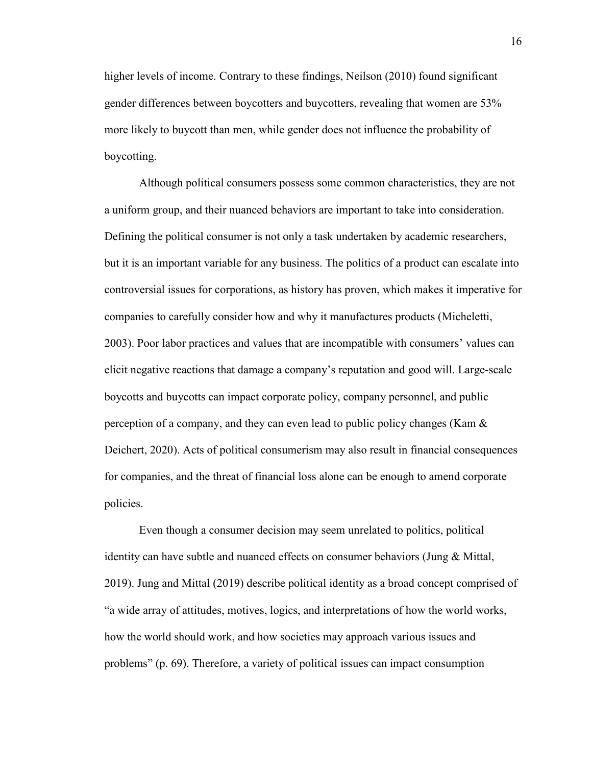higher levels of income. Contrary to these findings, Neilson (2010) found significant gender differences between boycotters and buycotters, revealing that women are 53% more likely to buycott than men, while gender does not influence the probability of boycotting.

Although political consumers possess some common characteristics, they are not a uniform group, and their nuanced behaviors are important to take into consideration. Defining the political consumer is not only a task undertaken by academic researchers, but it is an important variable for any business. The politics of a product can escalate into controversial issues for corporations, as history has proven, which makes it imperative for companies to carefully consider how and why it manufactures products (Micheletti, 2003). Poor labor practices and values that are incompatible with consumers' values can elicit negative reactions that damage a company's reputation and good will. Large-scale boycotts and buycotts can impact corporate policy, company personnel, and public perception of a company, and they can even lead to public policy changes (Kam & Deichert, 2020). Acts of political consumerism may also result in financial consequences for companies, and the threat of financial loss alone can be enough to amend corporate policies.

Even though a consumer decision may seem unrelated to politics, political identity can have subtle and nuanced effects on consumer behaviors (Jung & Mittal, 2019). Jung and Mittal (2019) describe political identity as a broad concept comprised of "a wide array of attitudes, motives, logics, and interpretations of how the world works, how the world should work, and how societies may approach various issues and problems" (p. 69). Therefore, a variety of political issues can impact consumption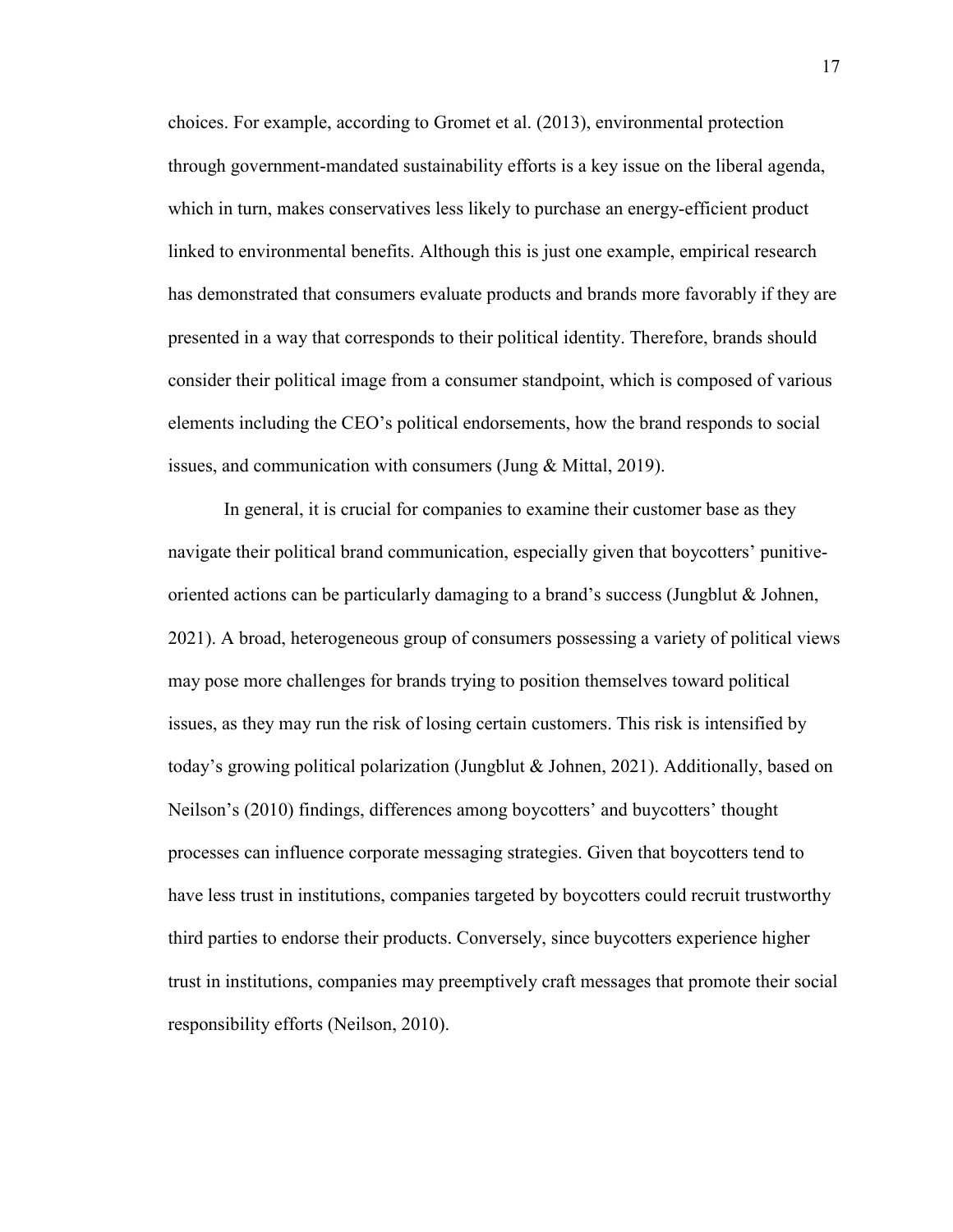choices. For example, according to Gromet et al. (2013), environmental protection through government-mandated sustainability efforts is a key issue on the liberal agenda, which in turn, makes conservatives less likely to purchase an energy-efficient product linked to environmental benefits. Although this is just one example, empirical research has demonstrated that consumers evaluate products and brands more favorably if they are presented in a way that corresponds to their political identity. Therefore, brands should consider their political image from a consumer standpoint, which is composed of various elements including the CEO's political endorsements, how the brand responds to social issues, and communication with consumers (Jung & Mittal, 2019).

In general, it is crucial for companies to examine their customer base as they navigate their political brand communication, especially given that boycotters' punitive-oriented actions can be particularly damaging to a brand's success (Jungblut & Johnen, 2021). A broad, heterogeneous group of consumers possessing a variety of political views may pose more challenges for brands trying to position themselves toward political issues, as they may run the risk of losing certain customers. This risk is intensified by today's growing political polarization (Jungblut & Johnen, 2021). Additionally, based on Neilson's (2010) findings, differences among boycotters' and buycotters' thought processes can influence corporate messaging strategies. Given that boycotters tend to have less trust in institutions, companies targeted by boycotters could recruit trustworthy third parties to endorse their products. Conversely, since buycotters experience higher trust in institutions, companies may preemptively craft messages that promote their social responsibility efforts (Neilson, 2010).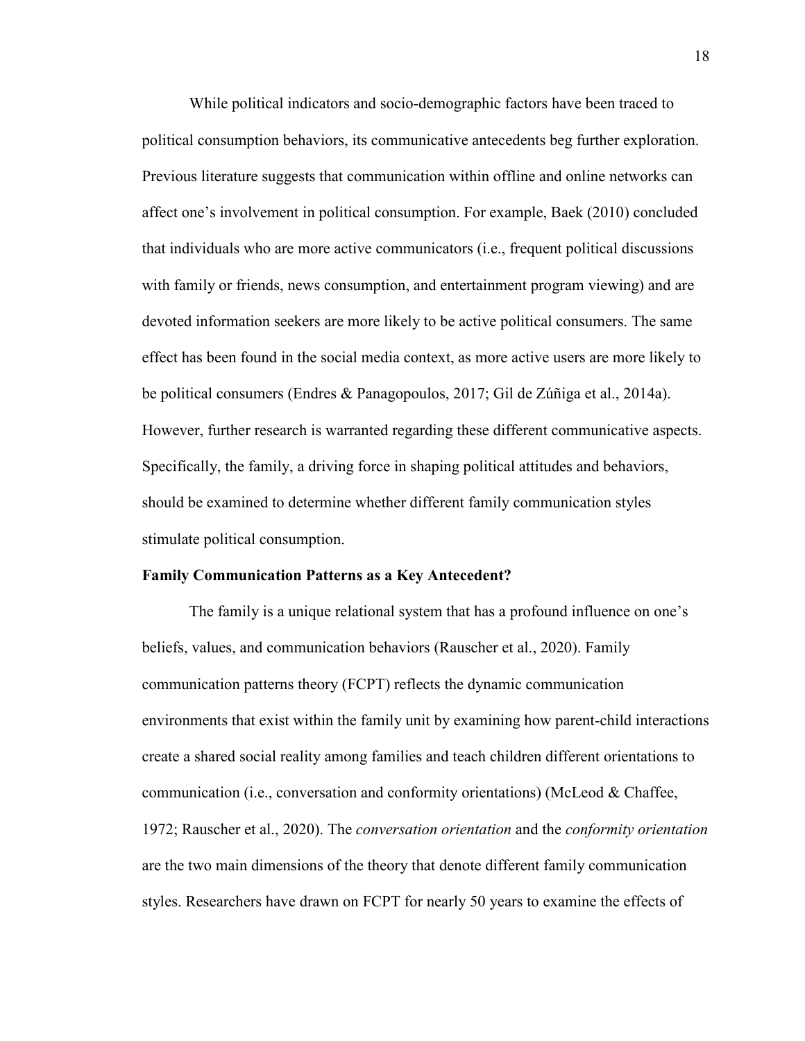While political indicators and socio-demographic factors have been traced to political consumption behaviors, its communicative antecedents beg further exploration. Previous literature suggests that communication within offline and online networks can affect one's involvement in political consumption. For example, Baek (2010) concluded that individuals who are more active communicators (i.e., frequent political discussions with family or friends, news consumption, and entertainment program viewing) and are devoted information seekers are more likely to be active political consumers. The same effect has been found in the social media context, as more active users are more likely to be political consumers (Endres & Panagopoulos, 2017; Gil de Zúñiga et al., 2014a). However, further research is warranted regarding these different communicative aspects. Specifically, the family, a driving force in shaping political attitudes and behaviors, should be examined to determine whether different family communication styles stimulate political consumption.

### Family Communication Patterns as a Key Antecedent?

The family is a unique relational system that has a profound influence on one's beliefs, values, and communication behaviors (Rauscher et al., 2020). Family communication patterns theory (FCPT) reflects the dynamic communication environments that exist within the family unit by examining how parent-child interactions create a shared social reality among families and teach children different orientations to communication (i.e., conversation and conformity orientations) (McLeod & Chaffee, 1972; Rauscher et al., 2020). The *conversation orientation* and the *conformity orientation* are the two main dimensions of the theory that denote different family communication styles. Researchers have drawn on FCPT for nearly 50 years to examine the effects of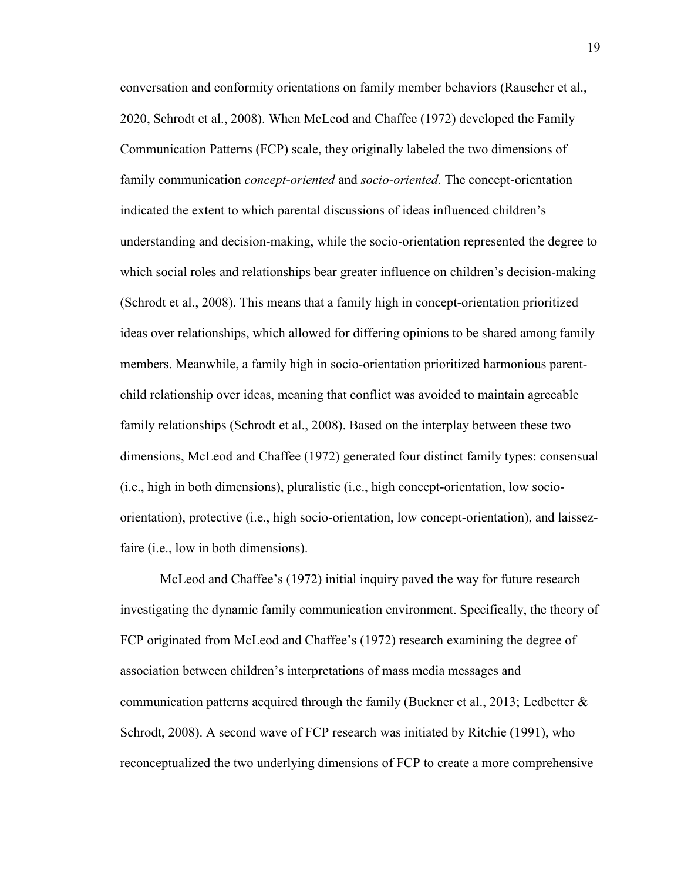conversation and conformity orientations on family member behaviors (Rauscher et al., 2020, Schrodt et al., 2008). When McLeod and Chaffee (1972) developed the Family Communication Patterns (FCP) scale, they originally labeled the two dimensions of family communication *concept-oriented* and *socio-oriented*. The concept-orientation indicated the extent to which parental discussions of ideas influenced children's understanding and decision-making, while the socio-orientation represented the degree to which social roles and relationships bear greater influence on children's decision-making (Schrodt et al., 2008). This means that a family high in concept-orientation prioritized ideas over relationships, which allowed for differing opinions to be shared among family members. Meanwhile, a family high in socio-orientation prioritized harmonious parent-child relationship over ideas, meaning that conflict was avoided to maintain agreeable family relationships (Schrodt et al., 2008). Based on the interplay between these two dimensions, McLeod and Chaffee (1972) generated four distinct family types: consensual (i.e., high in both dimensions), pluralistic (i.e., high concept-orientation, low socio-orientation), protective (i.e., high socio-orientation, low concept-orientation), and laissez-faire (i.e., low in both dimensions).

McLeod and Chaffee's (1972) initial inquiry paved the way for future research investigating the dynamic family communication environment. Specifically, the theory of FCP originated from McLeod and Chaffee's (1972) research examining the degree of association between children's interpretations of mass media messages and communication patterns acquired through the family (Buckner et al., 2013; Ledbetter & Schrodt, 2008). A second wave of FCP research was initiated by Ritchie (1991), who reconceptualized the two underlying dimensions of FCP to create a more comprehensive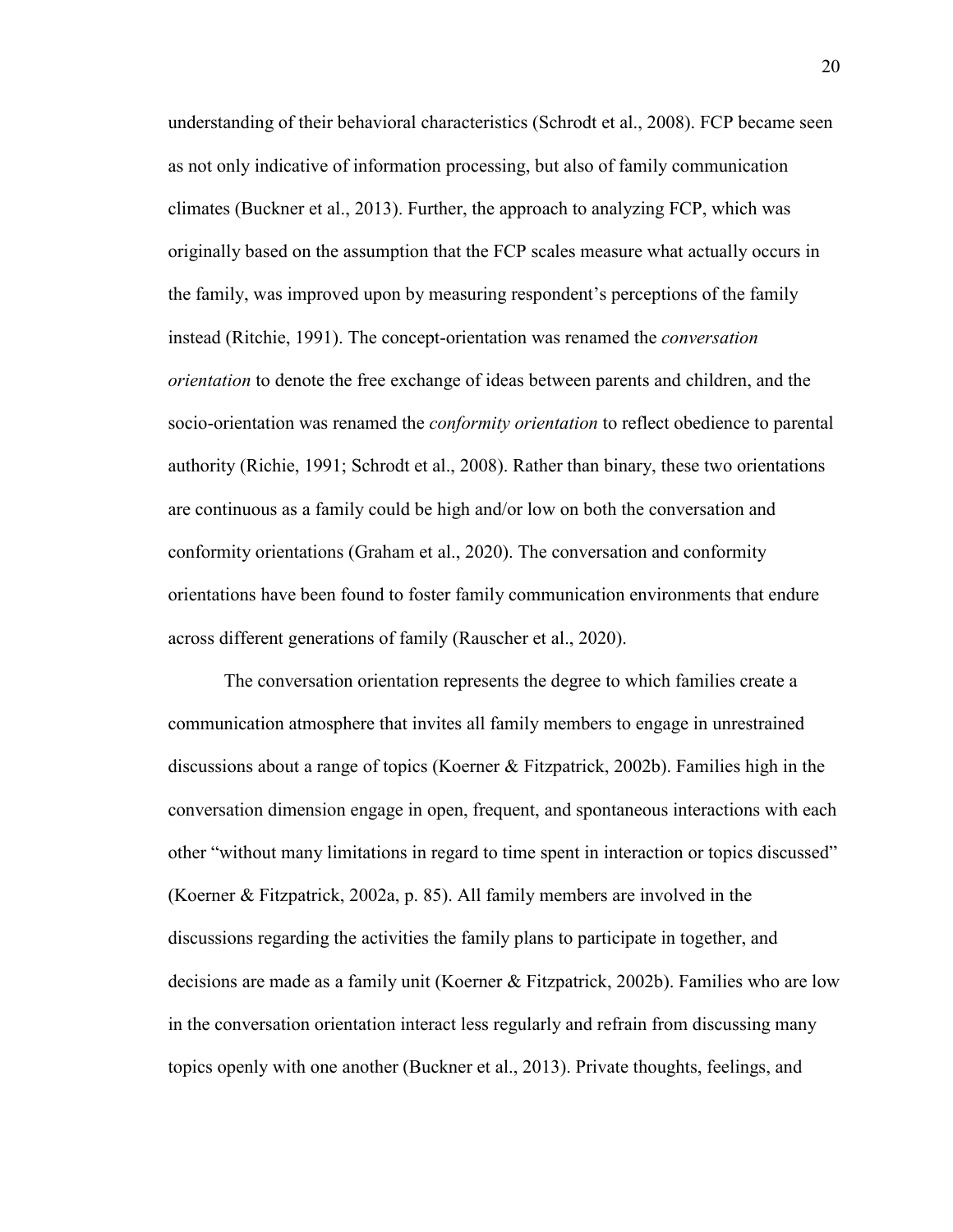understanding of their behavioral characteristics (Schrodt et al., 2008). FCP became seen as not only indicative of information processing, but also of family communication climates (Buckner et al., 2013). Further, the approach to analyzing FCP, which was originally based on the assumption that the FCP scales measure what actually occurs in the family, was improved upon by measuring respondent's perceptions of the family instead (Ritchie, 1991). The concept-orientation was renamed the *conversation orientation* to denote the free exchange of ideas between parents and children, and the socio-orientation was renamed the *conformity orientation* to reflect obedience to parental authority (Richie, 1991; Schrodt et al., 2008). Rather than binary, these two orientations are continuous as a family could be high and/or low on both the conversation and conformity orientations (Graham et al., 2020). The conversation and conformity orientations have been found to foster family communication environments that endure across different generations of family (Rauscher et al., 2020).

The conversation orientation represents the degree to which families create a communication atmosphere that invites all family members to engage in unrestrained discussions about a range of topics (Koerner & Fitzpatrick, 2002b). Families high in the conversation dimension engage in open, frequent, and spontaneous interactions with each other "without many limitations in regard to time spent in interaction or topics discussed" (Koerner & Fitzpatrick, 2002a, p. 85). All family members are involved in the discussions regarding the activities the family plans to participate in together, and decisions are made as a family unit (Koerner & Fitzpatrick, 2002b). Families who are low in the conversation orientation interact less regularly and refrain from discussing many topics openly with one another (Buckner et al., 2013). Private thoughts, feelings, and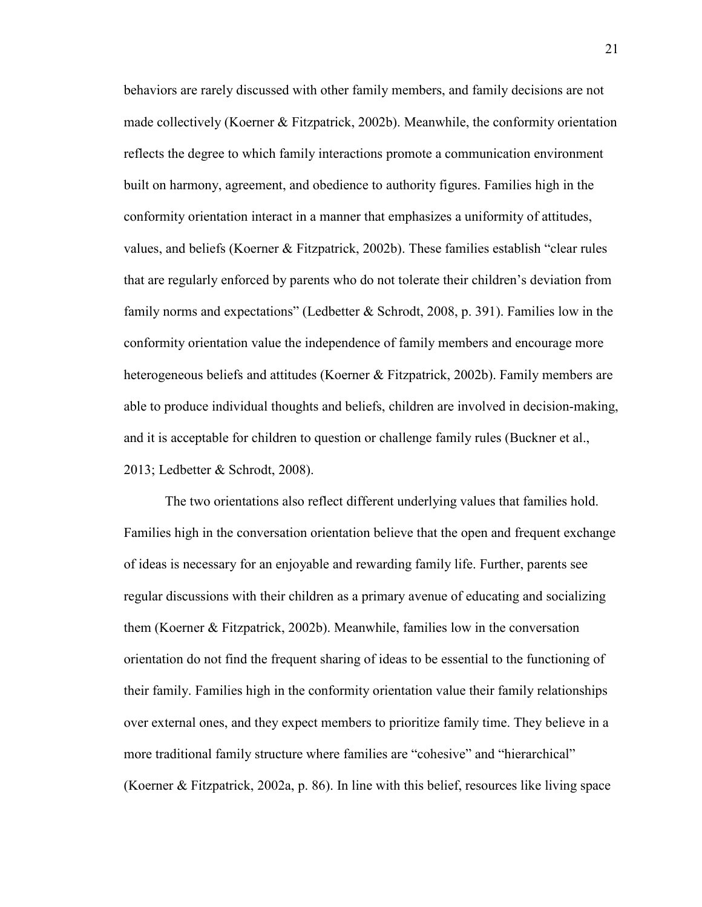behaviors are rarely discussed with other family members, and family decisions are not made collectively (Koerner & Fitzpatrick, 2002b). Meanwhile, the conformity orientation reflects the degree to which family interactions promote a communication environment built on harmony, agreement, and obedience to authority figures. Families high in the conformity orientation interact in a manner that emphasizes a uniformity of attitudes, values, and beliefs (Koerner & Fitzpatrick, 2002b). These families establish "clear rules that are regularly enforced by parents who do not tolerate their children's deviation from family norms and expectations" (Ledbetter & Schrodt, 2008, p. 391). Families low in the conformity orientation value the independence of family members and encourage more heterogeneous beliefs and attitudes (Koerner & Fitzpatrick, 2002b). Family members are able to produce individual thoughts and beliefs, children are involved in decision-making, and it is acceptable for children to question or challenge family rules (Buckner et al., 2013; Ledbetter & Schrodt, 2008).

The two orientations also reflect different underlying values that families hold. Families high in the conversation orientation believe that the open and frequent exchange of ideas is necessary for an enjoyable and rewarding family life. Further, parents see regular discussions with their children as a primary avenue of educating and socializing them (Koerner & Fitzpatrick, 2002b). Meanwhile, families low in the conversation orientation do not find the frequent sharing of ideas to be essential to the functioning of their family. Families high in the conformity orientation value their family relationships over external ones, and they expect members to prioritize family time. They believe in a more traditional family structure where families are "cohesive" and "hierarchical" (Koerner & Fitzpatrick, 2002a, p. 86). In line with this belief, resources like living space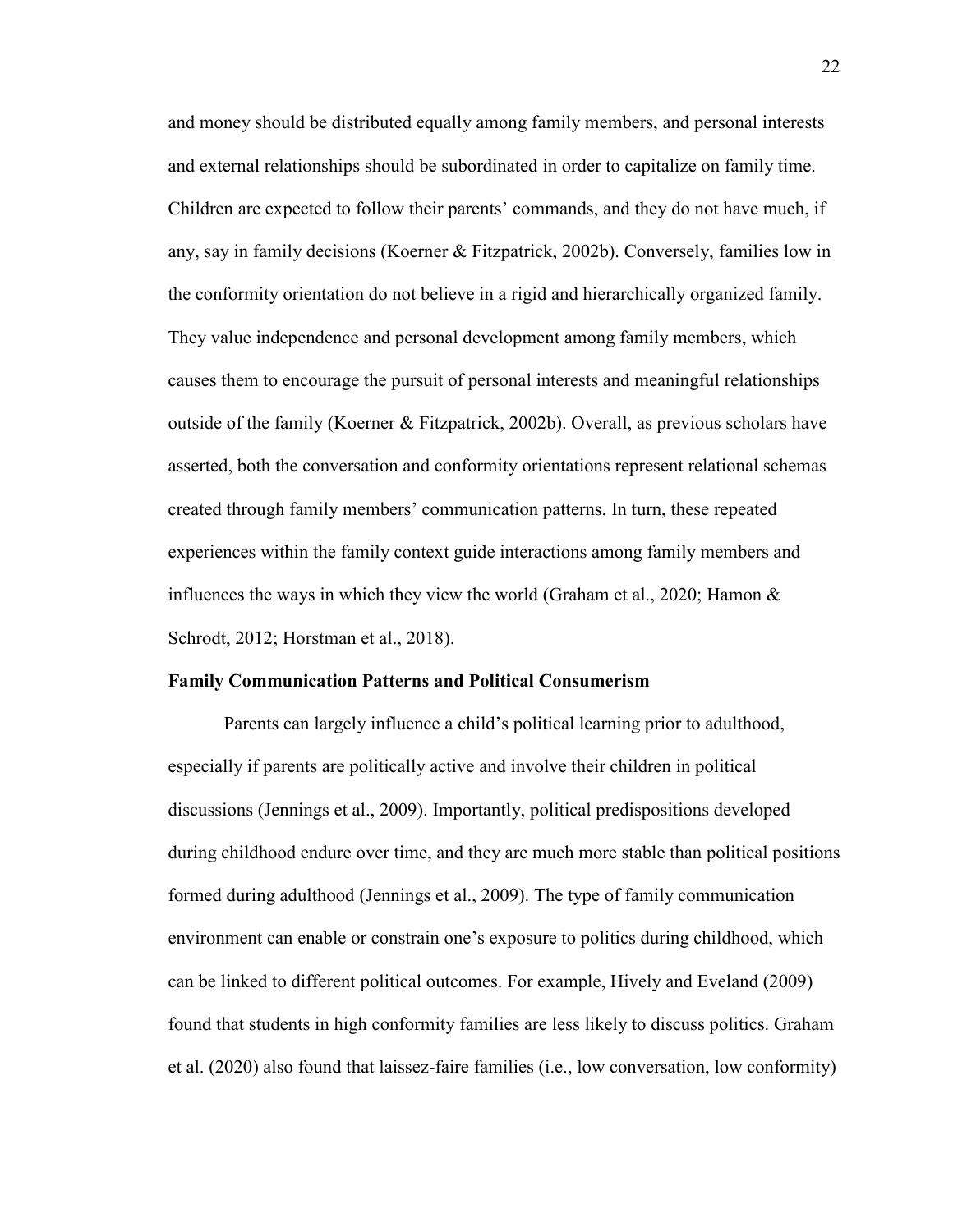and money should be distributed equally among family members, and personal interests and external relationships should be subordinated in order to capitalize on family time. Children are expected to follow their parents' commands, and they do not have much, if any, say in family decisions (Koerner & Fitzpatrick, 2002b). Conversely, families low in the conformity orientation do not believe in a rigid and hierarchically organized family. They value independence and personal development among family members, which causes them to encourage the pursuit of personal interests and meaningful relationships outside of the family (Koerner & Fitzpatrick, 2002b). Overall, as previous scholars have asserted, both the conversation and conformity orientations represent relational schemas created through family members' communication patterns. In turn, these repeated experiences within the family context guide interactions among family members and influences the ways in which they view the world (Graham et al., 2020; Hamon & Schrodt, 2012; Horstman et al., 2018).

**Family Communication Patterns and Political Consumerism**

Parents can largely influence a child's political learning prior to adulthood, especially if parents are politically active and involve their children in political discussions (Jennings et al., 2009). Importantly, political predispositions developed during childhood endure over time, and they are much more stable than political positions formed during adulthood (Jennings et al., 2009). The type of family communication environment can enable or constrain one's exposure to politics during childhood, which can be linked to different political outcomes. For example, Hively and Eveland (2009) found that students in high conformity families are less likely to discuss politics. Graham et al. (2020) also found that laissez-faire families (i.e., low conversation, low conformity)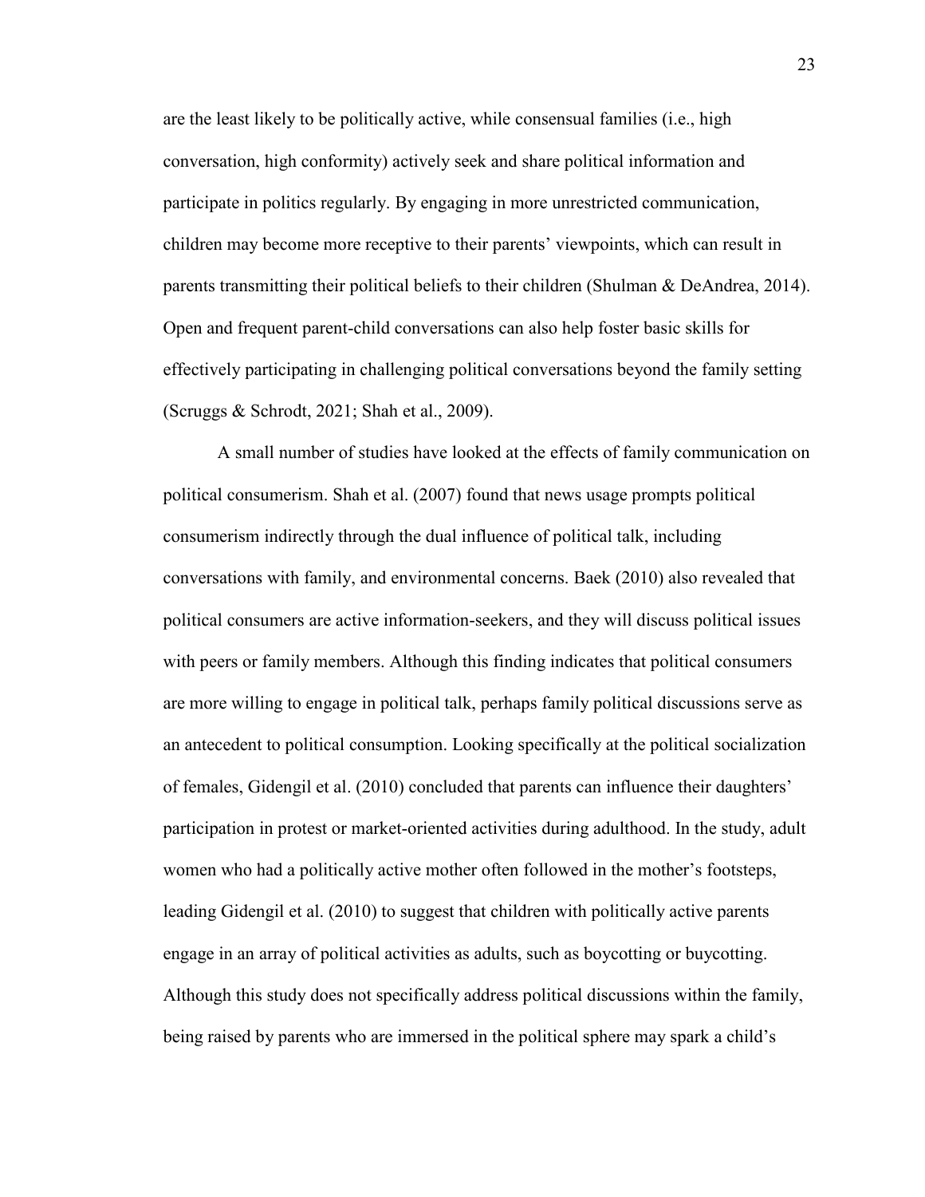are the least likely to be politically active, while consensual families (i.e., high conversation, high conformity) actively seek and share political information and participate in politics regularly. By engaging in more unrestricted communication, children may become more receptive to their parents' viewpoints, which can result in parents transmitting their political beliefs to their children (Shulman & DeAndrea, 2014). Open and frequent parent-child conversations can also help foster basic skills for effectively participating in challenging political conversations beyond the family setting (Scruggs & Schrodt, 2021; Shah et al., 2009).

A small number of studies have looked at the effects of family communication on political consumerism. Shah et al. (2007) found that news usage prompts political consumerism indirectly through the dual influence of political talk, including conversations with family, and environmental concerns. Baek (2010) also revealed that political consumers are active information-seekers, and they will discuss political issues with peers or family members. Although this finding indicates that political consumers are more willing to engage in political talk, perhaps family political discussions serve as an antecedent to political consumption. Looking specifically at the political socialization of females, Gidengil et al. (2010) concluded that parents can influence their daughters' participation in protest or market-oriented activities during adulthood. In the study, adult women who had a politically active mother often followed in the mother's footsteps, leading Gidengil et al. (2010) to suggest that children with politically active parents engage in an array of political activities as adults, such as boycotting or buycotting. Although this study does not specifically address political discussions within the family, being raised by parents who are immersed in the political sphere may spark a child's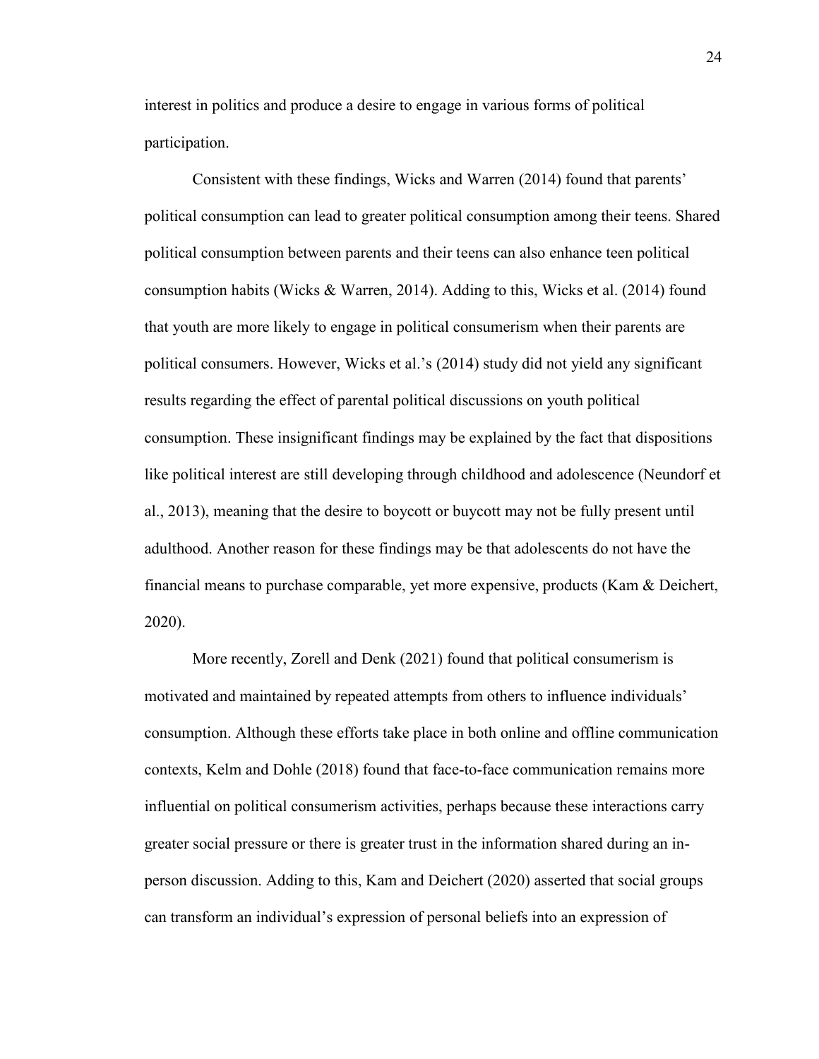interest in politics and produce a desire to engage in various forms of political participation.

Consistent with these findings, Wicks and Warren (2014) found that parents' political consumption can lead to greater political consumption among their teens. Shared political consumption between parents and their teens can also enhance teen political consumption habits (Wicks & Warren, 2014). Adding to this, Wicks et al. (2014) found that youth are more likely to engage in political consumerism when their parents are political consumers. However, Wicks et al.'s (2014) study did not yield any significant results regarding the effect of parental political discussions on youth political consumption. These insignificant findings may be explained by the fact that dispositions like political interest are still developing through childhood and adolescence (Neundorf et al., 2013), meaning that the desire to boycott or buycott may not be fully present until adulthood. Another reason for these findings may be that adolescents do not have the financial means to purchase comparable, yet more expensive, products (Kam & Deichert, 2020).

More recently, Zorell and Denk (2021) found that political consumerism is motivated and maintained by repeated attempts from others to influence individuals' consumption. Although these efforts take place in both online and offline communication contexts, Kelm and Dohle (2018) found that face-to-face communication remains more influential on political consumerism activities, perhaps because these interactions carry greater social pressure or there is greater trust in the information shared during an in-person discussion. Adding to this, Kam and Deichert (2020) asserted that social groups can transform an individual's expression of personal beliefs into an expression of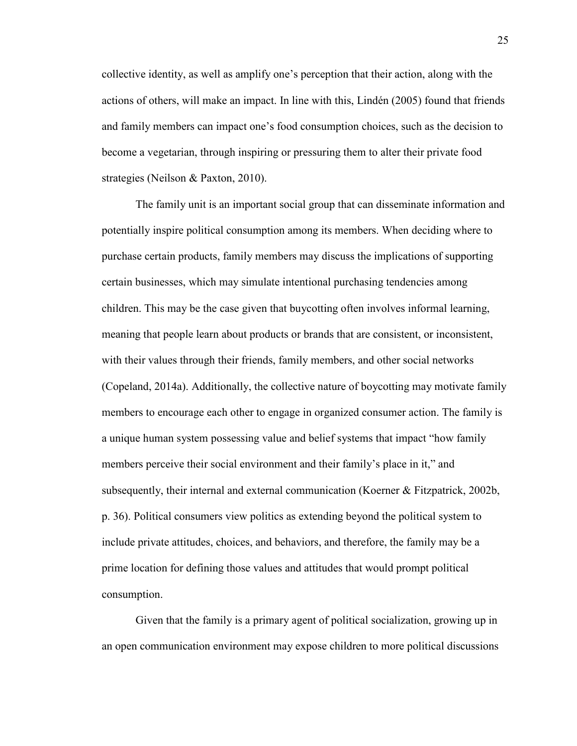collective identity, as well as amplify one's perception that their action, along with the actions of others, will make an impact. In line with this, Lindén (2005) found that friends and family members can impact one's food consumption choices, such as the decision to become a vegetarian, through inspiring or pressuring them to alter their private food strategies (Neilson & Paxton, 2010).

The family unit is an important social group that can disseminate information and potentially inspire political consumption among its members. When deciding where to purchase certain products, family members may discuss the implications of supporting certain businesses, which may simulate intentional purchasing tendencies among children. This may be the case given that buycotting often involves informal learning, meaning that people learn about products or brands that are consistent, or inconsistent, with their values through their friends, family members, and other social networks (Copeland, 2014a). Additionally, the collective nature of boycotting may motivate family members to encourage each other to engage in organized consumer action. The family is a unique human system possessing value and belief systems that impact "how family members perceive their social environment and their family's place in it," and subsequently, their internal and external communication (Koerner & Fitzpatrick, 2002b, p. 36). Political consumers view politics as extending beyond the political system to include private attitudes, choices, and behaviors, and therefore, the family may be a prime location for defining those values and attitudes that would prompt political consumption.

Given that the family is a primary agent of political socialization, growing up in an open communication environment may expose children to more political discussions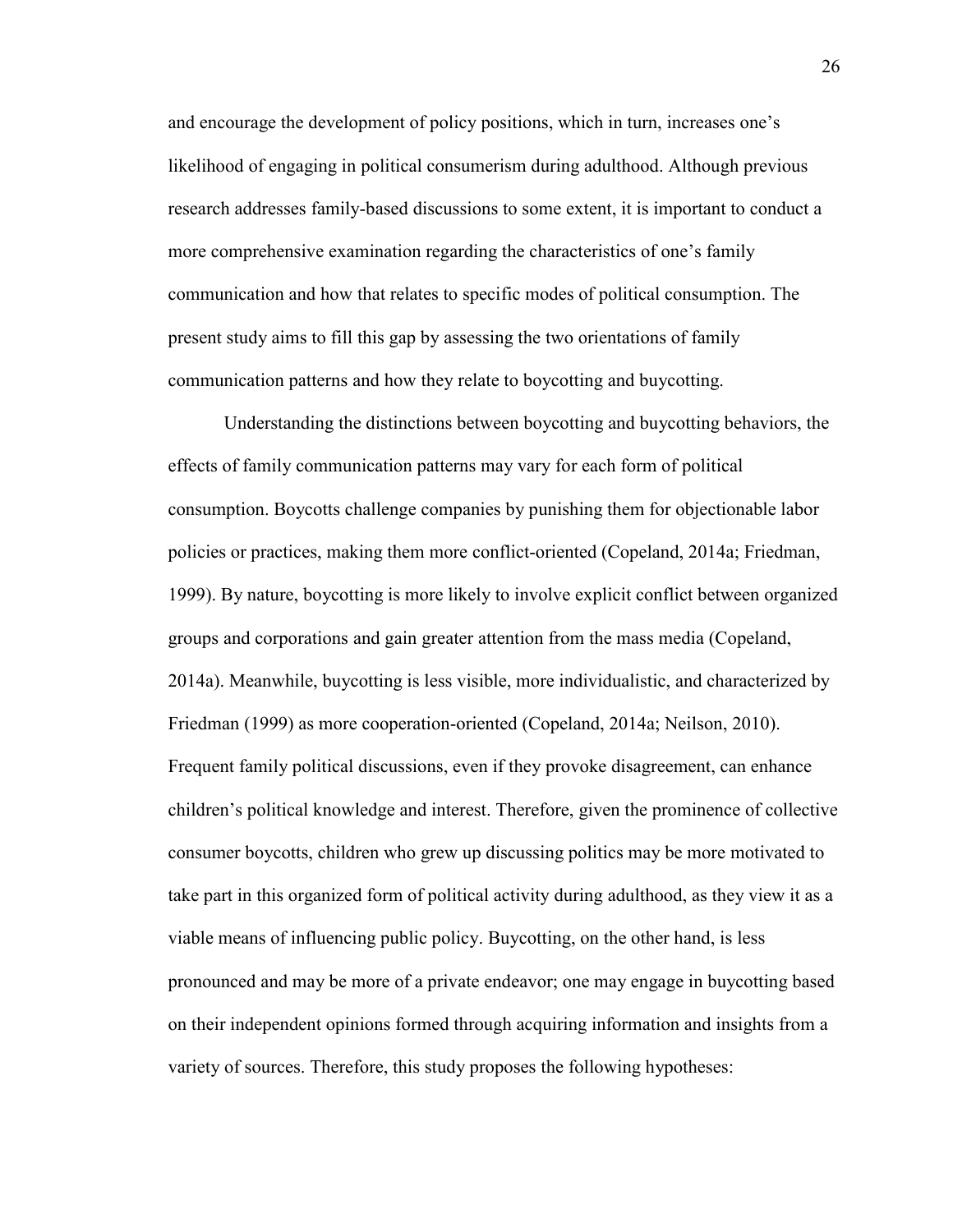and encourage the development of policy positions, which in turn, increases one's likelihood of engaging in political consumerism during adulthood. Although previous research addresses family-based discussions to some extent, it is important to conduct a more comprehensive examination regarding the characteristics of one's family communication and how that relates to specific modes of political consumption. The present study aims to fill this gap by assessing the two orientations of family communication patterns and how they relate to boycotting and buycotting.

Understanding the distinctions between boycotting and buycotting behaviors, the effects of family communication patterns may vary for each form of political consumption. Boycotts challenge companies by punishing them for objectionable labor policies or practices, making them more conflict-oriented (Copeland, 2014a; Friedman, 1999). By nature, boycotting is more likely to involve explicit conflict between organized groups and corporations and gain greater attention from the mass media (Copeland, 2014a). Meanwhile, buycotting is less visible, more individualistic, and characterized by Friedman (1999) as more cooperation-oriented (Copeland, 2014a; Neilson, 2010). Frequent family political discussions, even if they provoke disagreement, can enhance children's political knowledge and interest. Therefore, given the prominence of collective consumer boycotts, children who grew up discussing politics may be more motivated to take part in this organized form of political activity during adulthood, as they view it as a viable means of influencing public policy. Buycotting, on the other hand, is less pronounced and may be more of a private endeavor; one may engage in buycotting based on their independent opinions formed through acquiring information and insights from a variety of sources. Therefore, this study proposes the following hypotheses: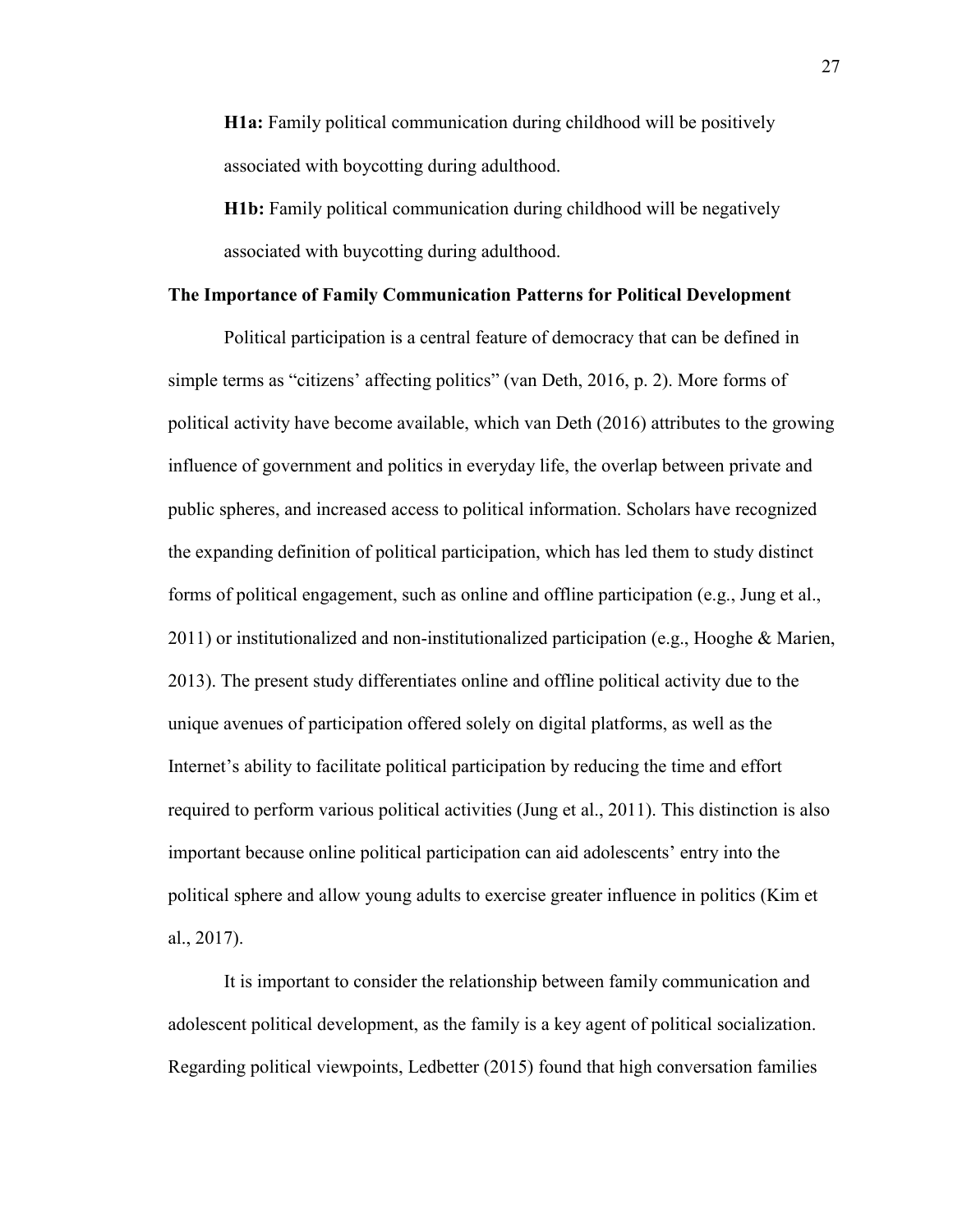**H1a:** Family political communication during childhood will be positively associated with boycotting during adulthood.

**H1b:** Family political communication during childhood will be negatively associated with buycotting during adulthood.

## The Importance of Family Communication Patterns for Political Development

Political participation is a central feature of democracy that can be defined in simple terms as "citizens' affecting politics" (van Deth, 2016, p. 2). More forms of political activity have become available, which van Deth (2016) attributes to the growing influence of government and politics in everyday life, the overlap between private and public spheres, and increased access to political information. Scholars have recognized the expanding definition of political participation, which has led them to study distinct forms of political engagement, such as online and offline participation (e.g., Jung et al., 2011) or institutionalized and non-institutionalized participation (e.g., Hooghe & Marien, 2013). The present study differentiates online and offline political activity due to the unique avenues of participation offered solely on digital platforms, as well as the Internet's ability to facilitate political participation by reducing the time and effort required to perform various political activities (Jung et al., 2011). This distinction is also important because online political participation can aid adolescents' entry into the political sphere and allow young adults to exercise greater influence in politics (Kim et al., 2017).

It is important to consider the relationship between family communication and adolescent political development, as the family is a key agent of political socialization. Regarding political viewpoints, Ledbetter (2015) found that high conversation families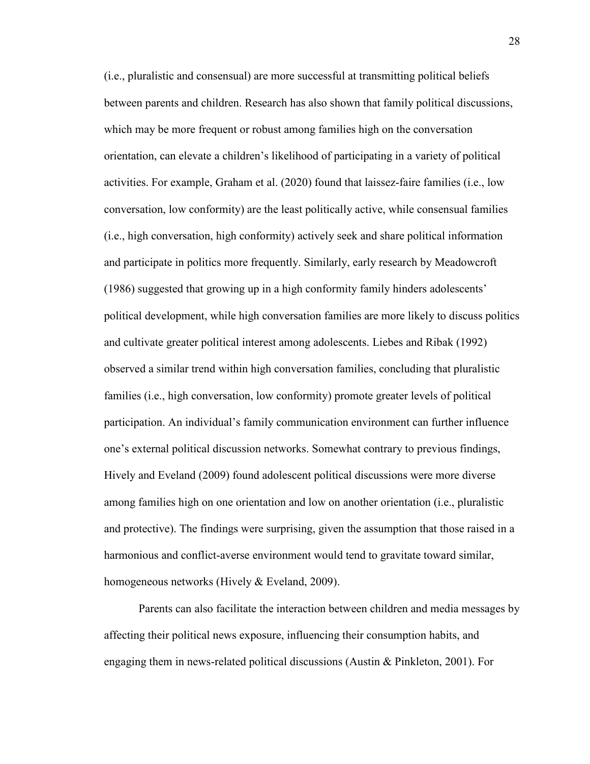(i.e., pluralistic and consensual) are more successful at transmitting political beliefs between parents and children. Research has also shown that family political discussions, which may be more frequent or robust among families high on the conversation orientation, can elevate a children's likelihood of participating in a variety of political activities. For example, Graham et al. (2020) found that laissez-faire families (i.e., low conversation, low conformity) are the least politically active, while consensual families (i.e., high conversation, high conformity) actively seek and share political information and participate in politics more frequently. Similarly, early research by Meadowcroft (1986) suggested that growing up in a high conformity family hinders adolescents' political development, while high conversation families are more likely to discuss politics and cultivate greater political interest among adolescents. Liebes and Ribak (1992) observed a similar trend within high conversation families, concluding that pluralistic families (i.e., high conversation, low conformity) promote greater levels of political participation. An individual's family communication environment can further influence one's external political discussion networks. Somewhat contrary to previous findings, Hively and Eveland (2009) found adolescent political discussions were more diverse among families high on one orientation and low on another orientation (i.e., pluralistic and protective). The findings were surprising, given the assumption that those raised in a harmonious and conflict-averse environment would tend to gravitate toward similar, homogeneous networks (Hively & Eveland, 2009).

Parents can also facilitate the interaction between children and media messages by affecting their political news exposure, influencing their consumption habits, and engaging them in news-related political discussions (Austin & Pinkleton, 2001). For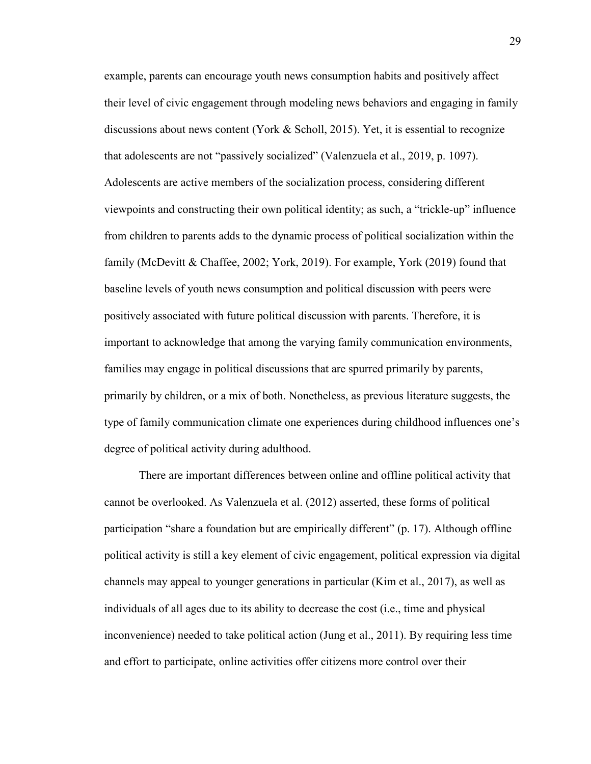example, parents can encourage youth news consumption habits and positively affect their level of civic engagement through modeling news behaviors and engaging in family discussions about news content (York & Scholl, 2015). Yet, it is essential to recognize that adolescents are not "passively socialized" (Valenzuela et al., 2019, p. 1097). Adolescents are active members of the socialization process, considering different viewpoints and constructing their own political identity; as such, a "trickle-up" influence from children to parents adds to the dynamic process of political socialization within the family (McDevitt & Chaffee, 2002; York, 2019). For example, York (2019) found that baseline levels of youth news consumption and political discussion with peers were positively associated with future political discussion with parents. Therefore, it is important to acknowledge that among the varying family communication environments, families may engage in political discussions that are spurred primarily by parents, primarily by children, or a mix of both. Nonetheless, as previous literature suggests, the type of family communication climate one experiences during childhood influences one's degree of political activity during adulthood.

There are important differences between online and offline political activity that cannot be overlooked. As Valenzuela et al. (2012) asserted, these forms of political participation "share a foundation but are empirically different" (p. 17). Although offline political activity is still a key element of civic engagement, political expression via digital channels may appeal to younger generations in particular (Kim et al., 2017), as well as individuals of all ages due to its ability to decrease the cost (i.e., time and physical inconvenience) needed to take political action (Jung et al., 2011). By requiring less time and effort to participate, online activities offer citizens more control over their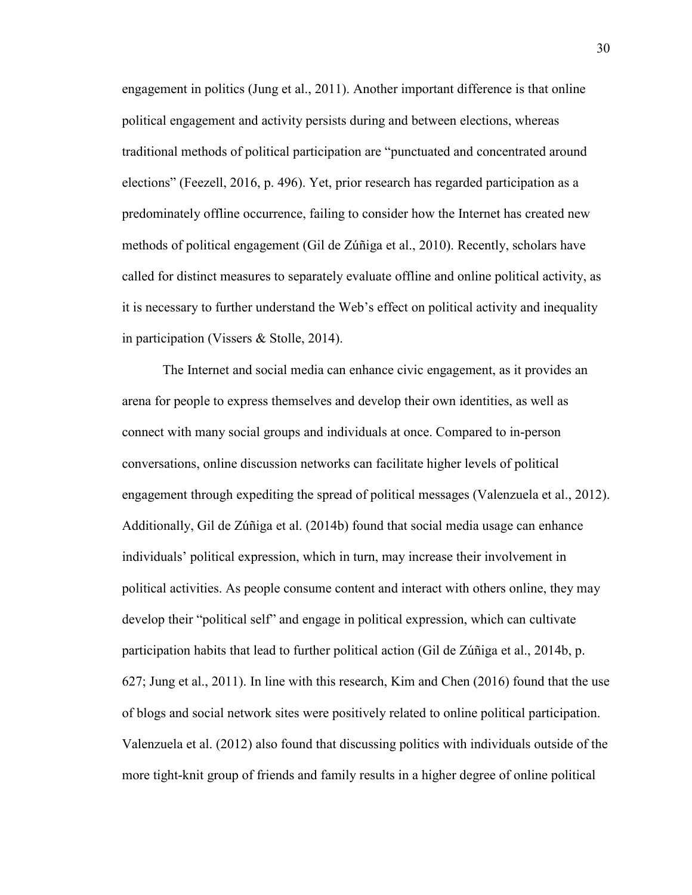engagement in politics (Jung et al., 2011). Another important difference is that online political engagement and activity persists during and between elections, whereas traditional methods of political participation are "punctuated and concentrated around elections" (Feezell, 2016, p. 496). Yet, prior research has regarded participation as a predominately offline occurrence, failing to consider how the Internet has created new methods of political engagement (Gil de Zúñiga et al., 2010). Recently, scholars have called for distinct measures to separately evaluate offline and online political activity, as it is necessary to further understand the Web's effect on political activity and inequality in participation (Vissers & Stolle, 2014).

The Internet and social media can enhance civic engagement, as it provides an arena for people to express themselves and develop their own identities, as well as connect with many social groups and individuals at once. Compared to in-person conversations, online discussion networks can facilitate higher levels of political engagement through expediting the spread of political messages (Valenzuela et al., 2012). Additionally, Gil de Zúñiga et al. (2014b) found that social media usage can enhance individuals' political expression, which in turn, may increase their involvement in political activities. As people consume content and interact with others online, they may develop their "political self" and engage in political expression, which can cultivate participation habits that lead to further political action (Gil de Zúñiga et al., 2014b, p. 627; Jung et al., 2011). In line with this research, Kim and Chen (2016) found that the use of blogs and social network sites were positively related to online political participation. Valenzuela et al. (2012) also found that discussing politics with individuals outside of the more tight-knit group of friends and family results in a higher degree of online political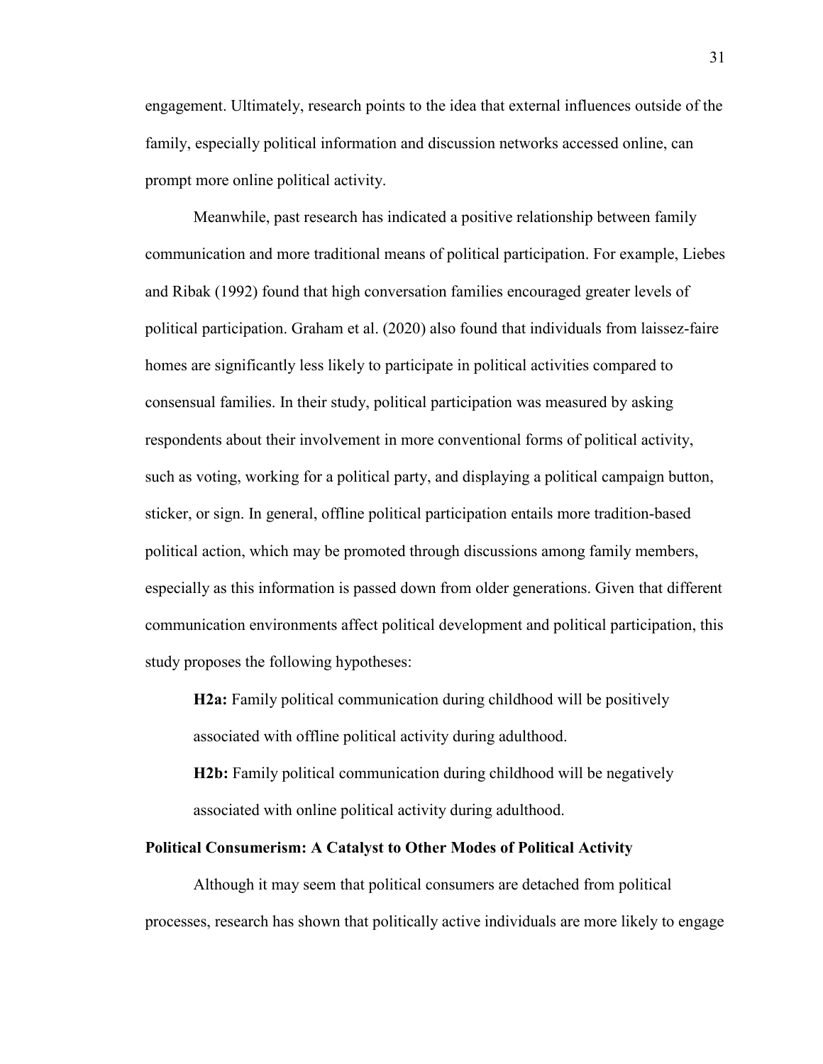engagement. Ultimately, research points to the idea that external influences outside of the family, especially political information and discussion networks accessed online, can prompt more online political activity.

Meanwhile, past research has indicated a positive relationship between family communication and more traditional means of political participation. For example, Liebes and Ribak (1992) found that high conversation families encouraged greater levels of political participation. Graham et al. (2020) also found that individuals from laissez-faire homes are significantly less likely to participate in political activities compared to consensual families. In their study, political participation was measured by asking respondents about their involvement in more conventional forms of political activity, such as voting, working for a political party, and displaying a political campaign button, sticker, or sign. In general, offline political participation entails more tradition-based political action, which may be promoted through discussions among family members, especially as this information is passed down from older generations. Given that different communication environments affect political development and political participation, this study proposes the following hypotheses:

> **H2a:** Family political communication during childhood will be positively associated with offline political activity during adulthood.
>
> **H2b:** Family political communication during childhood will be negatively associated with online political activity during adulthood.

### Political Consumerism: A Catalyst to Other Modes of Political Activity

Although it may seem that political consumers are detached from political processes, research has shown that politically active individuals are more likely to engage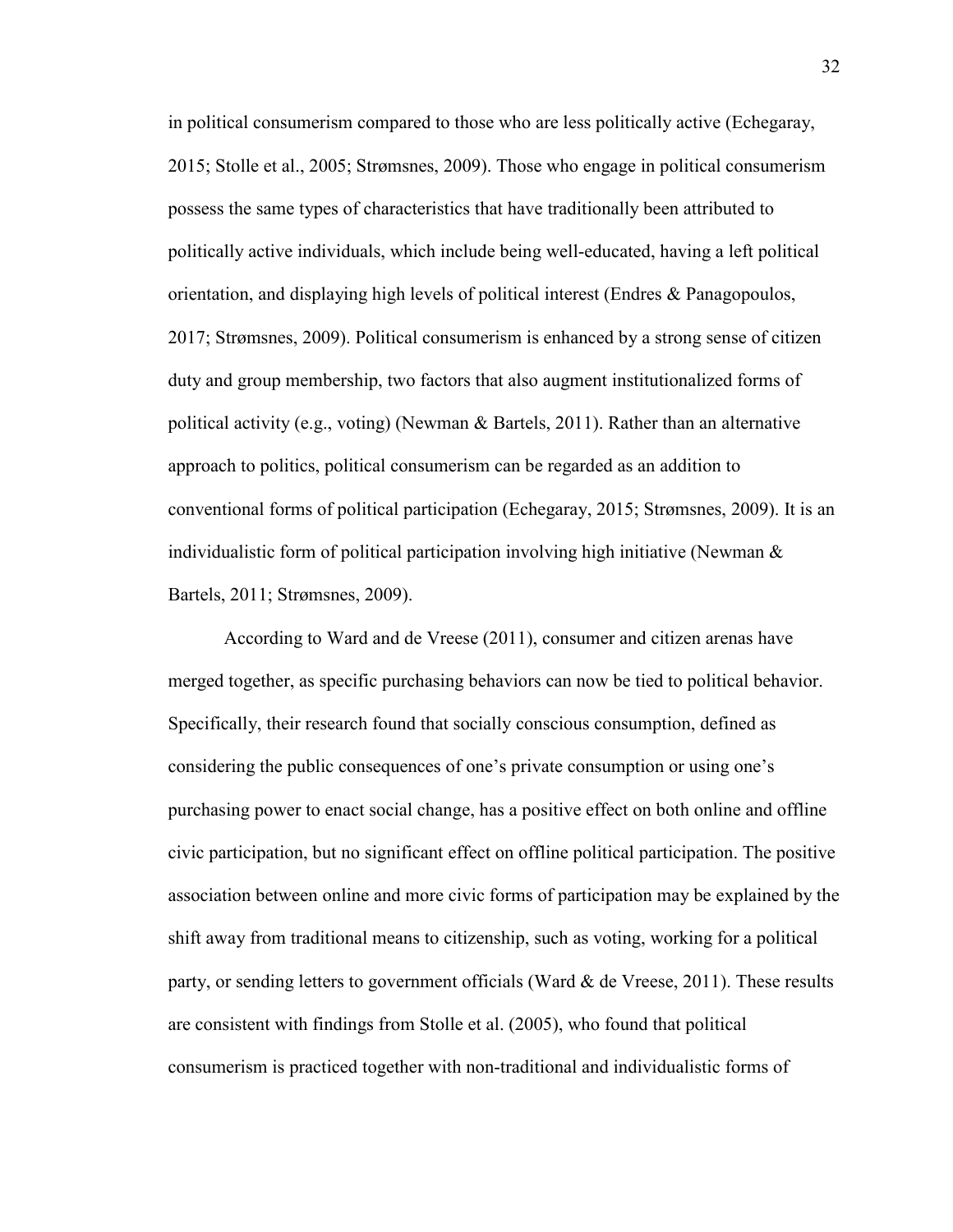in political consumerism compared to those who are less politically active (Echegaray, 2015; Stolle et al., 2005; Strømsnes, 2009). Those who engage in political consumerism possess the same types of characteristics that have traditionally been attributed to politically active individuals, which include being well-educated, having a left political orientation, and displaying high levels of political interest (Endres & Panagopoulos, 2017; Strømsnes, 2009). Political consumerism is enhanced by a strong sense of citizen duty and group membership, two factors that also augment institutionalized forms of political activity (e.g., voting) (Newman & Bartels, 2011). Rather than an alternative approach to politics, political consumerism can be regarded as an addition to conventional forms of political participation (Echegaray, 2015; Strømsnes, 2009). It is an individualistic form of political participation involving high initiative (Newman & Bartels, 2011; Strømsnes, 2009).

According to Ward and de Vreese (2011), consumer and citizen arenas have merged together, as specific purchasing behaviors can now be tied to political behavior. Specifically, their research found that socially conscious consumption, defined as considering the public consequences of one's private consumption or using one's purchasing power to enact social change, has a positive effect on both online and offline civic participation, but no significant effect on offline political participation. The positive association between online and more civic forms of participation may be explained by the shift away from traditional means to citizenship, such as voting, working for a political party, or sending letters to government officials (Ward & de Vreese, 2011). These results are consistent with findings from Stolle et al. (2005), who found that political consumerism is practiced together with non-traditional and individualistic forms of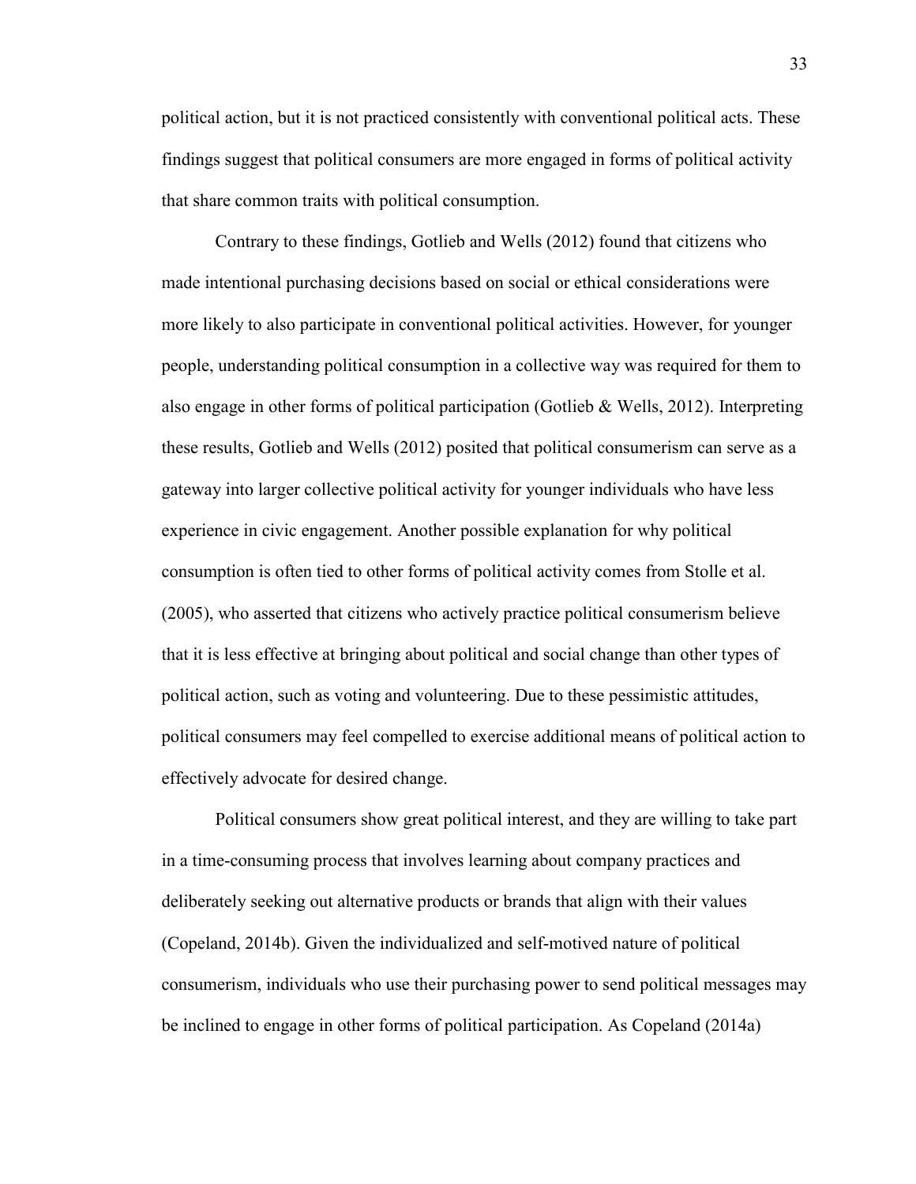political action, but it is not practiced consistently with conventional political acts. These findings suggest that political consumers are more engaged in forms of political activity that share common traits with political consumption.

Contrary to these findings, Gotlieb and Wells (2012) found that citizens who made intentional purchasing decisions based on social or ethical considerations were more likely to also participate in conventional political activities. However, for younger people, understanding political consumption in a collective way was required for them to also engage in other forms of political participation (Gotlieb & Wells, 2012). Interpreting these results, Gotlieb and Wells (2012) posited that political consumerism can serve as a gateway into larger collective political activity for younger individuals who have less experience in civic engagement. Another possible explanation for why political consumption is often tied to other forms of political activity comes from Stolle et al. (2005), who asserted that citizens who actively practice political consumerism believe that it is less effective at bringing about political and social change than other types of political action, such as voting and volunteering. Due to these pessimistic attitudes, political consumers may feel compelled to exercise additional means of political action to effectively advocate for desired change.

Political consumers show great political interest, and they are willing to take part in a time-consuming process that involves learning about company practices and deliberately seeking out alternative products or brands that align with their values (Copeland, 2014b). Given the individualized and self-motived nature of political consumerism, individuals who use their purchasing power to send political messages may be inclined to engage in other forms of political participation. As Copeland (2014a)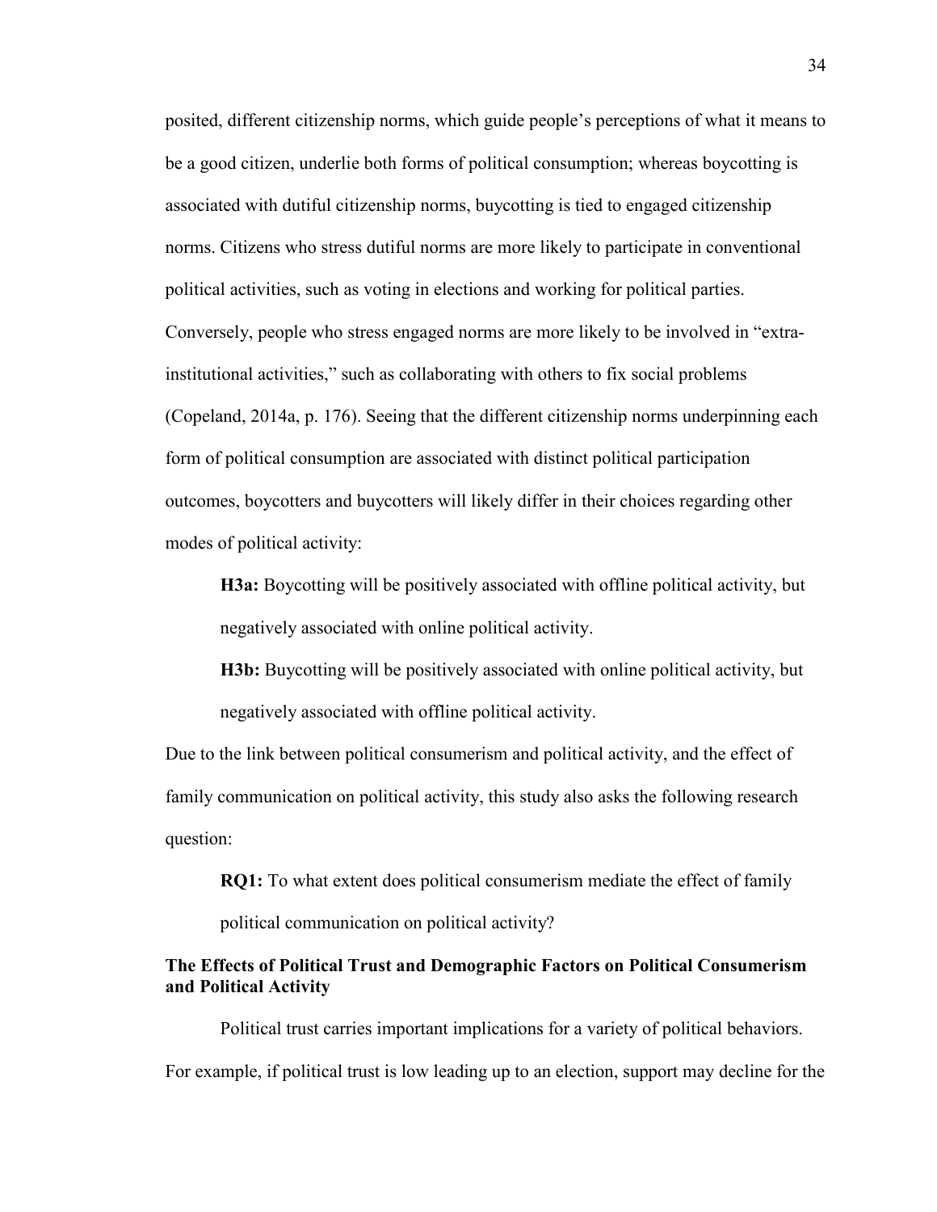posited, different citizenship norms, which guide people's perceptions of what it means to be a good citizen, underlie both forms of political consumption; whereas boycotting is associated with dutiful citizenship norms, buycotting is tied to engaged citizenship norms. Citizens who stress dutiful norms are more likely to participate in conventional political activities, such as voting in elections and working for political parties. Conversely, people who stress engaged norms are more likely to be involved in "extra-institutional activities," such as collaborating with others to fix social problems (Copeland, 2014a, p. 176). Seeing that the different citizenship norms underpinning each form of political consumption are associated with distinct political participation outcomes, boycotters and buycotters will likely differ in their choices regarding other modes of political activity:

> **H3a:** Boycotting will be positively associated with offline political activity, but negatively associated with online political activity.
>
> **H3b:** Buycotting will be positively associated with online political activity, but negatively associated with offline political activity.

Due to the link between political consumerism and political activity, and the effect of family communication on political activity, this study also asks the following research question:

> **RQ1:** To what extent does political consumerism mediate the effect of family political communication on political activity?

### The Effects of Political Trust and Demographic Factors on Political Consumerism and Political Activity

Political trust carries important implications for a variety of political behaviors. For example, if political trust is low leading up to an election, support may decline for the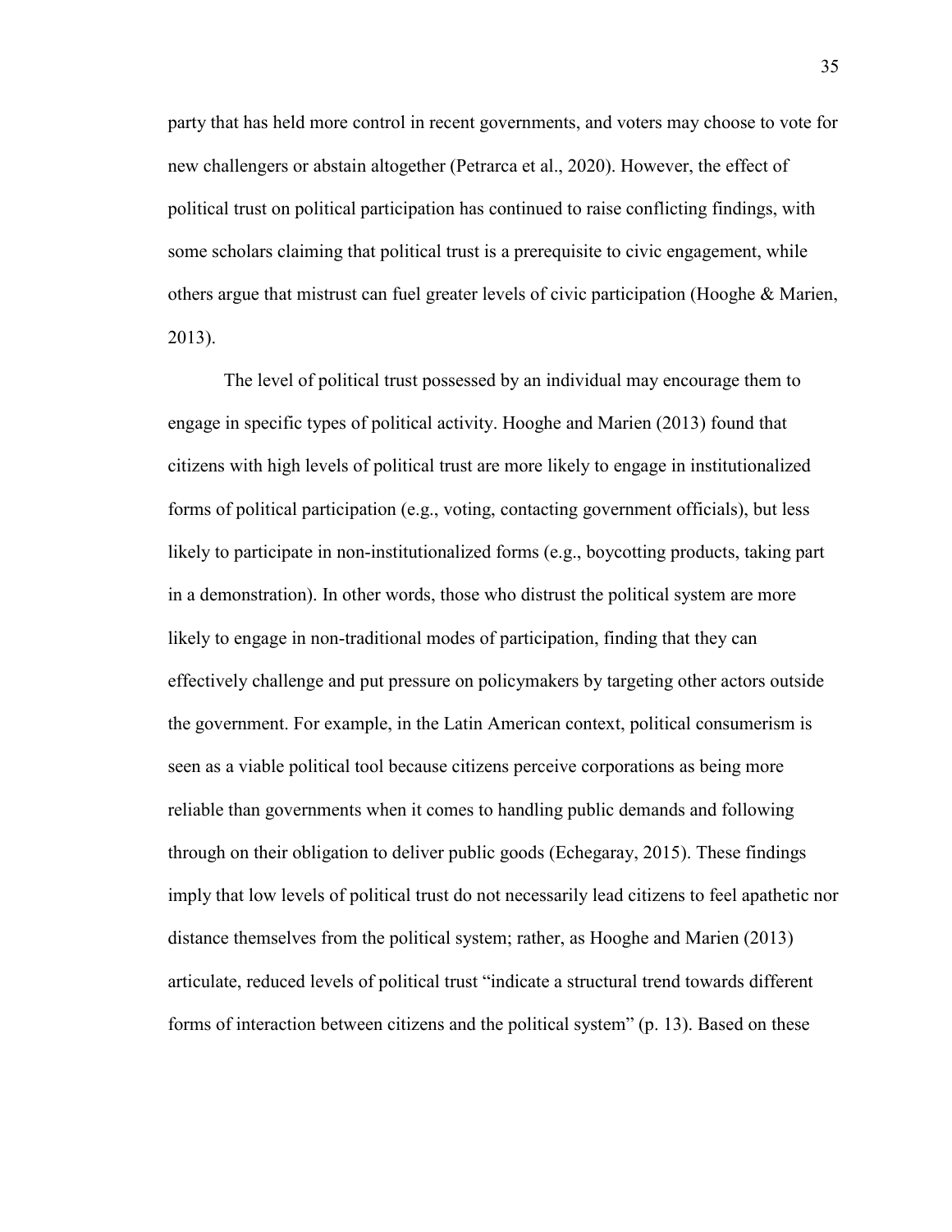party that has held more control in recent governments, and voters may choose to vote for new challengers or abstain altogether (Petrarca et al., 2020). However, the effect of political trust on political participation has continued to raise conflicting findings, with some scholars claiming that political trust is a prerequisite to civic engagement, while others argue that mistrust can fuel greater levels of civic participation (Hooghe & Marien, 2013).

The level of political trust possessed by an individual may encourage them to engage in specific types of political activity. Hooghe and Marien (2013) found that citizens with high levels of political trust are more likely to engage in institutionalized forms of political participation (e.g., voting, contacting government officials), but less likely to participate in non-institutionalized forms (e.g., boycotting products, taking part in a demonstration). In other words, those who distrust the political system are more likely to engage in non-traditional modes of participation, finding that they can effectively challenge and put pressure on policymakers by targeting other actors outside the government. For example, in the Latin American context, political consumerism is seen as a viable political tool because citizens perceive corporations as being more reliable than governments when it comes to handling public demands and following through on their obligation to deliver public goods (Echegaray, 2015). These findings imply that low levels of political trust do not necessarily lead citizens to feel apathetic nor distance themselves from the political system; rather, as Hooghe and Marien (2013) articulate, reduced levels of political trust "indicate a structural trend towards different forms of interaction between citizens and the political system" (p. 13). Based on these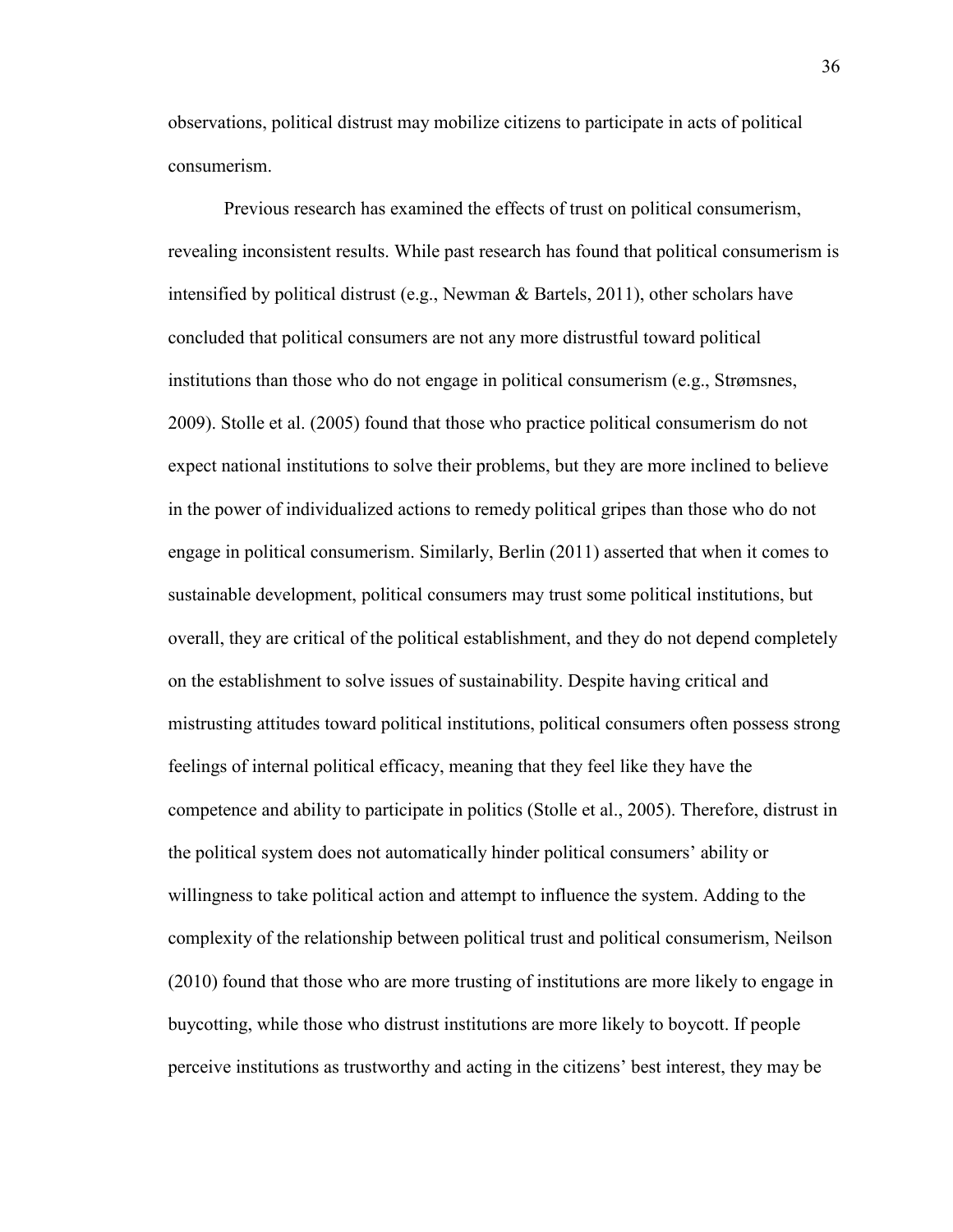observations, political distrust may mobilize citizens to participate in acts of political consumerism.

Previous research has examined the effects of trust on political consumerism, revealing inconsistent results. While past research has found that political consumerism is intensified by political distrust (e.g., Newman & Bartels, 2011), other scholars have concluded that political consumers are not any more distrustful toward political institutions than those who do not engage in political consumerism (e.g., Strømsnes, 2009). Stolle et al. (2005) found that those who practice political consumerism do not expect national institutions to solve their problems, but they are more inclined to believe in the power of individualized actions to remedy political gripes than those who do not engage in political consumerism. Similarly, Berlin (2011) asserted that when it comes to sustainable development, political consumers may trust some political institutions, but overall, they are critical of the political establishment, and they do not depend completely on the establishment to solve issues of sustainability. Despite having critical and mistrusting attitudes toward political institutions, political consumers often possess strong feelings of internal political efficacy, meaning that they feel like they have the competence and ability to participate in politics (Stolle et al., 2005). Therefore, distrust in the political system does not automatically hinder political consumers' ability or willingness to take political action and attempt to influence the system. Adding to the complexity of the relationship between political trust and political consumerism, Neilson (2010) found that those who are more trusting of institutions are more likely to engage in buycotting, while those who distrust institutions are more likely to boycott. If people perceive institutions as trustworthy and acting in the citizens' best interest, they may be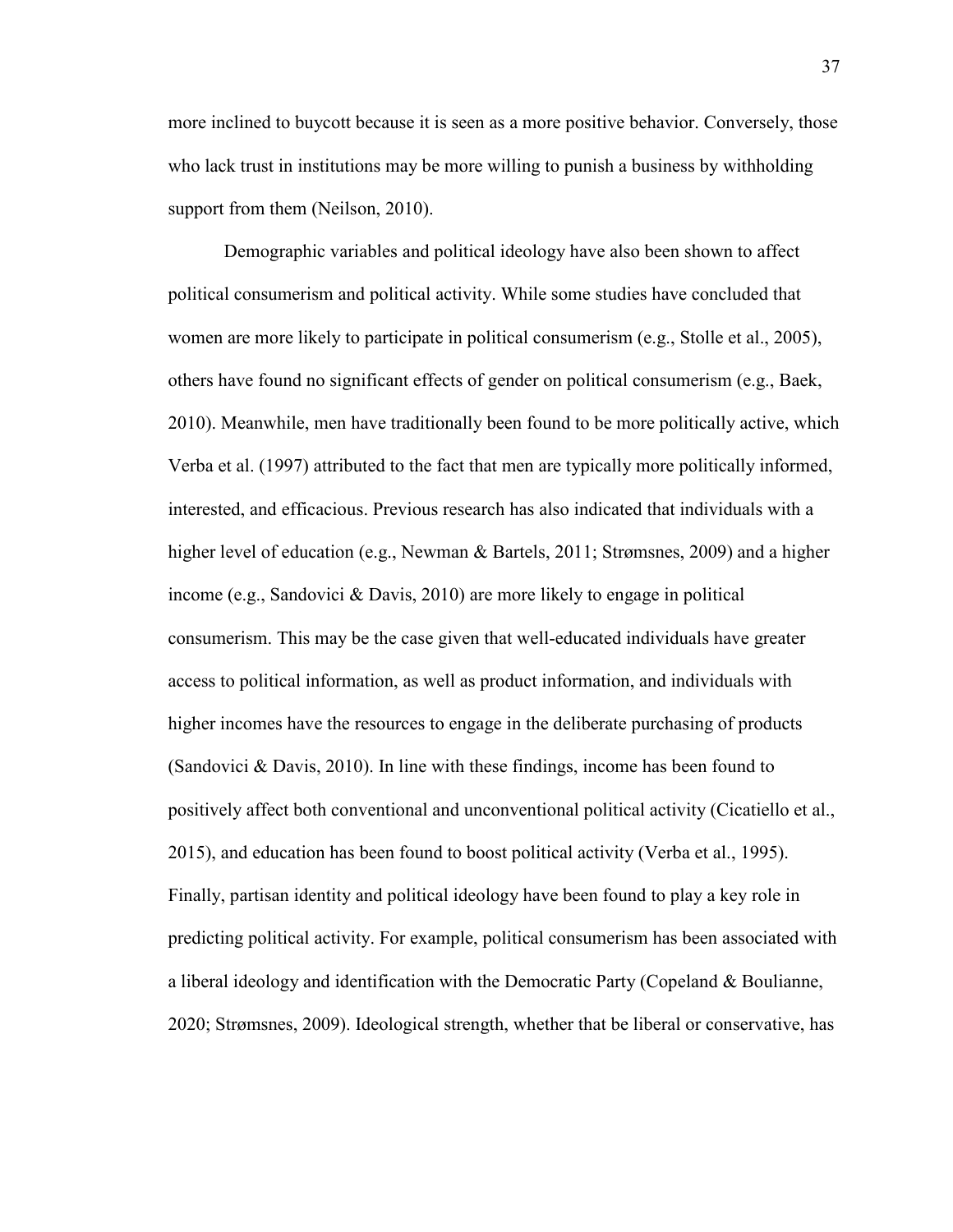more inclined to buycott because it is seen as a more positive behavior. Conversely, those who lack trust in institutions may be more willing to punish a business by withholding support from them (Neilson, 2010).

Demographic variables and political ideology have also been shown to affect political consumerism and political activity. While some studies have concluded that women are more likely to participate in political consumerism (e.g., Stolle et al., 2005), others have found no significant effects of gender on political consumerism (e.g., Baek, 2010). Meanwhile, men have traditionally been found to be more politically active, which Verba et al. (1997) attributed to the fact that men are typically more politically informed, interested, and efficacious. Previous research has also indicated that individuals with a higher level of education (e.g., Newman & Bartels, 2011; Strømsnes, 2009) and a higher income (e.g., Sandovici & Davis, 2010) are more likely to engage in political consumerism. This may be the case given that well-educated individuals have greater access to political information, as well as product information, and individuals with higher incomes have the resources to engage in the deliberate purchasing of products (Sandovici & Davis, 2010). In line with these findings, income has been found to positively affect both conventional and unconventional political activity (Cicatiello et al., 2015), and education has been found to boost political activity (Verba et al., 1995). Finally, partisan identity and political ideology have been found to play a key role in predicting political activity. For example, political consumerism has been associated with a liberal ideology and identification with the Democratic Party (Copeland & Boulianne, 2020; Strømsnes, 2009). Ideological strength, whether that be liberal or conservative, has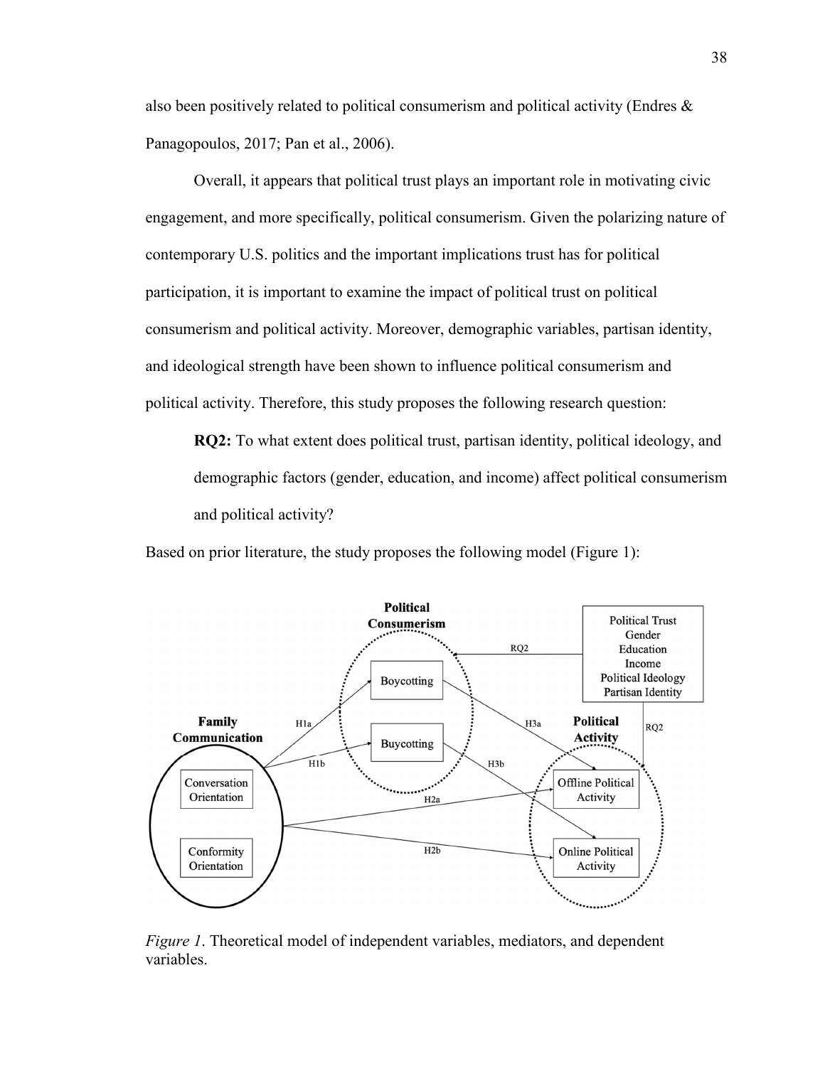also been positively related to political consumerism and political activity (Endres & Panagopoulos, 2017; Pan et al., 2006).

Overall, it appears that political trust plays an important role in motivating civic engagement, and more specifically, political consumerism. Given the polarizing nature of contemporary U.S. politics and the important implications trust has for political participation, it is important to examine the impact of political trust on political consumerism and political activity. Moreover, demographic variables, partisan identity, and ideological strength have been shown to influence political consumerism and political activity. Therefore, this study proposes the following research question:

> **RQ2:** To what extent does political trust, partisan identity, political ideology, and demographic factors (gender, education, and income) affect political consumerism and political activity?

Based on prior literature, the study proposes the following model (Figure 1):

*Figure 1*. Theoretical model of independent variables, mediators, and dependent variables.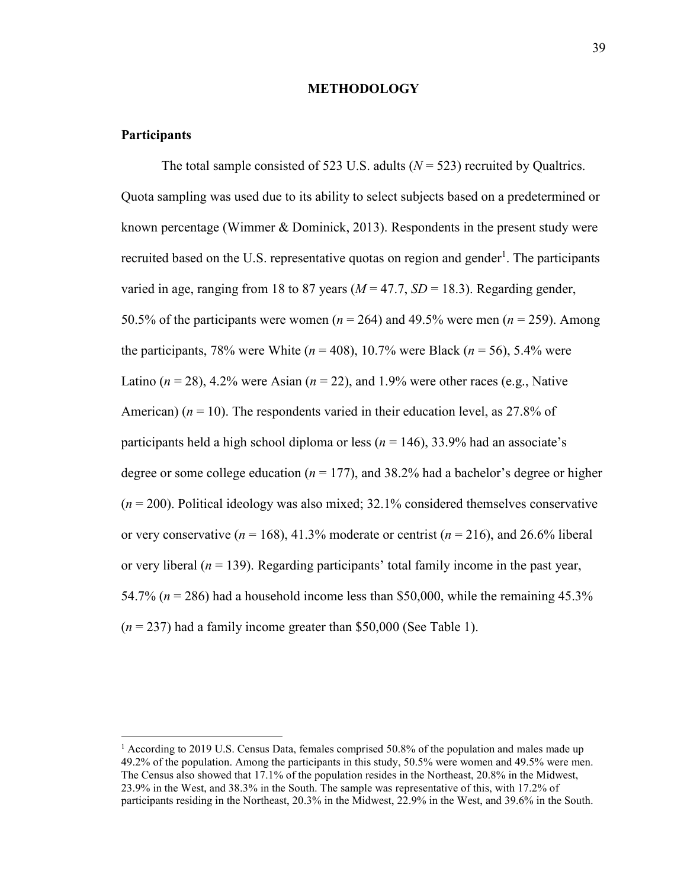# METHODOLOGY

## Participants

The total sample consisted of 523 U.S. adults (*N* = 523) recruited by Qualtrics. Quota sampling was used due to its ability to select subjects based on a predetermined or known percentage (Wimmer & Dominick, 2013). Respondents in the present study were recruited based on the U.S. representative quotas on region and gender[1]. The participants varied in age, ranging from 18 to 87 years (*M* = 47.7, *SD* = 18.3). Regarding gender, 50.5% of the participants were women (*n* = 264) and 49.5% were men (*n* = 259). Among the participants, 78% were White (*n* = 408), 10.7% were Black (*n* = 56), 5.4% were Latino (*n* = 28), 4.2% were Asian (*n* = 22), and 1.9% were other races (e.g., Native American) (*n* = 10). The respondents varied in their education level, as 27.8% of participants held a high school diploma or less (*n* = 146), 33.9% had an associate's degree or some college education (*n* = 177), and 38.2% had a bachelor's degree or higher (*n* = 200). Political ideology was also mixed; 32.1% considered themselves conservative or very conservative (*n* = 168), 41.3% moderate or centrist (*n* = 216), and 26.6% liberal or very liberal (*n* = 139). Regarding participants' total family income in the past year, 54.7% (*n* = 286) had a household income less than $50,000, while the remaining 45.3% (*n* = 237) had a family income greater than $50,000 (See Table 1).

---

[1] According to 2019 U.S. Census Data, females comprised 50.8% of the population and males made up 49.2% of the population. Among the participants in this study, 50.5% were women and 49.5% were men. The Census also showed that 17.1% of the population resides in the Northeast, 20.8% in the Midwest, 23.9% in the West, and 38.3% in the South. The sample was representative of this, with 17.2% of participants residing in the Northeast, 20.3% in the Midwest, 22.9% in the West, and 39.6% in the South.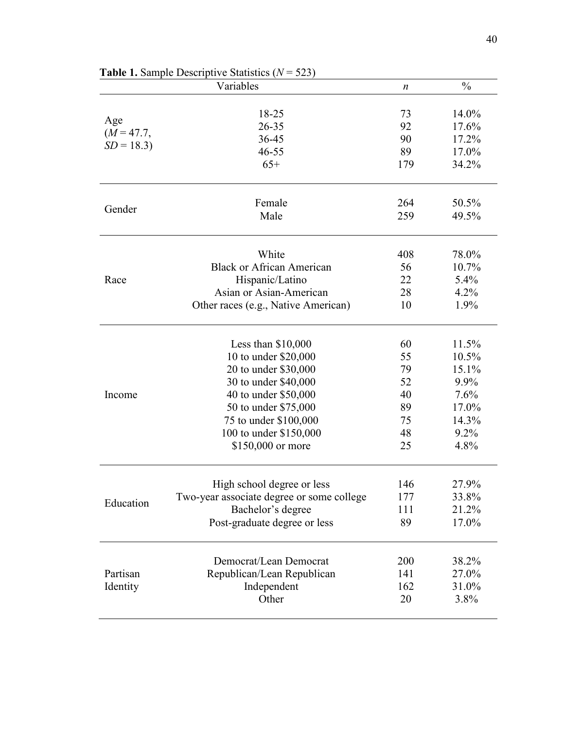**Table 1.** Sample Descriptive Statistics ($N$ = 523)

| Variables | | $n$ | % |
|---|---|---|---|
| Age ($M$ = 47.7, $SD$ = 18.3) | 18-25 | 73 | 14.0% |
| | 26-35 | 92 | 17.6% |
| | 36-45 | 90 | 17.2% |
| | 46-55 | 89 | 17.0% |
| | 65+ | 179 | 34.2% |
| Gender | Female | 264 | 50.5% |
| | Male | 259 | 49.5% |
| Race | White | 408 | 78.0% |
| | Black or African American | 56 | 10.7% |
| | Hispanic/Latino | 22 | 5.4% |
| | Asian or Asian-American | 28 | 4.2% |
| | Other races (e.g., Native American) | 10 | 1.9% |
| Income | Less than $10,000 | 60 | 11.5% |
| | 10 to under $20,000 | 55 | 10.5% |
| | 20 to under $30,000 | 79 | 15.1% |
| | 30 to under $40,000 | 52 | 9.9% |
| | 40 to under $50,000 | 40 | 7.6% |
| | 50 to under $75,000 | 89 | 17.0% |
| | 75 to under $100,000 | 75 | 14.3% |
| | 100 to under $150,000 | 48 | 9.2% |
| | $150,000 or more | 25 | 4.8% |
| Education | High school degree or less | 146 | 27.9% |
| | Two-year associate degree or some college | 177 | 33.8% |
| | Bachelor's degree | 111 | 21.2% |
| | Post-graduate degree or less | 89 | 17.0% |
| Partisan Identity | Democrat/Lean Democrat | 200 | 38.2% |
| | Republican/Lean Republican | 141 | 27.0% |
| | Independent | 162 | 31.0% |
| | Other | 20 | 3.8% |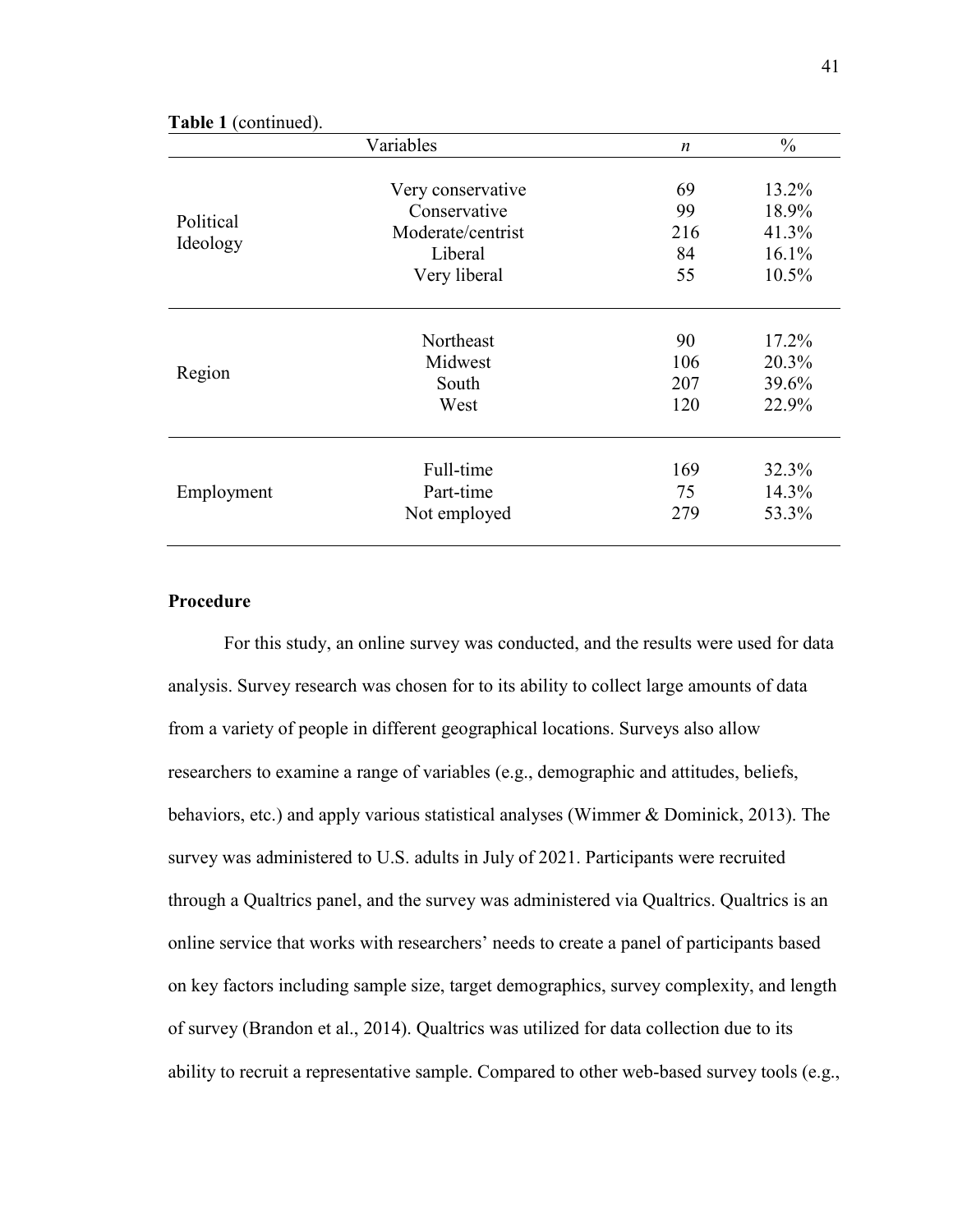**Table 1** (continued).

| Variables | | *n* | % |
|---|---|---|---|
| Political Ideology | Very conservative | 69 | 13.2% |
| | Conservative | 99 | 18.9% |
| | Moderate/centrist | 216 | 41.3% |
| | Liberal | 84 | 16.1% |
| | Very liberal | 55 | 10.5% |
| Region | Northeast | 90 | 17.2% |
| | Midwest | 106 | 20.3% |
| | South | 207 | 39.6% |
| | West | 120 | 22.9% |
| Employment | Full-time | 169 | 32.3% |
| | Part-time | 75 | 14.3% |
| | Not employed | 279 | 53.3% |

**Procedure**

For this study, an online survey was conducted, and the results were used for data analysis. Survey research was chosen for to its ability to collect large amounts of data from a variety of people in different geographical locations. Surveys also allow researchers to examine a range of variables (e.g., demographic and attitudes, beliefs, behaviors, etc.) and apply various statistical analyses (Wimmer & Dominick, 2013). The survey was administered to U.S. adults in July of 2021. Participants were recruited through a Qualtrics panel, and the survey was administered via Qualtrics. Qualtrics is an online service that works with researchers' needs to create a panel of participants based on key factors including sample size, target demographics, survey complexity, and length of survey (Brandon et al., 2014). Qualtrics was utilized for data collection due to its ability to recruit a representative sample. Compared to other web-based survey tools (e.g.,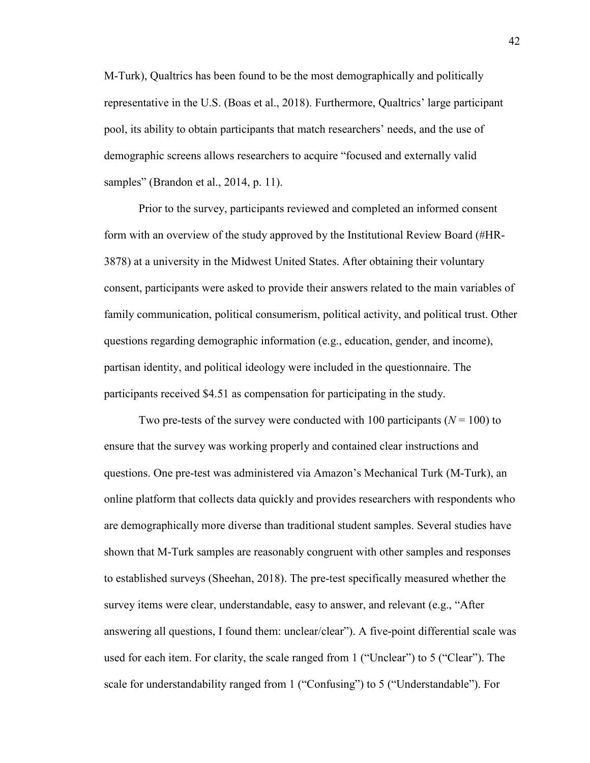M-Turk), Qualtrics has been found to be the most demographically and politically representative in the U.S. (Boas et al., 2018). Furthermore, Qualtrics' large participant pool, its ability to obtain participants that match researchers' needs, and the use of demographic screens allows researchers to acquire "focused and externally valid samples" (Brandon et al., 2014, p. 11).

Prior to the survey, participants reviewed and completed an informed consent form with an overview of the study approved by the Institutional Review Board (#HR-3878) at a university in the Midwest United States. After obtaining their voluntary consent, participants were asked to provide their answers related to the main variables of family communication, political consumerism, political activity, and political trust. Other questions regarding demographic information (e.g., education, gender, and income), partisan identity, and political ideology were included in the questionnaire. The participants received $4.51 as compensation for participating in the study.

Two pre-tests of the survey were conducted with 100 participants ($N = 100$) to ensure that the survey was working properly and contained clear instructions and questions. One pre-test was administered via Amazon's Mechanical Turk (M-Turk), an online platform that collects data quickly and provides researchers with respondents who are demographically more diverse than traditional student samples. Several studies have shown that M-Turk samples are reasonably congruent with other samples and responses to established surveys (Sheehan, 2018). The pre-test specifically measured whether the survey items were clear, understandable, easy to answer, and relevant (e.g., "After answering all questions, I found them: unclear/clear"). A five-point differential scale was used for each item. For clarity, the scale ranged from 1 ("Unclear") to 5 ("Clear"). The scale for understandability ranged from 1 ("Confusing") to 5 ("Understandable"). For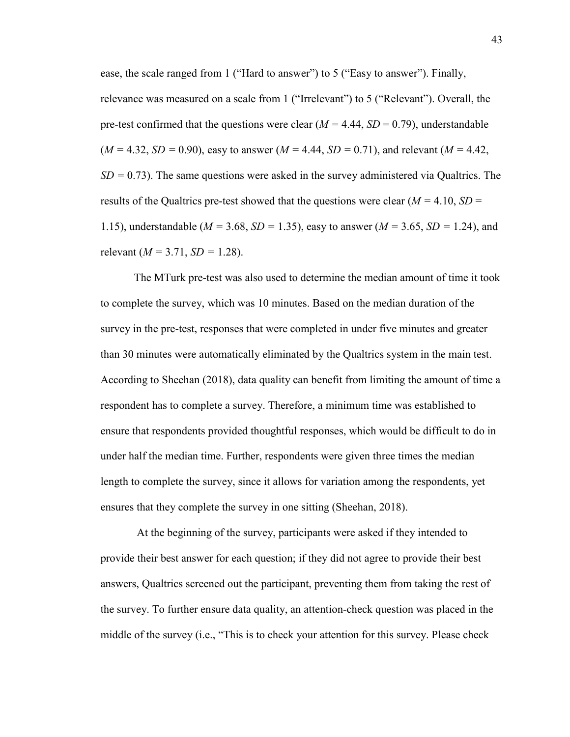ease, the scale ranged from 1 (“Hard to answer”) to 5 (“Easy to answer”). Finally, relevance was measured on a scale from 1 (“Irrelevant”) to 5 (“Relevant”). Overall, the pre-test confirmed that the questions were clear ($M$ = 4.44, $SD$ = 0.79), understandable ($M$ = 4.32, $SD$ = 0.90), easy to answer ($M$ = 4.44, $SD$ = 0.71), and relevant ($M$ = 4.42, $SD$ = 0.73). The same questions were asked in the survey administered via Qualtrics. The results of the Qualtrics pre-test showed that the questions were clear ($M$ = 4.10, $SD$ = 1.15), understandable ($M$ = 3.68, $SD$ = 1.35), easy to answer ($M$ = 3.65, $SD$ = 1.24), and relevant ($M$ = 3.71, $SD$ = 1.28).

The MTurk pre-test was also used to determine the median amount of time it took to complete the survey, which was 10 minutes. Based on the median duration of the survey in the pre-test, responses that were completed in under five minutes and greater than 30 minutes were automatically eliminated by the Qualtrics system in the main test. According to Sheehan (2018), data quality can benefit from limiting the amount of time a respondent has to complete a survey. Therefore, a minimum time was established to ensure that respondents provided thoughtful responses, which would be difficult to do in under half the median time. Further, respondents were given three times the median length to complete the survey, since it allows for variation among the respondents, yet ensures that they complete the survey in one sitting (Sheehan, 2018).

At the beginning of the survey, participants were asked if they intended to provide their best answer for each question; if they did not agree to provide their best answers, Qualtrics screened out the participant, preventing them from taking the rest of the survey. To further ensure data quality, an attention-check question was placed in the middle of the survey (i.e., “This is to check your attention for this survey. Please check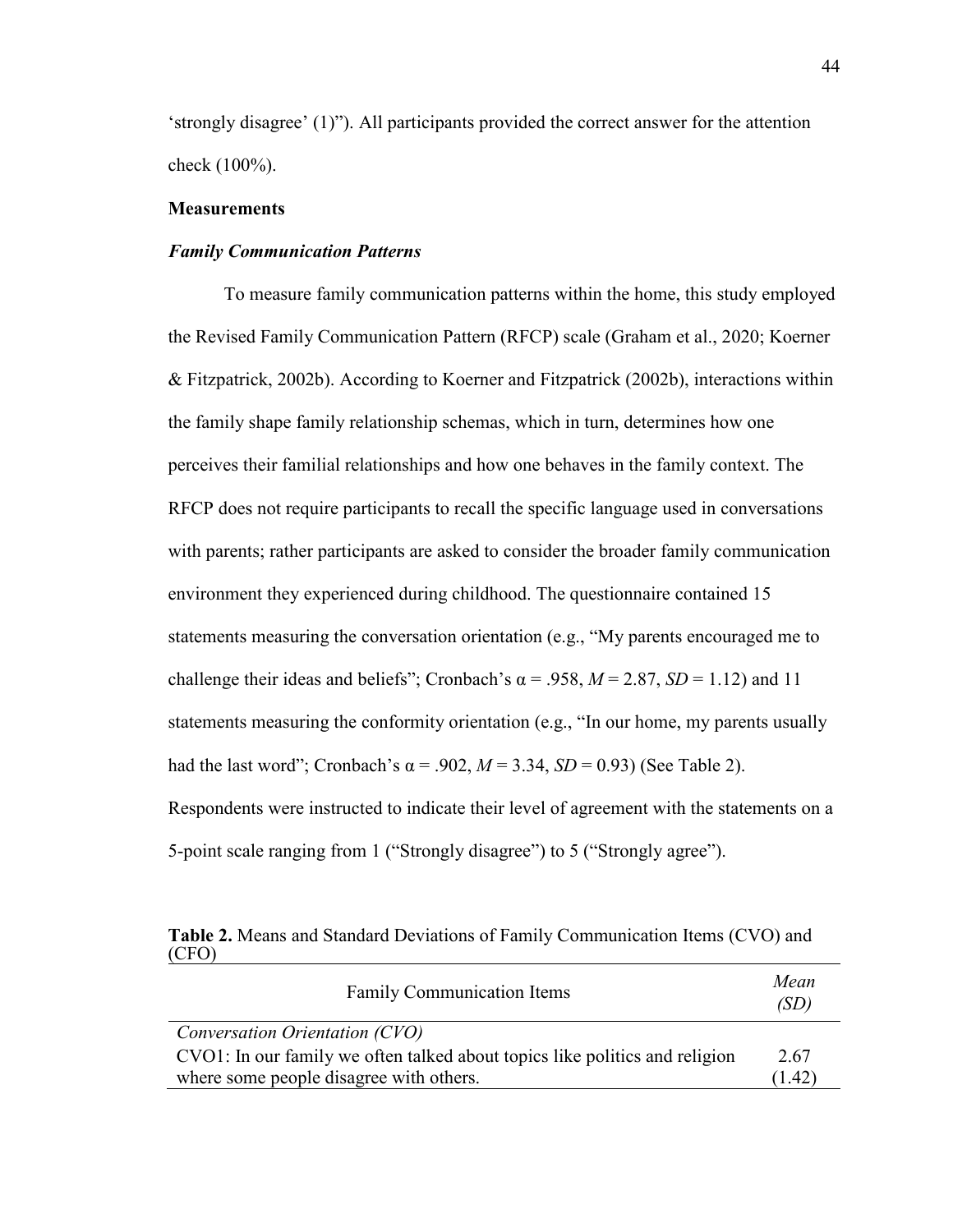'strongly disagree' (1)"). All participants provided the correct answer for the attention check (100%).

## Measurements

### *Family Communication Patterns*

To measure family communication patterns within the home, this study employed the Revised Family Communication Pattern (RFCP) scale (Graham et al., 2020; Koerner & Fitzpatrick, 2002b). According to Koerner and Fitzpatrick (2002b), interactions within the family shape family relationship schemas, which in turn, determines how one perceives their familial relationships and how one behaves in the family context. The RFCP does not require participants to recall the specific language used in conversations with parents; rather participants are asked to consider the broader family communication environment they experienced during childhood. The questionnaire contained 15 statements measuring the conversation orientation (e.g., "My parents encouraged me to challenge their ideas and beliefs"; Cronbach's $\alpha = .958$, $M = 2.87$, $SD = 1.12$) and 11 statements measuring the conformity orientation (e.g., "In our home, my parents usually had the last word"; Cronbach's $\alpha = .902$, $M = 3.34$, $SD = 0.93$) (See Table 2). Respondents were instructed to indicate their level of agreement with the statements on a 5-point scale ranging from 1 ("Strongly disagree") to 5 ("Strongly agree").

**Table 2.** Means and Standard Deviations of Family Communication Items (CVO) and (CFO)

| Family Communication Items | *Mean (SD)* |
|---|---|
| *Conversation Orientation (CVO)* | |
| CVO1: In our family we often talked about topics like politics and religion where some people disagree with others. | 2.67 (1.42) |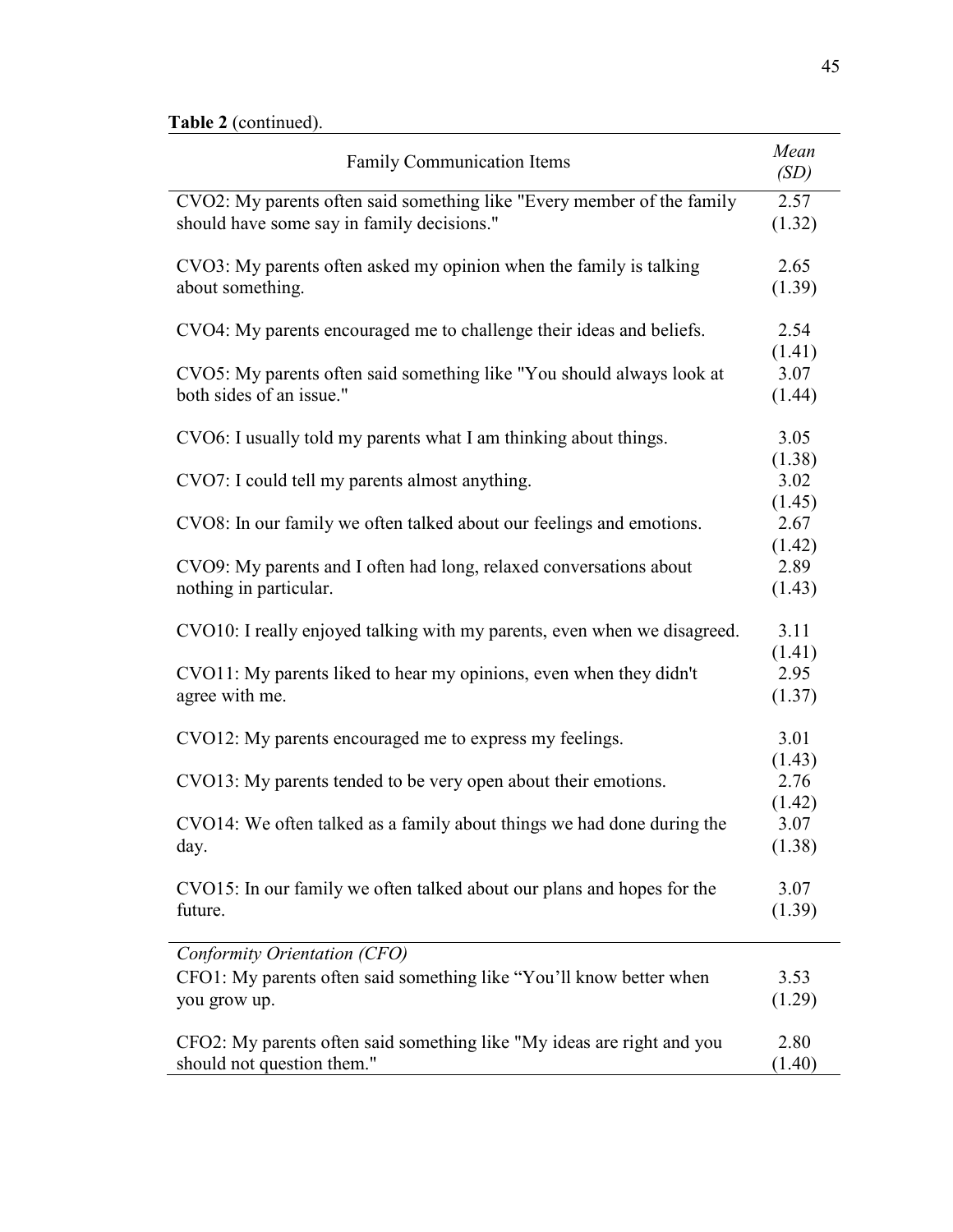**Table 2** (continued).

| Family Communication Items | *Mean (SD)* |
|---|---|
| CVO2: My parents often said something like "Every member of the family should have some say in family decisions." | 2.57 (1.32) |
| CVO3: My parents often asked my opinion when the family is talking about something. | 2.65 (1.39) |
| CVO4: My parents encouraged me to challenge their ideas and beliefs. | 2.54 (1.41) |
| CVO5: My parents often said something like "You should always look at both sides of an issue." | 3.07 (1.44) |
| CVO6: I usually told my parents what I am thinking about things. | 3.05 (1.38) |
| CVO7: I could tell my parents almost anything. | 3.02 (1.45) |
| CVO8: In our family we often talked about our feelings and emotions. | 2.67 (1.42) |
| CVO9: My parents and I often had long, relaxed conversations about nothing in particular. | 2.89 (1.43) |
| CVO10: I really enjoyed talking with my parents, even when we disagreed. | 3.11 (1.41) |
| CVO11: My parents liked to hear my opinions, even when they didn't agree with me. | 2.95 (1.37) |
| CVO12: My parents encouraged me to express my feelings. | 3.01 (1.43) |
| CVO13: My parents tended to be very open about their emotions. | 2.76 (1.42) |
| CVO14: We often talked as a family about things we had done during the day. | 3.07 (1.38) |
| CVO15: In our family we often talked about our plans and hopes for the future. | 3.07 (1.39) |
| *Conformity Orientation (CFO)* | |
| CFO1: My parents often said something like "You'll know better when you grow up. | 3.53 (1.29) |
| CFO2: My parents often said something like "My ideas are right and you should not question them." | 2.80 (1.40) |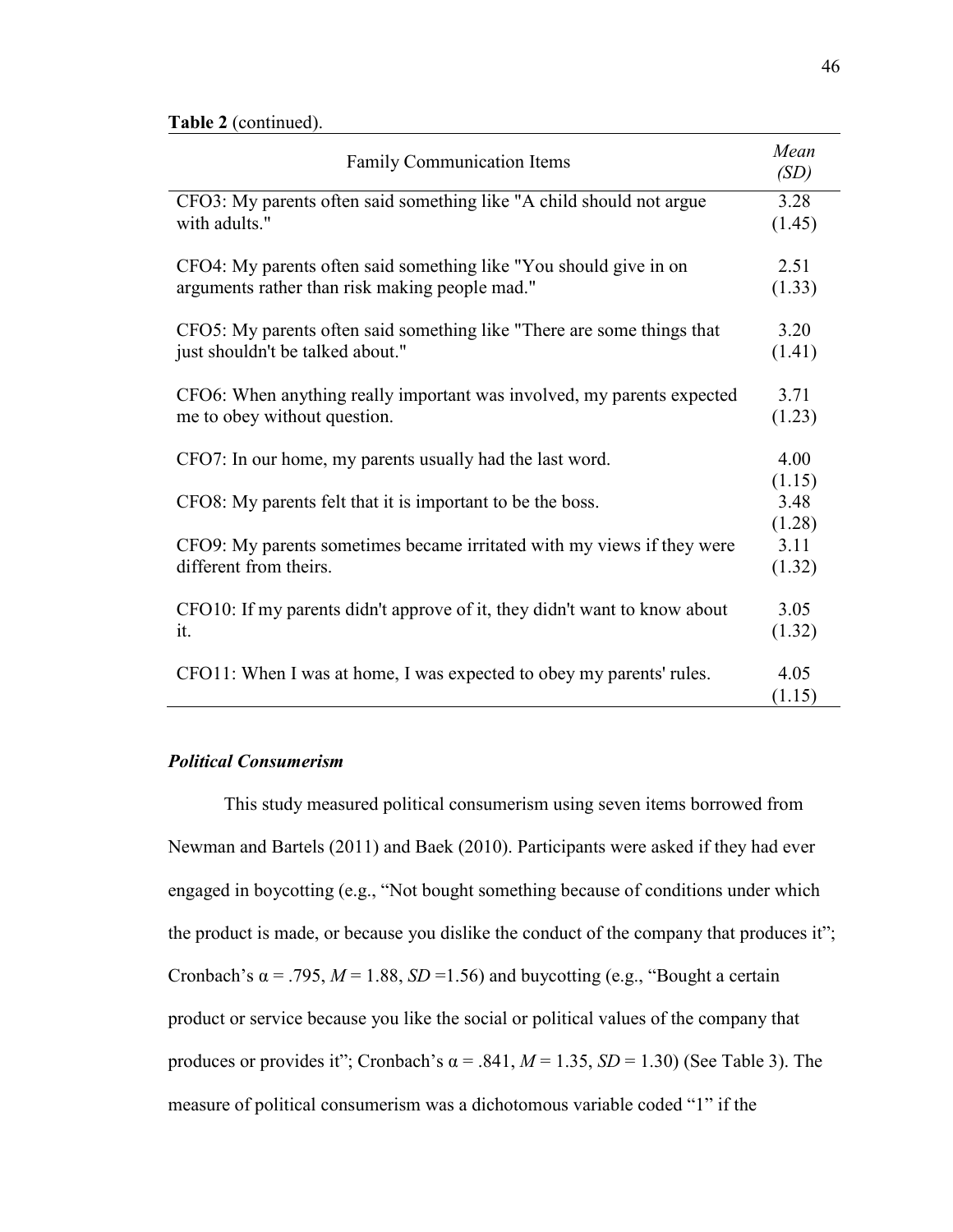**Table 2** (continued).

| Family Communication Items | *Mean* *(SD)* |
|---|---|
| CFO3: My parents often said something like "A child should not argue with adults." | 3.28 (1.45) |
| CFO4: My parents often said something like "You should give in on arguments rather than risk making people mad." | 2.51 (1.33) |
| CFO5: My parents often said something like "There are some things that just shouldn't be talked about." | 3.20 (1.41) |
| CFO6: When anything really important was involved, my parents expected me to obey without question. | 3.71 (1.23) |
| CFO7: In our home, my parents usually had the last word. | 4.00 (1.15) |
| CFO8: My parents felt that it is important to be the boss. | 3.48 (1.28) |
| CFO9: My parents sometimes became irritated with my views if they were different from theirs. | 3.11 (1.32) |
| CFO10: If my parents didn't approve of it, they didn't want to know about it. | 3.05 (1.32) |
| CFO11: When I was at home, I was expected to obey my parents' rules. | 4.05 (1.15) |

### *Political Consumerism*

This study measured political consumerism using seven items borrowed from Newman and Bartels (2011) and Baek (2010). Participants were asked if they had ever engaged in boycotting (e.g., "Not bought something because of conditions under which the product is made, or because you dislike the conduct of the company that produces it"; Cronbach's $\alpha = .795$, $M = 1.88$, $SD = 1.56$) and buycotting (e.g., "Bought a certain product or service because you like the social or political values of the company that produces or provides it"; Cronbach's $\alpha = .841$, $M = 1.35$, $SD = 1.30$) (See Table 3). The measure of political consumerism was a dichotomous variable coded "1" if the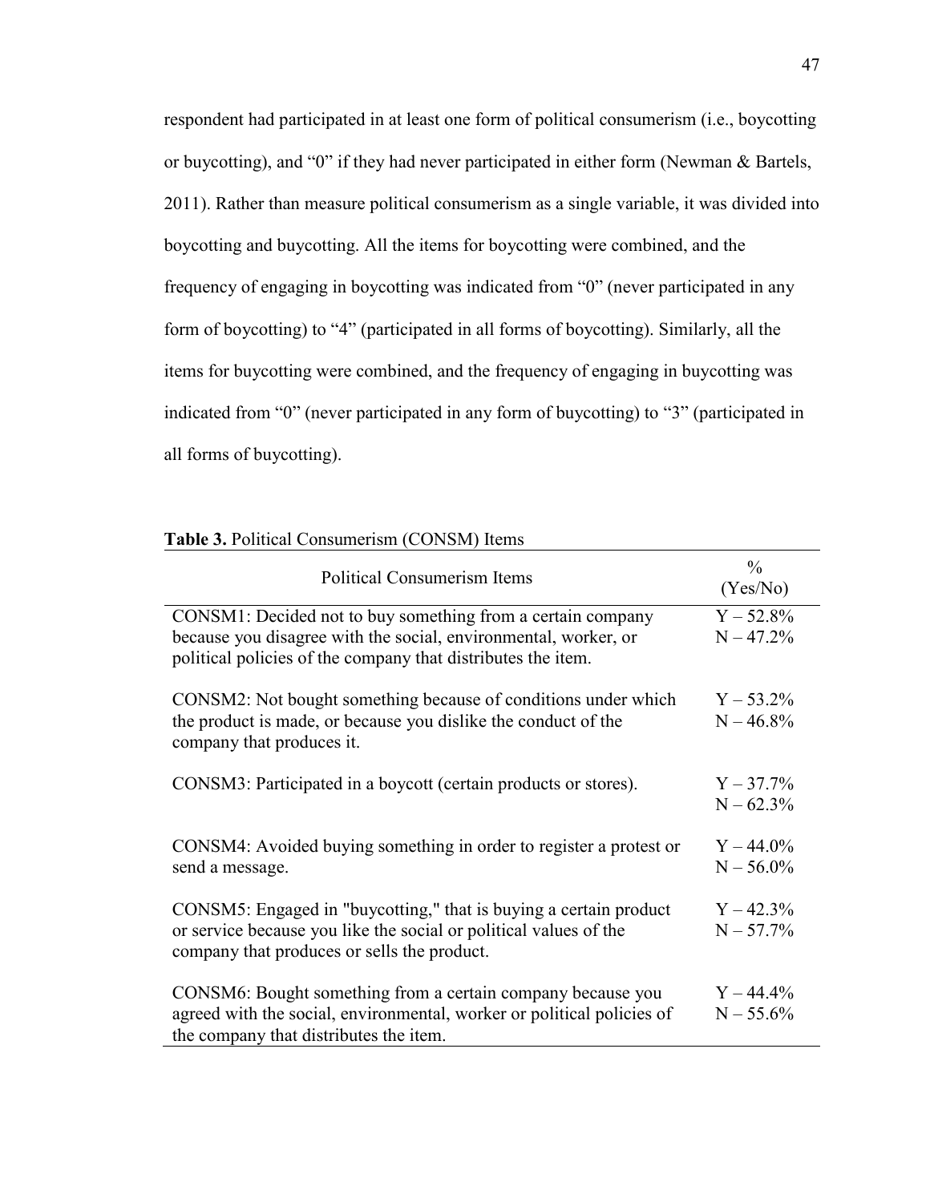respondent had participated in at least one form of political consumerism (i.e., boycotting or buycotting), and "0" if they had never participated in either form (Newman & Bartels, 2011). Rather than measure political consumerism as a single variable, it was divided into boycotting and buycotting. All the items for boycotting were combined, and the frequency of engaging in boycotting was indicated from "0" (never participated in any form of boycotting) to "4" (participated in all forms of boycotting). Similarly, all the items for buycotting were combined, and the frequency of engaging in buycotting was indicated from "0" (never participated in any form of buycotting) to "3" (participated in all forms of buycotting).

**Table 3.** Political Consumerism (CONSM) Items

| Political Consumerism Items | % (Yes/No) |
|---|---|
| CONSM1: Decided not to buy something from a certain company because you disagree with the social, environmental, worker, or political policies of the company that distributes the item. | Y – 52.8%<br>N – 47.2% |
| CONSM2: Not bought something because of conditions under which the product is made, or because you dislike the conduct of the company that produces it. | Y – 53.2%<br>N – 46.8% |
| CONSM3: Participated in a boycott (certain products or stores). | Y – 37.7%<br>N – 62.3% |
| CONSM4: Avoided buying something in order to register a protest or send a message. | Y – 44.0%<br>N – 56.0% |
| CONSM5: Engaged in "buycotting," that is buying a certain product or service because you like the social or political values of the company that produces or sells the product. | Y – 42.3%<br>N – 57.7% |
| CONSM6: Bought something from a certain company because you agreed with the social, environmental, worker or political policies of the company that distributes the item. | Y – 44.4%<br>N – 55.6% |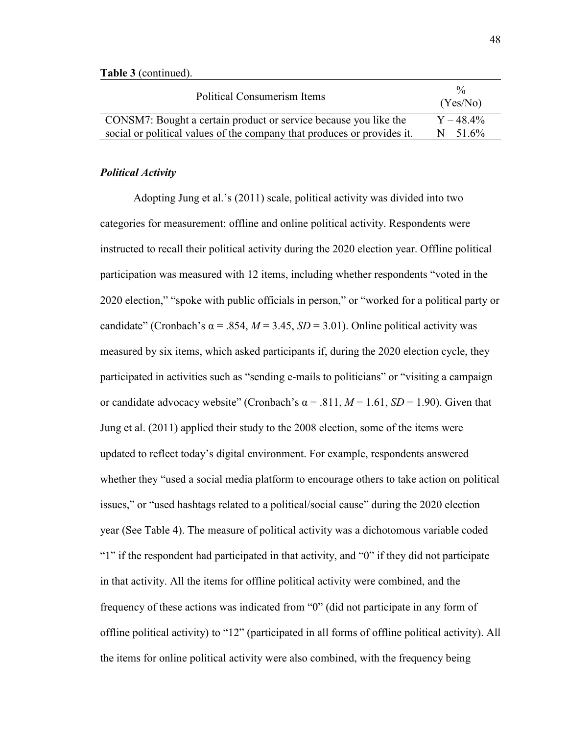**Table 3** (continued).

| Political Consumerism Items | % (Yes/No) |
|---|---|
| CONSM7: Bought a certain product or service because you like the social or political values of the company that produces or provides it. | Y – 48.4%<br>N – 51.6% |

### *Political Activity*

Adopting Jung et al.'s (2011) scale, political activity was divided into two categories for measurement: offline and online political activity. Respondents were instructed to recall their political activity during the 2020 election year. Offline political participation was measured with 12 items, including whether respondents "voted in the 2020 election," "spoke with public officials in person," or "worked for a political party or candidate" (Cronbach's $\alpha = .854$, $M = 3.45$, $SD = 3.01$). Online political activity was measured by six items, which asked participants if, during the 2020 election cycle, they participated in activities such as "sending e-mails to politicians" or "visiting a campaign or candidate advocacy website" (Cronbach's $\alpha = .811$, $M = 1.61$, $SD = 1.90$). Given that Jung et al. (2011) applied their study to the 2008 election, some of the items were updated to reflect today's digital environment. For example, respondents answered whether they "used a social media platform to encourage others to take action on political issues," or "used hashtags related to a political/social cause" during the 2020 election year (See Table 4). The measure of political activity was a dichotomous variable coded "1" if the respondent had participated in that activity, and "0" if they did not participate in that activity. All the items for offline political activity were combined, and the frequency of these actions was indicated from "0" (did not participate in any form of offline political activity) to "12" (participated in all forms of offline political activity). All the items for online political activity were also combined, with the frequency being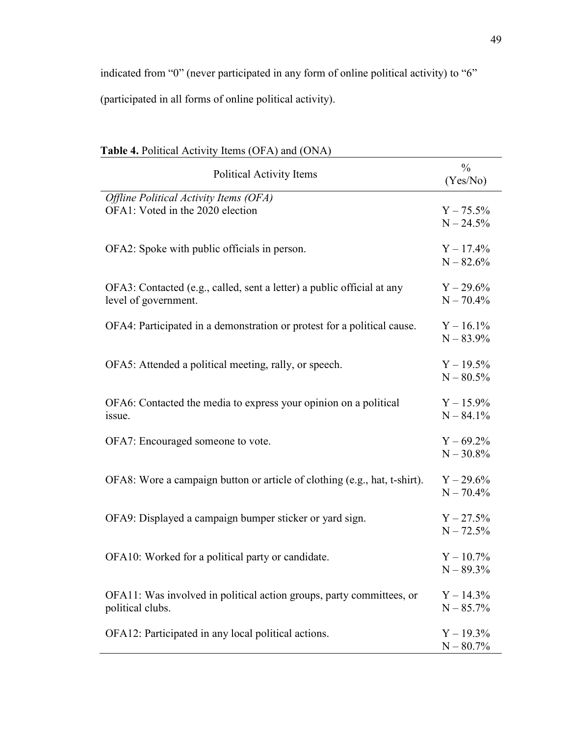indicated from "0" (never participated in any form of online political activity) to "6" (participated in all forms of online political activity).

**Table 4.** Political Activity Items (OFA) and (ONA)

| Political Activity Items | % (Yes/No) |
|---|---|
| *Offline Political Activity Items (OFA)* | |
| OFA1: Voted in the 2020 election | Y – 75.5%<br>N – 24.5% |
| OFA2: Spoke with public officials in person. | Y – 17.4%<br>N – 82.6% |
| OFA3: Contacted (e.g., called, sent a letter) a public official at any level of government. | Y – 29.6%<br>N – 70.4% |
| OFA4: Participated in a demonstration or protest for a political cause. | Y – 16.1%<br>N – 83.9% |
| OFA5: Attended a political meeting, rally, or speech. | Y – 19.5%<br>N – 80.5% |
| OFA6: Contacted the media to express your opinion on a political issue. | Y – 15.9%<br>N – 84.1% |
| OFA7: Encouraged someone to vote. | Y – 69.2%<br>N – 30.8% |
| OFA8: Wore a campaign button or article of clothing (e.g., hat, t-shirt). | Y – 29.6%<br>N – 70.4% |
| OFA9: Displayed a campaign bumper sticker or yard sign. | Y – 27.5%<br>N – 72.5% |
| OFA10: Worked for a political party or candidate. | Y – 10.7%<br>N – 89.3% |
| OFA11: Was involved in political action groups, party committees, or political clubs. | Y – 14.3%<br>N – 85.7% |
| OFA12: Participated in any local political actions. | Y – 19.3%<br>N – 80.7% |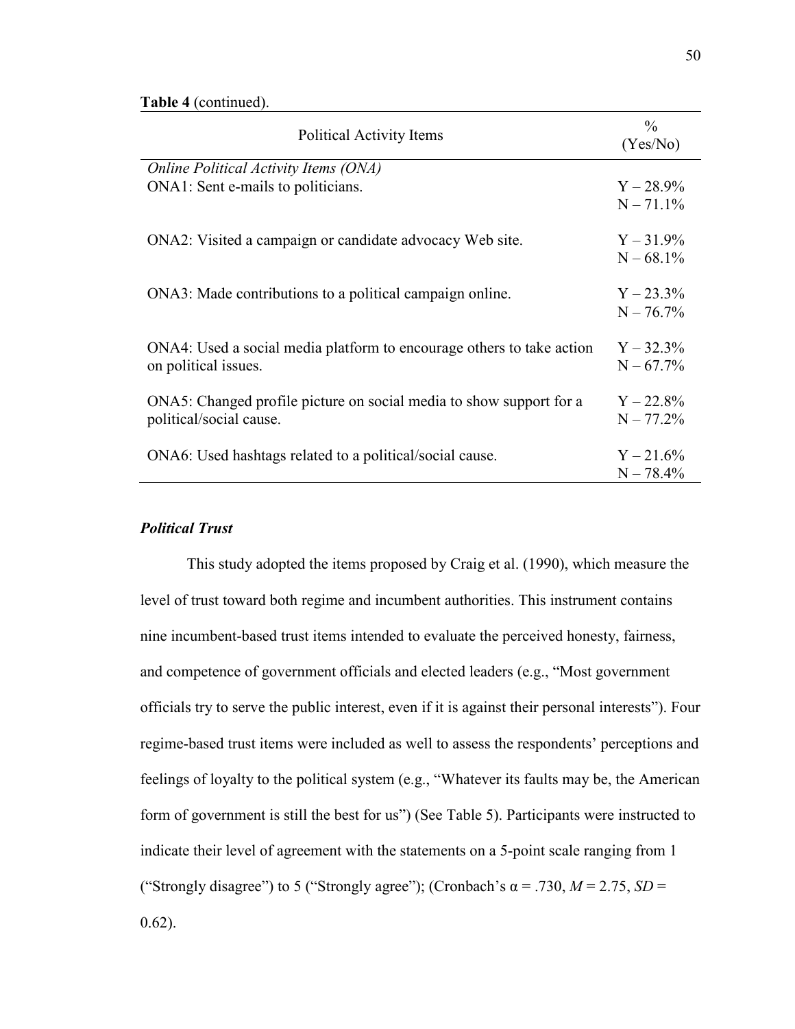**Table 4** (continued).

| Political Activity Items | % (Yes/No) |
|---|---|
| *Online Political Activity Items (ONA)* | |
| ONA1: Sent e-mails to politicians. | Y – 28.9%<br>N – 71.1% |
| ONA2: Visited a campaign or candidate advocacy Web site. | Y – 31.9%<br>N – 68.1% |
| ONA3: Made contributions to a political campaign online. | Y – 23.3%<br>N – 76.7% |
| ONA4: Used a social media platform to encourage others to take action on political issues. | Y – 32.3%<br>N – 67.7% |
| ONA5: Changed profile picture on social media to show support for a political/social cause. | Y – 22.8%<br>N – 77.2% |
| ONA6: Used hashtags related to a political/social cause. | Y – 21.6%<br>N – 78.4% |

### *Political Trust*

This study adopted the items proposed by Craig et al. (1990), which measure the level of trust toward both regime and incumbent authorities. This instrument contains nine incumbent-based trust items intended to evaluate the perceived honesty, fairness, and competence of government officials and elected leaders (e.g., "Most government officials try to serve the public interest, even if it is against their personal interests"). Four regime-based trust items were included as well to assess the respondents' perceptions and feelings of loyalty to the political system (e.g., "Whatever its faults may be, the American form of government is still the best for us") (See Table 5). Participants were instructed to indicate their level of agreement with the statements on a 5-point scale ranging from 1 ("Strongly disagree") to 5 ("Strongly agree"); (Cronbach's $\alpha = .730$, $M = 2.75$, $SD = 0.62$).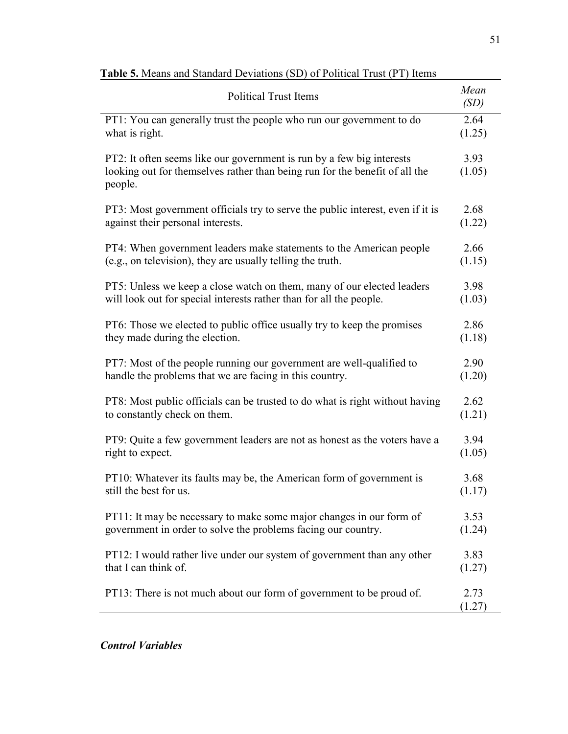**Table 5.** Means and Standard Deviations (SD) of Political Trust (PT) Items

| Political Trust Items | *Mean* *(SD)* |
|---|---|
| PT1: You can generally trust the people who run our government to do what is right. | 2.64 (1.25) |
| PT2: It often seems like our government is run by a few big interests looking out for themselves rather than being run for the benefit of all the people. | 3.93 (1.05) |
| PT3: Most government officials try to serve the public interest, even if it is against their personal interests. | 2.68 (1.22) |
| PT4: When government leaders make statements to the American people (e.g., on television), they are usually telling the truth. | 2.66 (1.15) |
| PT5: Unless we keep a close watch on them, many of our elected leaders will look out for special interests rather than for all the people. | 3.98 (1.03) |
| PT6: Those we elected to public office usually try to keep the promises they made during the election. | 2.86 (1.18) |
| PT7: Most of the people running our government are well-qualified to handle the problems that we are facing in this country. | 2.90 (1.20) |
| PT8: Most public officials can be trusted to do what is right without having to constantly check on them. | 2.62 (1.21) |
| PT9: Quite a few government leaders are not as honest as the voters have a right to expect. | 3.94 (1.05) |
| PT10: Whatever its faults may be, the American form of government is still the best for us. | 3.68 (1.17) |
| PT11: It may be necessary to make some major changes in our form of government in order to solve the problems facing our country. | 3.53 (1.24) |
| PT12: I would rather live under our system of government than any other that I can think of. | 3.83 (1.27) |
| PT13: There is not much about our form of government to be proud of. | 2.73 (1.27) |

### *Control Variables*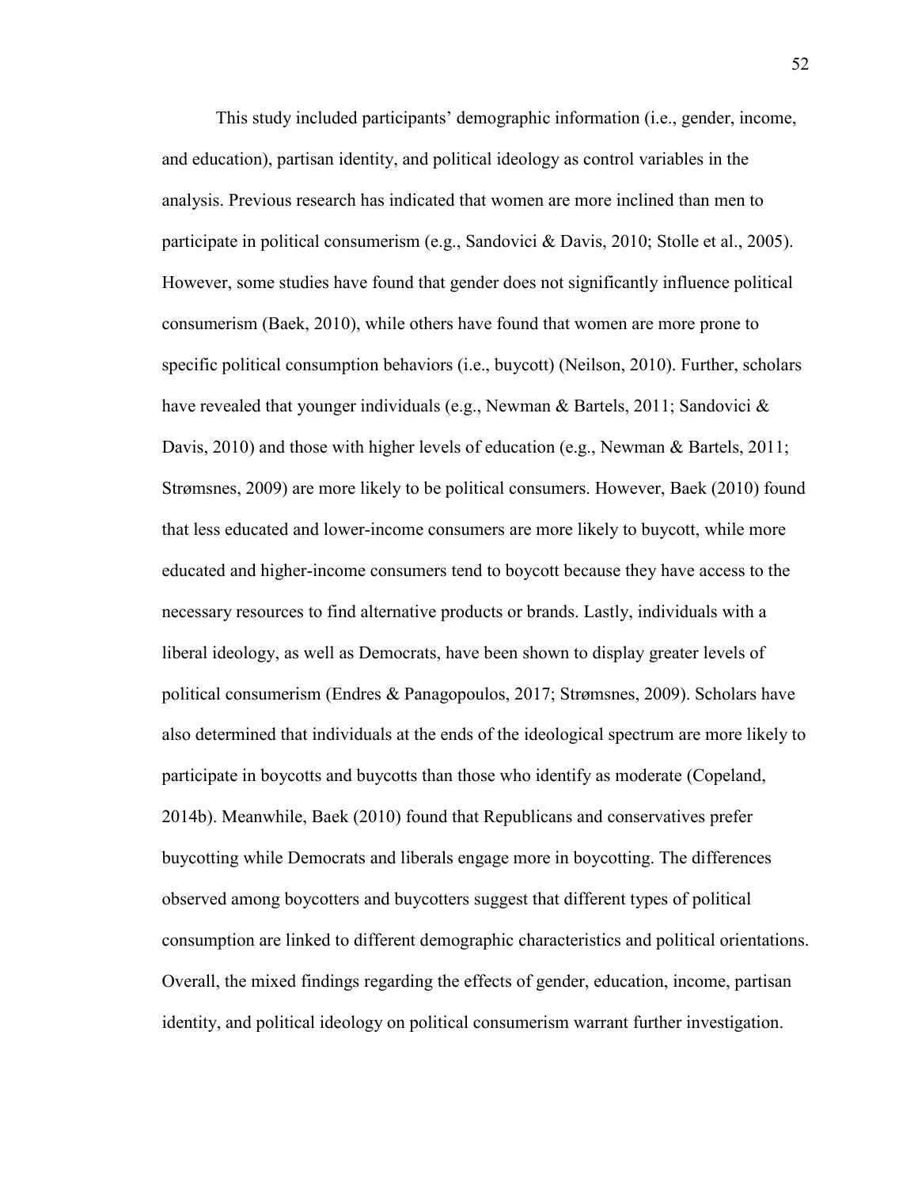This study included participants' demographic information (i.e., gender, income, and education), partisan identity, and political ideology as control variables in the analysis. Previous research has indicated that women are more inclined than men to participate in political consumerism (e.g., Sandovici & Davis, 2010; Stolle et al., 2005). However, some studies have found that gender does not significantly influence political consumerism (Baek, 2010), while others have found that women are more prone to specific political consumption behaviors (i.e., buycott) (Neilson, 2010). Further, scholars have revealed that younger individuals (e.g., Newman & Bartels, 2011; Sandovici & Davis, 2010) and those with higher levels of education (e.g., Newman & Bartels, 2011; Strømsnes, 2009) are more likely to be political consumers. However, Baek (2010) found that less educated and lower-income consumers are more likely to buycott, while more educated and higher-income consumers tend to boycott because they have access to the necessary resources to find alternative products or brands. Lastly, individuals with a liberal ideology, as well as Democrats, have been shown to display greater levels of political consumerism (Endres & Panagopoulos, 2017; Strømsnes, 2009). Scholars have also determined that individuals at the ends of the ideological spectrum are more likely to participate in boycotts and buycotts than those who identify as moderate (Copeland, 2014b). Meanwhile, Baek (2010) found that Republicans and conservatives prefer buycotting while Democrats and liberals engage more in boycotting. The differences observed among boycotters and buycotters suggest that different types of political consumption are linked to different demographic characteristics and political orientations. Overall, the mixed findings regarding the effects of gender, education, income, partisan identity, and political ideology on political consumerism warrant further investigation.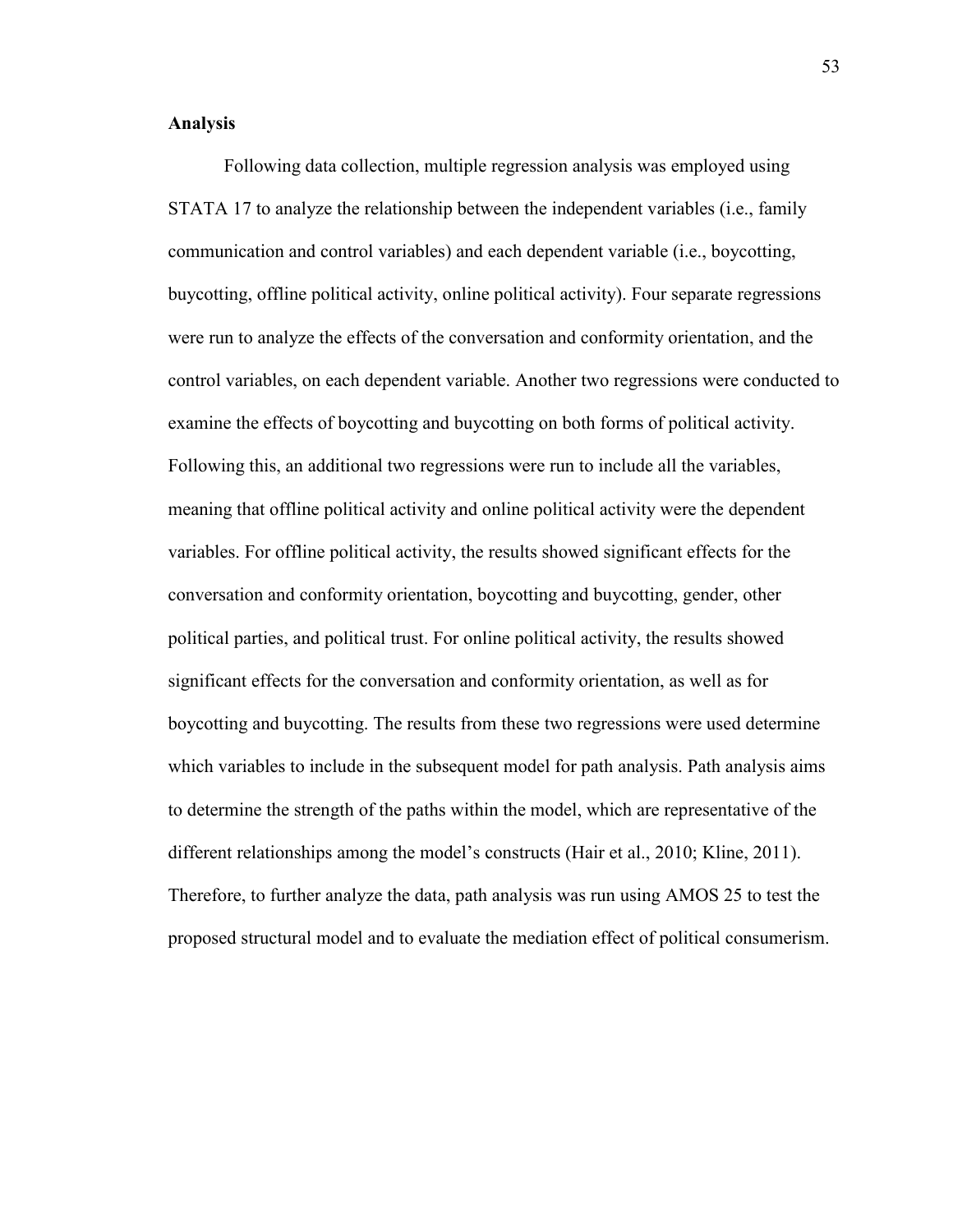## Analysis

Following data collection, multiple regression analysis was employed using STATA 17 to analyze the relationship between the independent variables (i.e., family communication and control variables) and each dependent variable (i.e., boycotting, buycotting, offline political activity, online political activity). Four separate regressions were run to analyze the effects of the conversation and conformity orientation, and the control variables, on each dependent variable. Another two regressions were conducted to examine the effects of boycotting and buycotting on both forms of political activity. Following this, an additional two regressions were run to include all the variables, meaning that offline political activity and online political activity were the dependent variables. For offline political activity, the results showed significant effects for the conversation and conformity orientation, boycotting and buycotting, gender, other political parties, and political trust. For online political activity, the results showed significant effects for the conversation and conformity orientation, as well as for boycotting and buycotting. The results from these two regressions were used determine which variables to include in the subsequent model for path analysis. Path analysis aims to determine the strength of the paths within the model, which are representative of the different relationships among the model's constructs (Hair et al., 2010; Kline, 2011). Therefore, to further analyze the data, path analysis was run using AMOS 25 to test the proposed structural model and to evaluate the mediation effect of political consumerism.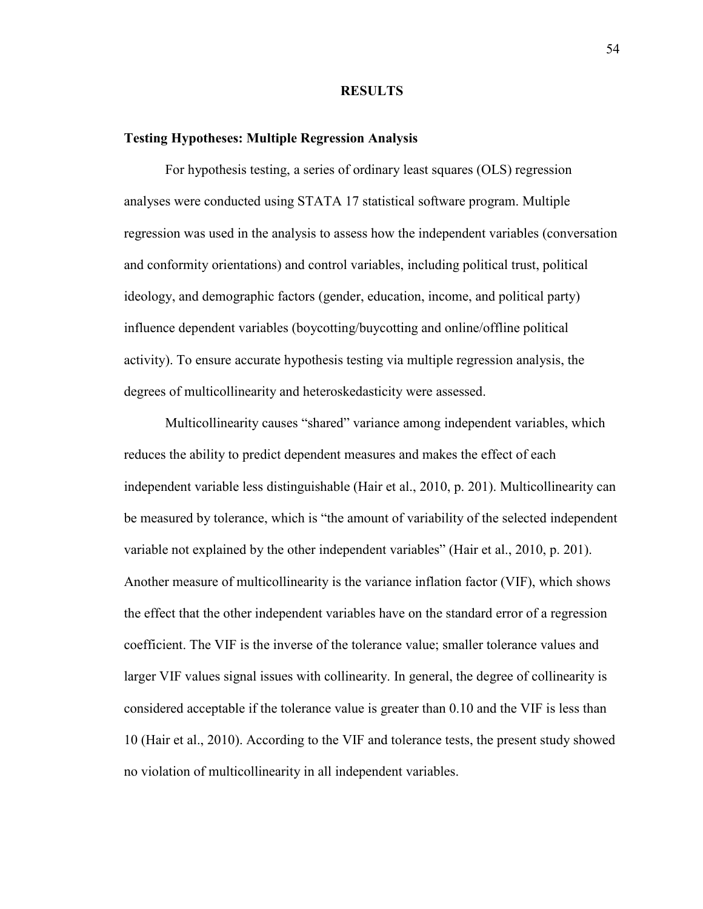# RESULTS

## Testing Hypotheses: Multiple Regression Analysis

For hypothesis testing, a series of ordinary least squares (OLS) regression analyses were conducted using STATA 17 statistical software program. Multiple regression was used in the analysis to assess how the independent variables (conversation and conformity orientations) and control variables, including political trust, political ideology, and demographic factors (gender, education, income, and political party) influence dependent variables (boycotting/buycotting and online/offline political activity). To ensure accurate hypothesis testing via multiple regression analysis, the degrees of multicollinearity and heteroskedasticity were assessed.

Multicollinearity causes "shared" variance among independent variables, which reduces the ability to predict dependent measures and makes the effect of each independent variable less distinguishable (Hair et al., 2010, p. 201). Multicollinearity can be measured by tolerance, which is "the amount of variability of the selected independent variable not explained by the other independent variables" (Hair et al., 2010, p. 201). Another measure of multicollinearity is the variance inflation factor (VIF), which shows the effect that the other independent variables have on the standard error of a regression coefficient. The VIF is the inverse of the tolerance value; smaller tolerance values and larger VIF values signal issues with collinearity. In general, the degree of collinearity is considered acceptable if the tolerance value is greater than 0.10 and the VIF is less than 10 (Hair et al., 2010). According to the VIF and tolerance tests, the present study showed no violation of multicollinearity in all independent variables.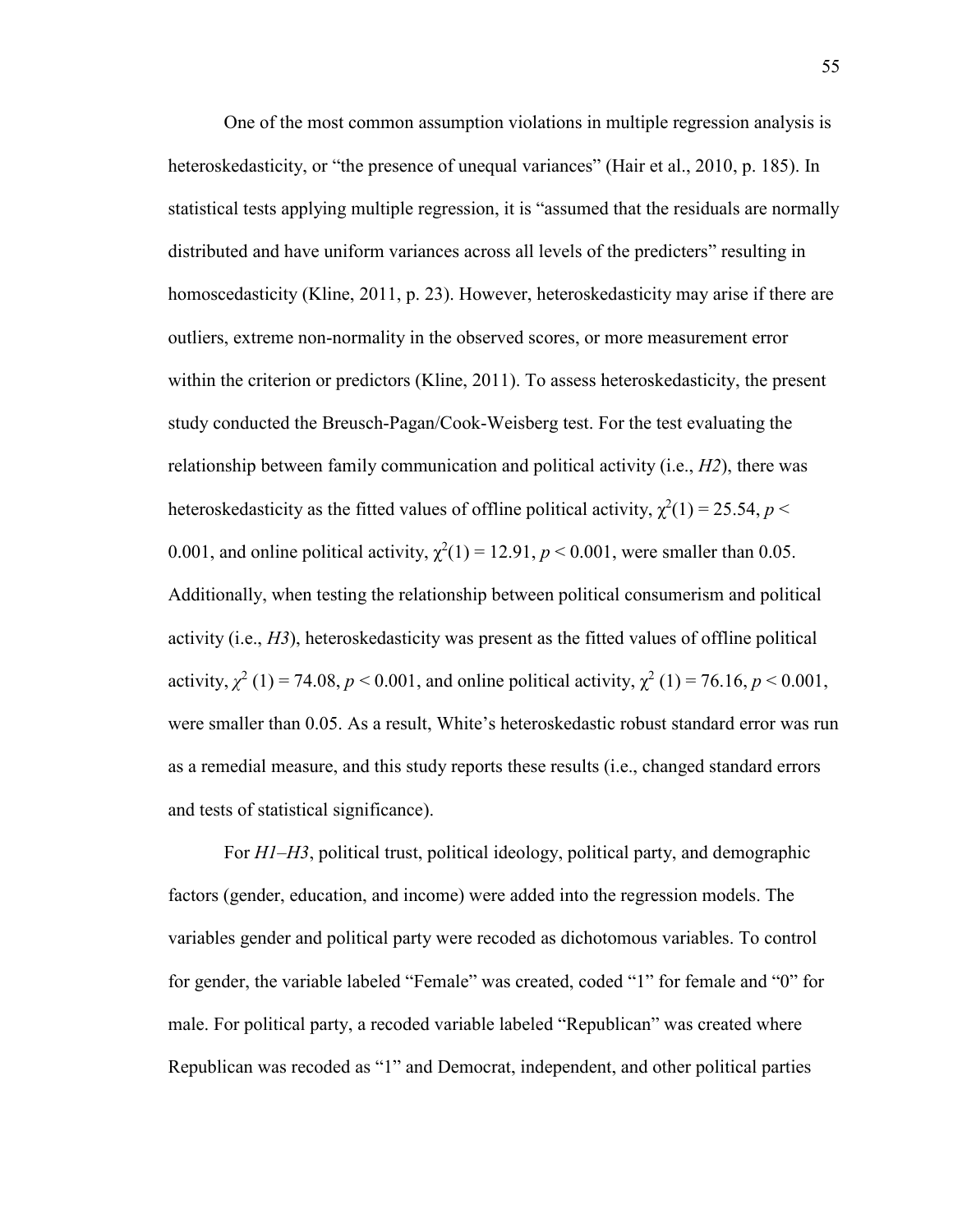One of the most common assumption violations in multiple regression analysis is heteroskedasticity, or "the presence of unequal variances" (Hair et al., 2010, p. 185). In statistical tests applying multiple regression, it is "assumed that the residuals are normally distributed and have uniform variances across all levels of the predicters" resulting in homoscedasticity (Kline, 2011, p. 23). However, heteroskedasticity may arise if there are outliers, extreme non-normality in the observed scores, or more measurement error within the criterion or predictors (Kline, 2011). To assess heteroskedasticity, the present study conducted the Breusch-Pagan/Cook-Weisberg test. For the test evaluating the relationship between family communication and political activity (i.e., *H2*), there was heteroskedasticity as the fitted values of offline political activity, $\chi^2(1) = 25.54$, $p < 0.001$, and online political activity, $\chi^2(1) = 12.91$, $p < 0.001$, were smaller than 0.05. Additionally, when testing the relationship between political consumerism and political activity (i.e., *H3*), heteroskedasticity was present as the fitted values of offline political activity, $\chi^2$ (1) = 74.08, $p < 0.001$, and online political activity, $\chi^2$ (1) = 76.16, $p < 0.001$, were smaller than 0.05. As a result, White's heteroskedastic robust standard error was run as a remedial measure, and this study reports these results (i.e., changed standard errors and tests of statistical significance).

For *H1*–*H3*, political trust, political ideology, political party, and demographic factors (gender, education, and income) were added into the regression models. The variables gender and political party were recoded as dichotomous variables. To control for gender, the variable labeled "Female" was created, coded "1" for female and "0" for male. For political party, a recoded variable labeled "Republican" was created where Republican was recoded as "1" and Democrat, independent, and other political parties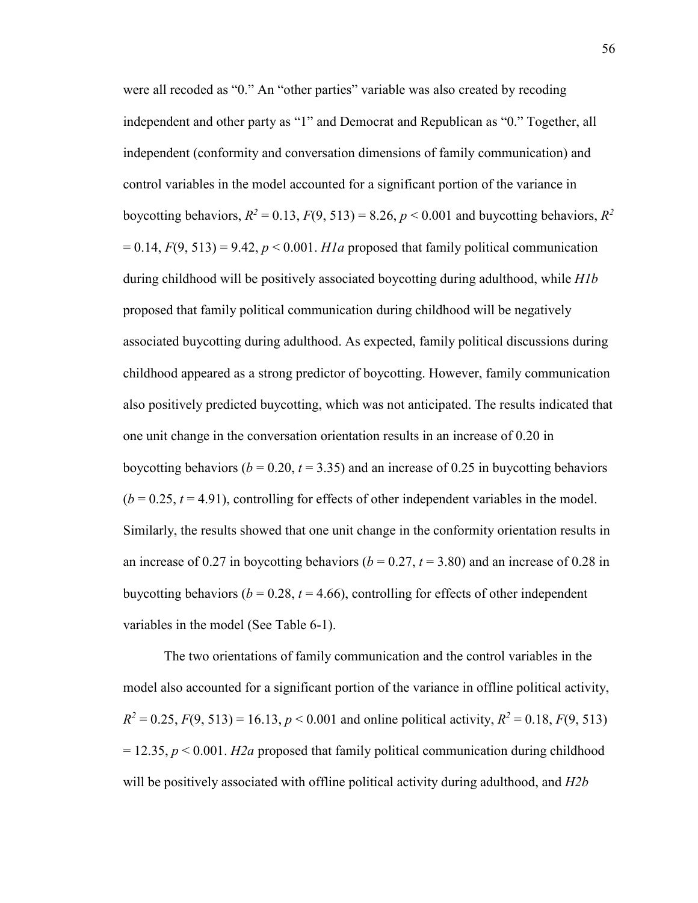were all recoded as “0.” An “other parties” variable was also created by recoding independent and other party as “1” and Democrat and Republican as “0.” Together, all independent (conformity and conversation dimensions of family communication) and control variables in the model accounted for a significant portion of the variance in boycotting behaviors, $R^2 = 0.13$, $F(9, 513) = 8.26$, $p < 0.001$ and buycotting behaviors, $R^2 = 0.14$, $F(9, 513) = 9.42$, $p < 0.001$. *H1a* proposed that family political communication during childhood will be positively associated boycotting during adulthood, while *H1b* proposed that family political communication during childhood will be negatively associated buycotting during adulthood. As expected, family political discussions during childhood appeared as a strong predictor of boycotting. However, family communication also positively predicted buycotting, which was not anticipated. The results indicated that one unit change in the conversation orientation results in an increase of 0.20 in boycotting behaviors ($b = 0.20$, $t = 3.35$) and an increase of 0.25 in buycotting behaviors ($b = 0.25$, $t = 4.91$), controlling for effects of other independent variables in the model. Similarly, the results showed that one unit change in the conformity orientation results in an increase of 0.27 in boycotting behaviors ($b = 0.27$, $t = 3.80$) and an increase of 0.28 in buycotting behaviors ($b = 0.28$, $t = 4.66$), controlling for effects of other independent variables in the model (See Table 6-1).

The two orientations of family communication and the control variables in the model also accounted for a significant portion of the variance in offline political activity, $R^2 = 0.25$, $F(9, 513) = 16.13$, $p < 0.001$ and online political activity, $R^2 = 0.18$, $F(9, 513) = 12.35$, $p < 0.001$. *H2a* proposed that family political communication during childhood will be positively associated with offline political activity during adulthood, and *H2b*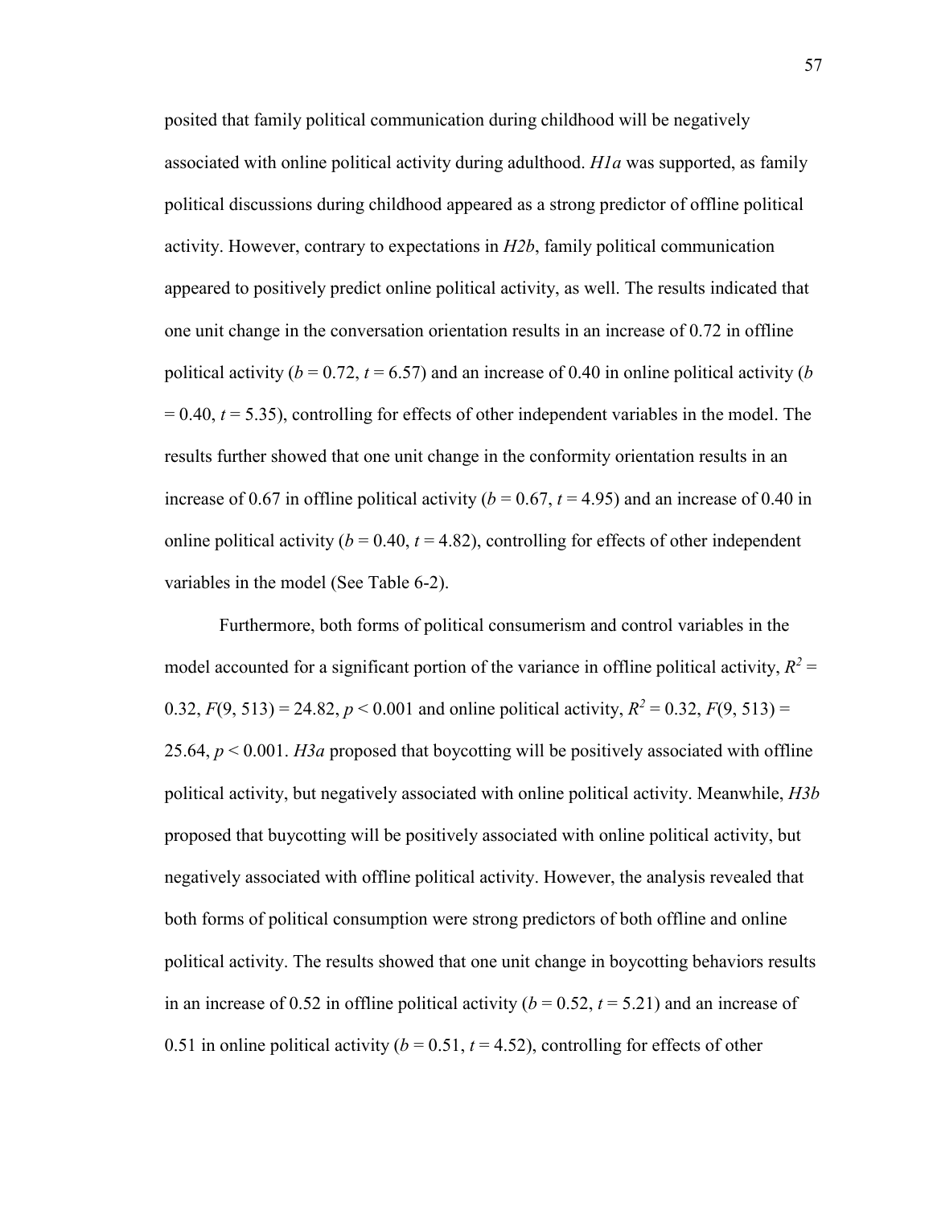posited that family political communication during childhood will be negatively associated with online political activity during adulthood. *H1a* was supported, as family political discussions during childhood appeared as a strong predictor of offline political activity. However, contrary to expectations in *H2b*, family political communication appeared to positively predict online political activity, as well. The results indicated that one unit change in the conversation orientation results in an increase of 0.72 in offline political activity ($b = 0.72$, $t = 6.57$) and an increase of 0.40 in online political activity ($b = 0.40$, $t = 5.35$), controlling for effects of other independent variables in the model. The results further showed that one unit change in the conformity orientation results in an increase of 0.67 in offline political activity ($b = 0.67$, $t = 4.95$) and an increase of 0.40 in online political activity ($b = 0.40$, $t = 4.82$), controlling for effects of other independent variables in the model (See Table 6-2).

Furthermore, both forms of political consumerism and control variables in the model accounted for a significant portion of the variance in offline political activity, $R^2 = 0.32$, $F(9, 513) = 24.82$, $p < 0.001$ and online political activity, $R^2 = 0.32$, $F(9, 513) = 25.64$, $p < 0.001$. *H3a* proposed that boycotting will be positively associated with offline political activity, but negatively associated with online political activity. Meanwhile, *H3b* proposed that buycotting will be positively associated with online political activity, but negatively associated with offline political activity. However, the analysis revealed that both forms of political consumption were strong predictors of both offline and online political activity. The results showed that one unit change in boycotting behaviors results in an increase of 0.52 in offline political activity ($b = 0.52$, $t = 5.21$) and an increase of 0.51 in online political activity ($b = 0.51$, $t = 4.52$), controlling for effects of other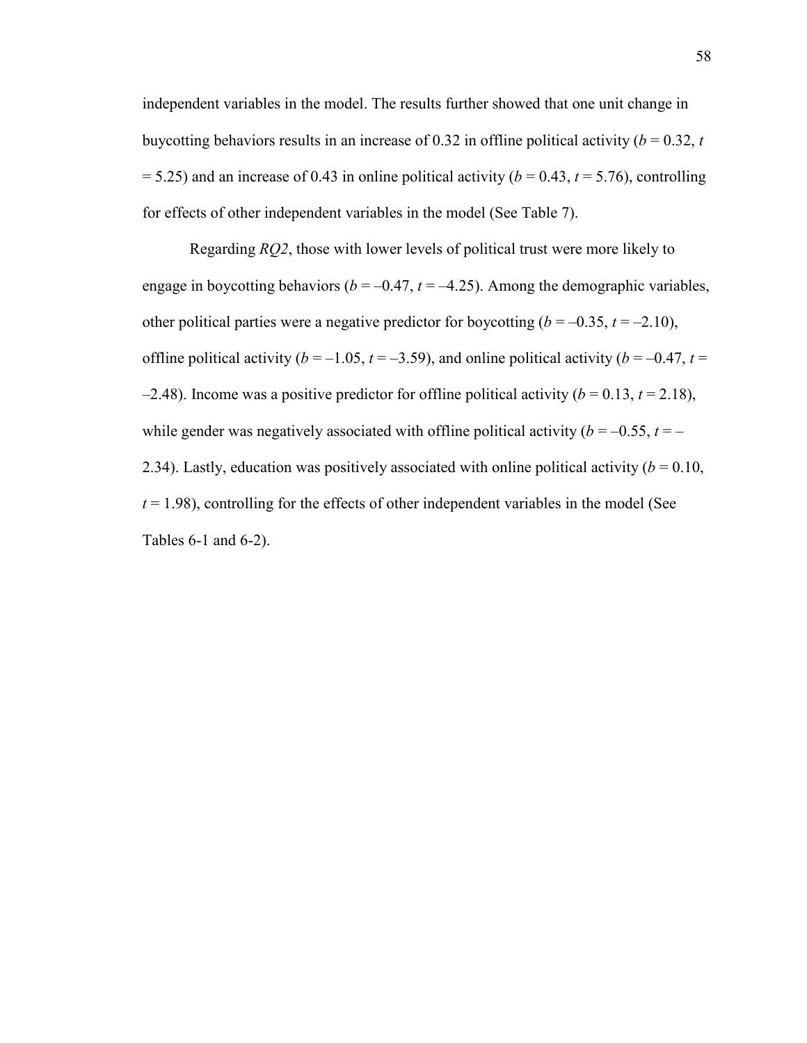independent variables in the model. The results further showed that one unit change in buycotting behaviors results in an increase of 0.32 in offline political activity ($b = 0.32$, $t = 5.25$) and an increase of 0.43 in online political activity ($b = 0.43$, $t = 5.76$), controlling for effects of other independent variables in the model (See Table 7).

Regarding *RQ2*, those with lower levels of political trust were more likely to engage in boycotting behaviors ($b = –0.47$, $t = –4.25$). Among the demographic variables, other political parties were a negative predictor for boycotting ($b = –0.35$, $t = –2.10$), offline political activity ($b = –1.05$, $t = –3.59$), and online political activity ($b = –0.47$, $t = –2.48$). Income was a positive predictor for offline political activity ($b = 0.13$, $t = 2.18$), while gender was negatively associated with offline political activity ($b = –0.55$, $t = –2.34$). Lastly, education was positively associated with online political activity ($b = 0.10$, $t = 1.98$), controlling for the effects of other independent variables in the model (See Tables 6-1 and 6-2).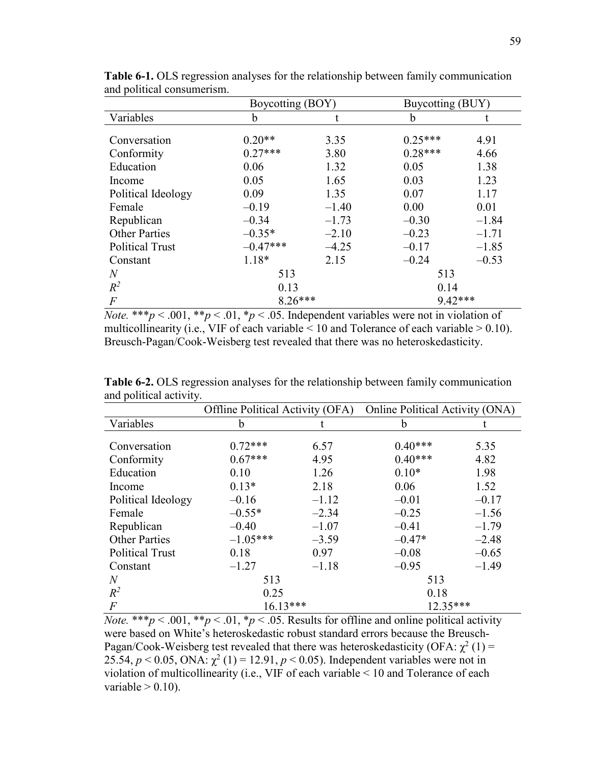**Table 6-1.** OLS regression analyses for the relationship between family communication and political consumerism.

| | Boycotting (BOY) | | Buycotting (BUY) | |
|---|---|---|---|---|
| Variables | b | t | b | t |
| Conversation | 0.20** | 3.35 | 0.25*** | 4.91 |
| Conformity | 0.27*** | 3.80 | 0.28*** | 4.66 |
| Education | 0.06 | 1.32 | 0.05 | 1.38 |
| Income | 0.05 | 1.65 | 0.03 | 1.23 |
| Political Ideology | 0.09 | 1.35 | 0.07 | 1.17 |
| Female | –0.19 | –1.40 | 0.00 | 0.01 |
| Republican | –0.34 | –1.73 | –0.30 | –1.84 |
| Other Parties | –0.35* | –2.10 | –0.23 | –1.71 |
| Political Trust | –0.47*** | –4.25 | –0.17 | –1.85 |
| Constant | 1.18* | 2.15 | –0.24 | –0.53 |
| $N$ | 513 | | 513 | |
| $R^2$ | 0.13 | | 0.14 | |
| $F$ | 8.26*** | | 9.42*** | |

*Note.* *** $p < .001$, ** $p < .01$, * $p < .05$. Independent variables were not in violation of multicollinearity (i.e., VIF of each variable < 10 and Tolerance of each variable > 0.10). Breusch-Pagan/Cook-Weisberg test revealed that there was no heteroskedasticity.

**Table 6-2.** OLS regression analyses for the relationship between family communication and political activity.

| | Offline Political Activity (OFA) | | Online Political Activity (ONA) | |
|---|---|---|---|---|
| Variables | b | t | b | t |
| Conversation | 0.72*** | 6.57 | 0.40*** | 5.35 |
| Conformity | 0.67*** | 4.95 | 0.40*** | 4.82 |
| Education | 0.10 | 1.26 | 0.10* | 1.98 |
| Income | 0.13* | 2.18 | 0.06 | 1.52 |
| Political Ideology | –0.16 | –1.12 | –0.01 | –0.17 |
| Female | –0.55* | –2.34 | –0.25 | –1.56 |
| Republican | –0.40 | –1.07 | –0.41 | –1.79 |
| Other Parties | –1.05*** | –3.59 | –0.47* | –2.48 |
| Political Trust | 0.18 | 0.97 | –0.08 | –0.65 |
| Constant | –1.27 | –1.18 | –0.95 | –1.49 |
| $N$ | 513 | | 513 | |
| $R^2$ | 0.25 | | 0.18 | |
| $F$ | 16.13*** | | 12.35*** | |

*Note.* *** $p < .001$, ** $p < .01$, * $p < .05$. Results for offline and online political activity were based on White's heteroskedastic robust standard errors because the Breusch-Pagan/Cook-Weisberg test revealed that there was heteroskedasticity (OFA: $\chi^2(1) = 25.54$, $p < 0.05$, ONA: $\chi^2(1) = 12.91$, $p < 0.05$). Independent variables were not in violation of multicollinearity (i.e., VIF of each variable < 10 and Tolerance of each variable > 0.10).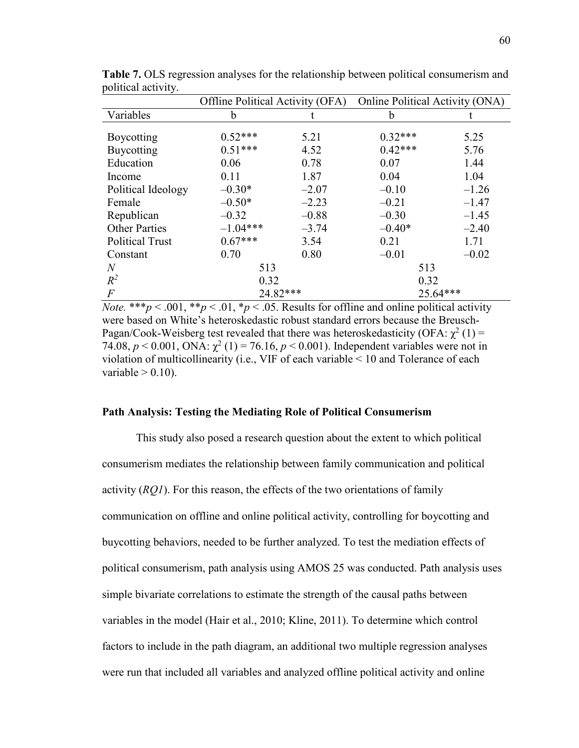**Table 7.** OLS regression analyses for the relationship between political consumerism and political activity.

| | Offline Political Activity (OFA) | | Online Political Activity (ONA) | |
|---|---|---|---|---|
| Variables | b | t | b | t |
| Boycotting | 0.52*** | 5.21 | 0.32*** | 5.25 |
| Buycotting | 0.51*** | 4.52 | 0.42*** | 5.76 |
| Education | 0.06 | 0.78 | 0.07 | 1.44 |
| Income | 0.11 | 1.87 | 0.04 | 1.04 |
| Political Ideology | –0.30* | –2.07 | –0.10 | –1.26 |
| Female | –0.50* | –2.23 | –0.21 | –1.47 |
| Republican | –0.32 | –0.88 | –0.30 | –1.45 |
| Other Parties | –1.04*** | –3.74 | –0.40* | –2.40 |
| Political Trust | 0.67*** | 3.54 | 0.21 | 1.71 |
| Constant | 0.70 | 0.80 | –0.01 | –0.02 |
| $N$ | 513 | | 513 | |
| $R^2$ | 0.32 | | 0.32 | |
| $F$ | 24.82*** | | 25.64*** | |

*Note.* ***$p < .001$, **$p < .01$, *$p < .05$. Results for offline and online political activity were based on White's heteroskedastic robust standard errors because the Breusch-Pagan/Cook-Weisberg test revealed that there was heteroskedasticity (OFA: $\chi^2$ (1) = 74.08, $p < 0.001$, ONA: $\chi^2$ (1) = 76.16, $p < 0.001$). Independent variables were not in violation of multicollinearity (i.e., VIF of each variable < 10 and Tolerance of each variable > 0.10).

### Path Analysis: Testing the Mediating Role of Political Consumerism

This study also posed a research question about the extent to which political consumerism mediates the relationship between family communication and political activity (*RQ1*). For this reason, the effects of the two orientations of family communication on offline and online political activity, controlling for boycotting and buycotting behaviors, needed to be further analyzed. To test the mediation effects of political consumerism, path analysis using AMOS 25 was conducted. Path analysis uses simple bivariate correlations to estimate the strength of the causal paths between variables in the model (Hair et al., 2010; Kline, 2011). To determine which control factors to include in the path diagram, an additional two multiple regression analyses were run that included all variables and analyzed offline political activity and online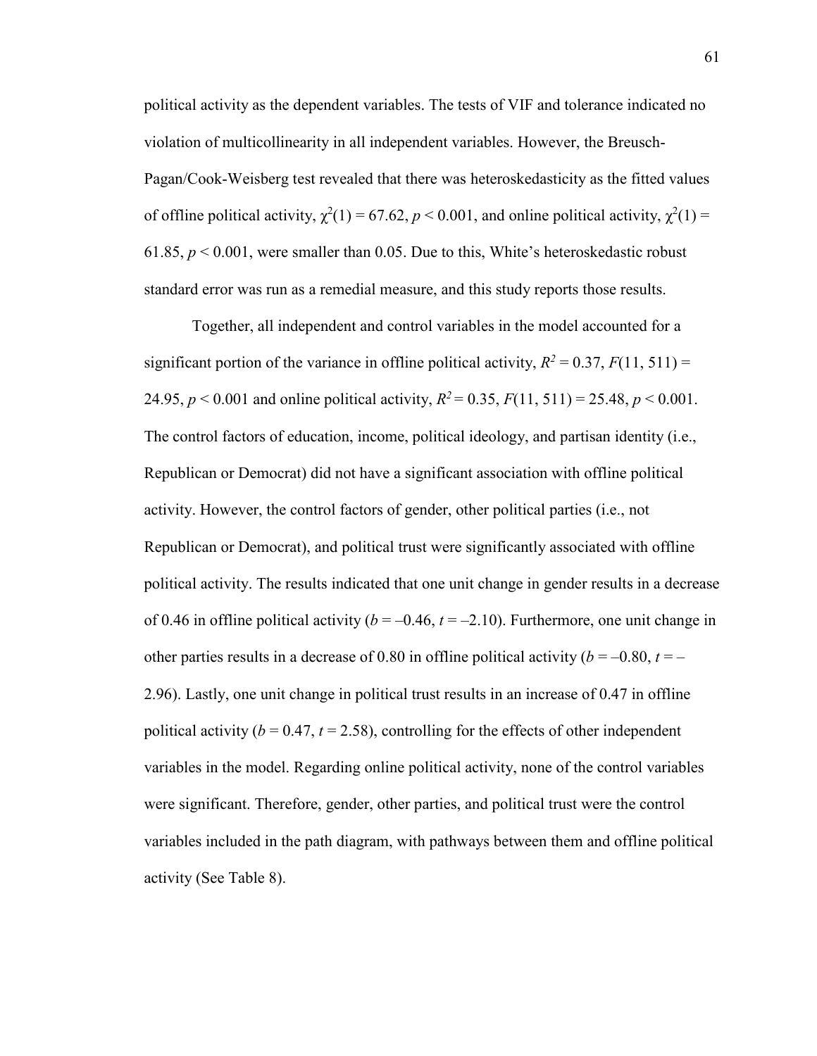political activity as the dependent variables. The tests of VIF and tolerance indicated no violation of multicollinearity in all independent variables. However, the Breusch-Pagan/Cook-Weisberg test revealed that there was heteroskedasticity as the fitted values of offline political activity, $\chi^2(1) = 67.62$, $p < 0.001$, and online political activity, $\chi^2(1) = 61.85$, $p < 0.001$, were smaller than 0.05. Due to this, White's heteroskedastic robust standard error was run as a remedial measure, and this study reports those results.

Together, all independent and control variables in the model accounted for a significant portion of the variance in offline political activity, $R^2 = 0.37$, $F(11, 511) = 24.95$, $p < 0.001$ and online political activity, $R^2 = 0.35$, $F(11, 511) = 25.48$, $p < 0.001$. The control factors of education, income, political ideology, and partisan identity (i.e., Republican or Democrat) did not have a significant association with offline political activity. However, the control factors of gender, other political parties (i.e., not Republican or Democrat), and political trust were significantly associated with offline political activity. The results indicated that one unit change in gender results in a decrease of 0.46 in offline political activity ($b = –0.46$, $t = –2.10$). Furthermore, one unit change in other parties results in a decrease of 0.80 in offline political activity ($b = –0.80$, $t = –2.96$). Lastly, one unit change in political trust results in an increase of 0.47 in offline political activity ($b = 0.47$, $t = 2.58$), controlling for the effects of other independent variables in the model. Regarding online political activity, none of the control variables were significant. Therefore, gender, other parties, and political trust were the control variables included in the path diagram, with pathways between them and offline political activity (See Table 8).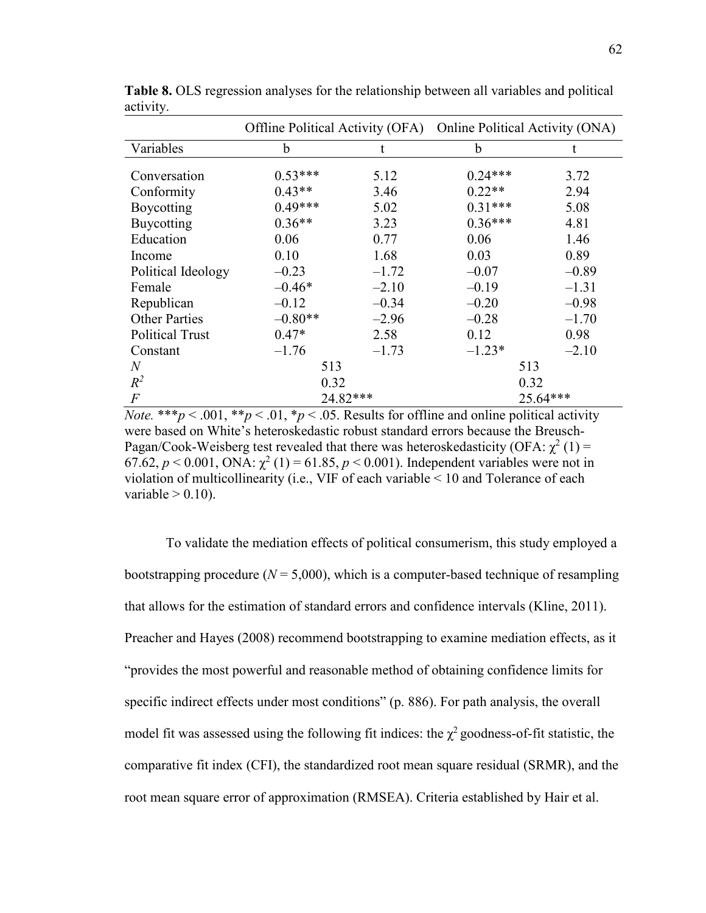**Table 8.** OLS regression analyses for the relationship between all variables and political activity.

| | Offline Political Activity (OFA) | | Online Political Activity (ONA) | |
|---|---|---|---|---|
| Variables | b | t | b | t |
| Conversation | 0.53*** | 5.12 | 0.24*** | 3.72 |
| Conformity | 0.43** | 3.46 | 0.22** | 2.94 |
| Boycotting | 0.49*** | 5.02 | 0.31*** | 5.08 |
| Buycotting | 0.36** | 3.23 | 0.36*** | 4.81 |
| Education | 0.06 | 0.77 | 0.06 | 1.46 |
| Income | 0.10 | 1.68 | 0.03 | 0.89 |
| Political Ideology | –0.23 | –1.72 | –0.07 | –0.89 |
| Female | –0.46* | –2.10 | –0.19 | –1.31 |
| Republican | –0.12 | –0.34 | –0.20 | –0.98 |
| Other Parties | –0.80** | –2.96 | –0.28 | –1.70 |
| Political Trust | 0.47* | 2.58 | 0.12 | 0.98 |
| Constant | –1.76 | –1.73 | –1.23* | –2.10 |
| *N* | 513 | | 513 | |
| $R^2$ | 0.32 | | 0.32 | |
| *F* | 24.82*** | | 25.64*** | |

*Note.* ***$p < .001$, **$p < .01$, *$p < .05$. Results for offline and online political activity were based on White's heteroskedastic robust standard errors because the Breusch-Pagan/Cook-Weisberg test revealed that there was heteroskedasticity (OFA: $\chi^2$ (1) = 67.62, $p < 0.001$, ONA: $\chi^2$ (1) = 61.85, $p < 0.001$). Independent variables were not in violation of multicollinearity (i.e., VIF of each variable < 10 and Tolerance of each variable > 0.10).

To validate the mediation effects of political consumerism, this study employed a bootstrapping procedure ($N$ = 5,000), which is a computer-based technique of resampling that allows for the estimation of standard errors and confidence intervals (Kline, 2011). Preacher and Hayes (2008) recommend bootstrapping to examine mediation effects, as it "provides the most powerful and reasonable method of obtaining confidence limits for specific indirect effects under most conditions" (p. 886). For path analysis, the overall model fit was assessed using the following fit indices: the $\chi^2$ goodness-of-fit statistic, the comparative fit index (CFI), the standardized root mean square residual (SRMR), and the root mean square error of approximation (RMSEA). Criteria established by Hair et al.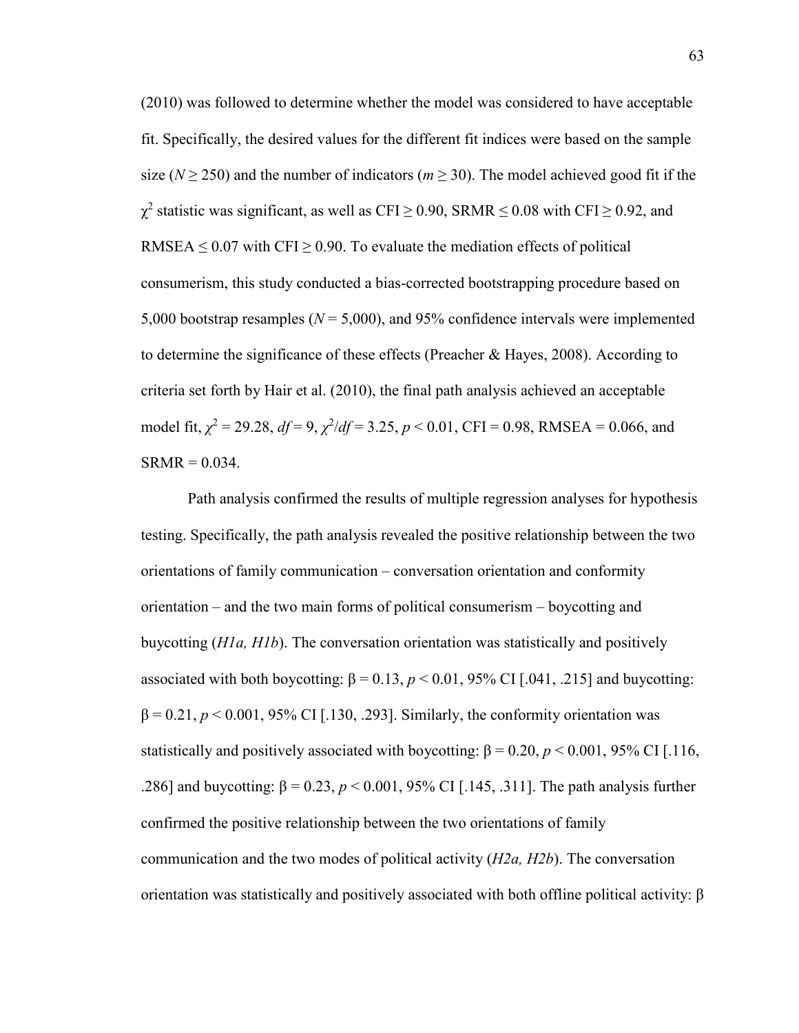(2010) was followed to determine whether the model was considered to have acceptable fit. Specifically, the desired values for the different fit indices were based on the sample size ($N \geq 250$) and the number of indicators ($m \geq 30$). The model achieved good fit if the $\chi^2$ statistic was significant, as well as CFI $\geq$ 0.90, SRMR $\leq$ 0.08 with CFI $\geq$ 0.92, and RMSEA $\leq$ 0.07 with CFI $\geq$ 0.90. To evaluate the mediation effects of political consumerism, this study conducted a bias-corrected bootstrapping procedure based on 5,000 bootstrap resamples ($N = 5{,}000$), and 95% confidence intervals were implemented to determine the significance of these effects (Preacher & Hayes, 2008). According to criteria set forth by Hair et al. (2010), the final path analysis achieved an acceptable model fit, $\chi^2 = 29.28$, $df = 9$, $\chi^2/df = 3.25$, $p < 0.01$, CFI = 0.98, RMSEA = 0.066, and SRMR = 0.034.

Path analysis confirmed the results of multiple regression analyses for hypothesis testing. Specifically, the path analysis revealed the positive relationship between the two orientations of family communication – conversation orientation and conformity orientation – and the two main forms of political consumerism – boycotting and buycotting (*H1a, H1b*). The conversation orientation was statistically and positively associated with both boycotting: $\beta = 0.13$, $p < 0.01$, 95% CI [.041, .215] and buycotting: $\beta = 0.21$, $p < 0.001$, 95% CI [.130, .293]. Similarly, the conformity orientation was statistically and positively associated with boycotting: $\beta = 0.20$, $p < 0.001$, 95% CI [.116, .286] and buycotting: $\beta = 0.23$, $p < 0.001$, 95% CI [.145, .311]. The path analysis further confirmed the positive relationship between the two orientations of family communication and the two modes of political activity (*H2a, H2b*). The conversation orientation was statistically and positively associated with both offline political activity: $\beta$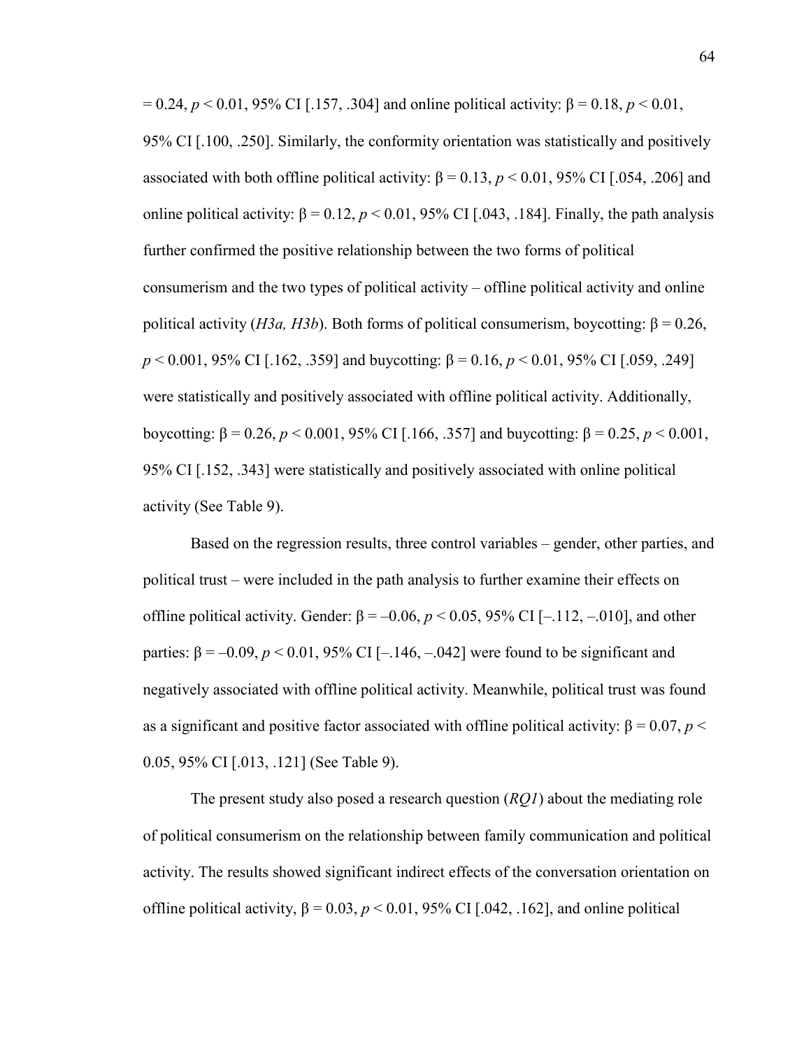= 0.24, $p < 0.01$, 95% CI [.157, .304] and online political activity: $\beta = 0.18$, $p < 0.01$, 95% CI [.100, .250]. Similarly, the conformity orientation was statistically and positively associated with both offline political activity: $\beta = 0.13$, $p < 0.01$, 95% CI [.054, .206] and online political activity: $\beta = 0.12$, $p < 0.01$, 95% CI [.043, .184]. Finally, the path analysis further confirmed the positive relationship between the two forms of political consumerism and the two types of political activity – offline political activity and online political activity (*H3a, H3b*). Both forms of political consumerism, boycotting: $\beta = 0.26$, $p < 0.001$, 95% CI [.162, .359] and buycotting: $\beta = 0.16$, $p < 0.01$, 95% CI [.059, .249] were statistically and positively associated with offline political activity. Additionally, boycotting: $\beta = 0.26$, $p < 0.001$, 95% CI [.166, .357] and buycotting: $\beta = 0.25$, $p < 0.001$, 95% CI [.152, .343] were statistically and positively associated with online political activity (See Table 9).

Based on the regression results, three control variables – gender, other parties, and political trust – were included in the path analysis to further examine their effects on offline political activity. Gender: $\beta = -0.06$, $p < 0.05$, 95% CI [–.112, –.010], and other parties: $\beta = -0.09$, $p < 0.01$, 95% CI [–.146, –.042] were found to be significant and negatively associated with offline political activity. Meanwhile, political trust was found as a significant and positive factor associated with offline political activity: $\beta = 0.07$, $p < 0.05$, 95% CI [.013, .121] (See Table 9).

The present study also posed a research question (*RQ1*) about the mediating role of political consumerism on the relationship between family communication and political activity. The results showed significant indirect effects of the conversation orientation on offline political activity, $\beta = 0.03$, $p < 0.01$, 95% CI [.042, .162], and online political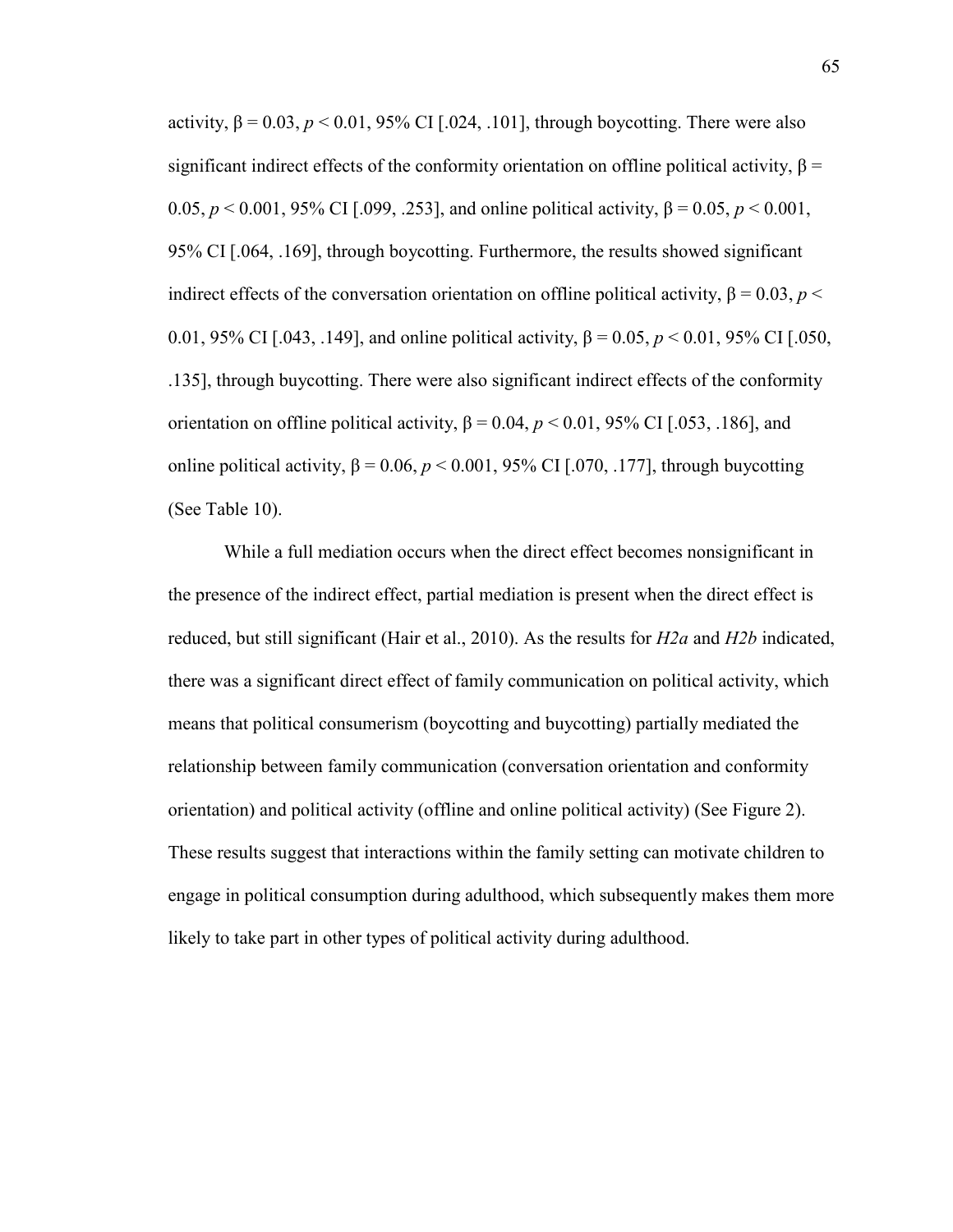activity, $\beta = 0.03$, $p < 0.01$, 95% CI [.024, .101], through boycotting. There were also significant indirect effects of the conformity orientation on offline political activity, $\beta = 0.05$, $p < 0.001$, 95% CI [.099, .253], and online political activity, $\beta = 0.05$, $p < 0.001$, 95% CI [.064, .169], through boycotting. Furthermore, the results showed significant indirect effects of the conversation orientation on offline political activity, $\beta = 0.03$, $p < 0.01$, 95% CI [.043, .149], and online political activity, $\beta = 0.05$, $p < 0.01$, 95% CI [.050, .135], through buycotting. There were also significant indirect effects of the conformity orientation on offline political activity, $\beta = 0.04$, $p < 0.01$, 95% CI [.053, .186], and online political activity, $\beta = 0.06$, $p < 0.001$, 95% CI [.070, .177], through buycotting (See Table 10).

While a full mediation occurs when the direct effect becomes nonsignificant in the presence of the indirect effect, partial mediation is present when the direct effect is reduced, but still significant (Hair et al., 2010). As the results for *H2a* and *H2b* indicated, there was a significant direct effect of family communication on political activity, which means that political consumerism (boycotting and buycotting) partially mediated the relationship between family communication (conversation orientation and conformity orientation) and political activity (offline and online political activity) (See Figure 2). These results suggest that interactions within the family setting can motivate children to engage in political consumption during adulthood, which subsequently makes them more likely to take part in other types of political activity during adulthood.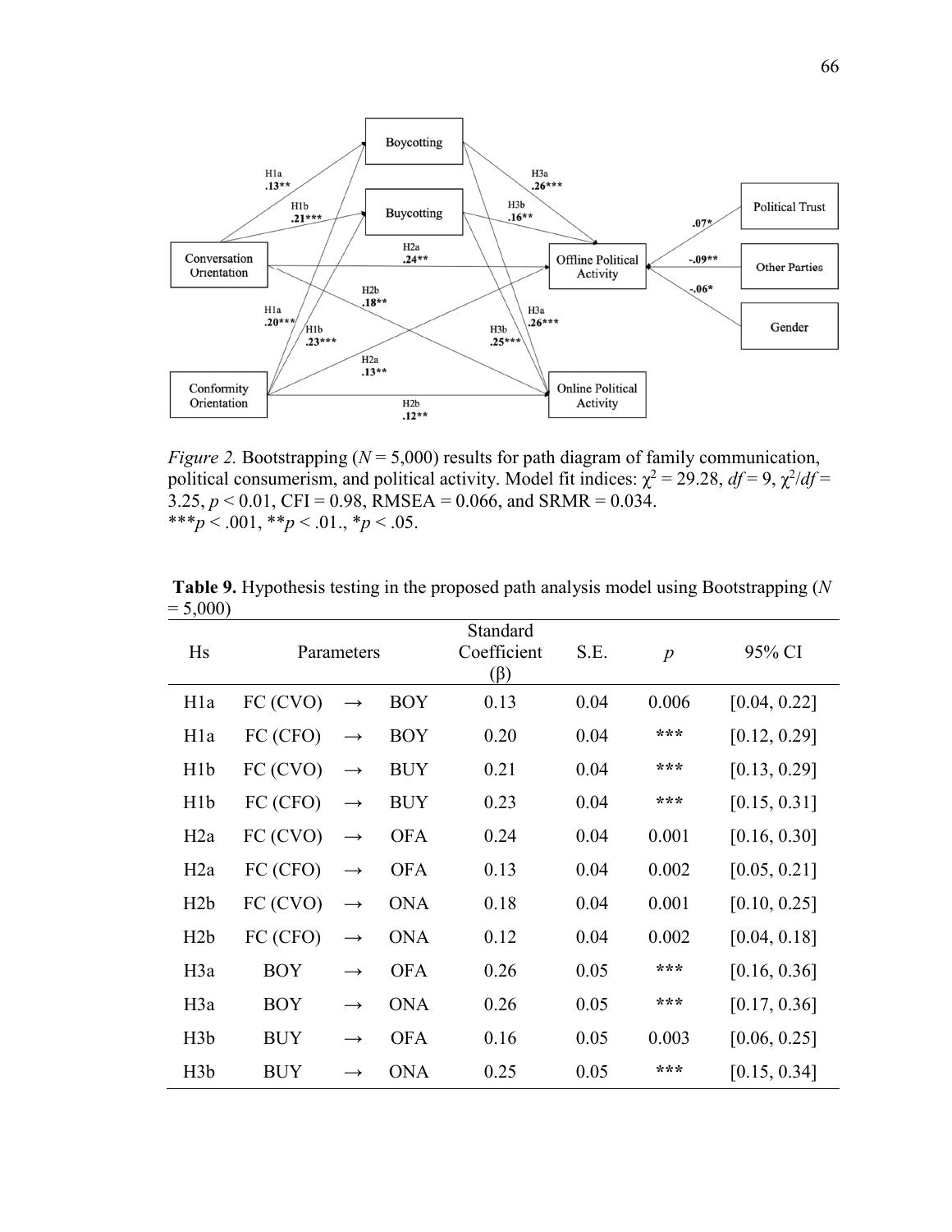*Figure 2.* Bootstrapping ($N$ = 5,000) results for path diagram of family communication, political consumerism, and political activity. Model fit indices: $\chi^2$ = 29.28, $df$ = 9, $\chi^2/df$ = 3.25, $p$ < 0.01, CFI = 0.98, RMSEA = 0.066, and SRMR = 0.034.
***$p$ < .001, **$p$ < .01., *$p$ < .05.

**Table 9.** Hypothesis testing in the proposed path analysis model using Bootstrapping ($N$ = 5,000)

| Hs | Parameters | | | Standard Coefficient (β) | S.E. | $p$ | 95% CI |
|---|---|---|---|---|---|---|---|
| H1a | FC (CVO) | → | BOY | 0.13 | 0.04 | 0.006 | [0.04, 0.22] |
| H1a | FC (CFO) | → | BOY | 0.20 | 0.04 | *** | [0.12, 0.29] |
| H1b | FC (CVO) | → | BUY | 0.21 | 0.04 | *** | [0.13, 0.29] |
| H1b | FC (CFO) | → | BUY | 0.23 | 0.04 | *** | [0.15, 0.31] |
| H2a | FC (CVO) | → | OFA | 0.24 | 0.04 | 0.001 | [0.16, 0.30] |
| H2a | FC (CFO) | → | OFA | 0.13 | 0.04 | 0.002 | [0.05, 0.21] |
| H2b | FC (CVO) | → | ONA | 0.18 | 0.04 | 0.001 | [0.10, 0.25] |
| H2b | FC (CFO) | → | ONA | 0.12 | 0.04 | 0.002 | [0.04, 0.18] |
| H3a | BOY | → | OFA | 0.26 | 0.05 | *** | [0.16, 0.36] |
| H3a | BOY | → | ONA | 0.26 | 0.05 | *** | [0.17, 0.36] |
| H3b | BUY | → | OFA | 0.16 | 0.05 | 0.003 | [0.06, 0.25] |
| H3b | BUY | → | ONA | 0.25 | 0.05 | *** | [0.15, 0.34] |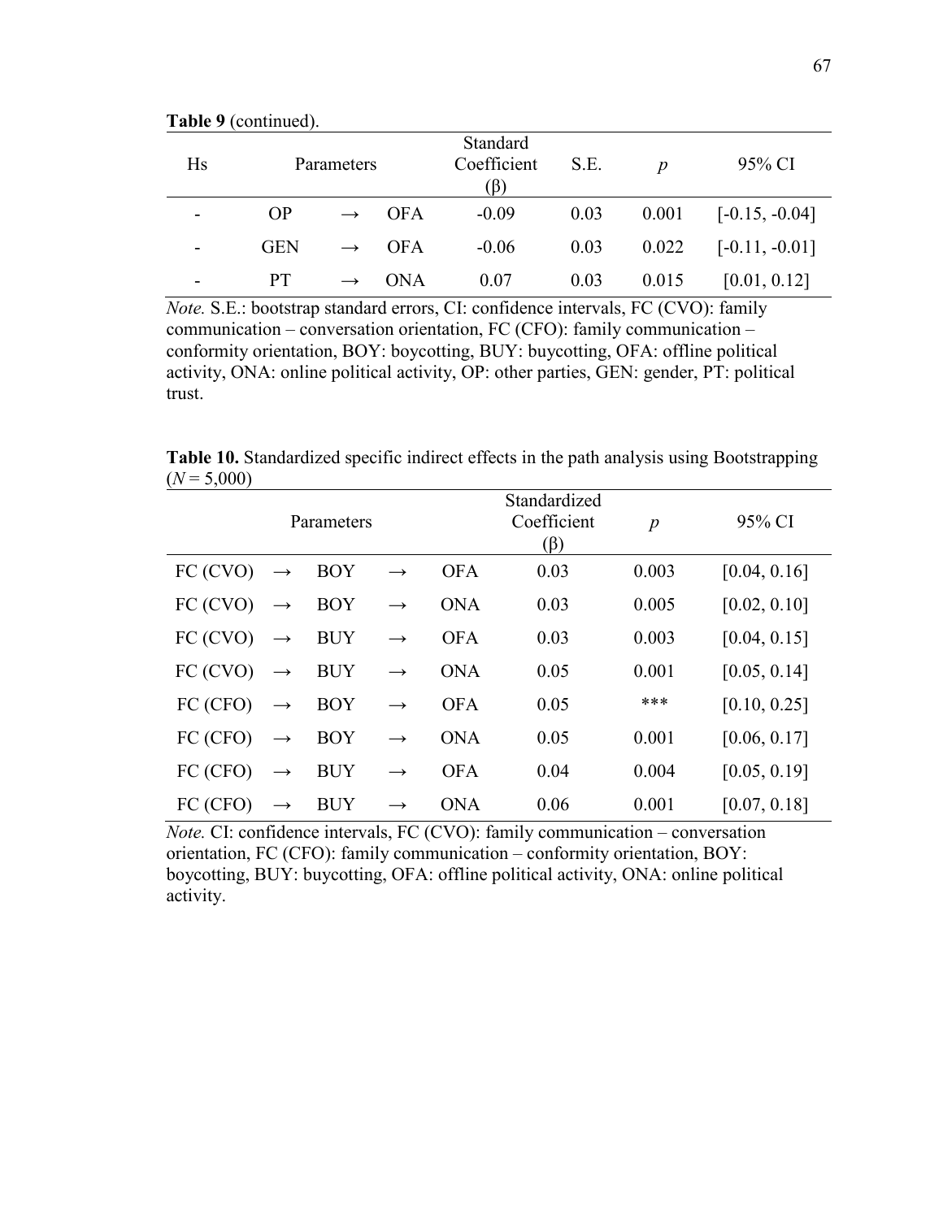**Table 9** (continued).

| Hs | Parameters | | | Standard Coefficient (β) | S.E. | *p* | 95% CI |
|---|---|---|---|---|---|---|---|
| - | OP | → | OFA | -0.09 | 0.03 | 0.001 | [-0.15, -0.04] |
| - | GEN | → | OFA | -0.06 | 0.03 | 0.022 | [-0.11, -0.01] |
| - | PT | → | ONA | 0.07 | 0.03 | 0.015 | [0.01, 0.12] |

*Note.* S.E.: bootstrap standard errors, CI: confidence intervals, FC (CVO): family communication – conversation orientation, FC (CFO): family communication – conformity orientation, BOY: boycotting, BUY: buycotting, OFA: offline political activity, ONA: online political activity, OP: other parties, GEN: gender, PT: political trust.

**Table 10.** Standardized specific indirect effects in the path analysis using Bootstrapping ($N = 5,000$)

| Parameters | | | | | Standardized Coefficient (β) | *p* | 95% CI |
|---|---|---|---|---|---|---|---|
| FC (CVO) | → | BOY | → | OFA | 0.03 | 0.003 | [0.04, 0.16] |
| FC (CVO) | → | BOY | → | ONA | 0.03 | 0.005 | [0.02, 0.10] |
| FC (CVO) | → | BUY | → | OFA | 0.03 | 0.003 | [0.04, 0.15] |
| FC (CVO) | → | BUY | → | ONA | 0.05 | 0.001 | [0.05, 0.14] |
| FC (CFO) | → | BOY | → | OFA | 0.05 | *** | [0.10, 0.25] |
| FC (CFO) | → | BOY | → | ONA | 0.05 | 0.001 | [0.06, 0.17] |
| FC (CFO) | → | BUY | → | OFA | 0.04 | 0.004 | [0.05, 0.19] |
| FC (CFO) | → | BUY | → | ONA | 0.06 | 0.001 | [0.07, 0.18] |

*Note.* CI: confidence intervals, FC (CVO): family communication – conversation orientation, FC (CFO): family communication – conformity orientation, BOY: boycotting, BUY: buycotting, OFA: offline political activity, ONA: online political activity.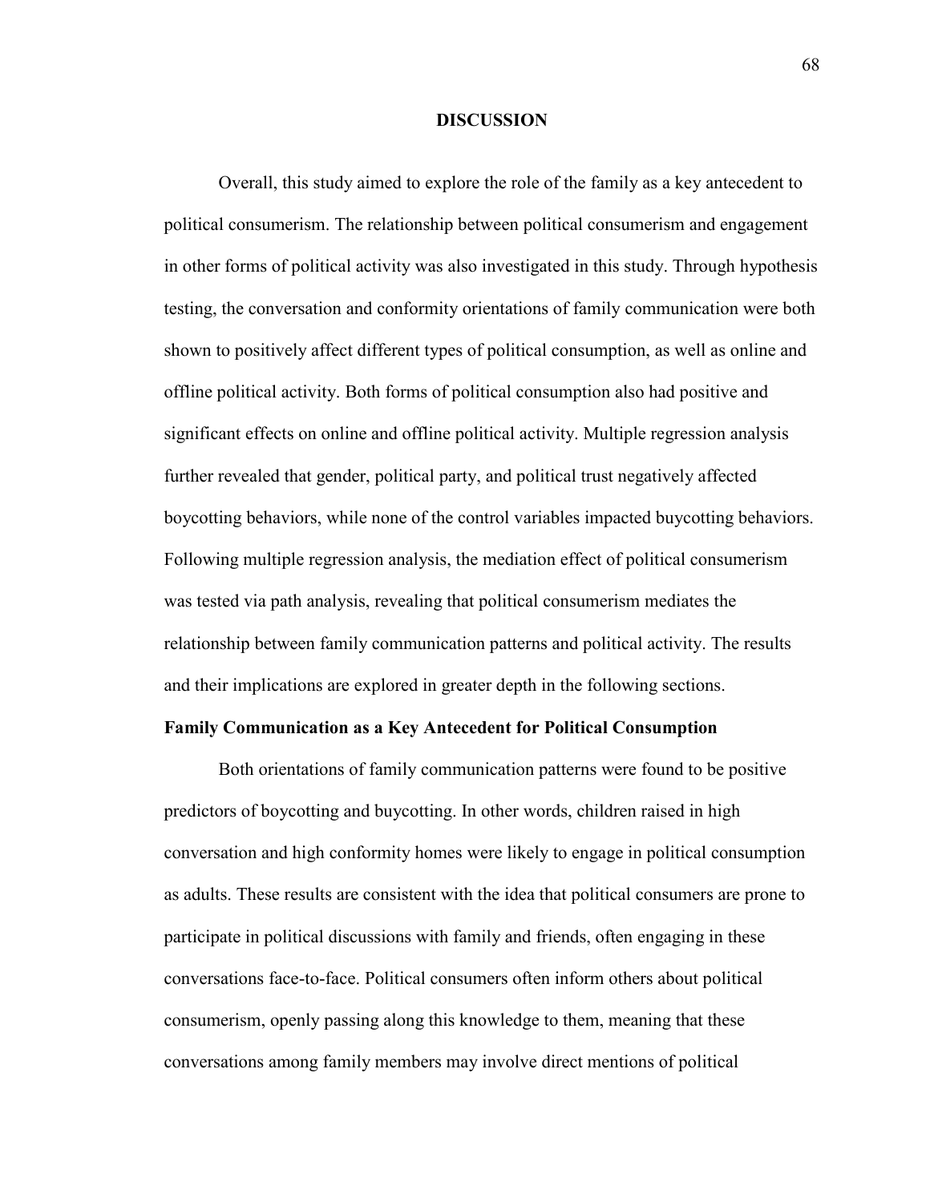# DISCUSSION

Overall, this study aimed to explore the role of the family as a key antecedent to political consumerism. The relationship between political consumerism and engagement in other forms of political activity was also investigated in this study. Through hypothesis testing, the conversation and conformity orientations of family communication were both shown to positively affect different types of political consumption, as well as online and offline political activity. Both forms of political consumption also had positive and significant effects on online and offline political activity. Multiple regression analysis further revealed that gender, political party, and political trust negatively affected boycotting behaviors, while none of the control variables impacted buycotting behaviors. Following multiple regression analysis, the mediation effect of political consumerism was tested via path analysis, revealing that political consumerism mediates the relationship between family communication patterns and political activity. The results and their implications are explored in greater depth in the following sections.

## Family Communication as a Key Antecedent for Political Consumption

Both orientations of family communication patterns were found to be positive predictors of boycotting and buycotting. In other words, children raised in high conversation and high conformity homes were likely to engage in political consumption as adults. These results are consistent with the idea that political consumers are prone to participate in political discussions with family and friends, often engaging in these conversations face-to-face. Political consumers often inform others about political consumerism, openly passing along this knowledge to them, meaning that these conversations among family members may involve direct mentions of political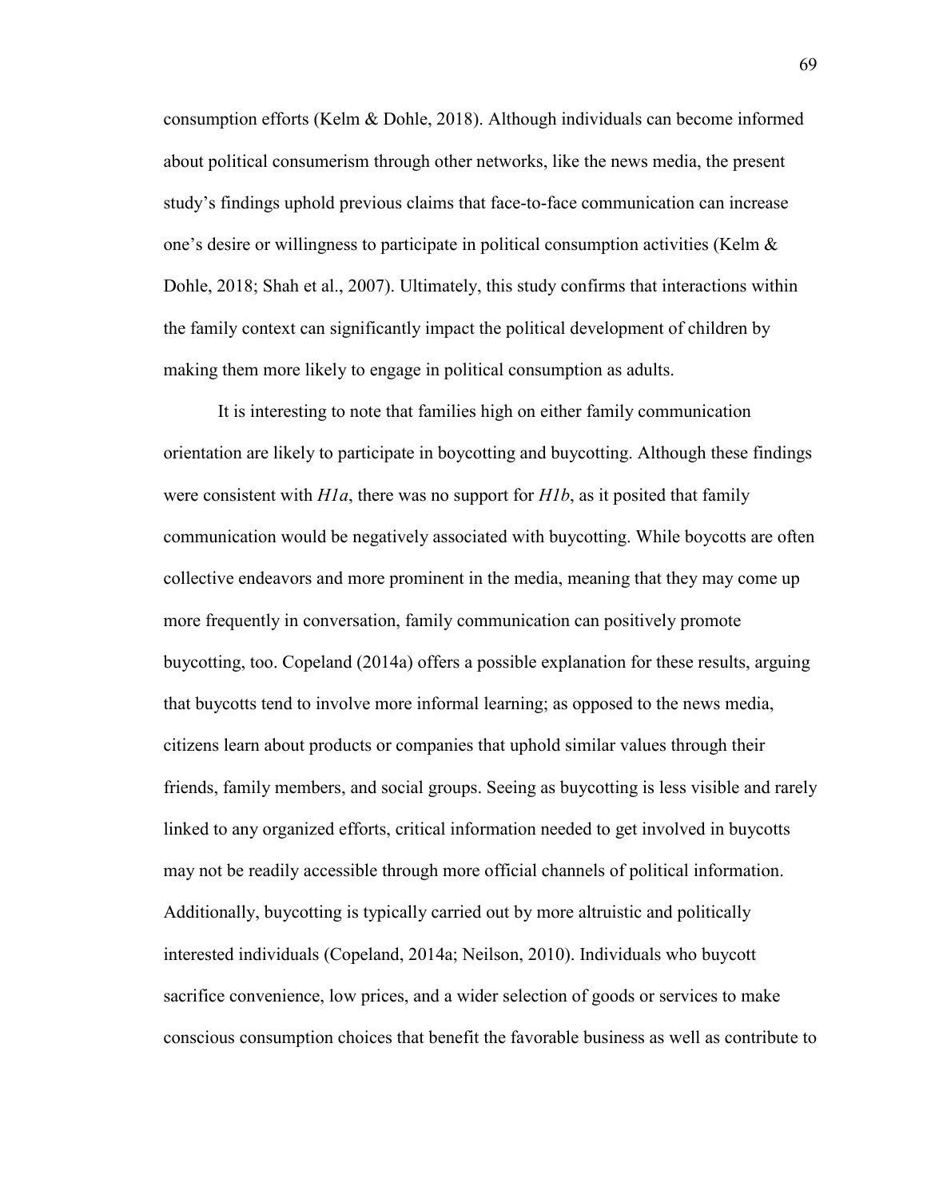consumption efforts (Kelm & Dohle, 2018). Although individuals can become informed about political consumerism through other networks, like the news media, the present study's findings uphold previous claims that face-to-face communication can increase one's desire or willingness to participate in political consumption activities (Kelm & Dohle, 2018; Shah et al., 2007). Ultimately, this study confirms that interactions within the family context can significantly impact the political development of children by making them more likely to engage in political consumption as adults.

It is interesting to note that families high on either family communication orientation are likely to participate in boycotting and buycotting. Although these findings were consistent with *H1a*, there was no support for *H1b*, as it posited that family communication would be negatively associated with buycotting. While boycotts are often collective endeavors and more prominent in the media, meaning that they may come up more frequently in conversation, family communication can positively promote buycotting, too. Copeland (2014a) offers a possible explanation for these results, arguing that buycotts tend to involve more informal learning; as opposed to the news media, citizens learn about products or companies that uphold similar values through their friends, family members, and social groups. Seeing as buycotting is less visible and rarely linked to any organized efforts, critical information needed to get involved in buycotts may not be readily accessible through more official channels of political information. Additionally, buycotting is typically carried out by more altruistic and politically interested individuals (Copeland, 2014a; Neilson, 2010). Individuals who buycott sacrifice convenience, low prices, and a wider selection of goods or services to make conscious consumption choices that benefit the favorable business as well as contribute to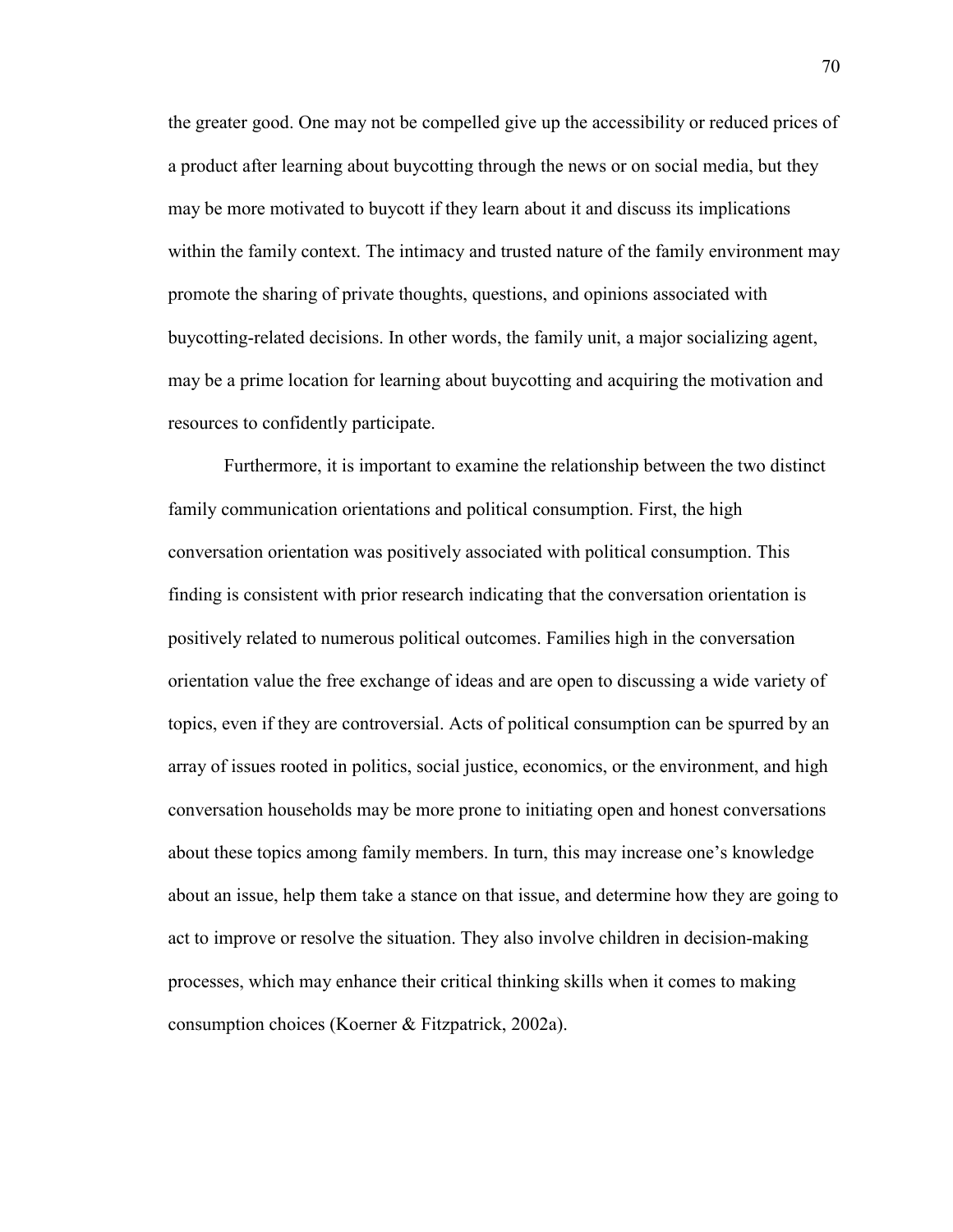the greater good. One may not be compelled give up the accessibility or reduced prices of a product after learning about buycotting through the news or on social media, but they may be more motivated to buycott if they learn about it and discuss its implications within the family context. The intimacy and trusted nature of the family environment may promote the sharing of private thoughts, questions, and opinions associated with buycotting-related decisions. In other words, the family unit, a major socializing agent, may be a prime location for learning about buycotting and acquiring the motivation and resources to confidently participate.

Furthermore, it is important to examine the relationship between the two distinct family communication orientations and political consumption. First, the high conversation orientation was positively associated with political consumption. This finding is consistent with prior research indicating that the conversation orientation is positively related to numerous political outcomes. Families high in the conversation orientation value the free exchange of ideas and are open to discussing a wide variety of topics, even if they are controversial. Acts of political consumption can be spurred by an array of issues rooted in politics, social justice, economics, or the environment, and high conversation households may be more prone to initiating open and honest conversations about these topics among family members. In turn, this may increase one's knowledge about an issue, help them take a stance on that issue, and determine how they are going to act to improve or resolve the situation. They also involve children in decision-making processes, which may enhance their critical thinking skills when it comes to making consumption choices (Koerner & Fitzpatrick, 2002a).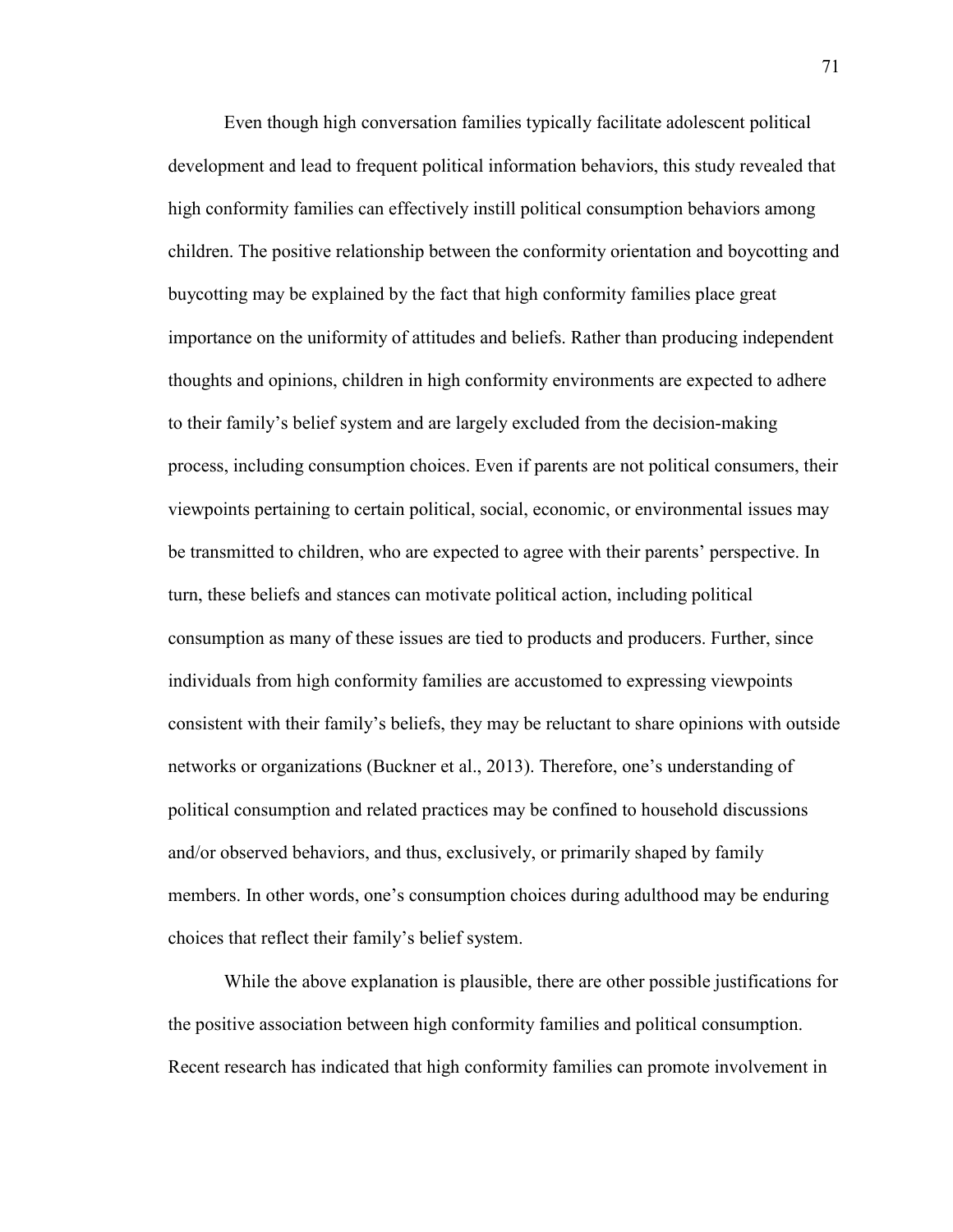Even though high conversation families typically facilitate adolescent political development and lead to frequent political information behaviors, this study revealed that high conformity families can effectively instill political consumption behaviors among children. The positive relationship between the conformity orientation and boycotting and buycotting may be explained by the fact that high conformity families place great importance on the uniformity of attitudes and beliefs. Rather than producing independent thoughts and opinions, children in high conformity environments are expected to adhere to their family's belief system and are largely excluded from the decision-making process, including consumption choices. Even if parents are not political consumers, their viewpoints pertaining to certain political, social, economic, or environmental issues may be transmitted to children, who are expected to agree with their parents' perspective. In turn, these beliefs and stances can motivate political action, including political consumption as many of these issues are tied to products and producers. Further, since individuals from high conformity families are accustomed to expressing viewpoints consistent with their family's beliefs, they may be reluctant to share opinions with outside networks or organizations (Buckner et al., 2013). Therefore, one's understanding of political consumption and related practices may be confined to household discussions and/or observed behaviors, and thus, exclusively, or primarily shaped by family members. In other words, one's consumption choices during adulthood may be enduring choices that reflect their family's belief system.

While the above explanation is plausible, there are other possible justifications for the positive association between high conformity families and political consumption. Recent research has indicated that high conformity families can promote involvement in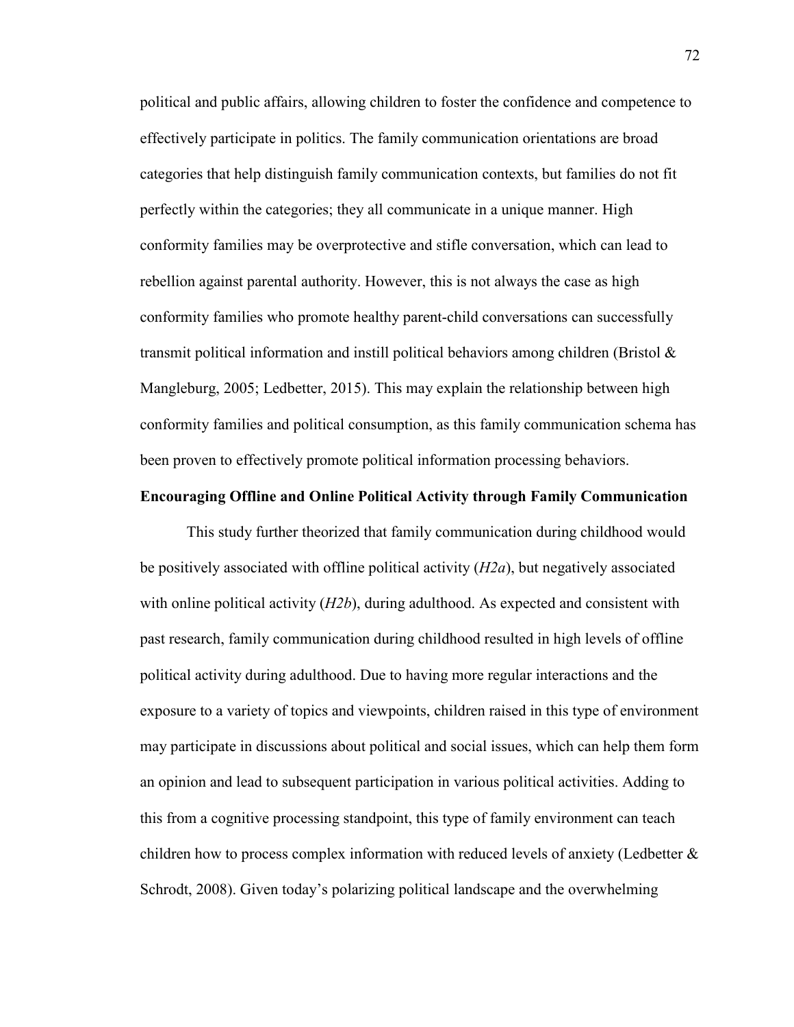political and public affairs, allowing children to foster the confidence and competence to effectively participate in politics. The family communication orientations are broad categories that help distinguish family communication contexts, but families do not fit perfectly within the categories; they all communicate in a unique manner. High conformity families may be overprotective and stifle conversation, which can lead to rebellion against parental authority. However, this is not always the case as high conformity families who promote healthy parent-child conversations can successfully transmit political information and instill political behaviors among children (Bristol & Mangleburg, 2005; Ledbetter, 2015). This may explain the relationship between high conformity families and political consumption, as this family communication schema has been proven to effectively promote political information processing behaviors.

**Encouraging Offline and Online Political Activity through Family Communication**

This study further theorized that family communication during childhood would be positively associated with offline political activity (*H2a*), but negatively associated with online political activity (*H2b*), during adulthood. As expected and consistent with past research, family communication during childhood resulted in high levels of offline political activity during adulthood. Due to having more regular interactions and the exposure to a variety of topics and viewpoints, children raised in this type of environment may participate in discussions about political and social issues, which can help them form an opinion and lead to subsequent participation in various political activities. Adding to this from a cognitive processing standpoint, this type of family environment can teach children how to process complex information with reduced levels of anxiety (Ledbetter & Schrodt, 2008). Given today's polarizing political landscape and the overwhelming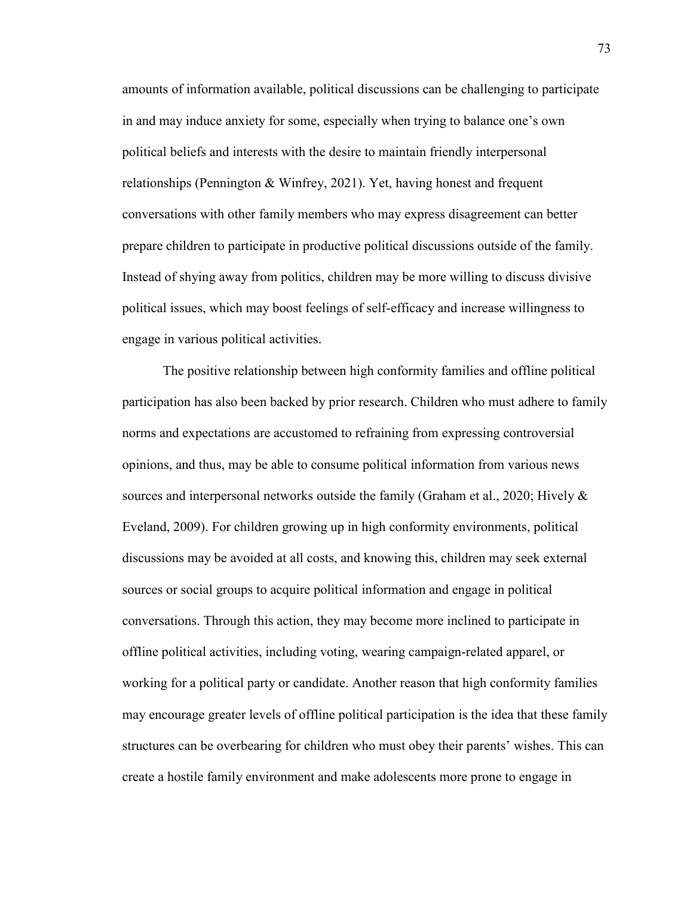amounts of information available, political discussions can be challenging to participate in and may induce anxiety for some, especially when trying to balance one's own political beliefs and interests with the desire to maintain friendly interpersonal relationships (Pennington & Winfrey, 2021). Yet, having honest and frequent conversations with other family members who may express disagreement can better prepare children to participate in productive political discussions outside of the family. Instead of shying away from politics, children may be more willing to discuss divisive political issues, which may boost feelings of self-efficacy and increase willingness to engage in various political activities.

The positive relationship between high conformity families and offline political participation has also been backed by prior research. Children who must adhere to family norms and expectations are accustomed to refraining from expressing controversial opinions, and thus, may be able to consume political information from various news sources and interpersonal networks outside the family (Graham et al., 2020; Hively & Eveland, 2009). For children growing up in high conformity environments, political discussions may be avoided at all costs, and knowing this, children may seek external sources or social groups to acquire political information and engage in political conversations. Through this action, they may become more inclined to participate in offline political activities, including voting, wearing campaign-related apparel, or working for a political party or candidate. Another reason that high conformity families may encourage greater levels of offline political participation is the idea that these family structures can be overbearing for children who must obey their parents' wishes. This can create a hostile family environment and make adolescents more prone to engage in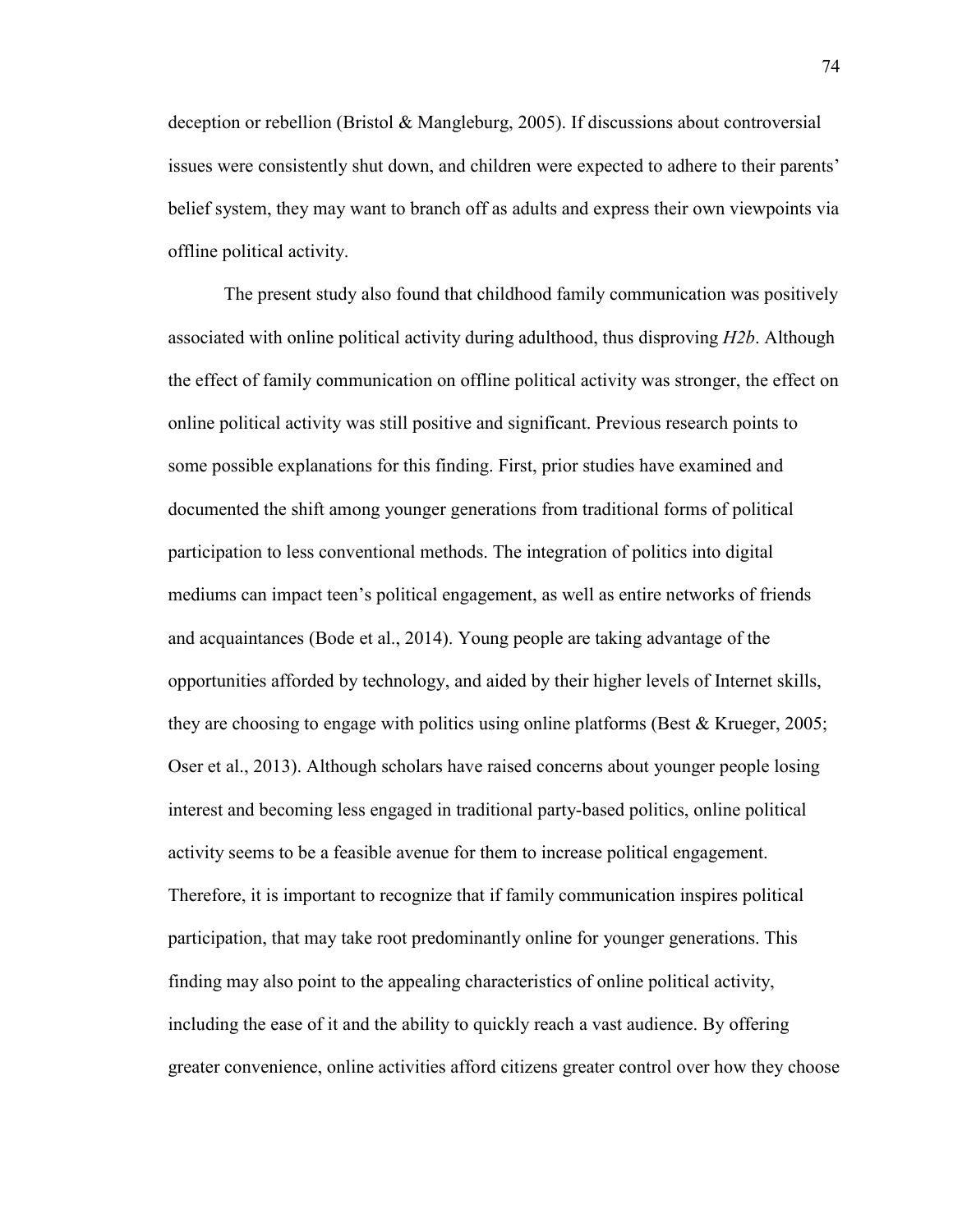deception or rebellion (Bristol & Mangleburg, 2005). If discussions about controversial issues were consistently shut down, and children were expected to adhere to their parents' belief system, they may want to branch off as adults and express their own viewpoints via offline political activity.

The present study also found that childhood family communication was positively associated with online political activity during adulthood, thus disproving *H2b*. Although the effect of family communication on offline political activity was stronger, the effect on online political activity was still positive and significant. Previous research points to some possible explanations for this finding. First, prior studies have examined and documented the shift among younger generations from traditional forms of political participation to less conventional methods. The integration of politics into digital mediums can impact teen's political engagement, as well as entire networks of friends and acquaintances (Bode et al., 2014). Young people are taking advantage of the opportunities afforded by technology, and aided by their higher levels of Internet skills, they are choosing to engage with politics using online platforms (Best & Krueger, 2005; Oser et al., 2013). Although scholars have raised concerns about younger people losing interest and becoming less engaged in traditional party-based politics, online political activity seems to be a feasible avenue for them to increase political engagement. Therefore, it is important to recognize that if family communication inspires political participation, that may take root predominantly online for younger generations. This finding may also point to the appealing characteristics of online political activity, including the ease of it and the ability to quickly reach a vast audience. By offering greater convenience, online activities afford citizens greater control over how they choose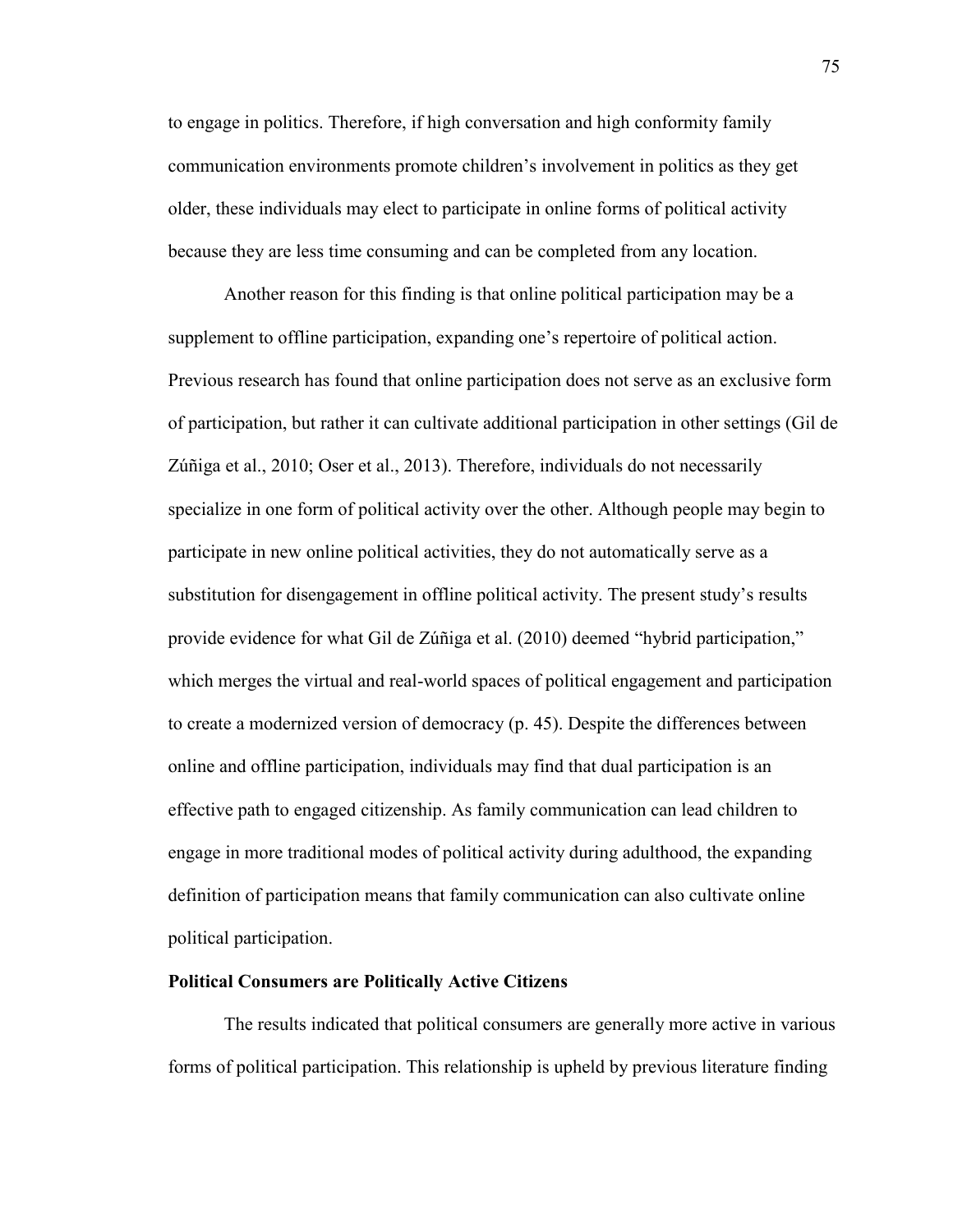to engage in politics. Therefore, if high conversation and high conformity family communication environments promote children's involvement in politics as they get older, these individuals may elect to participate in online forms of political activity because they are less time consuming and can be completed from any location.

Another reason for this finding is that online political participation may be a supplement to offline participation, expanding one's repertoire of political action. Previous research has found that online participation does not serve as an exclusive form of participation, but rather it can cultivate additional participation in other settings (Gil de Zúñiga et al., 2010; Oser et al., 2013). Therefore, individuals do not necessarily specialize in one form of political activity over the other. Although people may begin to participate in new online political activities, they do not automatically serve as a substitution for disengagement in offline political activity. The present study's results provide evidence for what Gil de Zúñiga et al. (2010) deemed "hybrid participation," which merges the virtual and real-world spaces of political engagement and participation to create a modernized version of democracy (p. 45). Despite the differences between online and offline participation, individuals may find that dual participation is an effective path to engaged citizenship. As family communication can lead children to engage in more traditional modes of political activity during adulthood, the expanding definition of participation means that family communication can also cultivate online political participation.

### Political Consumers are Politically Active Citizens

The results indicated that political consumers are generally more active in various forms of political participation. This relationship is upheld by previous literature finding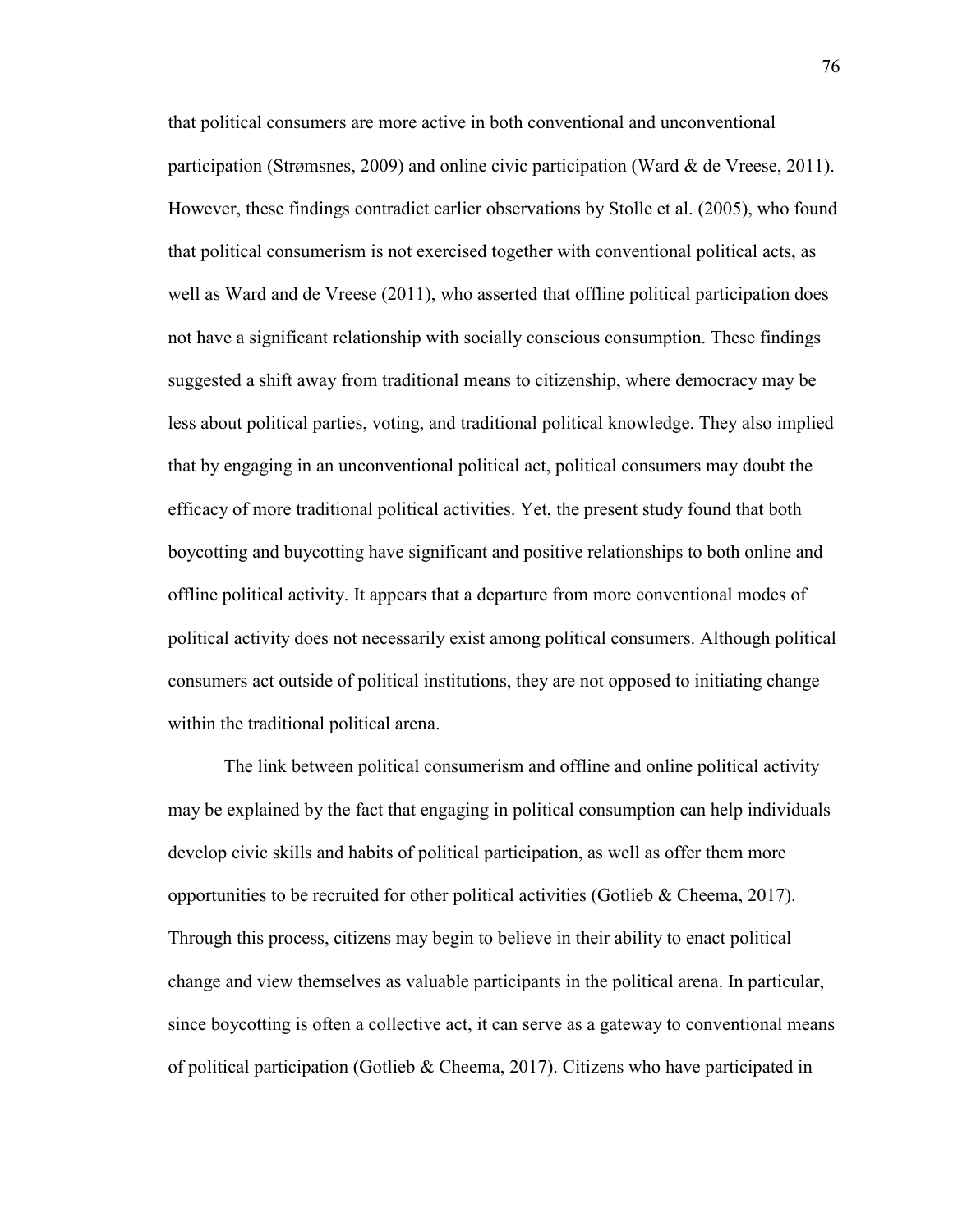that political consumers are more active in both conventional and unconventional participation (Strømsnes, 2009) and online civic participation (Ward & de Vreese, 2011). However, these findings contradict earlier observations by Stolle et al. (2005), who found that political consumerism is not exercised together with conventional political acts, as well as Ward and de Vreese (2011), who asserted that offline political participation does not have a significant relationship with socially conscious consumption. These findings suggested a shift away from traditional means to citizenship, where democracy may be less about political parties, voting, and traditional political knowledge. They also implied that by engaging in an unconventional political act, political consumers may doubt the efficacy of more traditional political activities. Yet, the present study found that both boycotting and buycotting have significant and positive relationships to both online and offline political activity. It appears that a departure from more conventional modes of political activity does not necessarily exist among political consumers. Although political consumers act outside of political institutions, they are not opposed to initiating change within the traditional political arena.

The link between political consumerism and offline and online political activity may be explained by the fact that engaging in political consumption can help individuals develop civic skills and habits of political participation, as well as offer them more opportunities to be recruited for other political activities (Gotlieb & Cheema, 2017). Through this process, citizens may begin to believe in their ability to enact political change and view themselves as valuable participants in the political arena. In particular, since boycotting is often a collective act, it can serve as a gateway to conventional means of political participation (Gotlieb & Cheema, 2017). Citizens who have participated in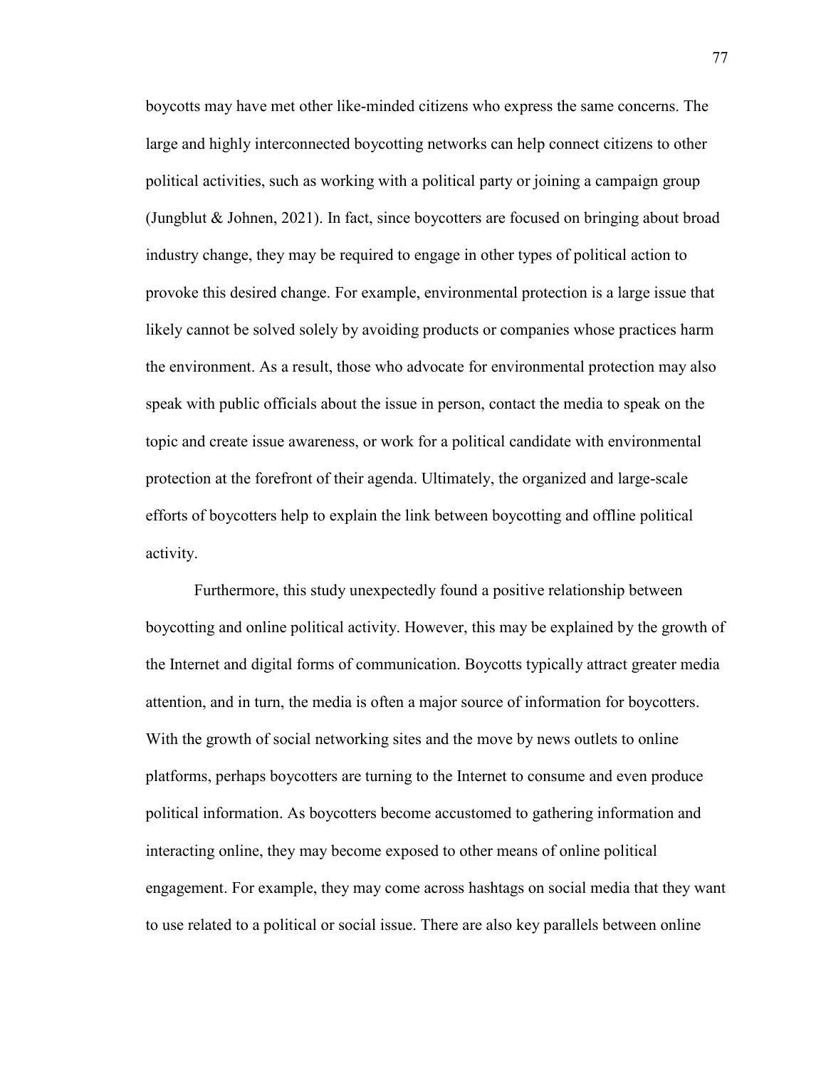boycotts may have met other like-minded citizens who express the same concerns. The large and highly interconnected boycotting networks can help connect citizens to other political activities, such as working with a political party or joining a campaign group (Jungblut & Johnen, 2021). In fact, since boycotters are focused on bringing about broad industry change, they may be required to engage in other types of political action to provoke this desired change. For example, environmental protection is a large issue that likely cannot be solved solely by avoiding products or companies whose practices harm the environment. As a result, those who advocate for environmental protection may also speak with public officials about the issue in person, contact the media to speak on the topic and create issue awareness, or work for a political candidate with environmental protection at the forefront of their agenda. Ultimately, the organized and large-scale efforts of boycotters help to explain the link between boycotting and offline political activity.

Furthermore, this study unexpectedly found a positive relationship between boycotting and online political activity. However, this may be explained by the growth of the Internet and digital forms of communication. Boycotts typically attract greater media attention, and in turn, the media is often a major source of information for boycotters. With the growth of social networking sites and the move by news outlets to online platforms, perhaps boycotters are turning to the Internet to consume and even produce political information. As boycotters become accustomed to gathering information and interacting online, they may become exposed to other means of online political engagement. For example, they may come across hashtags on social media that they want to use related to a political or social issue. There are also key parallels between online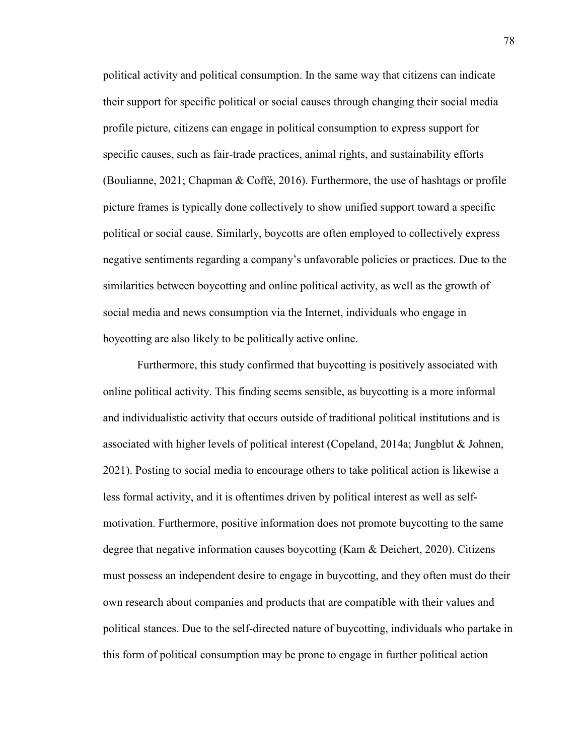political activity and political consumption. In the same way that citizens can indicate their support for specific political or social causes through changing their social media profile picture, citizens can engage in political consumption to express support for specific causes, such as fair-trade practices, animal rights, and sustainability efforts (Boulianne, 2021; Chapman & Coffé, 2016). Furthermore, the use of hashtags or profile picture frames is typically done collectively to show unified support toward a specific political or social cause. Similarly, boycotts are often employed to collectively express negative sentiments regarding a company's unfavorable policies or practices. Due to the similarities between boycotting and online political activity, as well as the growth of social media and news consumption via the Internet, individuals who engage in boycotting are also likely to be politically active online.

Furthermore, this study confirmed that buycotting is positively associated with online political activity. This finding seems sensible, as buycotting is a more informal and individualistic activity that occurs outside of traditional political institutions and is associated with higher levels of political interest (Copeland, 2014a; Jungblut & Johnen, 2021). Posting to social media to encourage others to take political action is likewise a less formal activity, and it is oftentimes driven by political interest as well as self-motivation. Furthermore, positive information does not promote buycotting to the same degree that negative information causes boycotting (Kam & Deichert, 2020). Citizens must possess an independent desire to engage in buycotting, and they often must do their own research about companies and products that are compatible with their values and political stances. Due to the self-directed nature of buycotting, individuals who partake in this form of political consumption may be prone to engage in further political action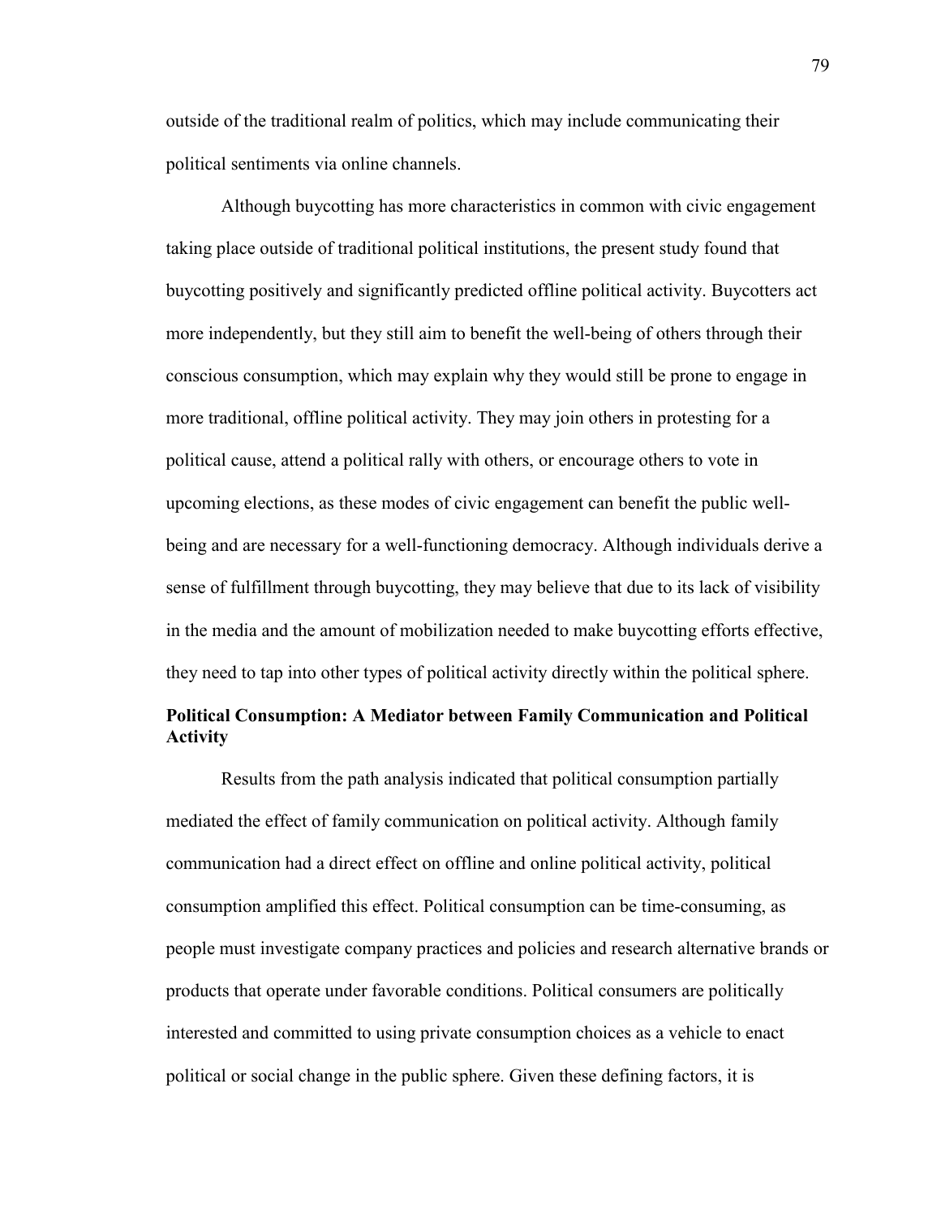outside of the traditional realm of politics, which may include communicating their political sentiments via online channels.

Although buycotting has more characteristics in common with civic engagement taking place outside of traditional political institutions, the present study found that buycotting positively and significantly predicted offline political activity. Buycotters act more independently, but they still aim to benefit the well-being of others through their conscious consumption, which may explain why they would still be prone to engage in more traditional, offline political activity. They may join others in protesting for a political cause, attend a political rally with others, or encourage others to vote in upcoming elections, as these modes of civic engagement can benefit the public well-being and are necessary for a well-functioning democracy. Although individuals derive a sense of fulfillment through buycotting, they may believe that due to its lack of visibility in the media and the amount of mobilization needed to make buycotting efforts effective, they need to tap into other types of political activity directly within the political sphere.

### Political Consumption: A Mediator between Family Communication and Political Activity

Results from the path analysis indicated that political consumption partially mediated the effect of family communication on political activity. Although family communication had a direct effect on offline and online political activity, political consumption amplified this effect. Political consumption can be time-consuming, as people must investigate company practices and policies and research alternative brands or products that operate under favorable conditions. Political consumers are politically interested and committed to using private consumption choices as a vehicle to enact political or social change in the public sphere. Given these defining factors, it is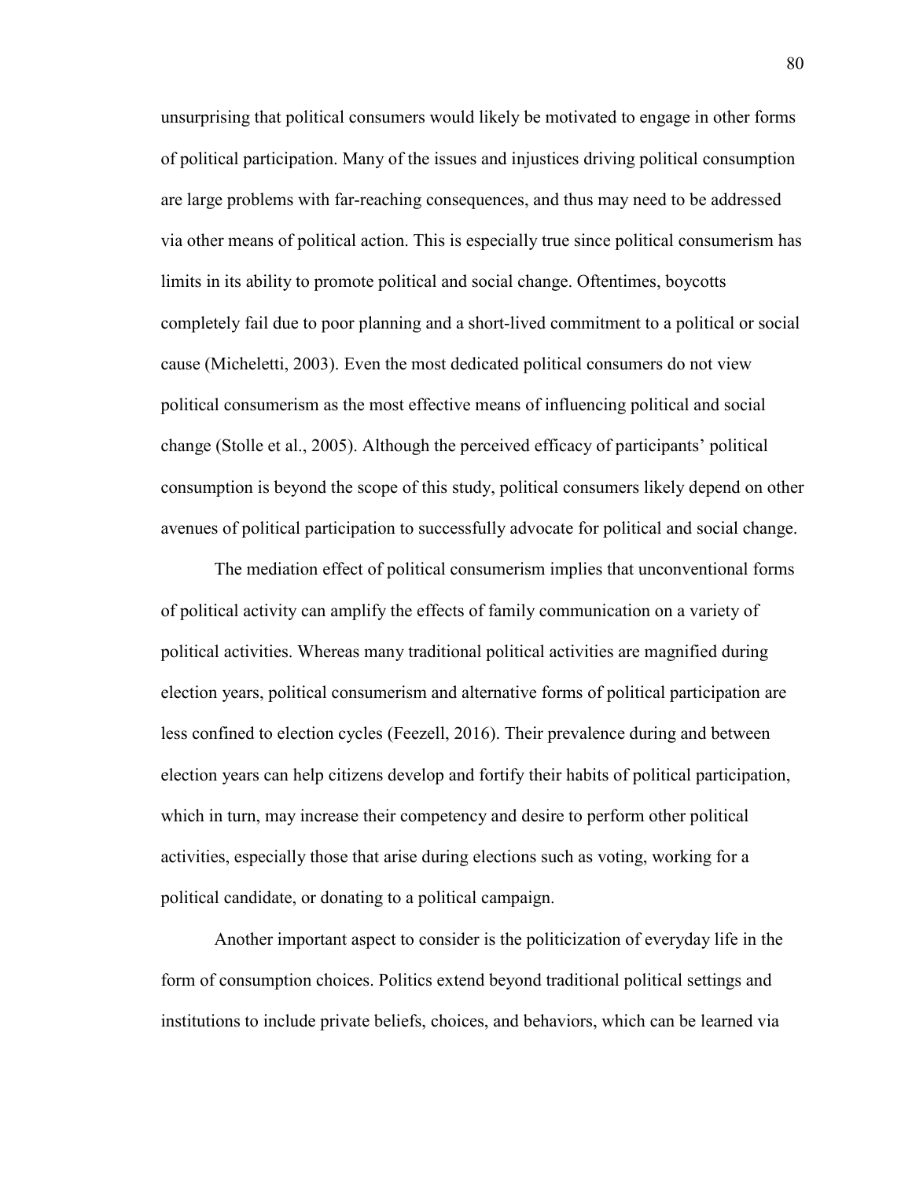unsurprising that political consumers would likely be motivated to engage in other forms of political participation. Many of the issues and injustices driving political consumption are large problems with far-reaching consequences, and thus may need to be addressed via other means of political action. This is especially true since political consumerism has limits in its ability to promote political and social change. Oftentimes, boycotts completely fail due to poor planning and a short-lived commitment to a political or social cause (Micheletti, 2003). Even the most dedicated political consumers do not view political consumerism as the most effective means of influencing political and social change (Stolle et al., 2005). Although the perceived efficacy of participants' political consumption is beyond the scope of this study, political consumers likely depend on other avenues of political participation to successfully advocate for political and social change.

The mediation effect of political consumerism implies that unconventional forms of political activity can amplify the effects of family communication on a variety of political activities. Whereas many traditional political activities are magnified during election years, political consumerism and alternative forms of political participation are less confined to election cycles (Feezell, 2016). Their prevalence during and between election years can help citizens develop and fortify their habits of political participation, which in turn, may increase their competency and desire to perform other political activities, especially those that arise during elections such as voting, working for a political candidate, or donating to a political campaign.

Another important aspect to consider is the politicization of everyday life in the form of consumption choices. Politics extend beyond traditional political settings and institutions to include private beliefs, choices, and behaviors, which can be learned via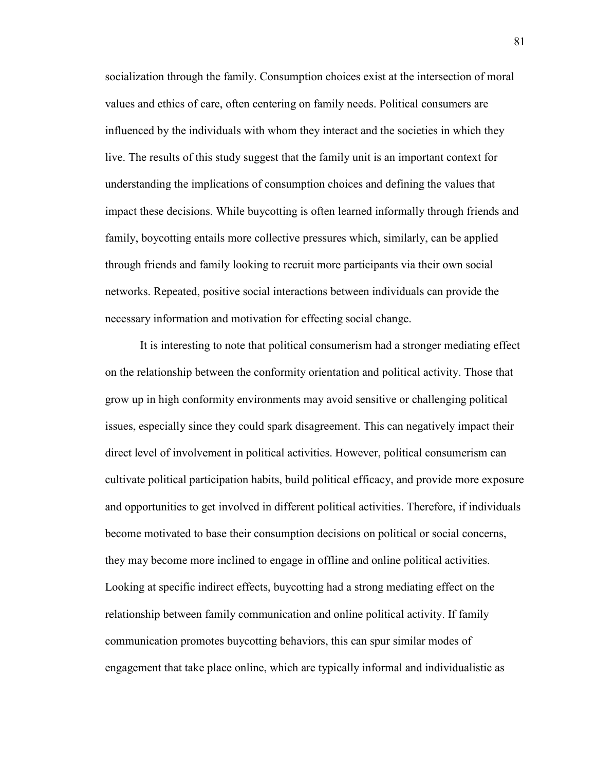socialization through the family. Consumption choices exist at the intersection of moral values and ethics of care, often centering on family needs. Political consumers are influenced by the individuals with whom they interact and the societies in which they live. The results of this study suggest that the family unit is an important context for understanding the implications of consumption choices and defining the values that impact these decisions. While buycotting is often learned informally through friends and family, boycotting entails more collective pressures which, similarly, can be applied through friends and family looking to recruit more participants via their own social networks. Repeated, positive social interactions between individuals can provide the necessary information and motivation for effecting social change.

It is interesting to note that political consumerism had a stronger mediating effect on the relationship between the conformity orientation and political activity. Those that grow up in high conformity environments may avoid sensitive or challenging political issues, especially since they could spark disagreement. This can negatively impact their direct level of involvement in political activities. However, political consumerism can cultivate political participation habits, build political efficacy, and provide more exposure and opportunities to get involved in different political activities. Therefore, if individuals become motivated to base their consumption decisions on political or social concerns, they may become more inclined to engage in offline and online political activities. Looking at specific indirect effects, buycotting had a strong mediating effect on the relationship between family communication and online political activity. If family communication promotes buycotting behaviors, this can spur similar modes of engagement that take place online, which are typically informal and individualistic as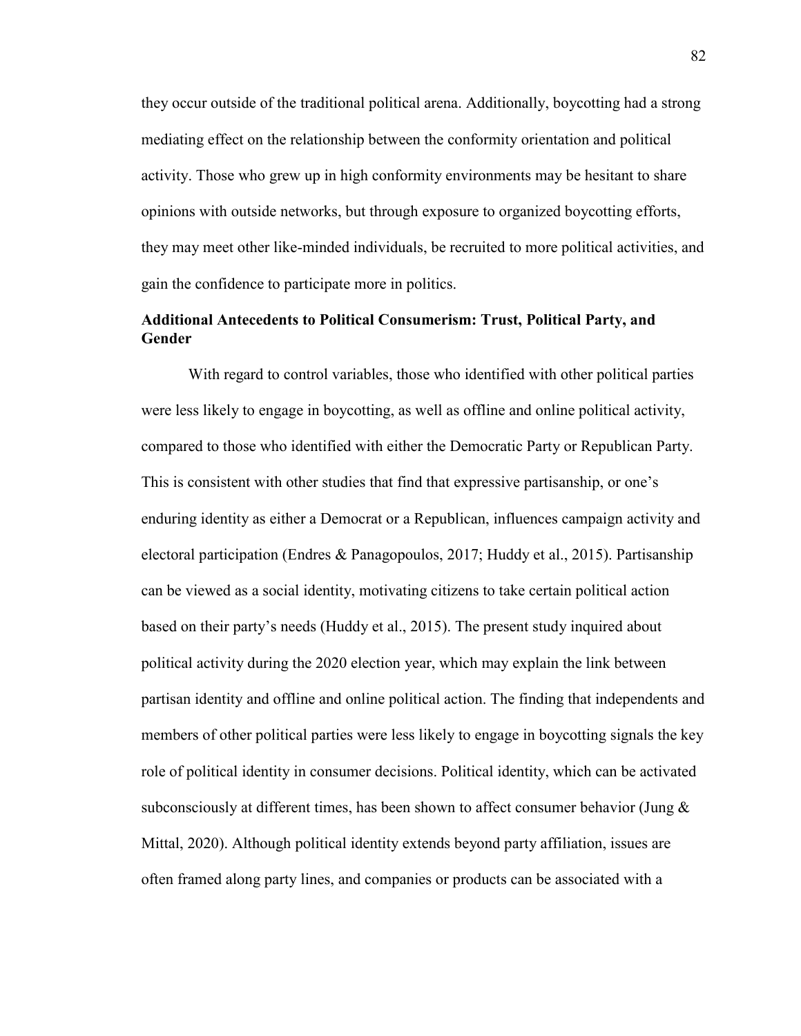they occur outside of the traditional political arena. Additionally, boycotting had a strong mediating effect on the relationship between the conformity orientation and political activity. Those who grew up in high conformity environments may be hesitant to share opinions with outside networks, but through exposure to organized boycotting efforts, they may meet other like-minded individuals, be recruited to more political activities, and gain the confidence to participate more in politics.

### Additional Antecedents to Political Consumerism: Trust, Political Party, and Gender

With regard to control variables, those who identified with other political parties were less likely to engage in boycotting, as well as offline and online political activity, compared to those who identified with either the Democratic Party or Republican Party. This is consistent with other studies that find that expressive partisanship, or one's enduring identity as either a Democrat or a Republican, influences campaign activity and electoral participation (Endres & Panagopoulos, 2017; Huddy et al., 2015). Partisanship can be viewed as a social identity, motivating citizens to take certain political action based on their party's needs (Huddy et al., 2015). The present study inquired about political activity during the 2020 election year, which may explain the link between partisan identity and offline and online political action. The finding that independents and members of other political parties were less likely to engage in boycotting signals the key role of political identity in consumer decisions. Political identity, which can be activated subconsciously at different times, has been shown to affect consumer behavior (Jung & Mittal, 2020). Although political identity extends beyond party affiliation, issues are often framed along party lines, and companies or products can be associated with a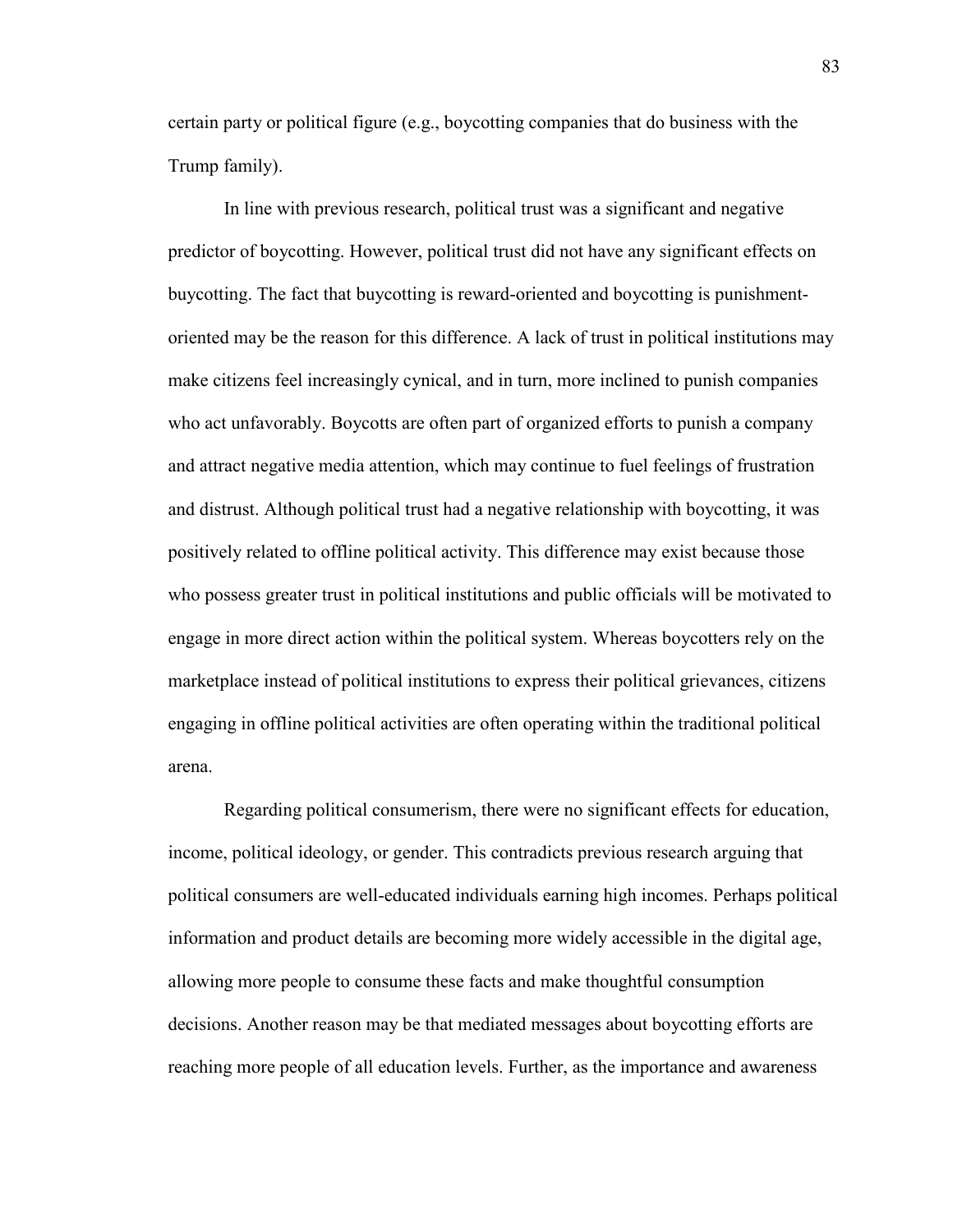certain party or political figure (e.g., boycotting companies that do business with the Trump family).

In line with previous research, political trust was a significant and negative predictor of boycotting. However, political trust did not have any significant effects on buycotting. The fact that buycotting is reward-oriented and boycotting is punishment-oriented may be the reason for this difference. A lack of trust in political institutions may make citizens feel increasingly cynical, and in turn, more inclined to punish companies who act unfavorably. Boycotts are often part of organized efforts to punish a company and attract negative media attention, which may continue to fuel feelings of frustration and distrust. Although political trust had a negative relationship with boycotting, it was positively related to offline political activity. This difference may exist because those who possess greater trust in political institutions and public officials will be motivated to engage in more direct action within the political system. Whereas boycotters rely on the marketplace instead of political institutions to express their political grievances, citizens engaging in offline political activities are often operating within the traditional political arena.

Regarding political consumerism, there were no significant effects for education, income, political ideology, or gender. This contradicts previous research arguing that political consumers are well-educated individuals earning high incomes. Perhaps political information and product details are becoming more widely accessible in the digital age, allowing more people to consume these facts and make thoughtful consumption decisions. Another reason may be that mediated messages about boycotting efforts are reaching more people of all education levels. Further, as the importance and awareness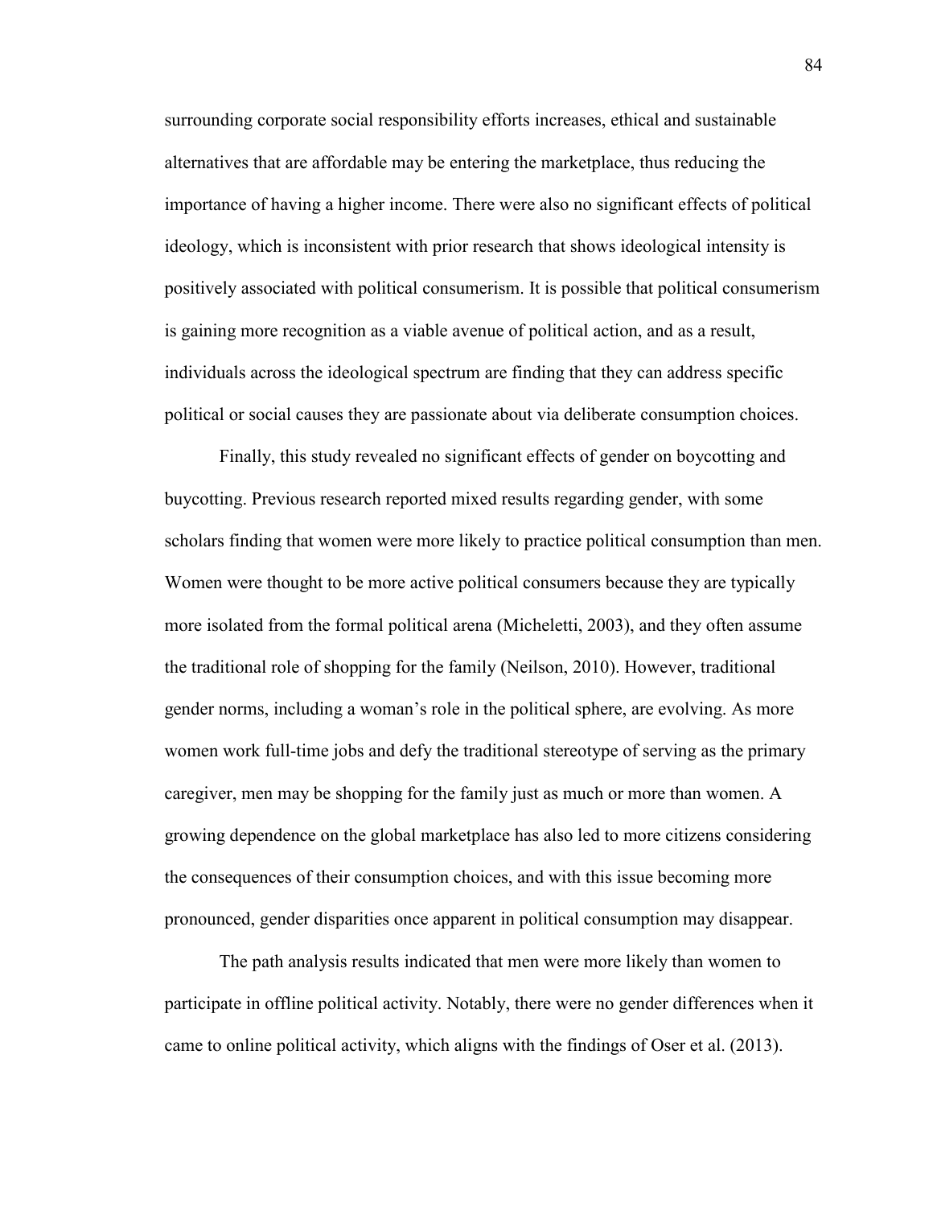surrounding corporate social responsibility efforts increases, ethical and sustainable alternatives that are affordable may be entering the marketplace, thus reducing the importance of having a higher income. There were also no significant effects of political ideology, which is inconsistent with prior research that shows ideological intensity is positively associated with political consumerism. It is possible that political consumerism is gaining more recognition as a viable avenue of political action, and as a result, individuals across the ideological spectrum are finding that they can address specific political or social causes they are passionate about via deliberate consumption choices.

Finally, this study revealed no significant effects of gender on boycotting and buycotting. Previous research reported mixed results regarding gender, with some scholars finding that women were more likely to practice political consumption than men. Women were thought to be more active political consumers because they are typically more isolated from the formal political arena (Micheletti, 2003), and they often assume the traditional role of shopping for the family (Neilson, 2010). However, traditional gender norms, including a woman's role in the political sphere, are evolving. As more women work full-time jobs and defy the traditional stereotype of serving as the primary caregiver, men may be shopping for the family just as much or more than women. A growing dependence on the global marketplace has also led to more citizens considering the consequences of their consumption choices, and with this issue becoming more pronounced, gender disparities once apparent in political consumption may disappear.

The path analysis results indicated that men were more likely than women to participate in offline political activity. Notably, there were no gender differences when it came to online political activity, which aligns with the findings of Oser et al. (2013).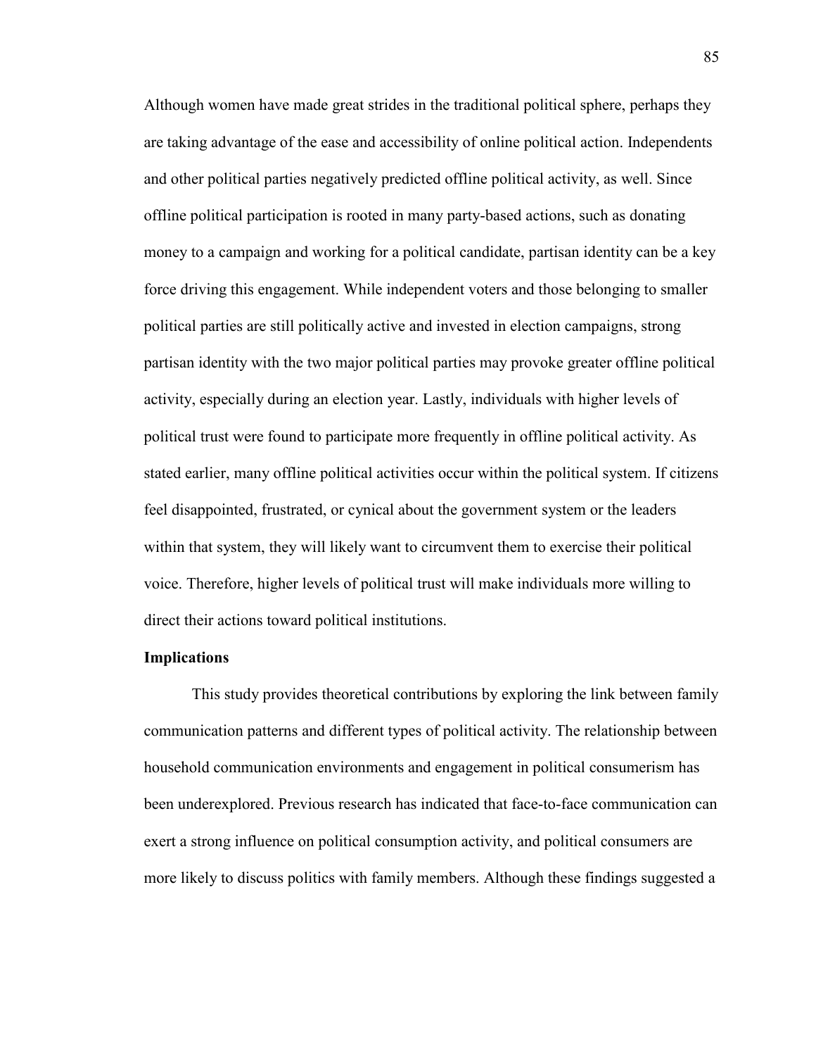Although women have made great strides in the traditional political sphere, perhaps they are taking advantage of the ease and accessibility of online political action. Independents and other political parties negatively predicted offline political activity, as well. Since offline political participation is rooted in many party-based actions, such as donating money to a campaign and working for a political candidate, partisan identity can be a key force driving this engagement. While independent voters and those belonging to smaller political parties are still politically active and invested in election campaigns, strong partisan identity with the two major political parties may provoke greater offline political activity, especially during an election year. Lastly, individuals with higher levels of political trust were found to participate more frequently in offline political activity. As stated earlier, many offline political activities occur within the political system. If citizens feel disappointed, frustrated, or cynical about the government system or the leaders within that system, they will likely want to circumvent them to exercise their political voice. Therefore, higher levels of political trust will make individuals more willing to direct their actions toward political institutions.

**Implications**

This study provides theoretical contributions by exploring the link between family communication patterns and different types of political activity. The relationship between household communication environments and engagement in political consumerism has been underexplored. Previous research has indicated that face-to-face communication can exert a strong influence on political consumption activity, and political consumers are more likely to discuss politics with family members. Although these findings suggested a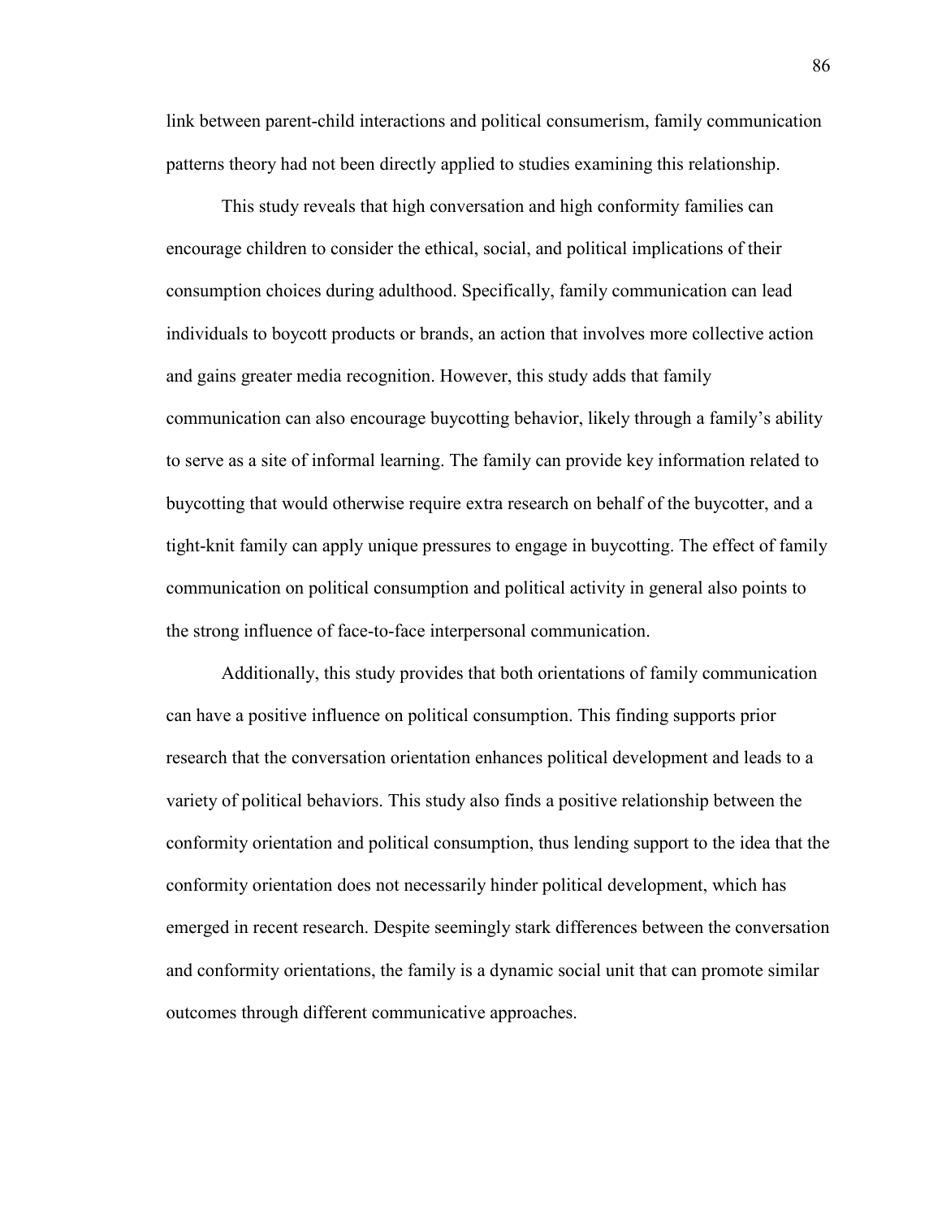link between parent-child interactions and political consumerism, family communication patterns theory had not been directly applied to studies examining this relationship.

This study reveals that high conversation and high conformity families can encourage children to consider the ethical, social, and political implications of their consumption choices during adulthood. Specifically, family communication can lead individuals to boycott products or brands, an action that involves more collective action and gains greater media recognition. However, this study adds that family communication can also encourage buycotting behavior, likely through a family's ability to serve as a site of informal learning. The family can provide key information related to buycotting that would otherwise require extra research on behalf of the buycotter, and a tight-knit family can apply unique pressures to engage in buycotting. The effect of family communication on political consumption and political activity in general also points to the strong influence of face-to-face interpersonal communication.

Additionally, this study provides that both orientations of family communication can have a positive influence on political consumption. This finding supports prior research that the conversation orientation enhances political development and leads to a variety of political behaviors. This study also finds a positive relationship between the conformity orientation and political consumption, thus lending support to the idea that the conformity orientation does not necessarily hinder political development, which has emerged in recent research. Despite seemingly stark differences between the conversation and conformity orientations, the family is a dynamic social unit that can promote similar outcomes through different communicative approaches.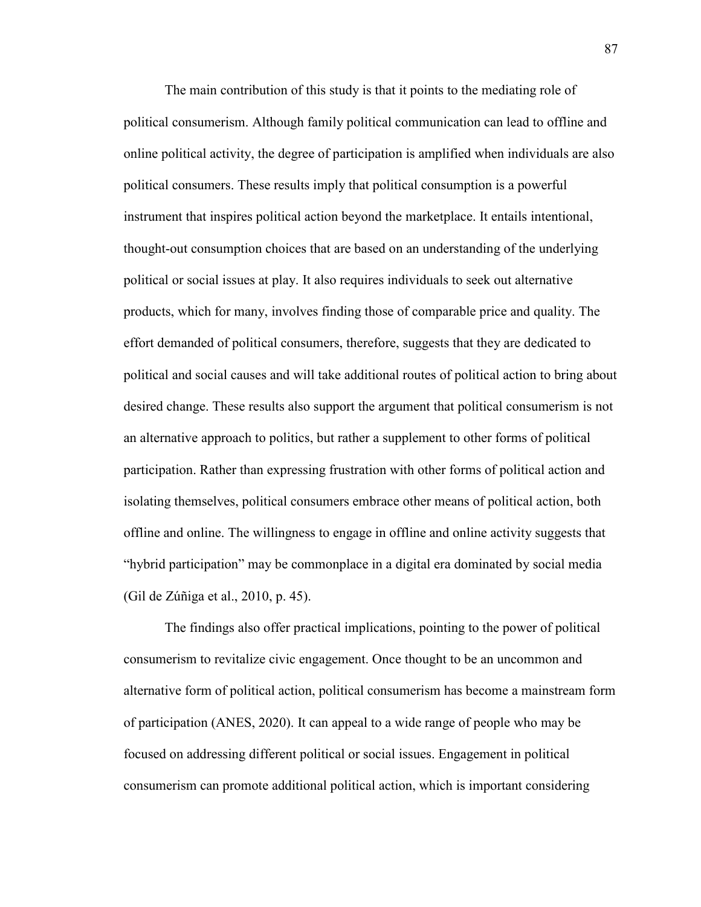The main contribution of this study is that it points to the mediating role of political consumerism. Although family political communication can lead to offline and online political activity, the degree of participation is amplified when individuals are also political consumers. These results imply that political consumption is a powerful instrument that inspires political action beyond the marketplace. It entails intentional, thought-out consumption choices that are based on an understanding of the underlying political or social issues at play. It also requires individuals to seek out alternative products, which for many, involves finding those of comparable price and quality. The effort demanded of political consumers, therefore, suggests that they are dedicated to political and social causes and will take additional routes of political action to bring about desired change. These results also support the argument that political consumerism is not an alternative approach to politics, but rather a supplement to other forms of political participation. Rather than expressing frustration with other forms of political action and isolating themselves, political consumers embrace other means of political action, both offline and online. The willingness to engage in offline and online activity suggests that "hybrid participation" may be commonplace in a digital era dominated by social media (Gil de Zúñiga et al., 2010, p. 45).

The findings also offer practical implications, pointing to the power of political consumerism to revitalize civic engagement. Once thought to be an uncommon and alternative form of political action, political consumerism has become a mainstream form of participation (ANES, 2020). It can appeal to a wide range of people who may be focused on addressing different political or social issues. Engagement in political consumerism can promote additional political action, which is important considering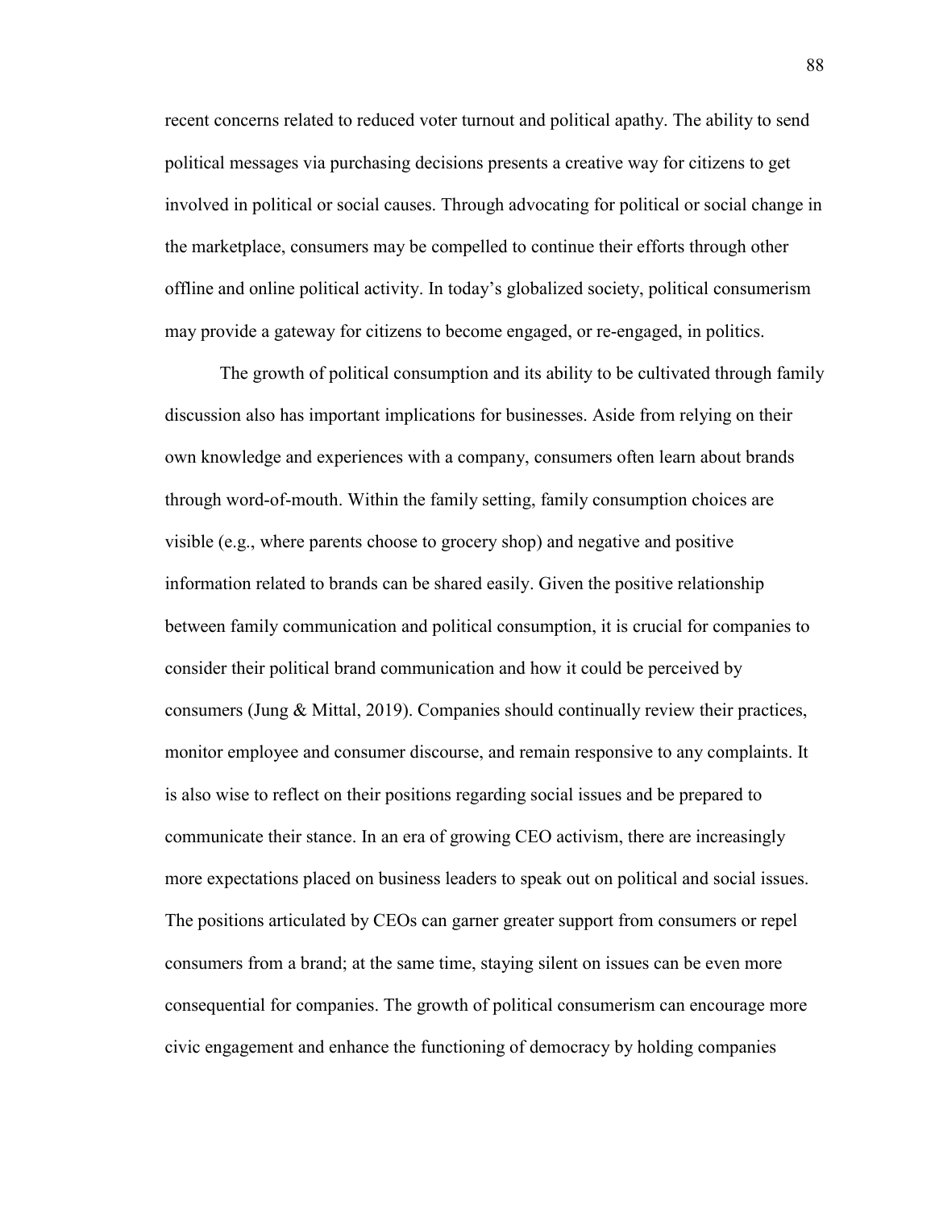recent concerns related to reduced voter turnout and political apathy. The ability to send political messages via purchasing decisions presents a creative way for citizens to get involved in political or social causes. Through advocating for political or social change in the marketplace, consumers may be compelled to continue their efforts through other offline and online political activity. In today's globalized society, political consumerism may provide a gateway for citizens to become engaged, or re-engaged, in politics.

The growth of political consumption and its ability to be cultivated through family discussion also has important implications for businesses. Aside from relying on their own knowledge and experiences with a company, consumers often learn about brands through word-of-mouth. Within the family setting, family consumption choices are visible (e.g., where parents choose to grocery shop) and negative and positive information related to brands can be shared easily. Given the positive relationship between family communication and political consumption, it is crucial for companies to consider their political brand communication and how it could be perceived by consumers (Jung & Mittal, 2019). Companies should continually review their practices, monitor employee and consumer discourse, and remain responsive to any complaints. It is also wise to reflect on their positions regarding social issues and be prepared to communicate their stance. In an era of growing CEO activism, there are increasingly more expectations placed on business leaders to speak out on political and social issues. The positions articulated by CEOs can garner greater support from consumers or repel consumers from a brand; at the same time, staying silent on issues can be even more consequential for companies. The growth of political consumerism can encourage more civic engagement and enhance the functioning of democracy by holding companies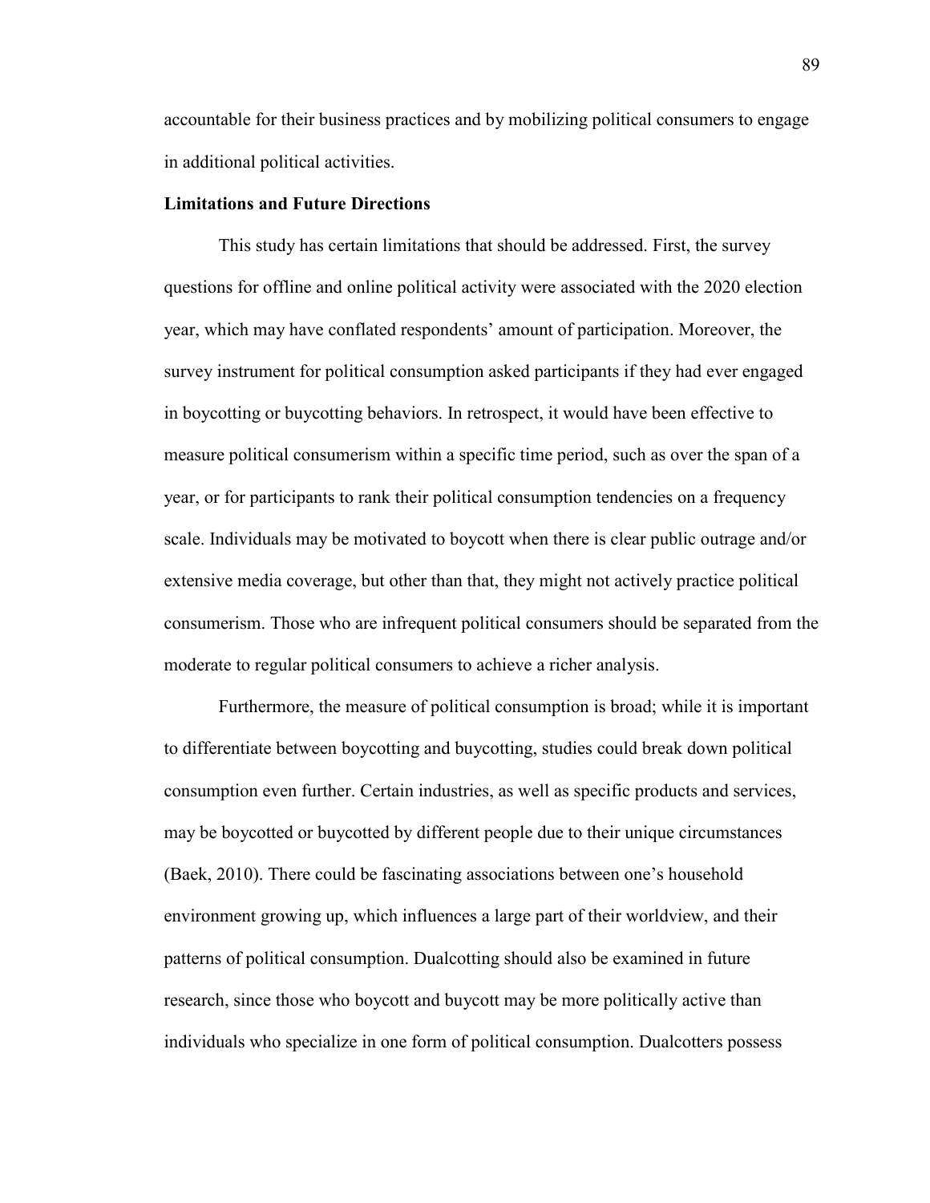accountable for their business practices and by mobilizing political consumers to engage in additional political activities.

**Limitations and Future Directions**

This study has certain limitations that should be addressed. First, the survey questions for offline and online political activity were associated with the 2020 election year, which may have conflated respondents' amount of participation. Moreover, the survey instrument for political consumption asked participants if they had ever engaged in boycotting or buycotting behaviors. In retrospect, it would have been effective to measure political consumerism within a specific time period, such as over the span of a year, or for participants to rank their political consumption tendencies on a frequency scale. Individuals may be motivated to boycott when there is clear public outrage and/or extensive media coverage, but other than that, they might not actively practice political consumerism. Those who are infrequent political consumers should be separated from the moderate to regular political consumers to achieve a richer analysis.

Furthermore, the measure of political consumption is broad; while it is important to differentiate between boycotting and buycotting, studies could break down political consumption even further. Certain industries, as well as specific products and services, may be boycotted or buycotted by different people due to their unique circumstances (Baek, 2010). There could be fascinating associations between one's household environment growing up, which influences a large part of their worldview, and their patterns of political consumption. Dualcotting should also be examined in future research, since those who boycott and buycott may be more politically active than individuals who specialize in one form of political consumption. Dualcotters possess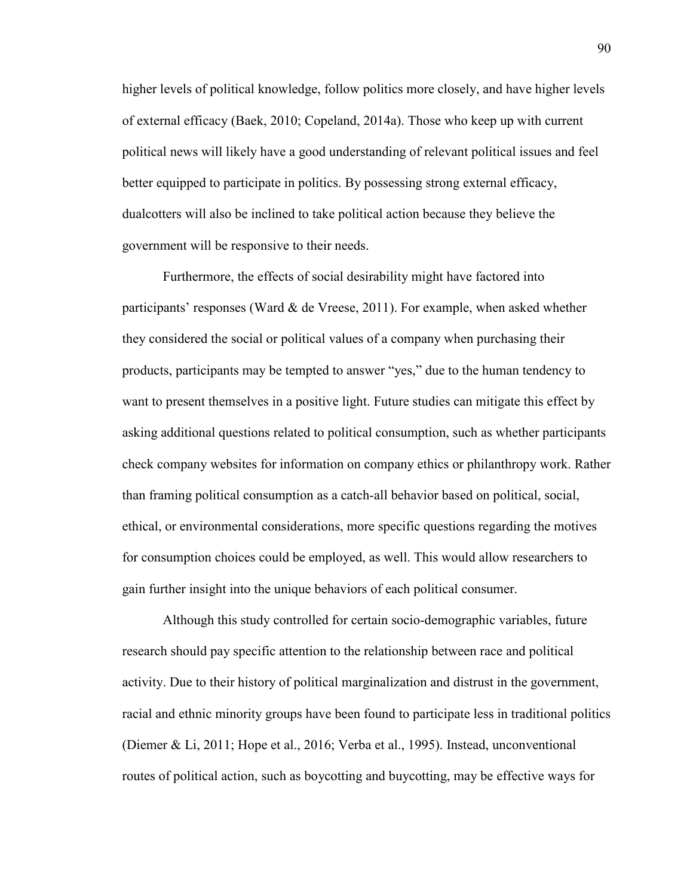higher levels of political knowledge, follow politics more closely, and have higher levels of external efficacy (Baek, 2010; Copeland, 2014a). Those who keep up with current political news will likely have a good understanding of relevant political issues and feel better equipped to participate in politics. By possessing strong external efficacy, dualcotters will also be inclined to take political action because they believe the government will be responsive to their needs.

Furthermore, the effects of social desirability might have factored into participants' responses (Ward & de Vreese, 2011). For example, when asked whether they considered the social or political values of a company when purchasing their products, participants may be tempted to answer "yes," due to the human tendency to want to present themselves in a positive light. Future studies can mitigate this effect by asking additional questions related to political consumption, such as whether participants check company websites for information on company ethics or philanthropy work. Rather than framing political consumption as a catch-all behavior based on political, social, ethical, or environmental considerations, more specific questions regarding the motives for consumption choices could be employed, as well. This would allow researchers to gain further insight into the unique behaviors of each political consumer.

Although this study controlled for certain socio-demographic variables, future research should pay specific attention to the relationship between race and political activity. Due to their history of political marginalization and distrust in the government, racial and ethnic minority groups have been found to participate less in traditional politics (Diemer & Li, 2011; Hope et al., 2016; Verba et al., 1995). Instead, unconventional routes of political action, such as boycotting and buycotting, may be effective ways for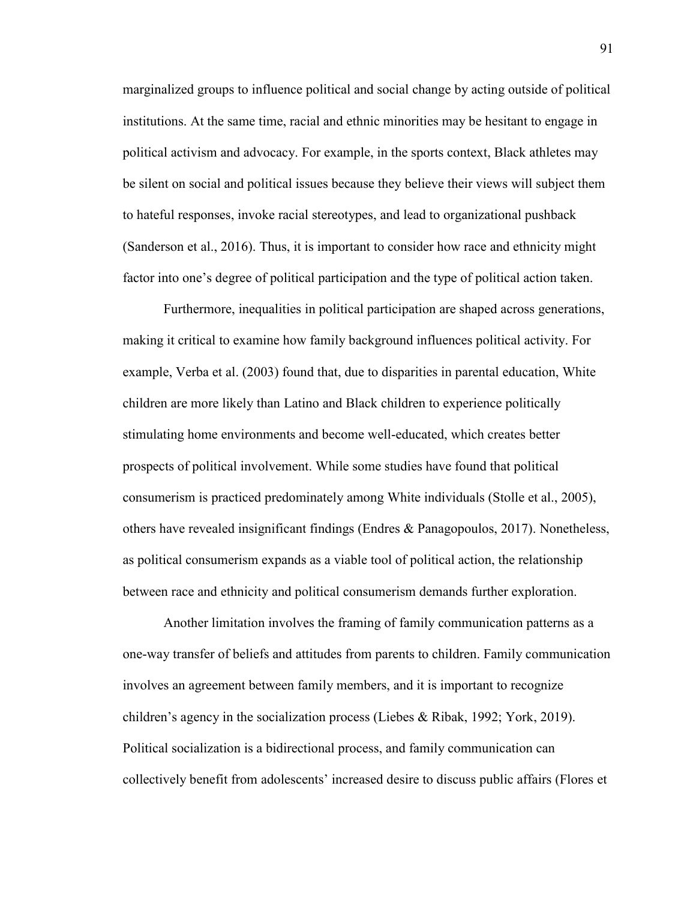marginalized groups to influence political and social change by acting outside of political institutions. At the same time, racial and ethnic minorities may be hesitant to engage in political activism and advocacy. For example, in the sports context, Black athletes may be silent on social and political issues because they believe their views will subject them to hateful responses, invoke racial stereotypes, and lead to organizational pushback (Sanderson et al., 2016). Thus, it is important to consider how race and ethnicity might factor into one's degree of political participation and the type of political action taken.

Furthermore, inequalities in political participation are shaped across generations, making it critical to examine how family background influences political activity. For example, Verba et al. (2003) found that, due to disparities in parental education, White children are more likely than Latino and Black children to experience politically stimulating home environments and become well-educated, which creates better prospects of political involvement. While some studies have found that political consumerism is practiced predominately among White individuals (Stolle et al., 2005), others have revealed insignificant findings (Endres & Panagopoulos, 2017). Nonetheless, as political consumerism expands as a viable tool of political action, the relationship between race and ethnicity and political consumerism demands further exploration.

Another limitation involves the framing of family communication patterns as a one-way transfer of beliefs and attitudes from parents to children. Family communication involves an agreement between family members, and it is important to recognize children's agency in the socialization process (Liebes & Ribak, 1992; York, 2019). Political socialization is a bidirectional process, and family communication can collectively benefit from adolescents' increased desire to discuss public affairs (Flores et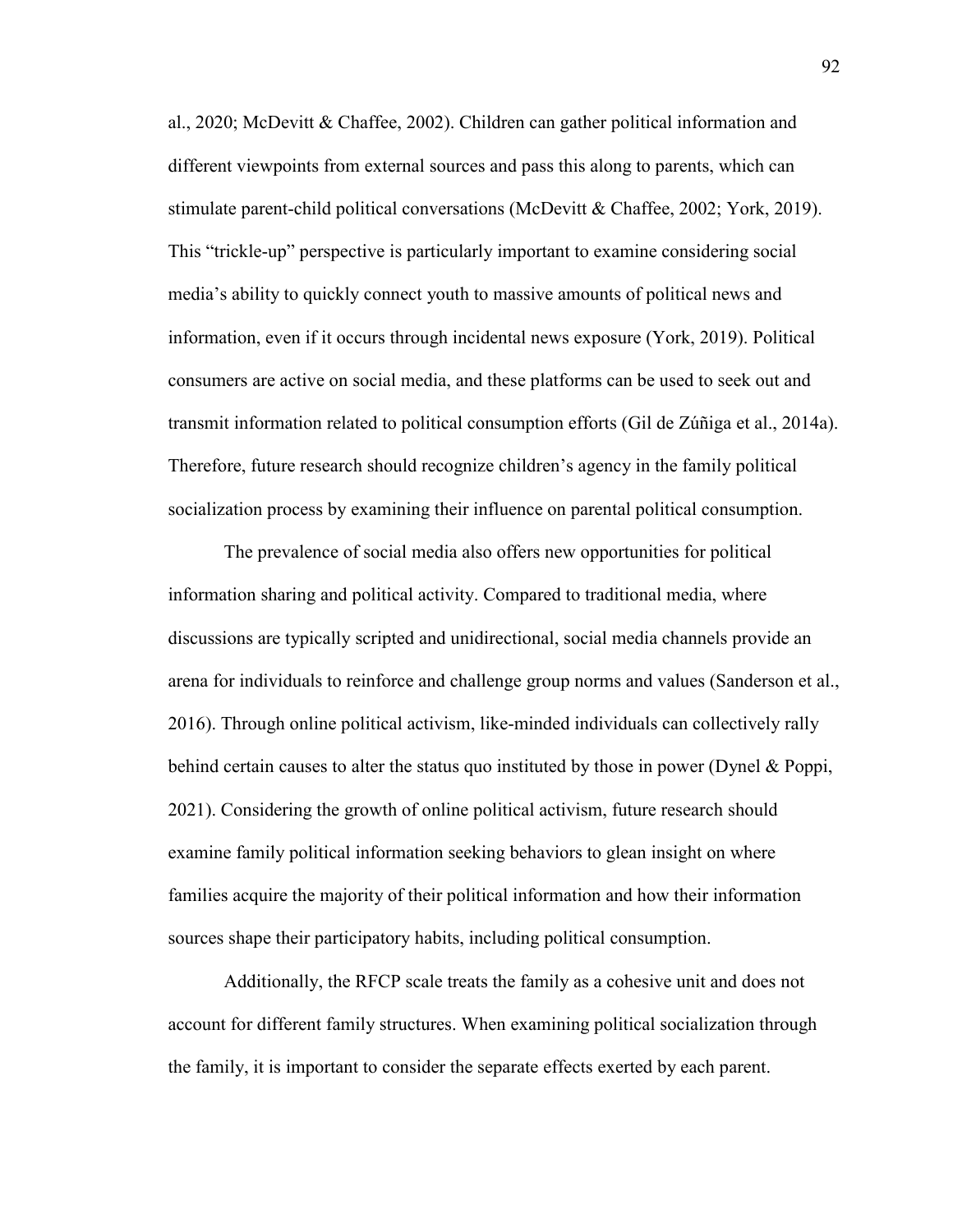al., 2020; McDevitt & Chaffee, 2002). Children can gather political information and different viewpoints from external sources and pass this along to parents, which can stimulate parent-child political conversations (McDevitt & Chaffee, 2002; York, 2019). This "trickle-up" perspective is particularly important to examine considering social media's ability to quickly connect youth to massive amounts of political news and information, even if it occurs through incidental news exposure (York, 2019). Political consumers are active on social media, and these platforms can be used to seek out and transmit information related to political consumption efforts (Gil de Zúñiga et al., 2014a). Therefore, future research should recognize children's agency in the family political socialization process by examining their influence on parental political consumption.

The prevalence of social media also offers new opportunities for political information sharing and political activity. Compared to traditional media, where discussions are typically scripted and unidirectional, social media channels provide an arena for individuals to reinforce and challenge group norms and values (Sanderson et al., 2016). Through online political activism, like-minded individuals can collectively rally behind certain causes to alter the status quo instituted by those in power (Dynel & Poppi, 2021). Considering the growth of online political activism, future research should examine family political information seeking behaviors to glean insight on where families acquire the majority of their political information and how their information sources shape their participatory habits, including political consumption.

Additionally, the RFCP scale treats the family as a cohesive unit and does not account for different family structures. When examining political socialization through the family, it is important to consider the separate effects exerted by each parent.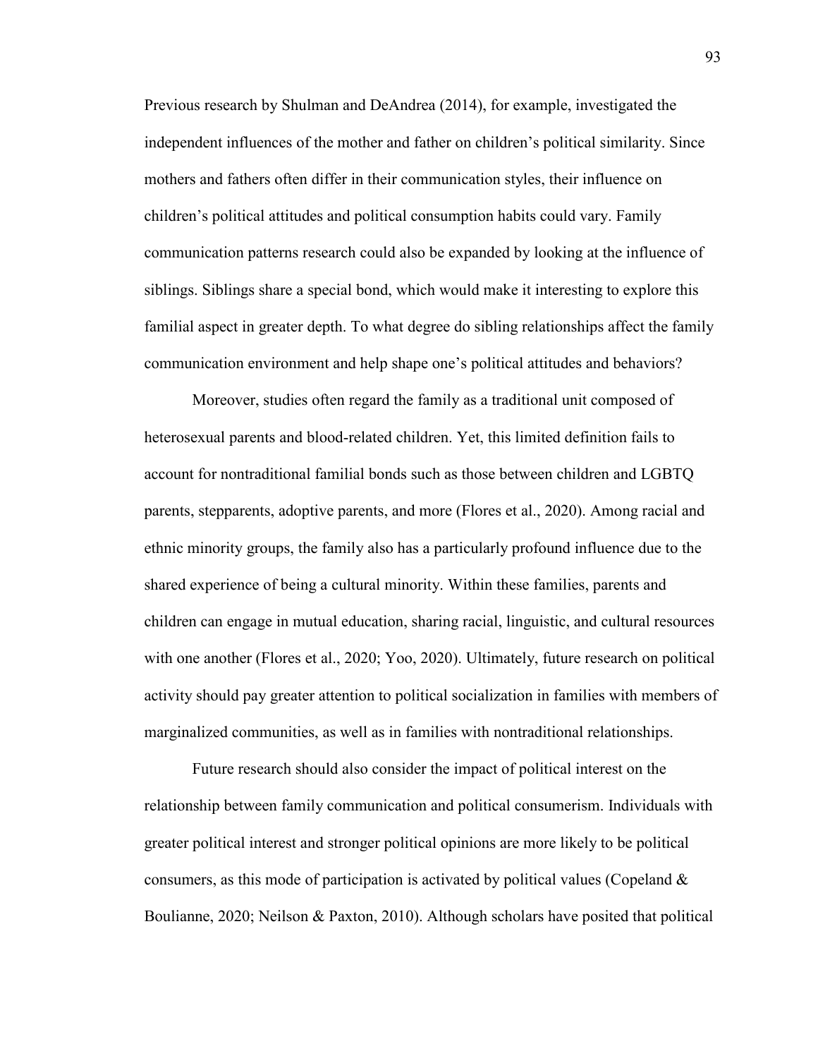Previous research by Shulman and DeAndrea (2014), for example, investigated the independent influences of the mother and father on children's political similarity. Since mothers and fathers often differ in their communication styles, their influence on children's political attitudes and political consumption habits could vary. Family communication patterns research could also be expanded by looking at the influence of siblings. Siblings share a special bond, which would make it interesting to explore this familial aspect in greater depth. To what degree do sibling relationships affect the family communication environment and help shape one's political attitudes and behaviors?

Moreover, studies often regard the family as a traditional unit composed of heterosexual parents and blood-related children. Yet, this limited definition fails to account for nontraditional familial bonds such as those between children and LGBTQ parents, stepparents, adoptive parents, and more (Flores et al., 2020). Among racial and ethnic minority groups, the family also has a particularly profound influence due to the shared experience of being a cultural minority. Within these families, parents and children can engage in mutual education, sharing racial, linguistic, and cultural resources with one another (Flores et al., 2020; Yoo, 2020). Ultimately, future research on political activity should pay greater attention to political socialization in families with members of marginalized communities, as well as in families with nontraditional relationships.

Future research should also consider the impact of political interest on the relationship between family communication and political consumerism. Individuals with greater political interest and stronger political opinions are more likely to be political consumers, as this mode of participation is activated by political values (Copeland & Boulianne, 2020; Neilson & Paxton, 2010). Although scholars have posited that political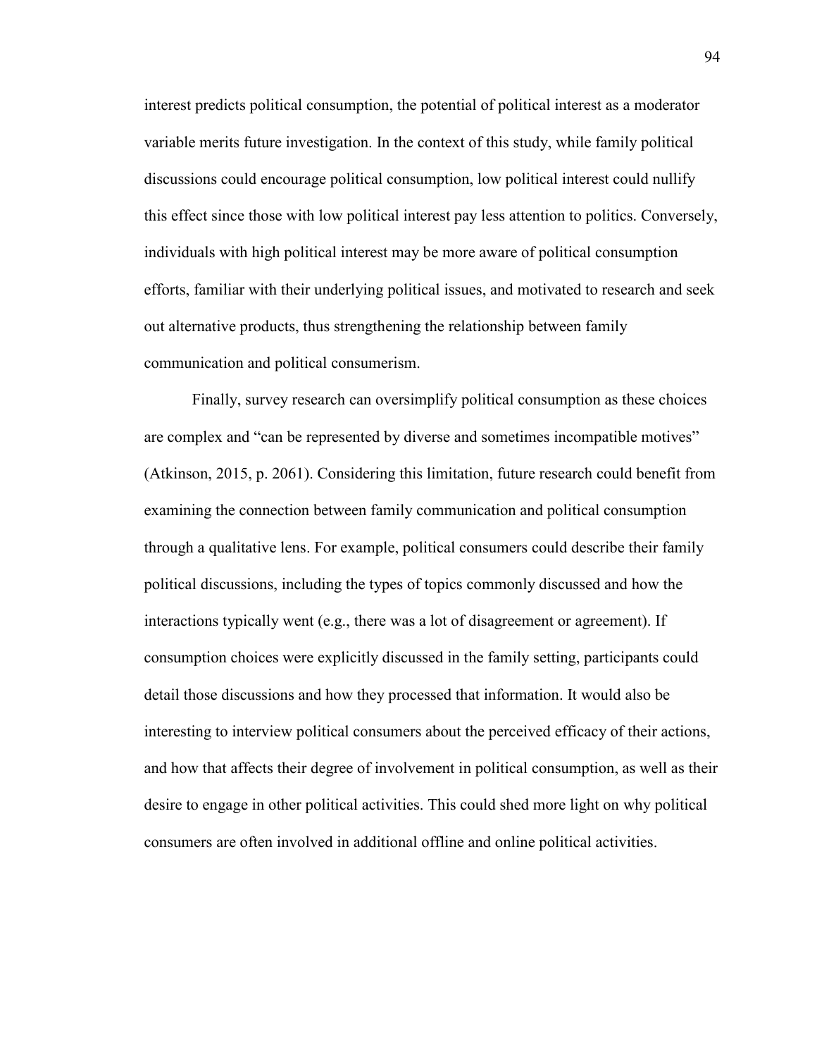interest predicts political consumption, the potential of political interest as a moderator variable merits future investigation. In the context of this study, while family political discussions could encourage political consumption, low political interest could nullify this effect since those with low political interest pay less attention to politics. Conversely, individuals with high political interest may be more aware of political consumption efforts, familiar with their underlying political issues, and motivated to research and seek out alternative products, thus strengthening the relationship between family communication and political consumerism.

Finally, survey research can oversimplify political consumption as these choices are complex and "can be represented by diverse and sometimes incompatible motives" (Atkinson, 2015, p. 2061). Considering this limitation, future research could benefit from examining the connection between family communication and political consumption through a qualitative lens. For example, political consumers could describe their family political discussions, including the types of topics commonly discussed and how the interactions typically went (e.g., there was a lot of disagreement or agreement). If consumption choices were explicitly discussed in the family setting, participants could detail those discussions and how they processed that information. It would also be interesting to interview political consumers about the perceived efficacy of their actions, and how that affects their degree of involvement in political consumption, as well as their desire to engage in other political activities. This could shed more light on why political consumers are often involved in additional offline and online political activities.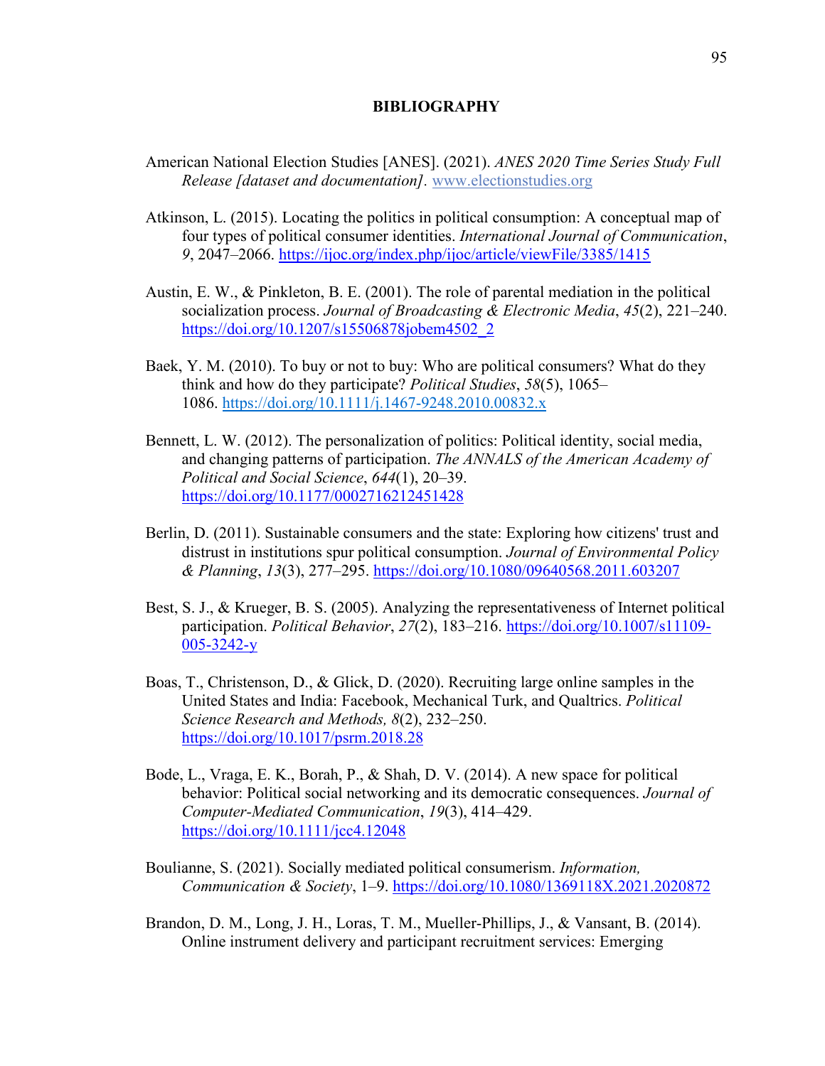# BIBLIOGRAPHY

American National Election Studies [ANES]. (2021). *ANES 2020 Time Series Study Full Release [dataset and documentation].* www.electionstudies.org

Atkinson, L. (2015). Locating the politics in political consumption: A conceptual map of four types of political consumer identities. *International Journal of Communication*, *9*, 2047–2066. https://ijoc.org/index.php/ijoc/article/viewFile/3385/1415

Austin, E. W., & Pinkleton, B. E. (2001). The role of parental mediation in the political socialization process. *Journal of Broadcasting & Electronic Media*, *45*(2), 221–240. https://doi.org/10.1207/s15506878jobem4502_2

Baek, Y. M. (2010). To buy or not to buy: Who are political consumers? What do they think and how do they participate? *Political Studies*, *58*(5), 1065–1086. https://doi.org/10.1111/j.1467-9248.2010.00832.x

Bennett, L. W. (2012). The personalization of politics: Political identity, social media, and changing patterns of participation. *The ANNALS of the American Academy of Political and Social Science*, *644*(1), 20–39. https://doi.org/10.1177/0002716212451428

Berlin, D. (2011). Sustainable consumers and the state: Exploring how citizens' trust and distrust in institutions spur political consumption. *Journal of Environmental Policy & Planning*, *13*(3), 277–295. https://doi.org/10.1080/09640568.2011.603207

Best, S. J., & Krueger, B. S. (2005). Analyzing the representativeness of Internet political participation. *Political Behavior*, *27*(2), 183–216. https://doi.org/10.1007/s11109-005-3242-y

Boas, T., Christenson, D., & Glick, D. (2020). Recruiting large online samples in the United States and India: Facebook, Mechanical Turk, and Qualtrics. *Political Science Research and Methods, 8*(2), 232–250. https://doi.org/10.1017/psrm.2018.28

Bode, L., Vraga, E. K., Borah, P., & Shah, D. V. (2014). A new space for political behavior: Political social networking and its democratic consequences. *Journal of Computer-Mediated Communication*, *19*(3), 414–429. https://doi.org/10.1111/jcc4.12048

Boulianne, S. (2021). Socially mediated political consumerism. *Information, Communication & Society*, 1–9. https://doi.org/10.1080/1369118X.2021.2020872

Brandon, D. M., Long, J. H., Loras, T. M., Mueller-Phillips, J., & Vansant, B. (2014). Online instrument delivery and participant recruitment services: Emerging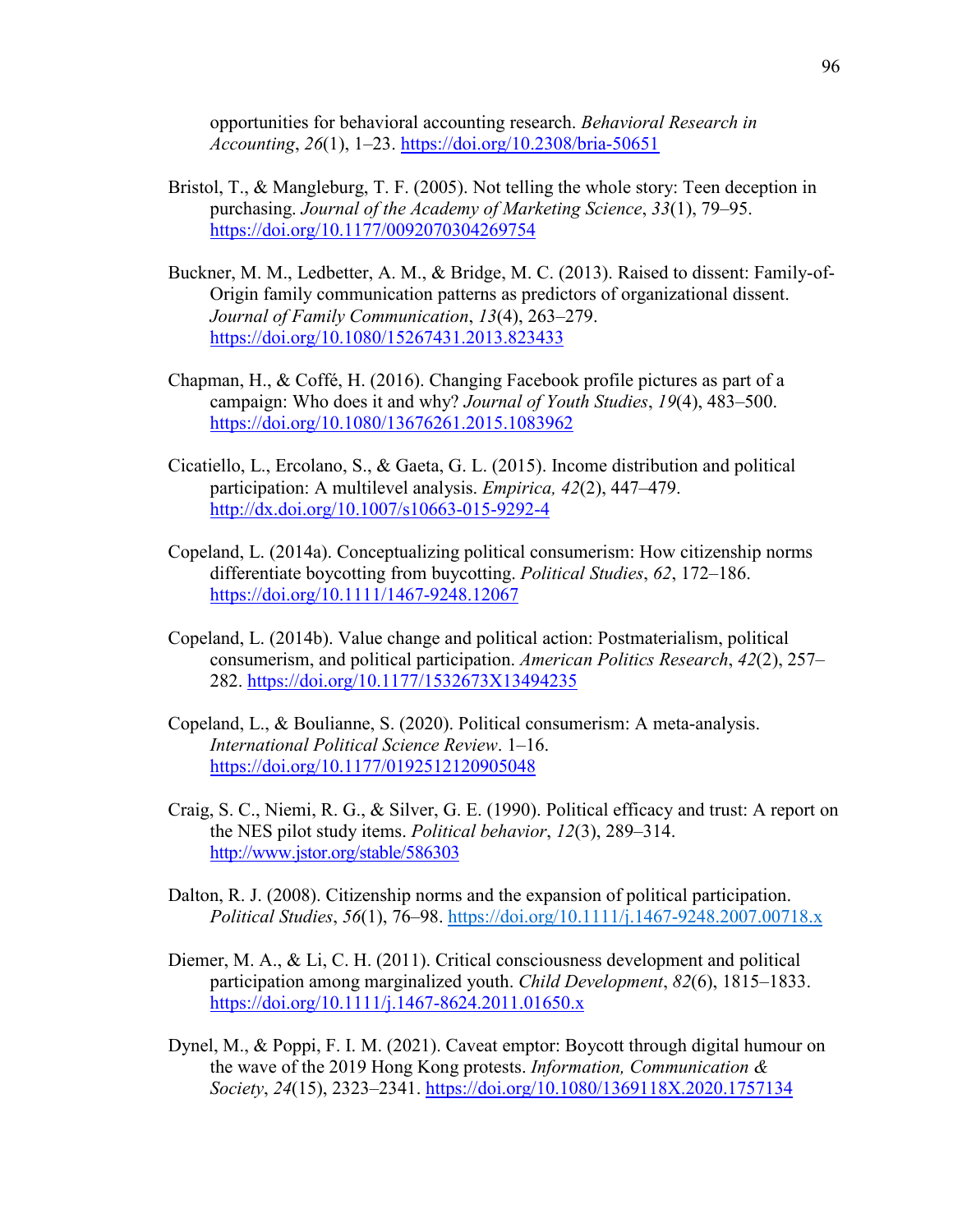opportunities for behavioral accounting research. *Behavioral Research in Accounting*, *26*(1), 1–23. https://doi.org/10.2308/bria-50651

Bristol, T., & Mangleburg, T. F. (2005). Not telling the whole story: Teen deception in purchasing. *Journal of the Academy of Marketing Science*, *33*(1), 79–95. https://doi.org/10.1177/0092070304269754

Buckner, M. M., Ledbetter, A. M., & Bridge, M. C. (2013). Raised to dissent: Family-of-Origin family communication patterns as predictors of organizational dissent. *Journal of Family Communication*, *13*(4), 263–279. https://doi.org/10.1080/15267431.2013.823433

Chapman, H., & Coffé, H. (2016). Changing Facebook profile pictures as part of a campaign: Who does it and why? *Journal of Youth Studies*, *19*(4), 483–500. https://doi.org/10.1080/13676261.2015.1083962

Cicatiello, L., Ercolano, S., & Gaeta, G. L. (2015). Income distribution and political participation: A multilevel analysis. *Empirica, 42*(2), 447–479. http://dx.doi.org/10.1007/s10663-015-9292-4

Copeland, L. (2014a). Conceptualizing political consumerism: How citizenship norms differentiate boycotting from buycotting. *Political Studies*, *62*, 172–186. https://doi.org/10.1111/1467-9248.12067

Copeland, L. (2014b). Value change and political action: Postmaterialism, political consumerism, and political participation. *American Politics Research*, *42*(2), 257–282. https://doi.org/10.1177/1532673X13494235

Copeland, L., & Boulianne, S. (2020). Political consumerism: A meta-analysis. *International Political Science Review*. 1–16. https://doi.org/10.1177/0192512120905048

Craig, S. C., Niemi, R. G., & Silver, G. E. (1990). Political efficacy and trust: A report on the NES pilot study items. *Political behavior*, *12*(3), 289–314. http://www.jstor.org/stable/586303

Dalton, R. J. (2008). Citizenship norms and the expansion of political participation. *Political Studies*, *56*(1), 76–98. https://doi.org/10.1111/j.1467-9248.2007.00718.x

Diemer, M. A., & Li, C. H. (2011). Critical consciousness development and political participation among marginalized youth. *Child Development*, *82*(6), 1815–1833. https://doi.org/10.1111/j.1467-8624.2011.01650.x

Dynel, M., & Poppi, F. I. M. (2021). Caveat emptor: Boycott through digital humour on the wave of the 2019 Hong Kong protests. *Information, Communication & Society*, *24*(15), 2323–2341. https://doi.org/10.1080/1369118X.2020.1757134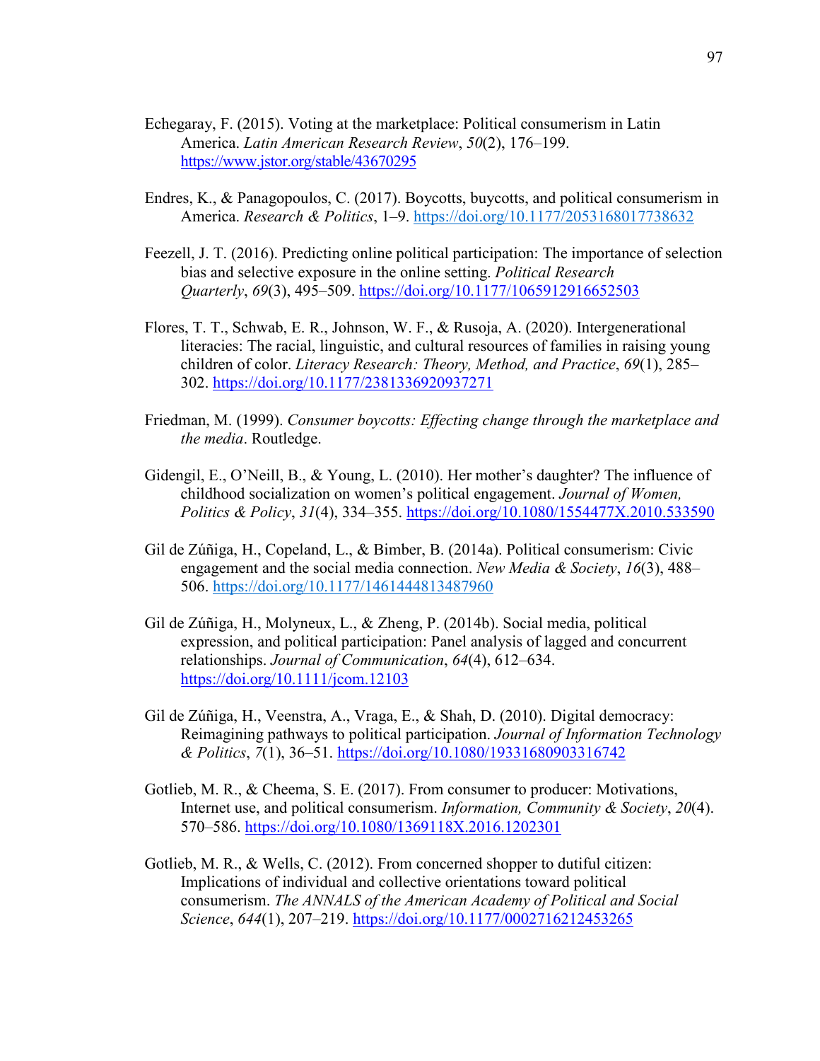Echegaray, F. (2015). Voting at the marketplace: Political consumerism in Latin America. *Latin American Research Review*, *50*(2), 176–199. https://www.jstor.org/stable/43670295

Endres, K., & Panagopoulos, C. (2017). Boycotts, buycotts, and political consumerism in America. *Research & Politics*, 1–9. https://doi.org/10.1177/2053168017738632

Feezell, J. T. (2016). Predicting online political participation: The importance of selection bias and selective exposure in the online setting. *Political Research Quarterly*, *69*(3), 495–509. https://doi.org/10.1177/1065912916652503

Flores, T. T., Schwab, E. R., Johnson, W. F., & Rusoja, A. (2020). Intergenerational literacies: The racial, linguistic, and cultural resources of families in raising young children of color. *Literacy Research: Theory, Method, and Practice*, *69*(1), 285–302. https://doi.org/10.1177/2381336920937271

Friedman, M. (1999). *Consumer boycotts: Effecting change through the marketplace and the media*. Routledge.

Gidengil, E., O'Neill, B., & Young, L. (2010). Her mother's daughter? The influence of childhood socialization on women's political engagement. *Journal of Women, Politics & Policy*, *31*(4), 334–355. https://doi.org/10.1080/1554477X.2010.533590

Gil de Zúñiga, H., Copeland, L., & Bimber, B. (2014a). Political consumerism: Civic engagement and the social media connection. *New Media & Society*, *16*(3), 488–506. https://doi.org/10.1177/1461444813487960

Gil de Zúñiga, H., Molyneux, L., & Zheng, P. (2014b). Social media, political expression, and political participation: Panel analysis of lagged and concurrent relationships. *Journal of Communication*, *64*(4), 612–634. https://doi.org/10.1111/jcom.12103

Gil de Zúñiga, H., Veenstra, A., Vraga, E., & Shah, D. (2010). Digital democracy: Reimagining pathways to political participation. *Journal of Information Technology & Politics*, *7*(1), 36–51. https://doi.org/10.1080/19331680903316742

Gotlieb, M. R., & Cheema, S. E. (2017). From consumer to producer: Motivations, Internet use, and political consumerism. *Information, Community & Society*, *20*(4). 570–586. https://doi.org/10.1080/1369118X.2016.1202301

Gotlieb, M. R., & Wells, C. (2012). From concerned shopper to dutiful citizen: Implications of individual and collective orientations toward political consumerism. *The ANNALS of the American Academy of Political and Social Science*, *644*(1), 207–219. https://doi.org/10.1177/0002716212453265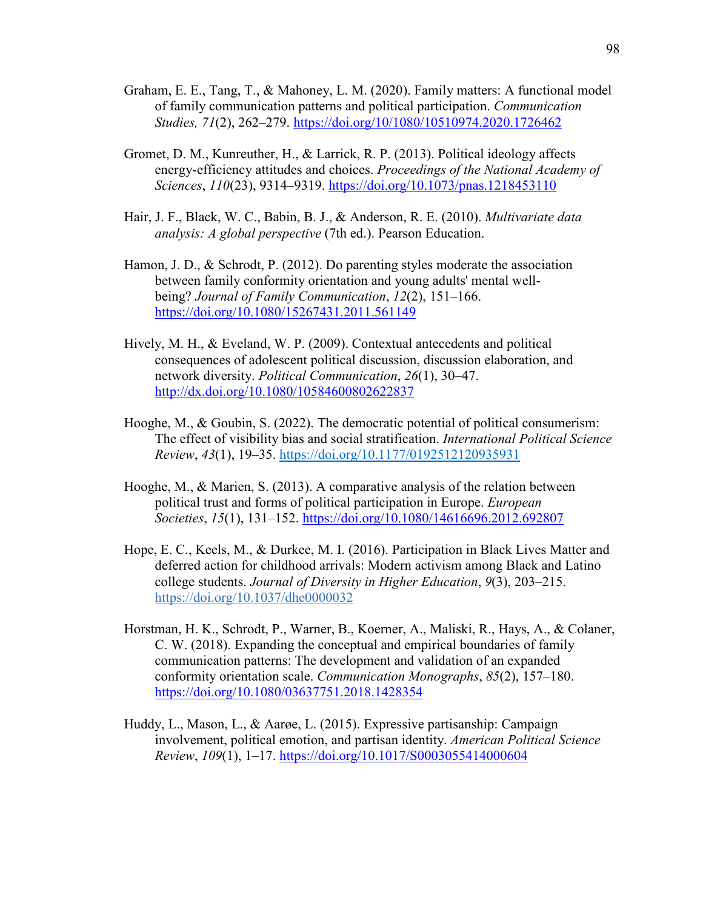Graham, E. E., Tang, T., & Mahoney, L. M. (2020). Family matters: A functional model of family communication patterns and political participation. *Communication Studies, 71*(2), 262–279. https://doi.org/10/1080/10510974.2020.1726462

Gromet, D. M., Kunreuther, H., & Larrick, R. P. (2013). Political ideology affects energy-efficiency attitudes and choices. *Proceedings of the National Academy of Sciences*, *110*(23), 9314–9319. https://doi.org/10.1073/pnas.1218453110

Hair, J. F., Black, W. C., Babin, B. J., & Anderson, R. E. (2010). *Multivariate data analysis: A global perspective* (7th ed.). Pearson Education.

Hamon, J. D., & Schrodt, P. (2012). Do parenting styles moderate the association between family conformity orientation and young adults' mental well-being? *Journal of Family Communication*, *12*(2), 151–166. https://doi.org/10.1080/15267431.2011.561149

Hively, M. H., & Eveland, W. P. (2009). Contextual antecedents and political consequences of adolescent political discussion, discussion elaboration, and network diversity. *Political Communication*, *26*(1), 30–47. http://dx.doi.org/10.1080/10584600802622837

Hooghe, M., & Goubin, S. (2022). The democratic potential of political consumerism: The effect of visibility bias and social stratification. *International Political Science Review*, *43*(1), 19–35. https://doi.org/10.1177/0192512120935931

Hooghe, M., & Marien, S. (2013). A comparative analysis of the relation between political trust and forms of political participation in Europe. *European Societies*, *15*(1), 131–152. https://doi.org/10.1080/14616696.2012.692807

Hope, E. C., Keels, M., & Durkee, M. I. (2016). Participation in Black Lives Matter and deferred action for childhood arrivals: Modern activism among Black and Latino college students. *Journal of Diversity in Higher Education*, *9*(3), 203–215. https://doi.org/10.1037/dhe0000032

Horstman, H. K., Schrodt, P., Warner, B., Koerner, A., Maliski, R., Hays, A., & Colaner, C. W. (2018). Expanding the conceptual and empirical boundaries of family communication patterns: The development and validation of an expanded conformity orientation scale. *Communication Monographs*, *85*(2), 157–180. https://doi.org/10.1080/03637751.2018.1428354

Huddy, L., Mason, L., & Aarøe, L. (2015). Expressive partisanship: Campaign involvement, political emotion, and partisan identity. *American Political Science Review*, *109*(1), 1–17. https://doi.org/10.1017/S0003055414000604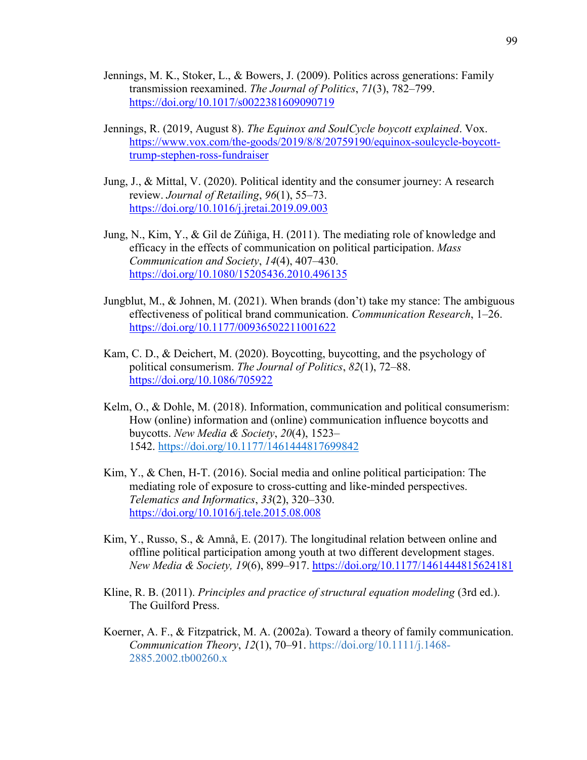Jennings, M. K., Stoker, L., & Bowers, J. (2009). Politics across generations: Family transmission reexamined. *The Journal of Politics*, *71*(3), 782–799. https://doi.org/10.1017/s0022381609090719

Jennings, R. (2019, August 8). *The Equinox and SoulCycle boycott explained*. Vox. https://www.vox.com/the-goods/2019/8/8/20759190/equinox-soulcycle-boycott-trump-stephen-ross-fundraiser

Jung, J., & Mittal, V. (2020). Political identity and the consumer journey: A research review. *Journal of Retailing*, *96*(1), 55–73. https://doi.org/10.1016/j.jretai.2019.09.003

Jung, N., Kim, Y., & Gil de Zúñiga, H. (2011). The mediating role of knowledge and efficacy in the effects of communication on political participation. *Mass Communication and Society*, *14*(4), 407–430. https://doi.org/10.1080/15205436.2010.496135

Jungblut, M., & Johnen, M. (2021). When brands (don't) take my stance: The ambiguous effectiveness of political brand communication. *Communication Research*, 1–26. https://doi.org/10.1177/00936502211001622

Kam, C. D., & Deichert, M. (2020). Boycotting, buycotting, and the psychology of political consumerism. *The Journal of Politics*, *82*(1), 72–88. https://doi.org/10.1086/705922

Kelm, O., & Dohle, M. (2018). Information, communication and political consumerism: How (online) information and (online) communication influence boycotts and buycotts. *New Media & Society*, *20*(4), 1523–1542. https://doi.org/10.1177/1461444817699842

Kim, Y., & Chen, H-T. (2016). Social media and online political participation: The mediating role of exposure to cross-cutting and like-minded perspectives. *Telematics and Informatics*, *33*(2), 320–330. https://doi.org/10.1016/j.tele.2015.08.008

Kim, Y., Russo, S., & Amnå, E. (2017). The longitudinal relation between online and offline political participation among youth at two different development stages. *New Media & Society, 19*(6), 899–917. https://doi.org/10.1177/1461444815624181

Kline, R. B. (2011). *Principles and practice of structural equation modeling* (3rd ed.). The Guilford Press.

Koerner, A. F., & Fitzpatrick, M. A. (2002a). Toward a theory of family communication. *Communication Theory*, *12*(1), 70–91. https://doi.org/10.1111/j.1468-2885.2002.tb00260.x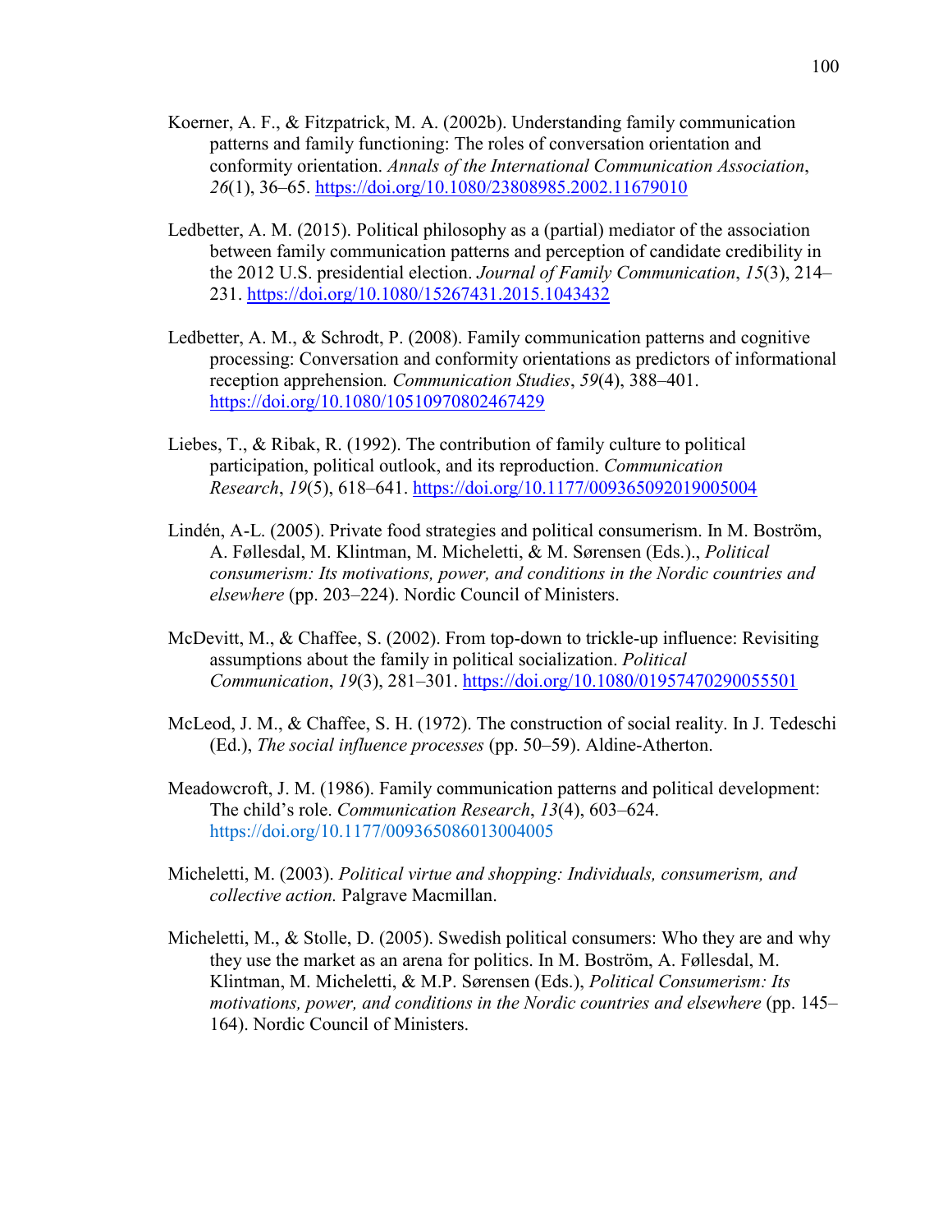Koerner, A. F., & Fitzpatrick, M. A. (2002b). Understanding family communication patterns and family functioning: The roles of conversation orientation and conformity orientation. *Annals of the International Communication Association*, *26*(1), 36–65. https://doi.org/10.1080/23808985.2002.11679010

Ledbetter, A. M. (2015). Political philosophy as a (partial) mediator of the association between family communication patterns and perception of candidate credibility in the 2012 U.S. presidential election. *Journal of Family Communication*, *15*(3), 214–231. https://doi.org/10.1080/15267431.2015.1043432

Ledbetter, A. M., & Schrodt, P. (2008). Family communication patterns and cognitive processing: Conversation and conformity orientations as predictors of informational reception apprehension*.* *Communication Studies*, *59*(4), 388–401. https://doi.org/10.1080/10510970802467429

Liebes, T., & Ribak, R. (1992). The contribution of family culture to political participation, political outlook, and its reproduction. *Communication Research*, *19*(5), 618–641. https://doi.org/10.1177/009365092019005004

Lindén, A-L. (2005). Private food strategies and political consumerism. In M. Boström, A. Føllesdal, M. Klintman, M. Micheletti, & M. Sørensen (Eds.)., *Political consumerism: Its motivations, power, and conditions in the Nordic countries and elsewhere* (pp. 203–224). Nordic Council of Ministers.

McDevitt, M., & Chaffee, S. (2002). From top-down to trickle-up influence: Revisiting assumptions about the family in political socialization. *Political Communication*, *19*(3), 281–301. https://doi.org/10.1080/01957470290055501

McLeod, J. M., & Chaffee, S. H. (1972). The construction of social reality. In J. Tedeschi (Ed.), *The social influence processes* (pp. 50–59). Aldine-Atherton.

Meadowcroft, J. M. (1986). Family communication patterns and political development: The child's role. *Communication Research*, *13*(4), 603–624. https://doi.org/10.1177/009365086013004005

Micheletti, M. (2003). *Political virtue and shopping: Individuals, consumerism, and collective action.* Palgrave Macmillan.

Micheletti, M., & Stolle, D. (2005). Swedish political consumers: Who they are and why they use the market as an arena for politics. In M. Boström, A. Føllesdal, M. Klintman, M. Micheletti, & M.P. Sørensen (Eds.), *Political Consumerism: Its motivations, power, and conditions in the Nordic countries and elsewhere* (pp. 145–164). Nordic Council of Ministers.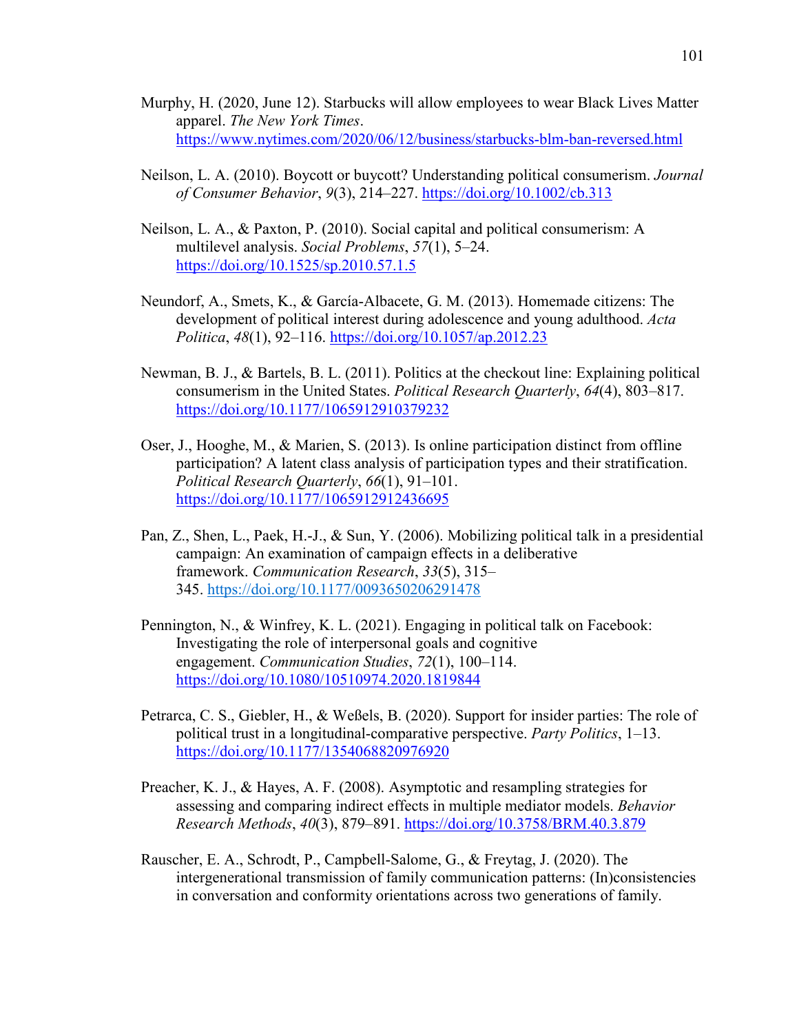Murphy, H. (2020, June 12). Starbucks will allow employees to wear Black Lives Matter apparel. *The New York Times*. https://www.nytimes.com/2020/06/12/business/starbucks-blm-ban-reversed.html

Neilson, L. A. (2010). Boycott or buycott? Understanding political consumerism. *Journal of Consumer Behavior*, *9*(3), 214–227. https://doi.org/10.1002/cb.313

Neilson, L. A., & Paxton, P. (2010). Social capital and political consumerism: A multilevel analysis. *Social Problems*, *57*(1), 5–24. https://doi.org/10.1525/sp.2010.57.1.5

Neundorf, A., Smets, K., & García-Albacete, G. M. (2013). Homemade citizens: The development of political interest during adolescence and young adulthood. *Acta Politica*, *48*(1), 92–116. https://doi.org/10.1057/ap.2012.23

Newman, B. J., & Bartels, B. L. (2011). Politics at the checkout line: Explaining political consumerism in the United States. *Political Research Quarterly*, *64*(4), 803–817. https://doi.org/10.1177/1065912910379232

Oser, J., Hooghe, M., & Marien, S. (2013). Is online participation distinct from offline participation? A latent class analysis of participation types and their stratification. *Political Research Quarterly*, *66*(1), 91–101. https://doi.org/10.1177/1065912912436695

Pan, Z., Shen, L., Paek, H.-J., & Sun, Y. (2006). Mobilizing political talk in a presidential campaign: An examination of campaign effects in a deliberative framework. *Communication Research*, *33*(5), 315–345. https://doi.org/10.1177/0093650206291478

Pennington, N., & Winfrey, K. L. (2021). Engaging in political talk on Facebook: Investigating the role of interpersonal goals and cognitive engagement. *Communication Studies*, *72*(1), 100–114. https://doi.org/10.1080/10510974.2020.1819844

Petrarca, C. S., Giebler, H., & Weßels, B. (2020). Support for insider parties: The role of political trust in a longitudinal-comparative perspective. *Party Politics*, 1–13. https://doi.org/10.1177/1354068820976920

Preacher, K. J., & Hayes, A. F. (2008). Asymptotic and resampling strategies for assessing and comparing indirect effects in multiple mediator models. *Behavior Research Methods*, *40*(3), 879–891. https://doi.org/10.3758/BRM.40.3.879

Rauscher, E. A., Schrodt, P., Campbell-Salome, G., & Freytag, J. (2020). The intergenerational transmission of family communication patterns: (In)consistencies in conversation and conformity orientations across two generations of family.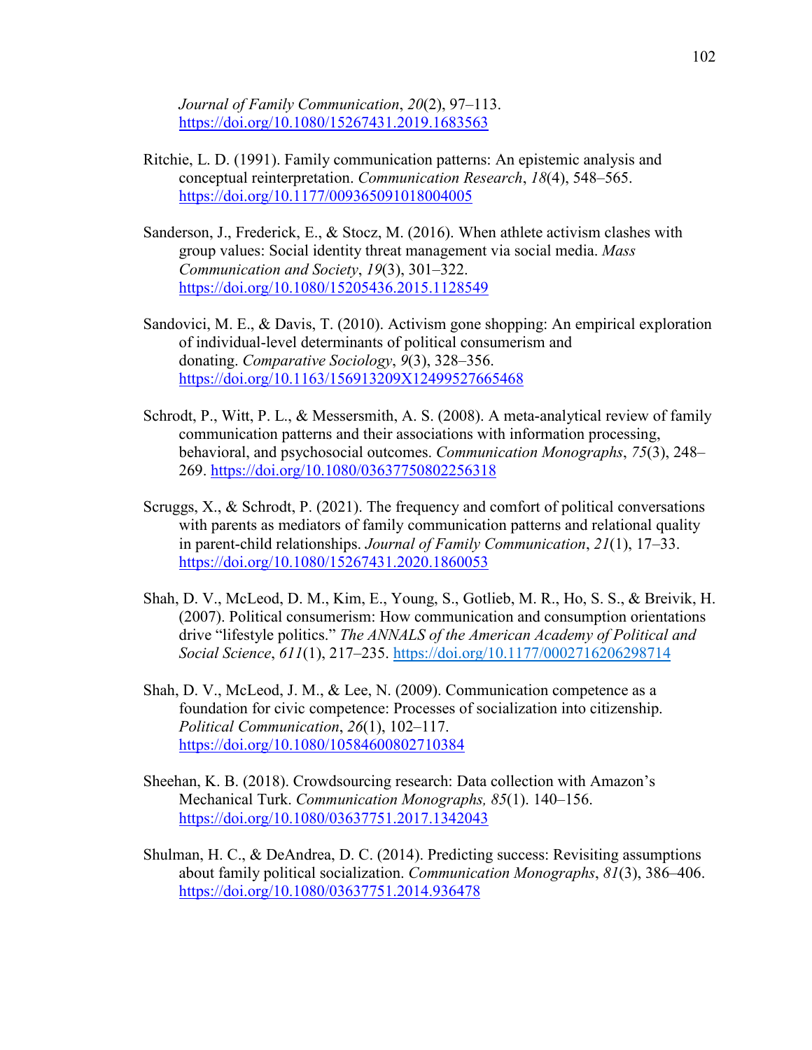*Journal of Family Communication*, *20*(2), 97–113. https://doi.org/10.1080/15267431.2019.1683563

Ritchie, L. D. (1991). Family communication patterns: An epistemic analysis and conceptual reinterpretation. *Communication Research*, *18*(4), 548–565. https://doi.org/10.1177/009365091018004005

Sanderson, J., Frederick, E., & Stocz, M. (2016). When athlete activism clashes with group values: Social identity threat management via social media. *Mass Communication and Society*, *19*(3), 301–322. https://doi.org/10.1080/15205436.2015.1128549

Sandovici, M. E., & Davis, T. (2010). Activism gone shopping: An empirical exploration of individual-level determinants of political consumerism and donating. *Comparative Sociology*, *9*(3), 328–356. https://doi.org/10.1163/156913209X12499527665468

Schrodt, P., Witt, P. L., & Messersmith, A. S. (2008). A meta-analytical review of family communication patterns and their associations with information processing, behavioral, and psychosocial outcomes. *Communication Monographs*, *75*(3), 248–269. https://doi.org/10.1080/03637750802256318

Scruggs, X., & Schrodt, P. (2021). The frequency and comfort of political conversations with parents as mediators of family communication patterns and relational quality in parent-child relationships. *Journal of Family Communication*, *21*(1), 17–33. https://doi.org/10.1080/15267431.2020.1860053

Shah, D. V., McLeod, D. M., Kim, E., Young, S., Gotlieb, M. R., Ho, S. S., & Breivik, H. (2007). Political consumerism: How communication and consumption orientations drive "lifestyle politics." *The ANNALS of the American Academy of Political and Social Science*, *611*(1), 217–235. https://doi.org/10.1177/0002716206298714

Shah, D. V., McLeod, J. M., & Lee, N. (2009). Communication competence as a foundation for civic competence: Processes of socialization into citizenship. *Political Communication*, *26*(1), 102–117. https://doi.org/10.1080/10584600802710384

Sheehan, K. B. (2018). Crowdsourcing research: Data collection with Amazon's Mechanical Turk. *Communication Monographs, 85*(1). 140–156. https://doi.org/10.1080/03637751.2017.1342043

Shulman, H. C., & DeAndrea, D. C. (2014). Predicting success: Revisiting assumptions about family political socialization. *Communication Monographs*, *81*(3), 386–406. https://doi.org/10.1080/03637751.2014.936478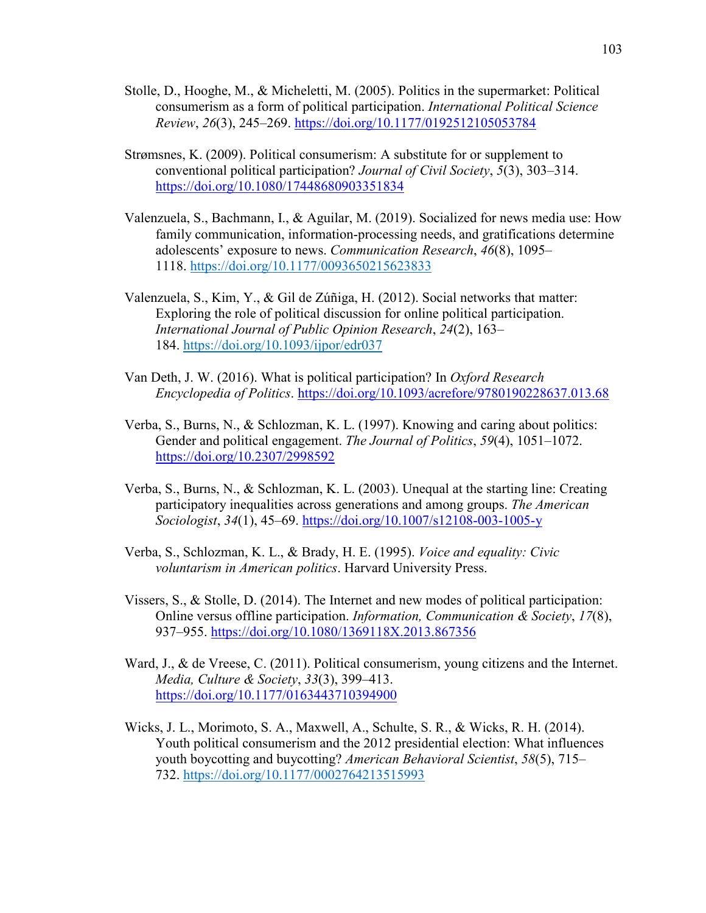Stolle, D., Hooghe, M., & Micheletti, M. (2005). Politics in the supermarket: Political consumerism as a form of political participation. *International Political Science Review*, *26*(3), 245–269. https://doi.org/10.1177/0192512105053784

Strømsnes, K. (2009). Political consumerism: A substitute for or supplement to conventional political participation? *Journal of Civil Society*, *5*(3), 303–314. https://doi.org/10.1080/17448680903351834

Valenzuela, S., Bachmann, I., & Aguilar, M. (2019). Socialized for news media use: How family communication, information-processing needs, and gratifications determine adolescents' exposure to news. *Communication Research*, *46*(8), 1095–1118. https://doi.org/10.1177/0093650215623833

Valenzuela, S., Kim, Y., & Gil de Zúñiga, H. (2012). Social networks that matter: Exploring the role of political discussion for online political participation. *International Journal of Public Opinion Research*, *24*(2), 163–184. https://doi.org/10.1093/ijpor/edr037

Van Deth, J. W. (2016). What is political participation? In *Oxford Research Encyclopedia of Politics*. https://doi.org/10.1093/acrefore/9780190228637.013.68

Verba, S., Burns, N., & Schlozman, K. L. (1997). Knowing and caring about politics: Gender and political engagement. *The Journal of Politics*, *59*(4), 1051–1072. https://doi.org/10.2307/2998592

Verba, S., Burns, N., & Schlozman, K. L. (2003). Unequal at the starting line: Creating participatory inequalities across generations and among groups. *The American Sociologist*, *34*(1), 45–69. https://doi.org/10.1007/s12108-003-1005-y

Verba, S., Schlozman, K. L., & Brady, H. E. (1995). *Voice and equality: Civic voluntarism in American politics*. Harvard University Press.

Vissers, S., & Stolle, D. (2014). The Internet and new modes of political participation: Online versus offline participation. *Information, Communication & Society*, *17*(8), 937–955. https://doi.org/10.1080/1369118X.2013.867356

Ward, J., & de Vreese, C. (2011). Political consumerism, young citizens and the Internet. *Media, Culture & Society*, *33*(3), 399–413. https://doi.org/10.1177/0163443710394900

Wicks, J. L., Morimoto, S. A., Maxwell, A., Schulte, S. R., & Wicks, R. H. (2014). Youth political consumerism and the 2012 presidential election: What influences youth boycotting and buycotting? *American Behavioral Scientist*, *58*(5), 715–732. https://doi.org/10.1177/0002764213515993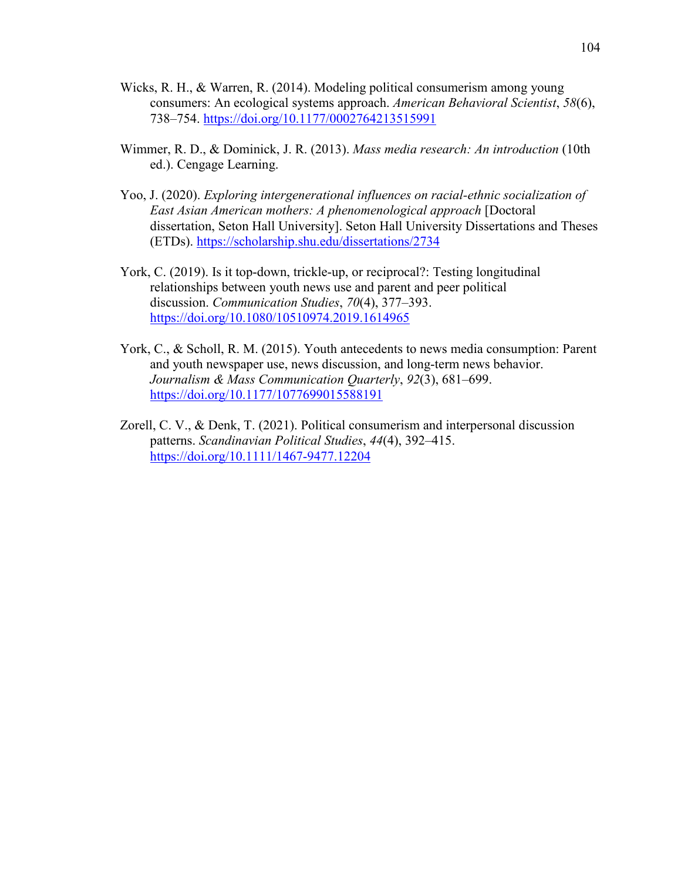Wicks, R. H., & Warren, R. (2014). Modeling political consumerism among young consumers: An ecological systems approach. *American Behavioral Scientist*, *58*(6), 738–754. https://doi.org/10.1177/0002764213515991

Wimmer, R. D., & Dominick, J. R. (2013). *Mass media research: An introduction* (10th ed.). Cengage Learning.

Yoo, J. (2020). *Exploring intergenerational influences on racial-ethnic socialization of East Asian American mothers: A phenomenological approach* [Doctoral dissertation, Seton Hall University]. Seton Hall University Dissertations and Theses (ETDs). https://scholarship.shu.edu/dissertations/2734

York, C. (2019). Is it top-down, trickle-up, or reciprocal?: Testing longitudinal relationships between youth news use and parent and peer political discussion. *Communication Studies*, *70*(4), 377–393. https://doi.org/10.1080/10510974.2019.1614965

York, C., & Scholl, R. M. (2015). Youth antecedents to news media consumption: Parent and youth newspaper use, news discussion, and long-term news behavior. *Journalism & Mass Communication Quarterly*, *92*(3), 681–699. https://doi.org/10.1177/1077699015588191

Zorell, C. V., & Denk, T. (2021). Political consumerism and interpersonal discussion patterns. *Scandinavian Political Studies*, *44*(4), 392–415. https://doi.org/10.1111/1467-9477.12204